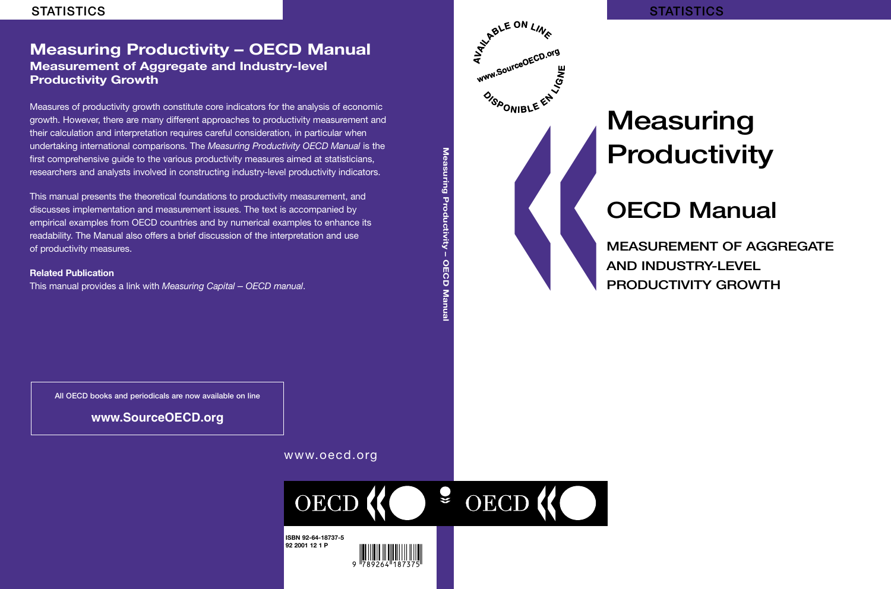STATISTICS

# Measuring Productivity – OECD Manual

## Measurement of Aggregate and Industry-level Productivity Growth

Measures of productivity growth constitute core indicators for the analysis of economic growth. However, there are many different approaches to productivity measurement and their calculation and interpretation requires careful consideration, in particular when undertaking international comparisons. The *Measuring Productivity OECD Manual* is the first comprehensive guide to the various productivity measures aimed at statisticians, researchers and analysts involved in constructing industry-level productivity indicators.

This manual presents the theoretical foundations to productivity measurement, and discusses implementation and measurement issues. The text is accompanied by empirical examples from OECD countries and by numerical examples to enhance its readability. The Manual also offers a brief discussion of the interpretation and use of productivity measures.

**Related Publication**

This manual provides a link with *Measuring Capital – OECD manual*.

All OECD books and periodicals are now available on line

**www.SourceOECD.org**

www.oecd.org

OECD

ISBN 92-64-18737-5
92 2001 12 1 P

9 789264 187375

Measuring Productivity – OECD Manual

AVAILABLE ON LINE www.SourceOECD.org DISPONIBLE EN LIGNE

STATISTICS

# Measuring Productivity

# OECD Manual

## MEASUREMENT OF AGGREGATE AND INDUSTRY-LEVEL PRODUCTIVITY GROWTH

OECD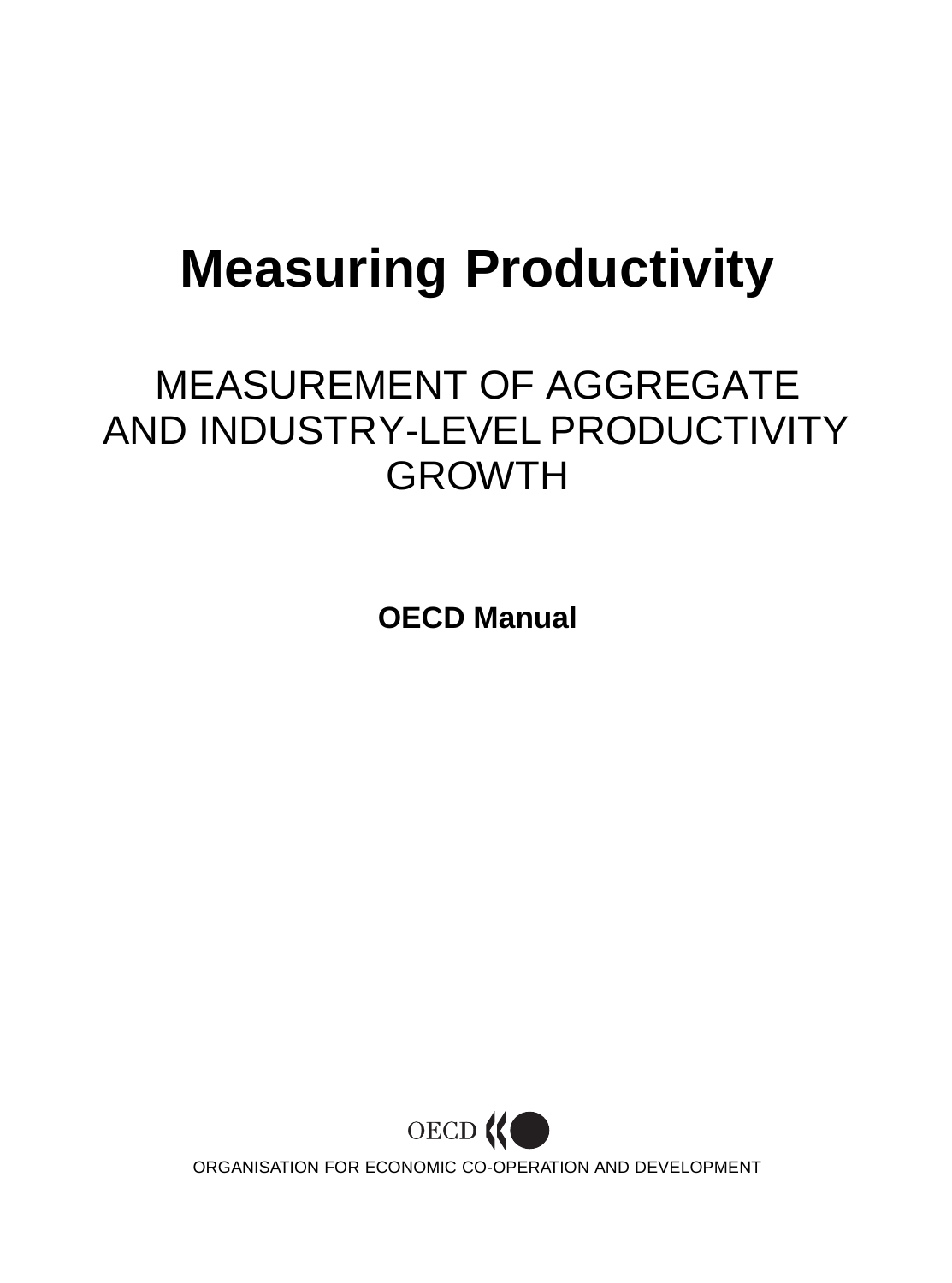# Measuring Productivity

## MEASUREMENT OF AGGREGATE AND INDUSTRY-LEVEL PRODUCTIVITY GROWTH

**OECD Manual**

OECD

ORGANISATION FOR ECONOMIC CO-OPERATION AND DEVELOPMENT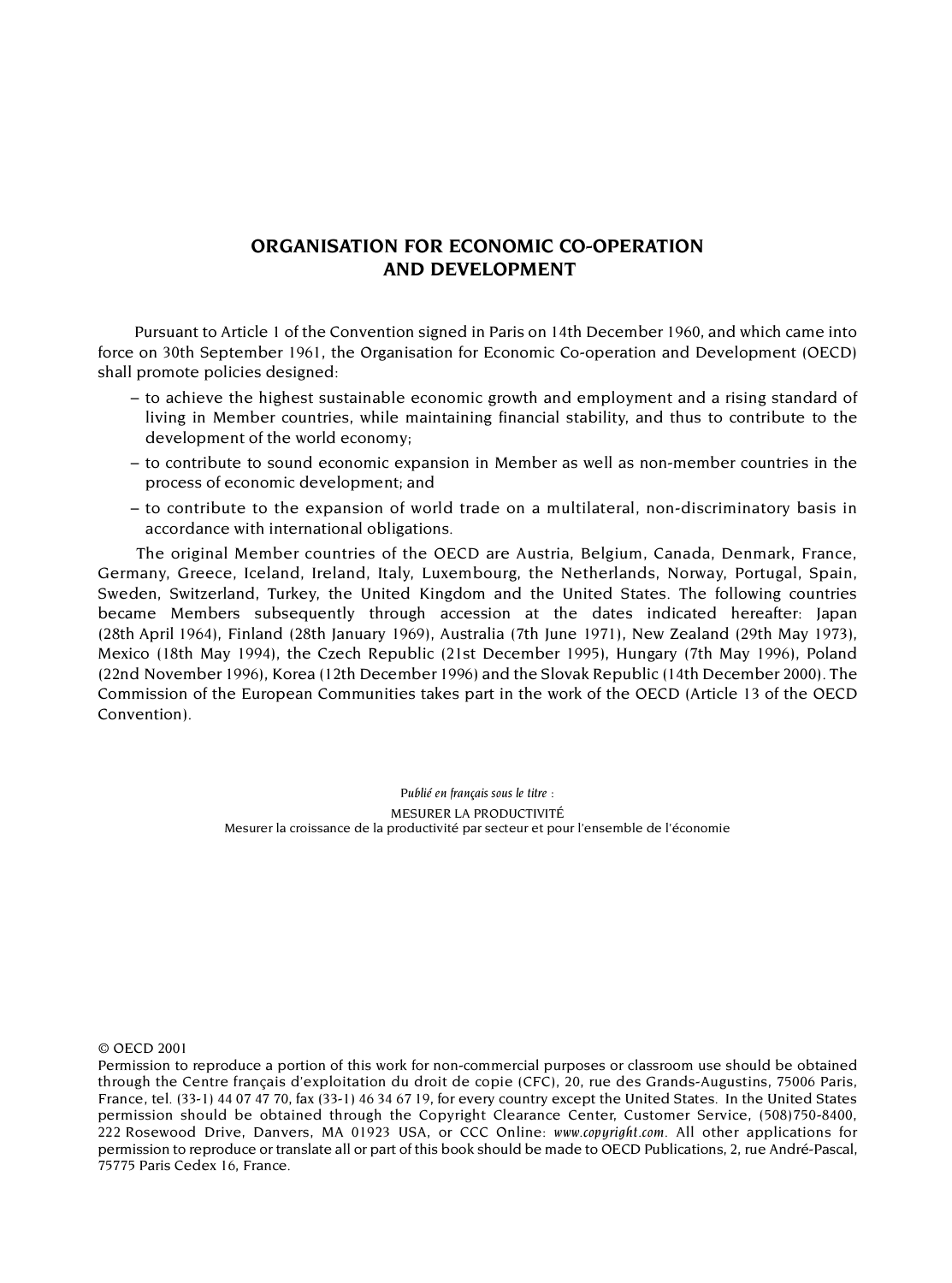## ORGANISATION FOR ECONOMIC CO-OPERATION AND DEVELOPMENT

Pursuant to Article 1 of the Convention signed in Paris on 14th December 1960, and which came into force on 30th September 1961, the Organisation for Economic Co-operation and Development (OECD) shall promote policies designed:

– to achieve the highest sustainable economic growth and employment and a rising standard of living in Member countries, while maintaining financial stability, and thus to contribute to the development of the world economy;

– to contribute to sound economic expansion in Member as well as non-member countries in the process of economic development; and

– to contribute to the expansion of world trade on a multilateral, non-discriminatory basis in accordance with international obligations.

The original Member countries of the OECD are Austria, Belgium, Canada, Denmark, France, Germany, Greece, Iceland, Ireland, Italy, Luxembourg, the Netherlands, Norway, Portugal, Spain, Sweden, Switzerland, Turkey, the United Kingdom and the United States. The following countries became Members subsequently through accession at the dates indicated hereafter: Japan (28th April 1964), Finland (28th January 1969), Australia (7th June 1971), New Zealand (29th May 1973), Mexico (18th May 1994), the Czech Republic (21st December 1995), Hungary (7th May 1996), Poland (22nd November 1996), Korea (12th December 1996) and the Slovak Republic (14th December 2000). The Commission of the European Communities takes part in the work of the OECD (Article 13 of the OECD Convention).

*Publié en français sous le titre :*

MESURER LA PRODUCTIVITÉ

Mesurer la croissance de la productivité par secteur et pour l'ensemble de l'économie

© OECD 2001

Permission to reproduce a portion of this work for non-commercial purposes or classroom use should be obtained through the Centre français d'exploitation du droit de copie (CFC), 20, rue des Grands-Augustins, 75006 Paris, France, tel. (33-1) 44 07 47 70, fax (33-1) 46 34 67 19, for every country except the United States. In the United States permission should be obtained through the Copyright Clearance Center, Customer Service, (508)750-8400, 222 Rosewood Drive, Danvers, MA 01923 USA, or CCC Online: *www.copyright.com*. All other applications for permission to reproduce or translate all or part of this book should be made to OECD Publications, 2, rue André-Pascal, 75775 Paris Cedex 16, France.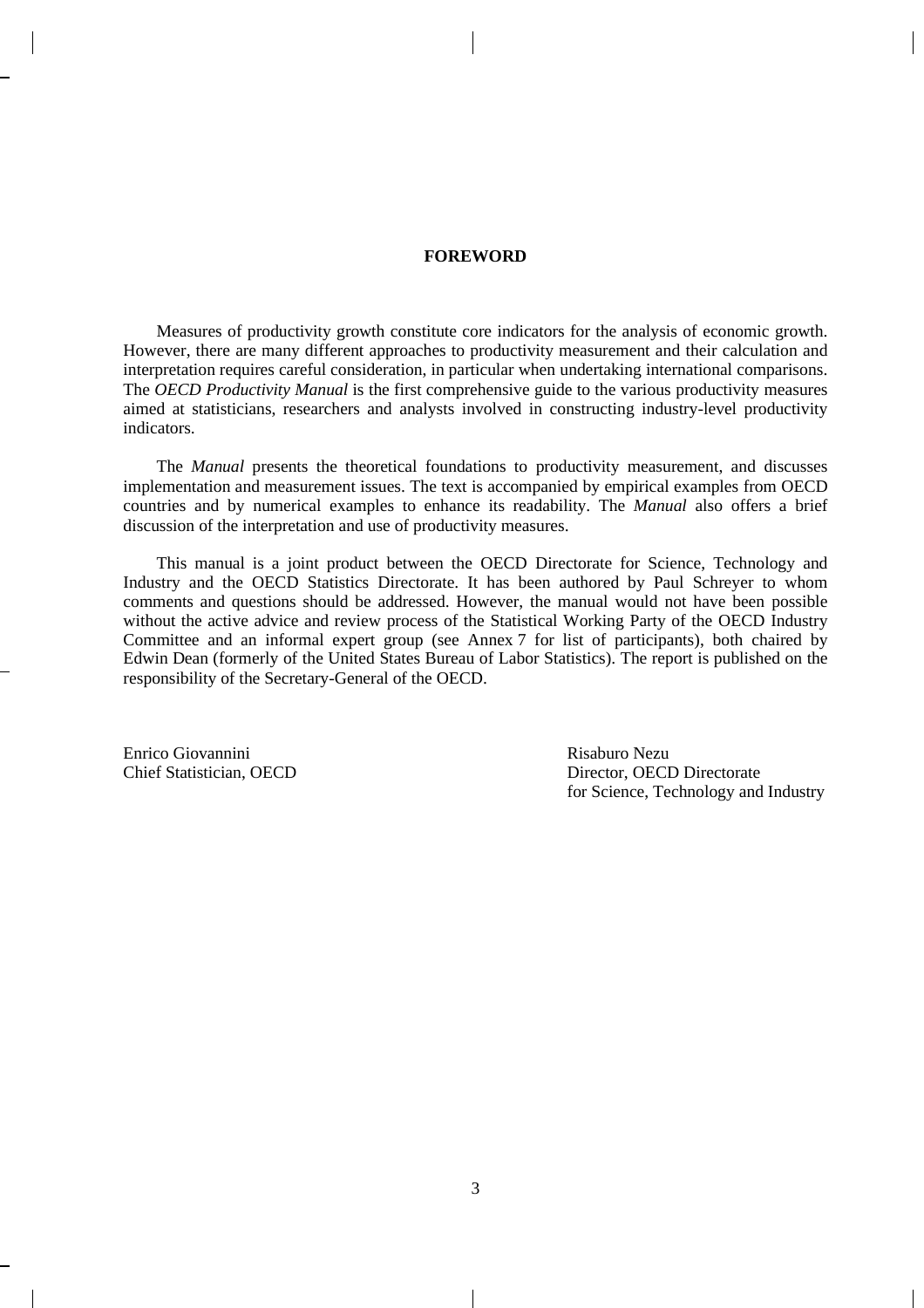# FOREWORD

Measures of productivity growth constitute core indicators for the analysis of economic growth. However, there are many different approaches to productivity measurement and their calculation and interpretation requires careful consideration, in particular when undertaking international comparisons. The *OECD Productivity Manual* is the first comprehensive guide to the various productivity measures aimed at statisticians, researchers and analysts involved in constructing industry-level productivity indicators.

The *Manual* presents the theoretical foundations to productivity measurement, and discusses implementation and measurement issues. The text is accompanied by empirical examples from OECD countries and by numerical examples to enhance its readability. The *Manual* also offers a brief discussion of the interpretation and use of productivity measures.

This manual is a joint product between the OECD Directorate for Science, Technology and Industry and the OECD Statistics Directorate. It has been authored by Paul Schreyer to whom comments and questions should be addressed. However, the manual would not have been possible without the active advice and review process of the Statistical Working Party of the OECD Industry Committee and an informal expert group (see Annex 7 for list of participants), both chaired by Edwin Dean (formerly of the United States Bureau of Labor Statistics). The report is published on the responsibility of the Secretary-General of the OECD.

Enrico Giovannini
Chief Statistician, OECD

Risaburo Nezu
Director, OECD Directorate
for Science, Technology and Industry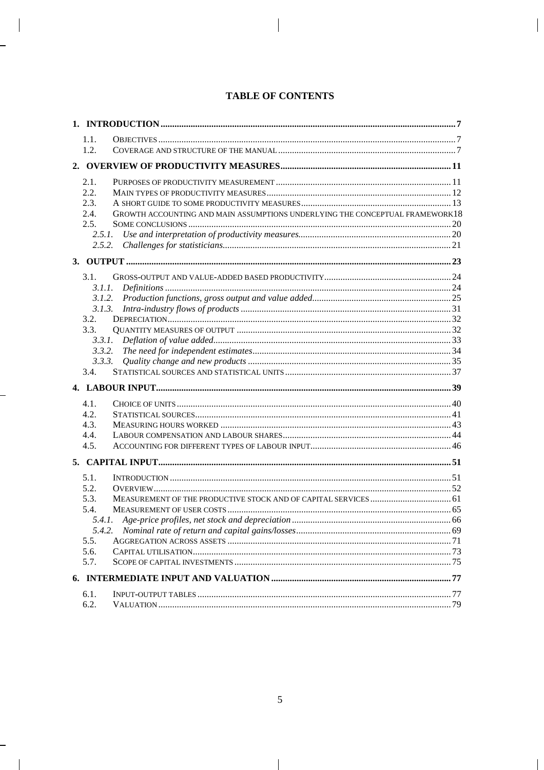# TABLE OF CONTENTS

**1. INTRODUCTION** ... 7

- 1.1. OBJECTIVES ... 7
- 1.2. COVERAGE AND STRUCTURE OF THE MANUAL ... 7

**2. OVERVIEW OF PRODUCTIVITY MEASURES** ... 11

- 2.1. PURPOSES OF PRODUCTIVITY MEASUREMENT ... 11
- 2.2. MAIN TYPES OF PRODUCTIVITY MEASURES ... 12
- 2.3. A SHORT GUIDE TO SOME PRODUCTIVITY MEASURES ... 13
- 2.4. GROWTH ACCOUNTING AND MAIN ASSUMPTIONS UNDERLYING THE CONCEPTUAL FRAMEWORK ... 18
- 2.5. SOME CONCLUSIONS ... 20
  - *2.5.1. Use and interpretation of productivity measures* ... 20
  - *2.5.2. Challenges for statisticians* ... 21

**3. OUTPUT** ... 23

- 3.1. GROSS-OUTPUT AND VALUE-ADDED BASED PRODUCTIVITY ... 24
  - *3.1.1. Definitions* ... 24
  - *3.1.2. Production functions, gross output and value added* ... 25
  - *3.1.3. Intra-industry flows of products* ... 31
- 3.2. DEPRECIATION ... 32
- 3.3. QUANTITY MEASURES OF OUTPUT ... 32
  - *3.3.1. Deflation of value added* ... 33
  - *3.3.2. The need for independent estimates* ... 34
  - *3.3.3. Quality change and new products* ... 35
- 3.4. STATISTICAL SOURCES AND STATISTICAL UNITS ... 37

**4. LABOUR INPUT** ... 39

- 4.1. CHOICE OF UNITS ... 40
- 4.2. STATISTICAL SOURCES ... 41
- 4.3. MEASURING HOURS WORKED ... 43
- 4.4. LABOUR COMPENSATION AND LABOUR SHARES ... 44
- 4.5. ACCOUNTING FOR DIFFERENT TYPES OF LABOUR INPUT ... 46

**5. CAPITAL INPUT** ... 51

- 5.1. INTRODUCTION ... 51
- 5.2. OVERVIEW ... 52
- 5.3. MEASUREMENT OF THE PRODUCTIVE STOCK AND OF CAPITAL SERVICES ... 61
- 5.4. MEASUREMENT OF USER COSTS ... 65
  - *5.4.1. Age-price profiles, net stock and depreciation* ... 66
  - *5.4.2. Nominal rate of return and capital gains/losses* ... 69
- 5.5. AGGREGATION ACROSS ASSETS ... 71
- 5.6. CAPITAL UTILISATION ... 73
- 5.7. SCOPE OF CAPITAL INVESTMENTS ... 75

**6. INTERMEDIATE INPUT AND VALUATION** ... 77

- 6.1. INPUT-OUTPUT TABLES ... 77
- 6.2. VALUATION ... 79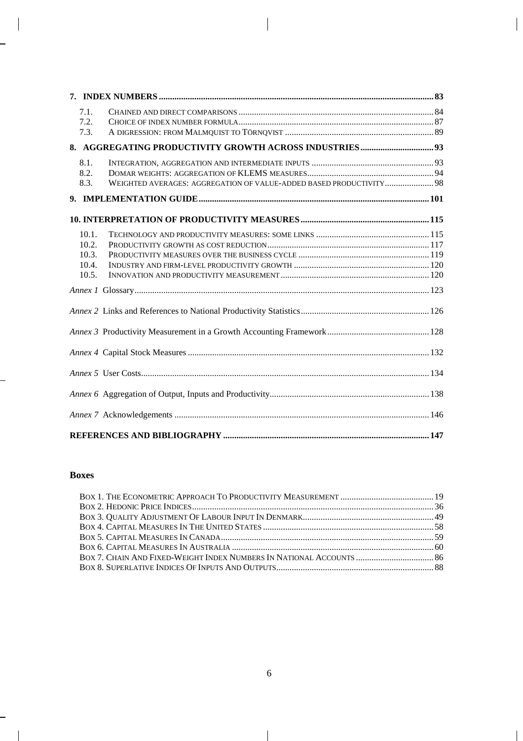**7. INDEX NUMBERS** ... 83

- 7.1. CHAINED AND DIRECT COMPARISONS ... 84
- 7.2. CHOICE OF INDEX NUMBER FORMULA ... 87
- 7.3. A DIGRESSION: FROM MALMQUIST TO TÖRNQVIST ... 89

**8. AGGREGATING PRODUCTIVITY GROWTH ACROSS INDUSTRIES** ... 93

- 8.1. INTEGRATION, AGGREGATION AND INTERMEDIATE INPUTS ... 93
- 8.2. DOMAR WEIGHTS: AGGREGATION OF KLEMS MEASURES ... 94
- 8.3. WEIGHTED AVERAGES: AGGREGATION OF VALUE-ADDED BASED PRODUCTIVITY ... 98

**9. IMPLEMENTATION GUIDE** ... 101

**10. INTERPRETATION OF PRODUCTIVITY MEASURES** ... 115

- 10.1. TECHNOLOGY AND PRODUCTIVITY MEASURES: SOME LINKS ... 115
- 10.2. PRODUCTIVITY GROWTH AS COST REDUCTION ... 117
- 10.3. PRODUCTIVITY MEASURES OVER THE BUSINESS CYCLE ... 119
- 10.4. INDUSTRY AND FIRM-LEVEL PRODUCTIVITY GROWTH ... 120
- 10.5. INNOVATION AND PRODUCTIVITY MEASUREMENT ... 120

*Annex 1* Glossary ... 123

*Annex 2* Links and References to National Productivity Statistics ... 126

*Annex 3* Productivity Measurement in a Growth Accounting Framework ... 128

*Annex 4* Capital Stock Measures ... 132

*Annex 5* User Costs ... 134

*Annex 6* Aggregation of Output, Inputs and Productivity ... 138

*Annex 7* Acknowledgements ... 146

**REFERENCES AND BIBLIOGRAPHY** ... 147

## Boxes

- BOX 1. THE ECONOMETRIC APPROACH TO PRODUCTIVITY MEASUREMENT ... 19
- BOX 2. HEDONIC PRICE INDICES ... 36
- BOX 3. QUALITY ADJUSTMENT OF LABOUR INPUT IN DENMARK ... 49
- BOX 4. CAPITAL MEASURES IN THE UNITED STATES ... 58
- BOX 5. CAPITAL MEASURES IN CANADA ... 59
- BOX 6. CAPITAL MEASURES IN AUSTRALIA ... 60
- BOX 7. CHAIN AND FIXED-WEIGHT INDEX NUMBERS IN NATIONAL ACCOUNTS ... 86
- BOX 8. SUPERLATIVE INDICES OF INPUTS AND OUTPUTS ... 88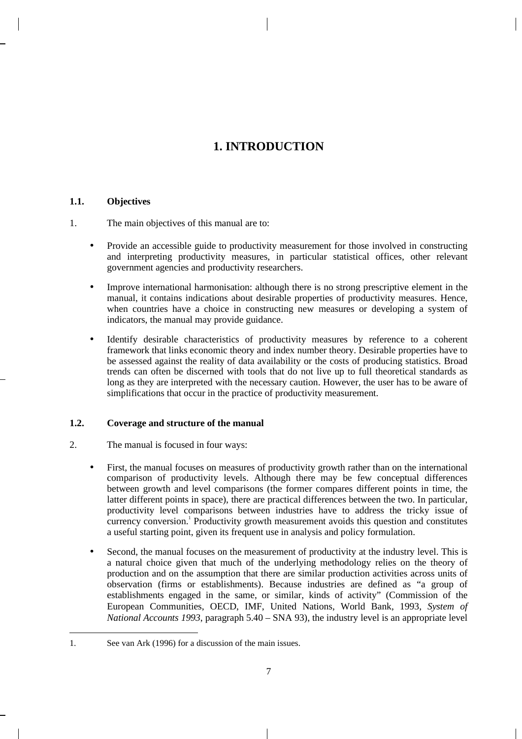# 1. INTRODUCTION

## 1.1. Objectives

1. The main objectives of this manual are to:

- Provide an accessible guide to productivity measurement for those involved in constructing and interpreting productivity measures, in particular statistical offices, other relevant government agencies and productivity researchers.
- Improve international harmonisation: although there is no strong prescriptive element in the manual, it contains indications about desirable properties of productivity measures. Hence, when countries have a choice in constructing new measures or developing a system of indicators, the manual may provide guidance.
- Identify desirable characteristics of productivity measures by reference to a coherent framework that links economic theory and index number theory. Desirable properties have to be assessed against the reality of data availability or the costs of producing statistics. Broad trends can often be discerned with tools that do not live up to full theoretical standards as long as they are interpreted with the necessary caution. However, the user has to be aware of simplifications that occur in the practice of productivity measurement.

## 1.2. Coverage and structure of the manual

2. The manual is focused in four ways:

- First, the manual focuses on measures of productivity growth rather than on the international comparison of productivity levels. Although there may be few conceptual differences between growth and level comparisons (the former compares different points in time, the latter different points in space), there are practical differences between the two. In particular, productivity level comparisons between industries have to address the tricky issue of currency conversion.[1] Productivity growth measurement avoids this question and constitutes a useful starting point, given its frequent use in analysis and policy formulation.
- Second, the manual focuses on the measurement of productivity at the industry level. This is a natural choice given that much of the underlying methodology relies on the theory of production and on the assumption that there are similar production activities across units of observation (firms or establishments). Because industries are defined as "a group of establishments engaged in the same, or similar, kinds of activity" (Commission of the European Communities, OECD, IMF, United Nations, World Bank, 1993, *System of National Accounts 1993*, paragraph 5.40 – SNA 93), the industry level is an appropriate level

1. See van Ark (1996) for a discussion of the main issues.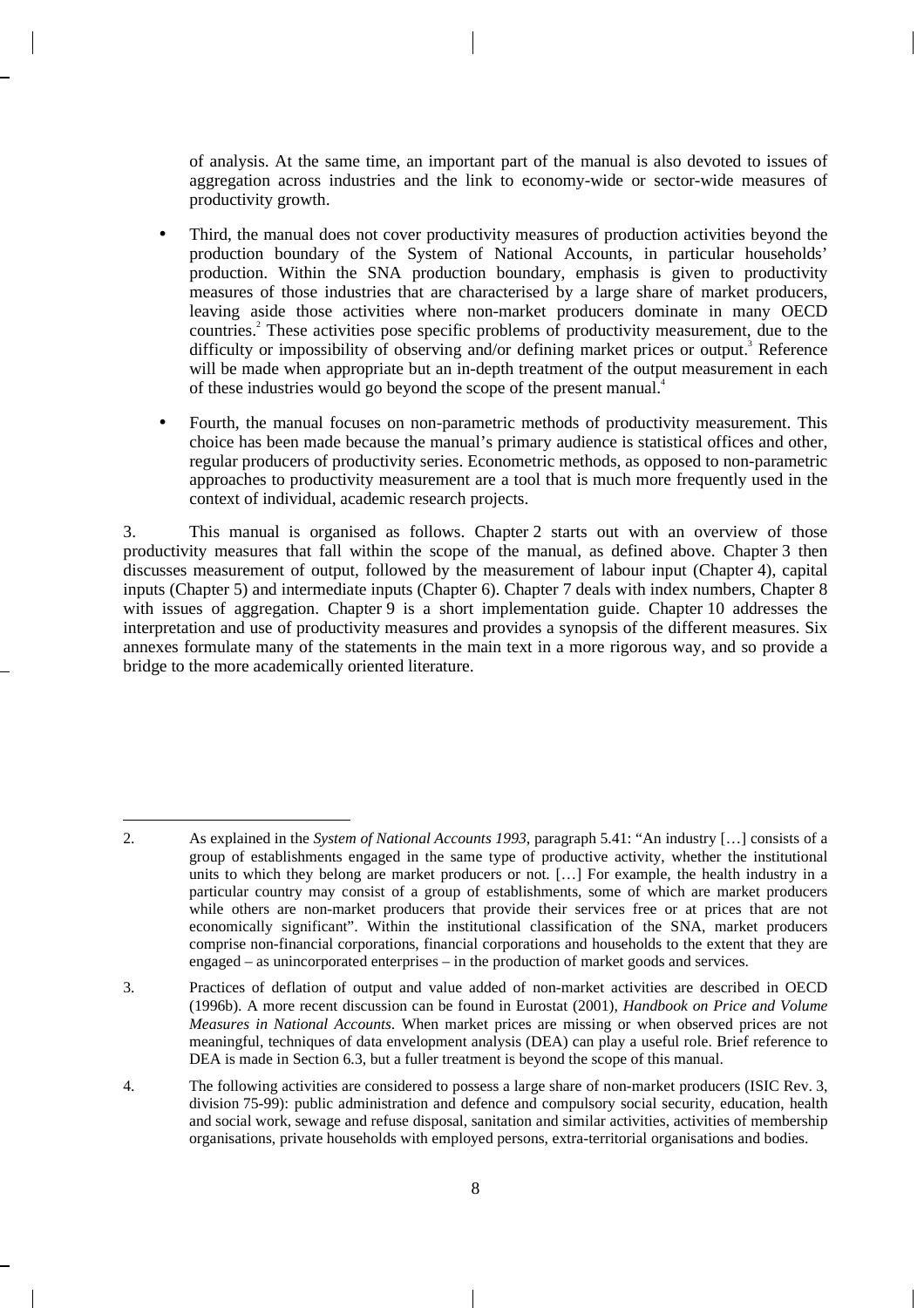of analysis. At the same time, an important part of the manual is also devoted to issues of aggregation across industries and the link to economy-wide or sector-wide measures of productivity growth.

- Third, the manual does not cover productivity measures of production activities beyond the production boundary of the System of National Accounts, in particular households' production. Within the SNA production boundary, emphasis is given to productivity measures of those industries that are characterised by a large share of market producers, leaving aside those activities where non-market producers dominate in many OECD countries.[2] These activities pose specific problems of productivity measurement, due to the difficulty or impossibility of observing and/or defining market prices or output.[3] Reference will be made when appropriate but an in-depth treatment of the output measurement in each of these industries would go beyond the scope of the present manual.[4]

- Fourth, the manual focuses on non-parametric methods of productivity measurement. This choice has been made because the manual's primary audience is statistical offices and other, regular producers of productivity series. Econometric methods, as opposed to non-parametric approaches to productivity measurement are a tool that is much more frequently used in the context of individual, academic research projects.

3. This manual is organised as follows. Chapter 2 starts out with an overview of those productivity measures that fall within the scope of the manual, as defined above. Chapter 3 then discusses measurement of output, followed by the measurement of labour input (Chapter 4), capital inputs (Chapter 5) and intermediate inputs (Chapter 6). Chapter 7 deals with index numbers, Chapter 8 with issues of aggregation. Chapter 9 is a short implementation guide. Chapter 10 addresses the interpretation and use of productivity measures and provides a synopsis of the different measures. Six annexes formulate many of the statements in the main text in a more rigorous way, and so provide a bridge to the more academically oriented literature.

---

2. As explained in the *System of National Accounts 1993*, paragraph 5.41: "An industry […] consists of a group of establishments engaged in the same type of productive activity, whether the institutional units to which they belong are market producers or not. […] For example, the health industry in a particular country may consist of a group of establishments, some of which are market producers while others are non-market producers that provide their services free or at prices that are not economically significant". Within the institutional classification of the SNA, market producers comprise non-financial corporations, financial corporations and households to the extent that they are engaged – as unincorporated enterprises – in the production of market goods and services.

3. Practices of deflation of output and value added of non-market activities are described in OECD (1996b). A more recent discussion can be found in Eurostat (2001), *Handbook on Price and Volume Measures in National Accounts*. When market prices are missing or when observed prices are not meaningful, techniques of data envelopment analysis (DEA) can play a useful role. Brief reference to DEA is made in Section 6.3, but a fuller treatment is beyond the scope of this manual.

4. The following activities are considered to possess a large share of non-market producers (ISIC Rev. 3, division 75-99): public administration and defence and compulsory social security, education, health and social work, sewage and refuse disposal, sanitation and similar activities, activities of membership organisations, private households with employed persons, extra-territorial organisations and bodies.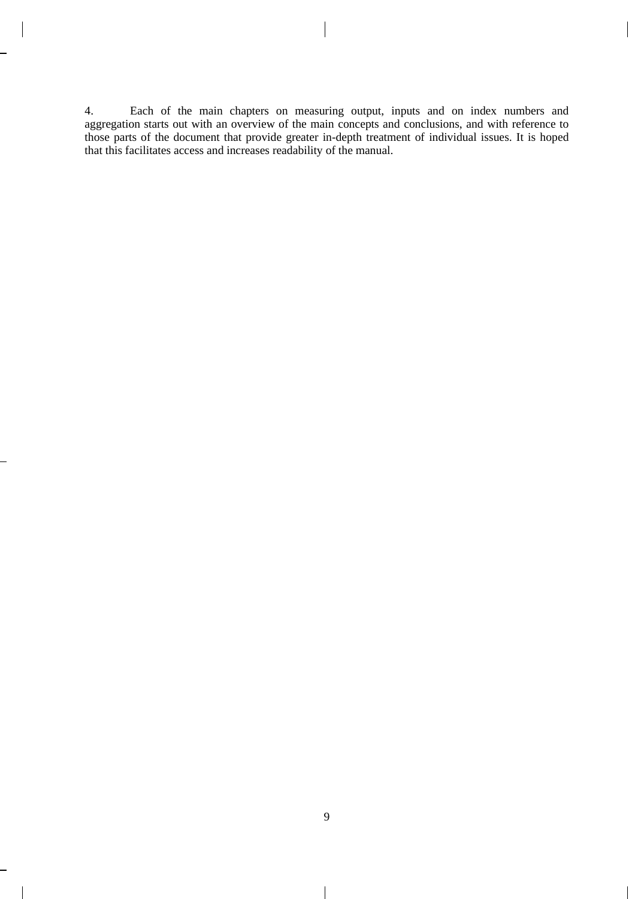4. Each of the main chapters on measuring output, inputs and on index numbers and aggregation starts out with an overview of the main concepts and conclusions, and with reference to those parts of the document that provide greater in-depth treatment of individual issues. It is hoped that this facilitates access and increases readability of the manual.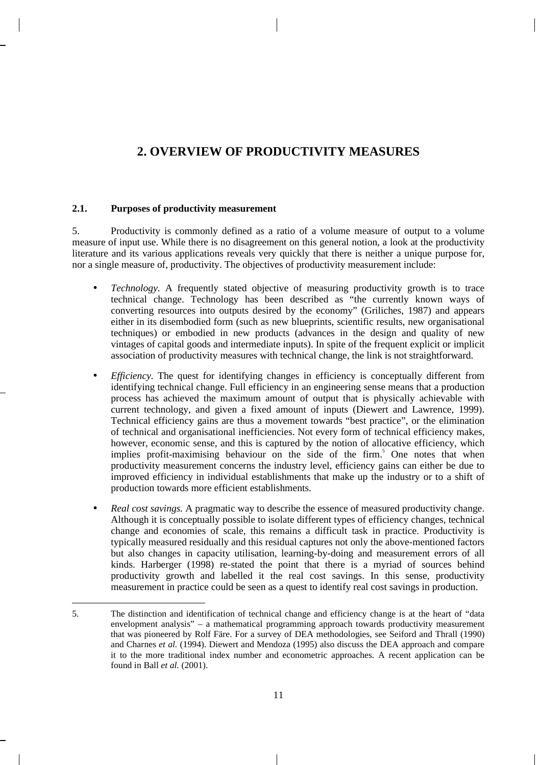# 2. OVERVIEW OF PRODUCTIVITY MEASURES

## 2.1. Purposes of productivity measurement

5. Productivity is commonly defined as a ratio of a volume measure of output to a volume measure of input use. While there is no disagreement on this general notion, a look at the productivity literature and its various applications reveals very quickly that there is neither a unique purpose for, nor a single measure of, productivity. The objectives of productivity measurement include:

- *Technology.* A frequently stated objective of measuring productivity growth is to trace technical change. Technology has been described as "the currently known ways of converting resources into outputs desired by the economy" (Griliches, 1987) and appears either in its disembodied form (such as new blueprints, scientific results, new organisational techniques) or embodied in new products (advances in the design and quality of new vintages of capital goods and intermediate inputs). In spite of the frequent explicit or implicit association of productivity measures with technical change, the link is not straightforward.

- *Efficiency.* The quest for identifying changes in efficiency is conceptually different from identifying technical change. Full efficiency in an engineering sense means that a production process has achieved the maximum amount of output that is physically achievable with current technology, and given a fixed amount of inputs (Diewert and Lawrence, 1999). Technical efficiency gains are thus a movement towards "best practice", or the elimination of technical and organisational inefficiencies. Not every form of technical efficiency makes, however, economic sense, and this is captured by the notion of allocative efficiency, which implies profit-maximising behaviour on the side of the firm.[5] One notes that when productivity measurement concerns the industry level, efficiency gains can either be due to improved efficiency in individual establishments that make up the industry or to a shift of production towards more efficient establishments.

- *Real cost savings.* A pragmatic way to describe the essence of measured productivity change. Although it is conceptually possible to isolate different types of efficiency changes, technical change and economies of scale, this remains a difficult task in practice. Productivity is typically measured residually and this residual captures not only the above-mentioned factors but also changes in capacity utilisation, learning-by-doing and measurement errors of all kinds. Harberger (1998) re-stated the point that there is a myriad of sources behind productivity growth and labelled it the real cost savings. In this sense, productivity measurement in practice could be seen as a quest to identify real cost savings in production.

---

5. The distinction and identification of technical change and efficiency change is at the heart of "data envelopment analysis" – a mathematical programming approach towards productivity measurement that was pioneered by Rolf Färe. For a survey of DEA methodologies, see Seiford and Thrall (1990) and Charnes *et al.* (1994). Diewert and Mendoza (1995) also discuss the DEA approach and compare it to the more traditional index number and econometric approaches. A recent application can be found in Ball *et al.* (2001).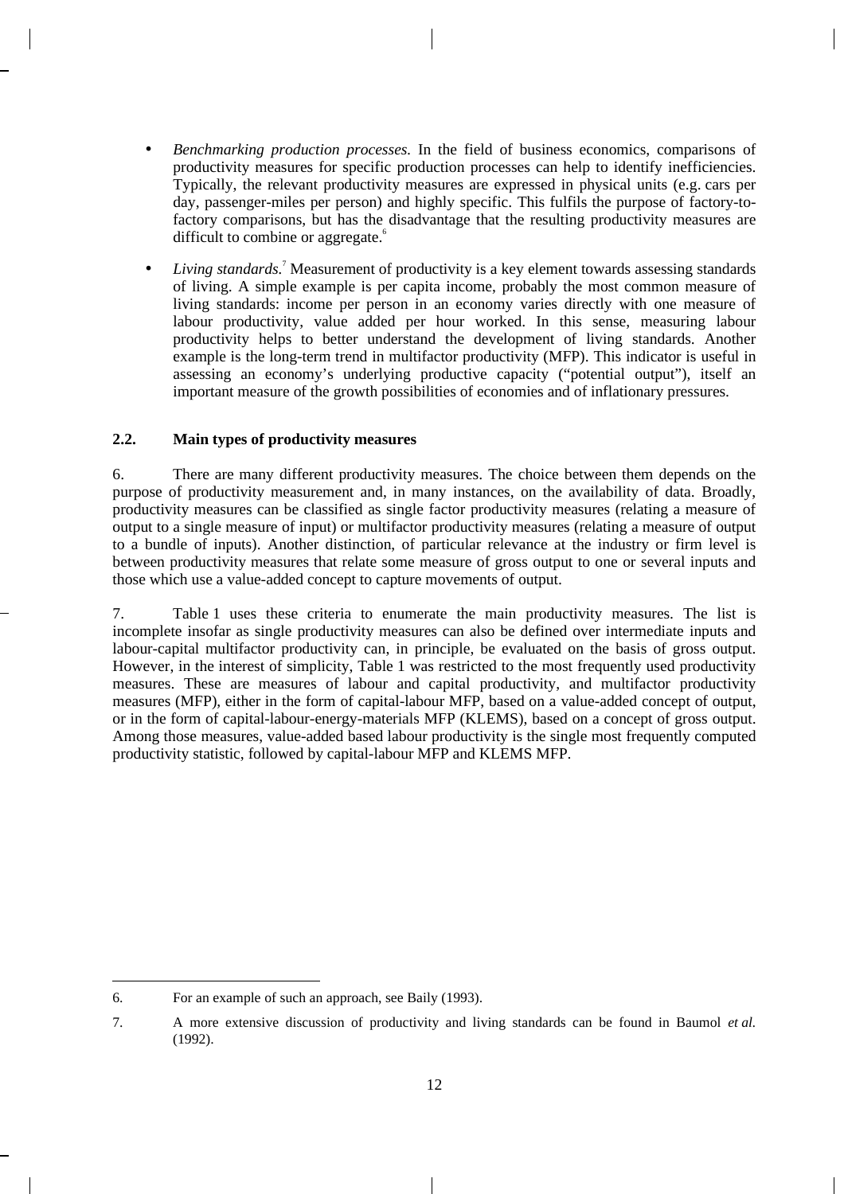- *Benchmarking production processes.* In the field of business economics, comparisons of productivity measures for specific production processes can help to identify inefficiencies. Typically, the relevant productivity measures are expressed in physical units (e.g. cars per day, passenger-miles per person) and highly specific. This fulfils the purpose of factory-to-factory comparisons, but has the disadvantage that the resulting productivity measures are difficult to combine or aggregate.[6]

- *Living standards.*[7] Measurement of productivity is a key element towards assessing standards of living. A simple example is per capita income, probably the most common measure of living standards: income per person in an economy varies directly with one measure of labour productivity, value added per hour worked. In this sense, measuring labour productivity helps to better understand the development of living standards. Another example is the long-term trend in multifactor productivity (MFP). This indicator is useful in assessing an economy's underlying productive capacity ("potential output"), itself an important measure of the growth possibilities of economies and of inflationary pressures.

### 2.2. Main types of productivity measures

6. There are many different productivity measures. The choice between them depends on the purpose of productivity measurement and, in many instances, on the availability of data. Broadly, productivity measures can be classified as single factor productivity measures (relating a measure of output to a single measure of input) or multifactor productivity measures (relating a measure of output to a bundle of inputs). Another distinction, of particular relevance at the industry or firm level is between productivity measures that relate some measure of gross output to one or several inputs and those which use a value-added concept to capture movements of output.

7. Table 1 uses these criteria to enumerate the main productivity measures. The list is incomplete insofar as single productivity measures can also be defined over intermediate inputs and labour-capital multifactor productivity can, in principle, be evaluated on the basis of gross output. However, in the interest of simplicity, Table 1 was restricted to the most frequently used productivity measures. These are measures of labour and capital productivity, and multifactor productivity measures (MFP), either in the form of capital-labour MFP, based on a value-added concept of output, or in the form of capital-labour-energy-materials MFP (KLEMS), based on a concept of gross output. Among those measures, value-added based labour productivity is the single most frequently computed productivity statistic, followed by capital-labour MFP and KLEMS MFP.

---

6. For an example of such an approach, see Baily (1993).

7. A more extensive discussion of productivity and living standards can be found in Baumol *et al.* (1992).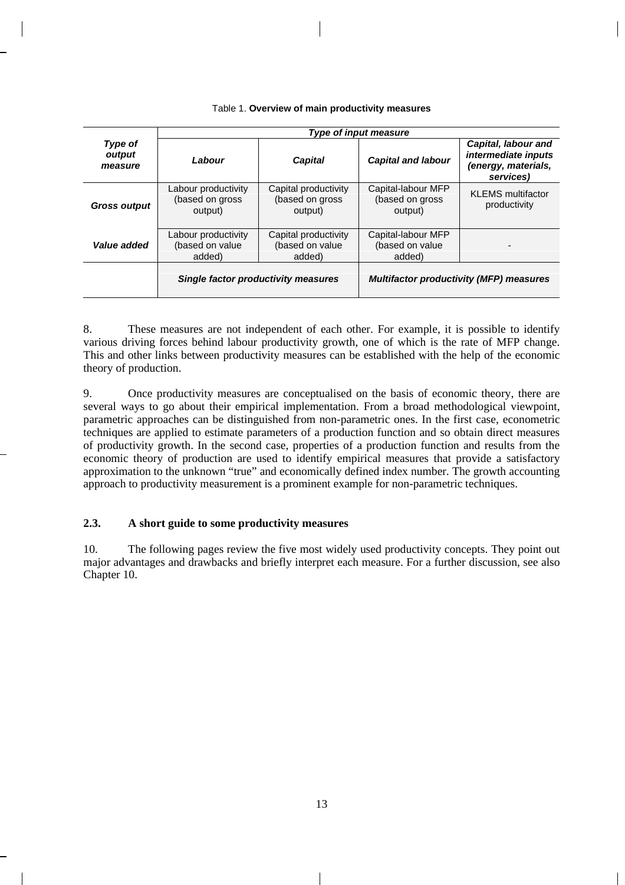Table 1. **Overview of main productivity measures**

| *Type of output measure* | *Type of input measure* | | | |
|---|---|---|---|---|
| | ***Labour*** | ***Capital*** | ***Capital and labour*** | ***Capital, labour and intermediate inputs (energy, materials, services)*** |
| ***Gross output*** | Labour productivity (based on gross output) | Capital productivity (based on gross output) | Capital-labour MFP (based on gross output) | KLEMS multifactor productivity |
| ***Value added*** | Labour productivity (based on value added) | Capital productivity (based on value added) | Capital-labour MFP (based on value added) | - |
| | ***Single factor productivity measures*** | | ***Multifactor productivity (MFP) measures*** | |

8. These measures are not independent of each other. For example, it is possible to identify various driving forces behind labour productivity growth, one of which is the rate of MFP change. This and other links between productivity measures can be established with the help of the economic theory of production.

9. Once productivity measures are conceptualised on the basis of economic theory, there are several ways to go about their empirical implementation. From a broad methodological viewpoint, parametric approaches can be distinguished from non-parametric ones. In the first case, econometric techniques are applied to estimate parameters of a production function and so obtain direct measures of productivity growth. In the second case, properties of a production function and results from the economic theory of production are used to identify empirical measures that provide a satisfactory approximation to the unknown "true" and economically defined index number. The growth accounting approach to productivity measurement is a prominent example for non-parametric techniques.

### 2.3. A short guide to some productivity measures

10. The following pages review the five most widely used productivity concepts. They point out major advantages and drawbacks and briefly interpret each measure. For a further discussion, see also Chapter 10.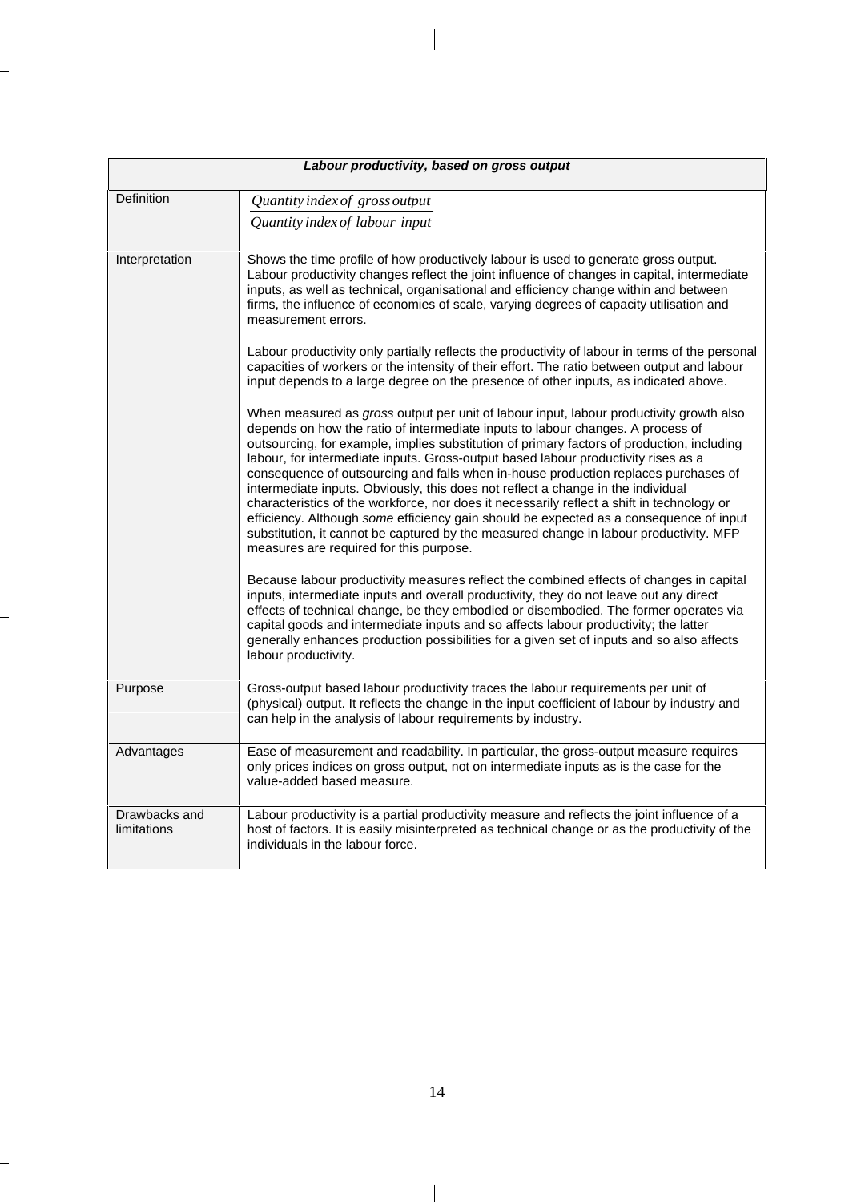| **Labour productivity, based on gross output** | |
|---|---|
| Definition | $\dfrac{\text{Quantity index of gross output}}{\text{Quantity index of labour input}}$ |
| Interpretation | Shows the time profile of how productively labour is used to generate gross output. Labour productivity changes reflect the joint influence of changes in capital, intermediate inputs, as well as technical, organisational and efficiency change within and between firms, the influence of economies of scale, varying degrees of capacity utilisation and measurement errors.<br><br>Labour productivity only partially reflects the productivity of labour in terms of the personal capacities of workers or the intensity of their effort. The ratio between output and labour input depends to a large degree on the presence of other inputs, as indicated above.<br><br>When measured as *gross* output per unit of labour input, labour productivity growth also depends on how the ratio of intermediate inputs to labour changes. A process of outsourcing, for example, implies substitution of primary factors of production, including labour, for intermediate inputs. Gross-output based labour productivity rises as a consequence of outsourcing and falls when in-house production replaces purchases of intermediate inputs. Obviously, this does not reflect a change in the individual characteristics of the workforce, nor does it necessarily reflect a shift in technology or efficiency. Although *some* efficiency gain should be expected as a consequence of input substitution, it cannot be captured by the measured change in labour productivity. MFP measures are required for this purpose.<br><br>Because labour productivity measures reflect the combined effects of changes in capital inputs, intermediate inputs and overall productivity, they do not leave out any direct effects of technical change, be they embodied or disembodied. The former operates via capital goods and intermediate inputs and so affects labour productivity; the latter generally enhances production possibilities for a given set of inputs and so also affects labour productivity. |
| Purpose | Gross-output based labour productivity traces the labour requirements per unit of (physical) output. It reflects the change in the input coefficient of labour by industry and can help in the analysis of labour requirements by industry. |
| Advantages | Ease of measurement and readability. In particular, the gross-output measure requires only prices indices on gross output, not on intermediate inputs as is the case for the value-added based measure. |
| Drawbacks and limitations | Labour productivity is a partial productivity measure and reflects the joint influence of a host of factors. It is easily misinterpreted as technical change or as the productivity of the individuals in the labour force. |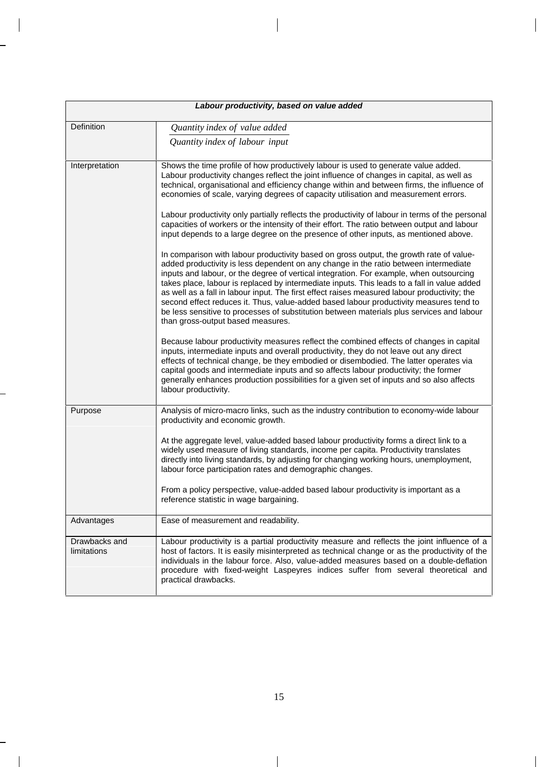| Labour productivity, based on value added | |
|---|---|
| Definition | $\dfrac{\text{Quantity index of value added}}{\text{Quantity index of labour input}}$ |
| Interpretation | Shows the time profile of how productively labour is used to generate value added. Labour productivity changes reflect the joint influence of changes in capital, as well as technical, organisational and efficiency change within and between firms, the influence of economies of scale, varying degrees of capacity utilisation and measurement errors.<br><br>Labour productivity only partially reflects the productivity of labour in terms of the personal capacities of workers or the intensity of their effort. The ratio between output and labour input depends to a large degree on the presence of other inputs, as mentioned above.<br><br>In comparison with labour productivity based on gross output, the growth rate of value-added productivity is less dependent on any change in the ratio between intermediate inputs and labour, or the degree of vertical integration. For example, when outsourcing takes place, labour is replaced by intermediate inputs. This leads to a fall in value added as well as a fall in labour input. The first effect raises measured labour productivity; the second effect reduces it. Thus, value-added based labour productivity measures tend to be less sensitive to processes of substitution between materials plus services and labour than gross-output based measures.<br><br>Because labour productivity measures reflect the combined effects of changes in capital inputs, intermediate inputs and overall productivity, they do not leave out any direct effects of technical change, be they embodied or disembodied. The latter operates via capital goods and intermediate inputs and so affects labour productivity; the former generally enhances production possibilities for a given set of inputs and so also affects labour productivity. |
| Purpose | Analysis of micro-macro links, such as the industry contribution to economy-wide labour productivity and economic growth.<br><br>At the aggregate level, value-added based labour productivity forms a direct link to a widely used measure of living standards, income per capita. Productivity translates directly into living standards, by adjusting for changing working hours, unemployment, labour force participation rates and demographic changes.<br><br>From a policy perspective, value-added based labour productivity is important as a reference statistic in wage bargaining. |
| Advantages | Ease of measurement and readability. |
| Drawbacks and limitations | Labour productivity is a partial productivity measure and reflects the joint influence of a host of factors. It is easily misinterpreted as technical change or as the productivity of the individuals in the labour force. Also, value-added measures based on a double-deflation procedure with fixed-weight Laspeyres indices suffer from several theoretical and practical drawbacks. |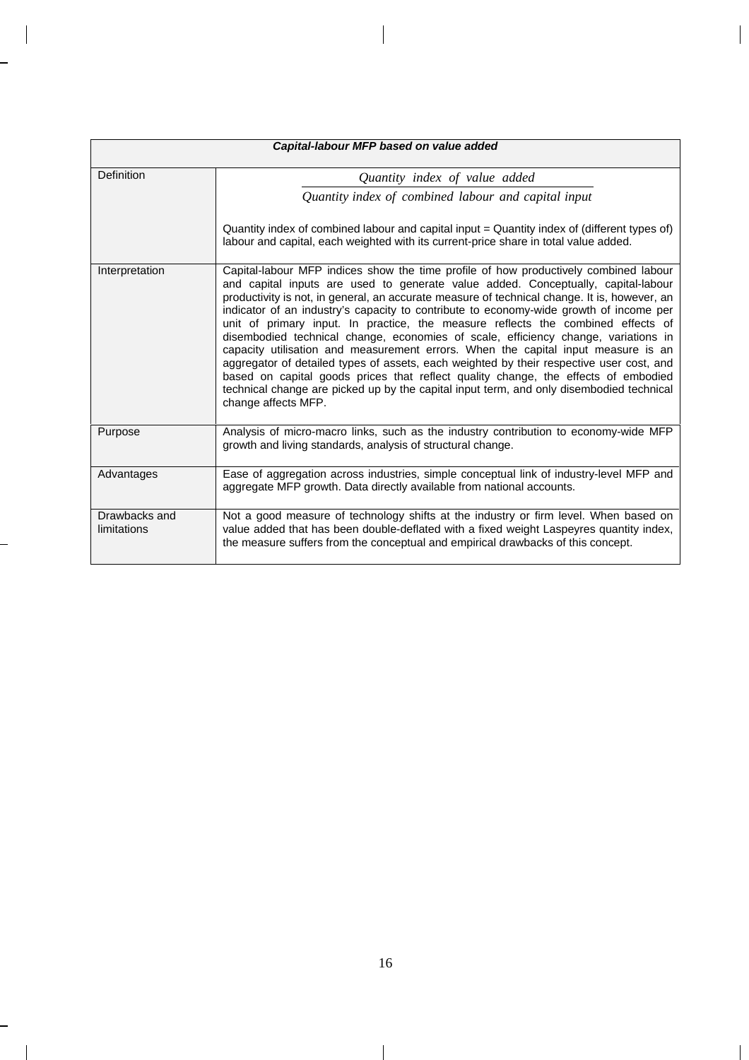| *Capital-labour MFP based on value added* | |
|---|---|
| Definition | $$\frac{\textit{Quantity index of value added}}{\textit{Quantity index of combined labour and capital input}}$$ Quantity index of combined labour and capital input = Quantity index of (different types of) labour and capital, each weighted with its current-price share in total value added. |
| Interpretation | Capital-labour MFP indices show the time profile of how productively combined labour and capital inputs are used to generate value added. Conceptually, capital-labour productivity is not, in general, an accurate measure of technical change. It is, however, an indicator of an industry's capacity to contribute to economy-wide growth of income per unit of primary input. In practice, the measure reflects the combined effects of disembodied technical change, economies of scale, efficiency change, variations in capacity utilisation and measurement errors. When the capital input measure is an aggregator of detailed types of assets, each weighted by their respective user cost, and based on capital goods prices that reflect quality change, the effects of embodied technical change are picked up by the capital input term, and only disembodied technical change affects MFP. |
| Purpose | Analysis of micro-macro links, such as the industry contribution to economy-wide MFP growth and living standards, analysis of structural change. |
| Advantages | Ease of aggregation across industries, simple conceptual link of industry-level MFP and aggregate MFP growth. Data directly available from national accounts. |
| Drawbacks and limitations | Not a good measure of technology shifts at the industry or firm level. When based on value added that has been double-deflated with a fixed weight Laspeyres quantity index, the measure suffers from the conceptual and empirical drawbacks of this concept. |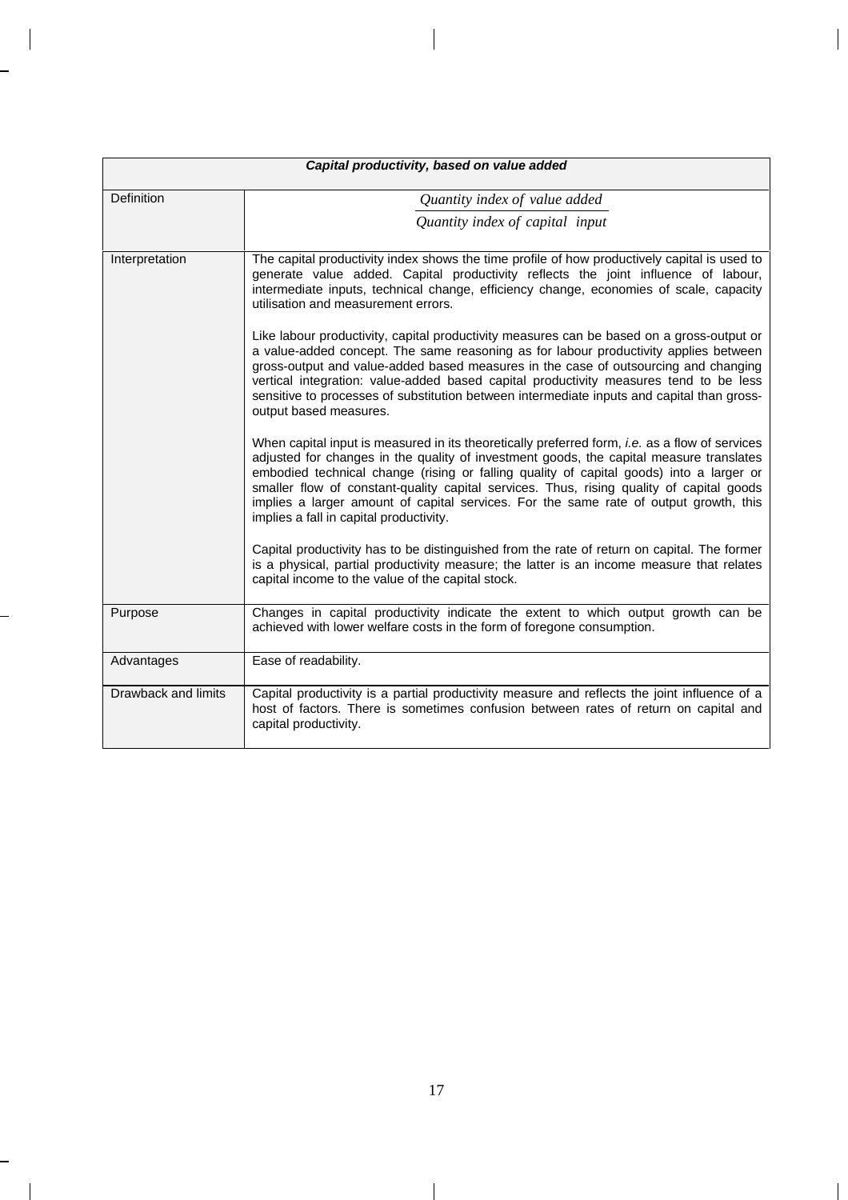| Capital productivity, based on value added | |
|---|---|
| Definition | $\dfrac{\textit{Quantity index of value added}}{\textit{Quantity index of capital input}}$ |
| Interpretation | The capital productivity index shows the time profile of how productively capital is used to generate value added. Capital productivity reflects the joint influence of labour, intermediate inputs, technical change, efficiency change, economies of scale, capacity utilisation and measurement errors.<br><br>Like labour productivity, capital productivity measures can be based on a gross-output or a value-added concept. The same reasoning as for labour productivity applies between gross-output and value-added based measures in the case of outsourcing and changing vertical integration: value-added based capital productivity measures tend to be less sensitive to processes of substitution between intermediate inputs and capital than gross-output based measures.<br><br>When capital input is measured in its theoretically preferred form, *i.e.* as a flow of services adjusted for changes in the quality of investment goods, the capital measure translates embodied technical change (rising or falling quality of capital goods) into a larger or smaller flow of constant-quality capital services. Thus, rising quality of capital goods implies a larger amount of capital services. For the same rate of output growth, this implies a fall in capital productivity.<br><br>Capital productivity has to be distinguished from the rate of return on capital. The former is a physical, partial productivity measure; the latter is an income measure that relates capital income to the value of the capital stock. |
| Purpose | Changes in capital productivity indicate the extent to which output growth can be achieved with lower welfare costs in the form of foregone consumption. |
| Advantages | Ease of readability. |
| Drawback and limits | Capital productivity is a partial productivity measure and reflects the joint influence of a host of factors. There is sometimes confusion between rates of return on capital and capital productivity. |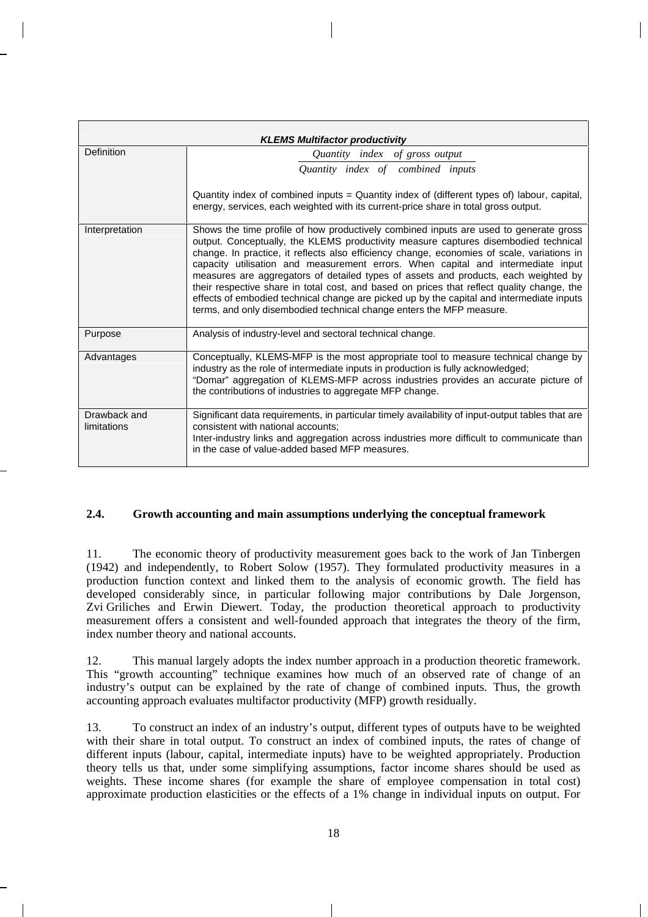| *KLEMS Multifactor productivity* | |
|---|---|
| Definition | $\dfrac{\textit{Quantity index of gross output}}{\textit{Quantity index of combined inputs}}$<br><br>Quantity index of combined inputs = Quantity index of (different types of) labour, capital, energy, services, each weighted with its current-price share in total gross output. |
| Interpretation | Shows the time profile of how productively combined inputs are used to generate gross output. Conceptually, the KLEMS productivity measure captures disembodied technical change. In practice, it reflects also efficiency change, economies of scale, variations in capacity utilisation and measurement errors. When capital and intermediate input measures are aggregators of detailed types of assets and products, each weighted by their respective share in total cost, and based on prices that reflect quality change, the effects of embodied technical change are picked up by the capital and intermediate inputs terms, and only disembodied technical change enters the MFP measure. |
| Purpose | Analysis of industry-level and sectoral technical change. |
| Advantages | Conceptually, KLEMS-MFP is the most appropriate tool to measure technical change by industry as the role of intermediate inputs in production is fully acknowledged;<br>"Domar" aggregation of KLEMS-MFP across industries provides an accurate picture of the contributions of industries to aggregate MFP change. |
| Drawback and limitations | Significant data requirements, in particular timely availability of input-output tables that are consistent with national accounts;<br>Inter-industry links and aggregation across industries more difficult to communicate than in the case of value-added based MFP measures. |

### 2.4. Growth accounting and main assumptions underlying the conceptual framework

11. The economic theory of productivity measurement goes back to the work of Jan Tinbergen (1942) and independently, to Robert Solow (1957). They formulated productivity measures in a production function context and linked them to the analysis of economic growth. The field has developed considerably since, in particular following major contributions by Dale Jorgenson, Zvi Griliches and Erwin Diewert. Today, the production theoretical approach to productivity measurement offers a consistent and well-founded approach that integrates the theory of the firm, index number theory and national accounts.

12. This manual largely adopts the index number approach in a production theoretic framework. This "growth accounting" technique examines how much of an observed rate of change of an industry's output can be explained by the rate of change of combined inputs. Thus, the growth accounting approach evaluates multifactor productivity (MFP) growth residually.

13. To construct an index of an industry's output, different types of outputs have to be weighted with their share in total output. To construct an index of combined inputs, the rates of change of different inputs (labour, capital, intermediate inputs) have to be weighted appropriately. Production theory tells us that, under some simplifying assumptions, factor income shares should be used as weights. These income shares (for example the share of employee compensation in total cost) approximate production elasticities or the effects of a 1% change in individual inputs on output. For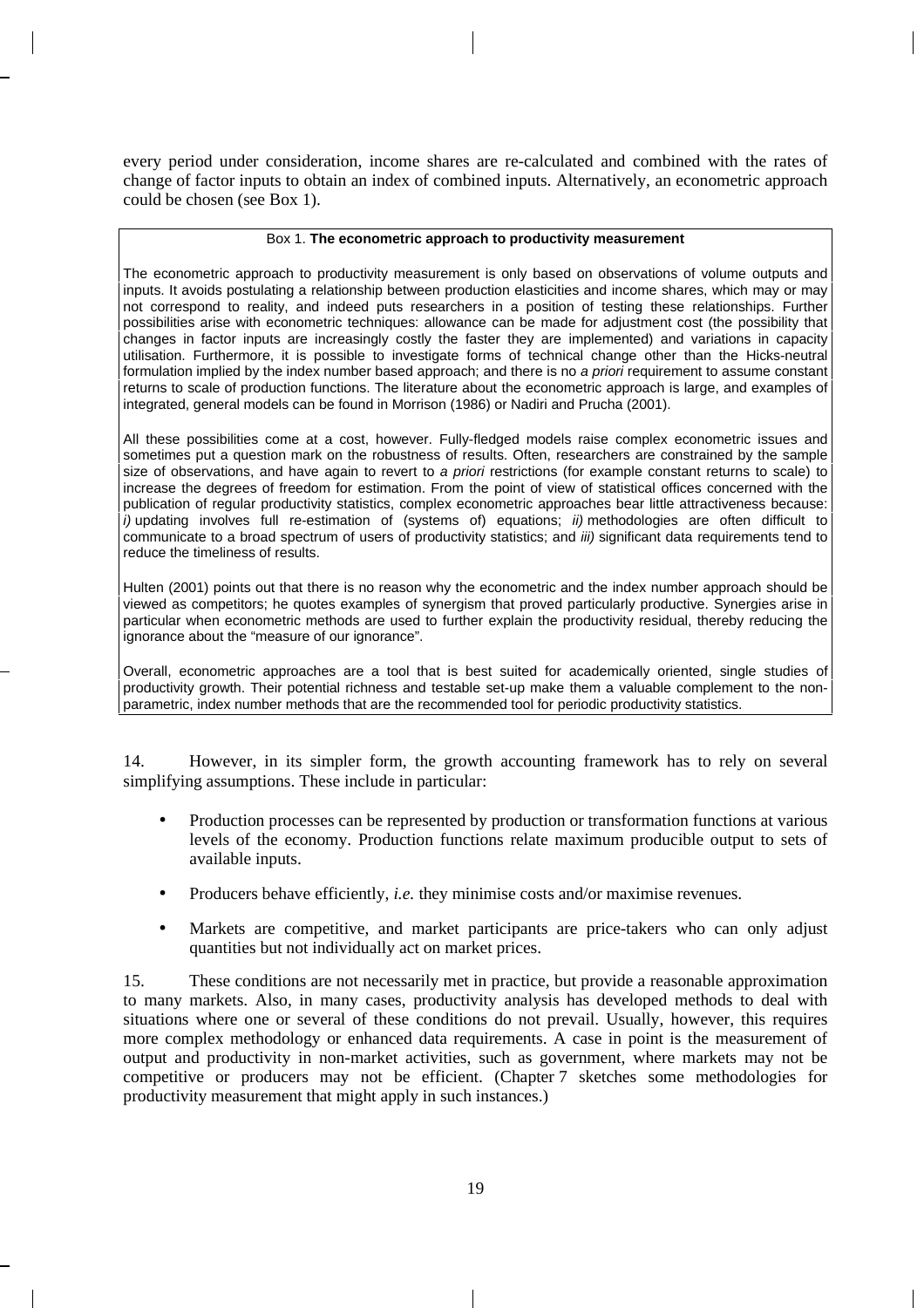every period under consideration, income shares are re-calculated and combined with the rates of change of factor inputs to obtain an index of combined inputs. Alternatively, an econometric approach could be chosen (see Box 1).

> Box 1. **The econometric approach to productivity measurement**
>
> The econometric approach to productivity measurement is only based on observations of volume outputs and inputs. It avoids postulating a relationship between production elasticities and income shares, which may or may not correspond to reality, and indeed puts researchers in a position of testing these relationships. Further possibilities arise with econometric techniques: allowance can be made for adjustment cost (the possibility that changes in factor inputs are increasingly costly the faster they are implemented) and variations in capacity utilisation. Furthermore, it is possible to investigate forms of technical change other than the Hicks-neutral formulation implied by the index number based approach; and there is no *a priori* requirement to assume constant returns to scale of production functions. The literature about the econometric approach is large, and examples of integrated, general models can be found in Morrison (1986) or Nadiri and Prucha (2001).
>
> All these possibilities come at a cost, however. Fully-fledged models raise complex econometric issues and sometimes put a question mark on the robustness of results. Often, researchers are constrained by the sample size of observations, and have again to revert to *a priori* restrictions (for example constant returns to scale) to increase the degrees of freedom for estimation. From the point of view of statistical offices concerned with the publication of regular productivity statistics, complex econometric approaches bear little attractiveness because: *i)* updating involves full re-estimation of (systems of) equations; *ii)* methodologies are often difficult to communicate to a broad spectrum of users of productivity statistics; and *iii)* significant data requirements tend to reduce the timeliness of results.
>
> Hulten (2001) points out that there is no reason why the econometric and the index number approach should be viewed as competitors; he quotes examples of synergism that proved particularly productive. Synergies arise in particular when econometric methods are used to further explain the productivity residual, thereby reducing the ignorance about the "measure of our ignorance".
>
> Overall, econometric approaches are a tool that is best suited for academically oriented, single studies of productivity growth. Their potential richness and testable set-up make them a valuable complement to the non-parametric, index number methods that are the recommended tool for periodic productivity statistics.

14. However, in its simpler form, the growth accounting framework has to rely on several simplifying assumptions. These include in particular:

- Production processes can be represented by production or transformation functions at various levels of the economy. Production functions relate maximum producible output to sets of available inputs.
- Producers behave efficiently, *i.e.* they minimise costs and/or maximise revenues.
- Markets are competitive, and market participants are price-takers who can only adjust quantities but not individually act on market prices.

15. These conditions are not necessarily met in practice, but provide a reasonable approximation to many markets. Also, in many cases, productivity analysis has developed methods to deal with situations where one or several of these conditions do not prevail. Usually, however, this requires more complex methodology or enhanced data requirements. A case in point is the measurement of output and productivity in non-market activities, such as government, where markets may not be competitive or producers may not be efficient. (Chapter 7 sketches some methodologies for productivity measurement that might apply in such instances.)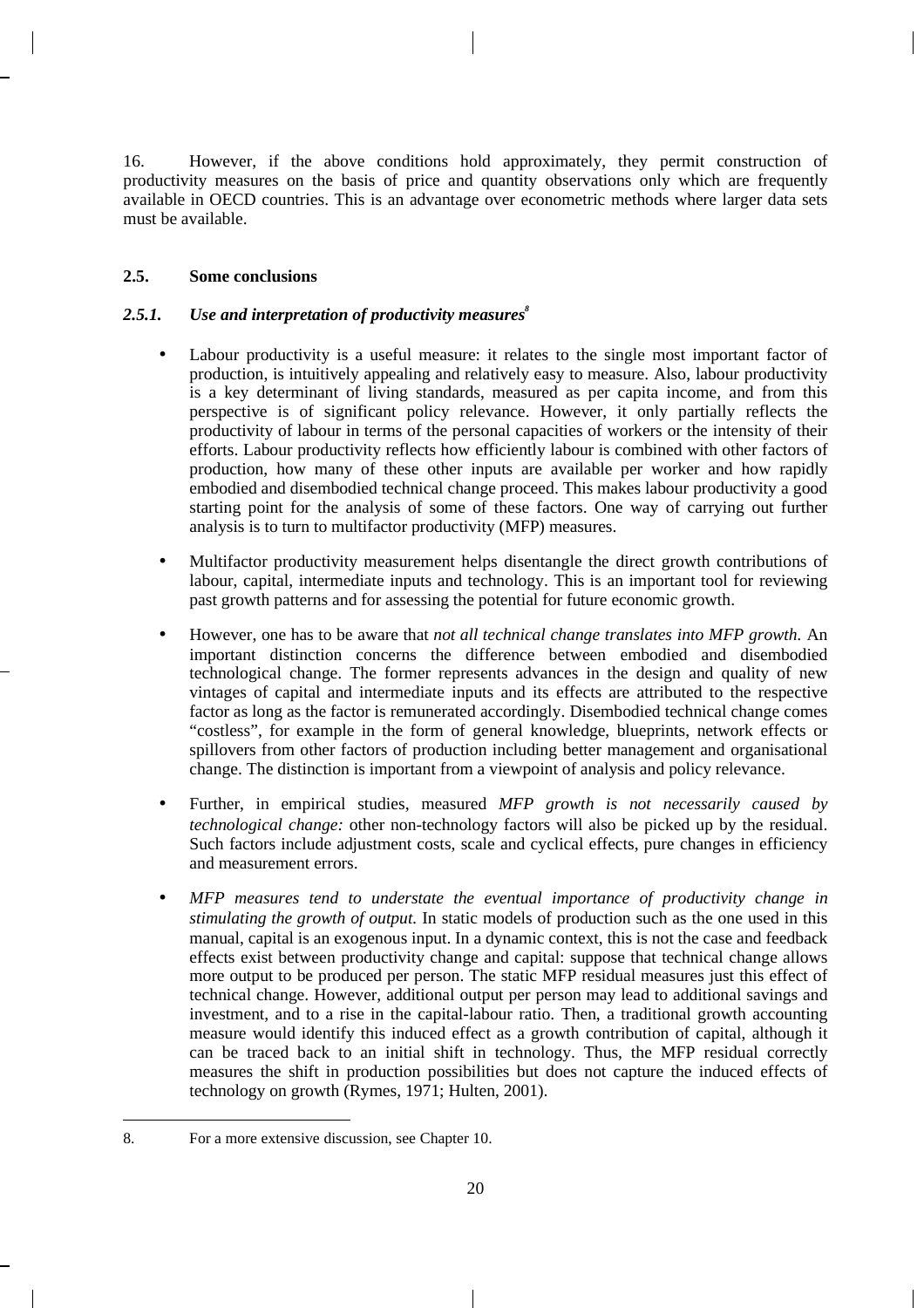16. However, if the above conditions hold approximately, they permit construction of productivity measures on the basis of price and quantity observations only which are frequently available in OECD countries. This is an advantage over econometric methods where larger data sets must be available.

## 2.5. Some conclusions

### *2.5.1. Use and interpretation of productivity measures*[8]

- Labour productivity is a useful measure: it relates to the single most important factor of production, is intuitively appealing and relatively easy to measure. Also, labour productivity is a key determinant of living standards, measured as per capita income, and from this perspective is of significant policy relevance. However, it only partially reflects the productivity of labour in terms of the personal capacities of workers or the intensity of their efforts. Labour productivity reflects how efficiently labour is combined with other factors of production, how many of these other inputs are available per worker and how rapidly embodied and disembodied technical change proceed. This makes labour productivity a good starting point for the analysis of some of these factors. One way of carrying out further analysis is to turn to multifactor productivity (MFP) measures.

- Multifactor productivity measurement helps disentangle the direct growth contributions of labour, capital, intermediate inputs and technology. This is an important tool for reviewing past growth patterns and for assessing the potential for future economic growth.

- However, one has to be aware that *not all technical change translates into MFP growth.* An important distinction concerns the difference between embodied and disembodied technological change. The former represents advances in the design and quality of new vintages of capital and intermediate inputs and its effects are attributed to the respective factor as long as the factor is remunerated accordingly. Disembodied technical change comes "costless", for example in the form of general knowledge, blueprints, network effects or spillovers from other factors of production including better management and organisational change. The distinction is important from a viewpoint of analysis and policy relevance.

- Further, in empirical studies, measured *MFP growth is not necessarily caused by technological change:* other non-technology factors will also be picked up by the residual. Such factors include adjustment costs, scale and cyclical effects, pure changes in efficiency and measurement errors.

- *MFP measures tend to understate the eventual importance of productivity change in stimulating the growth of output.* In static models of production such as the one used in this manual, capital is an exogenous input. In a dynamic context, this is not the case and feedback effects exist between productivity change and capital: suppose that technical change allows more output to be produced per person. The static MFP residual measures just this effect of technical change. However, additional output per person may lead to additional savings and investment, and to a rise in the capital-labour ratio. Then, a traditional growth accounting measure would identify this induced effect as a growth contribution of capital, although it can be traced back to an initial shift in technology. Thus, the MFP residual correctly measures the shift in production possibilities but does not capture the induced effects of technology on growth (Rymes, 1971; Hulten, 2001).

---

8. For a more extensive discussion, see Chapter 10.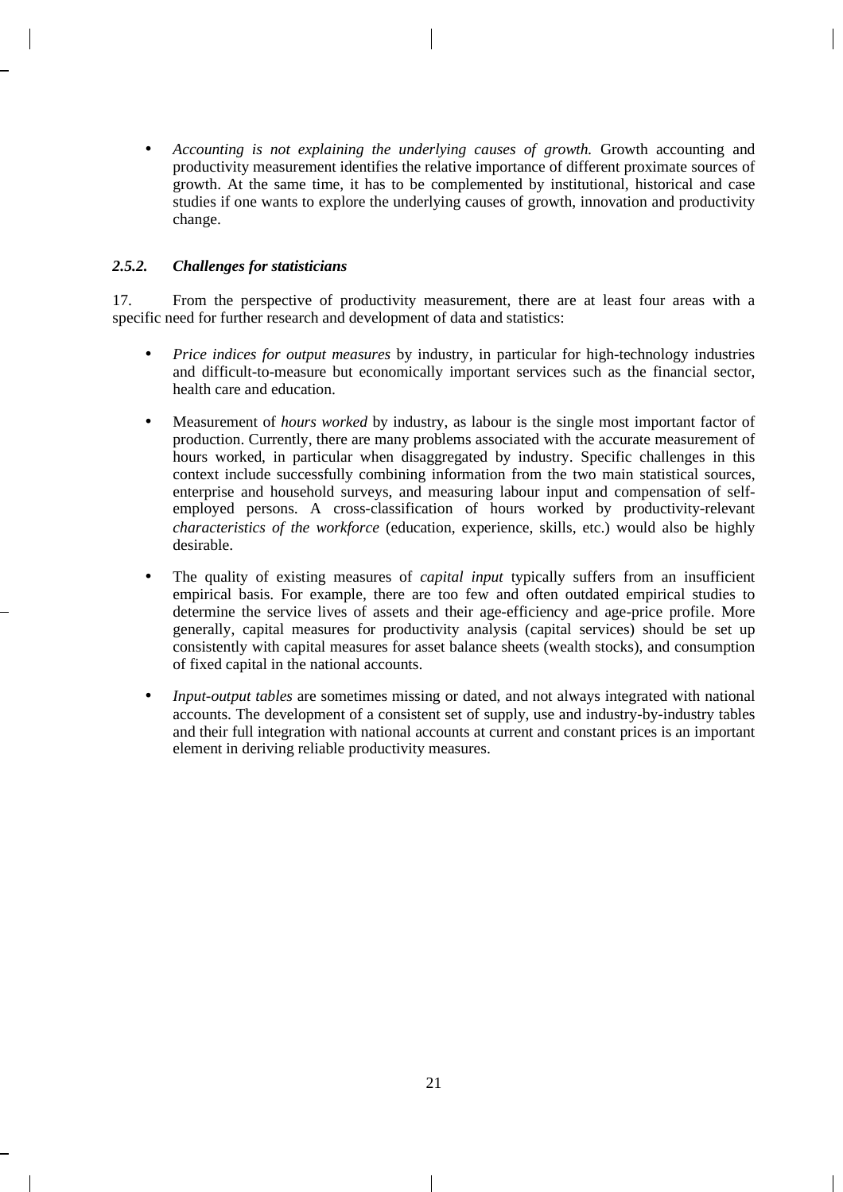- *Accounting is not explaining the underlying causes of growth.* Growth accounting and productivity measurement identifies the relative importance of different proximate sources of growth. At the same time, it has to be complemented by institutional, historical and case studies if one wants to explore the underlying causes of growth, innovation and productivity change.

### *2.5.2. Challenges for statisticians*

17. From the perspective of productivity measurement, there are at least four areas with a specific need for further research and development of data and statistics:

- *Price indices for output measures* by industry, in particular for high-technology industries and difficult-to-measure but economically important services such as the financial sector, health care and education.

- Measurement of *hours worked* by industry, as labour is the single most important factor of production. Currently, there are many problems associated with the accurate measurement of hours worked, in particular when disaggregated by industry. Specific challenges in this context include successfully combining information from the two main statistical sources, enterprise and household surveys, and measuring labour input and compensation of self-employed persons. A cross-classification of hours worked by productivity-relevant *characteristics of the workforce* (education, experience, skills, etc.) would also be highly desirable.

- The quality of existing measures of *capital input* typically suffers from an insufficient empirical basis. For example, there are too few and often outdated empirical studies to determine the service lives of assets and their age-efficiency and age-price profile. More generally, capital measures for productivity analysis (capital services) should be set up consistently with capital measures for asset balance sheets (wealth stocks), and consumption of fixed capital in the national accounts.

- *Input-output tables* are sometimes missing or dated, and not always integrated with national accounts. The development of a consistent set of supply, use and industry-by-industry tables and their full integration with national accounts at current and constant prices is an important element in deriving reliable productivity measures.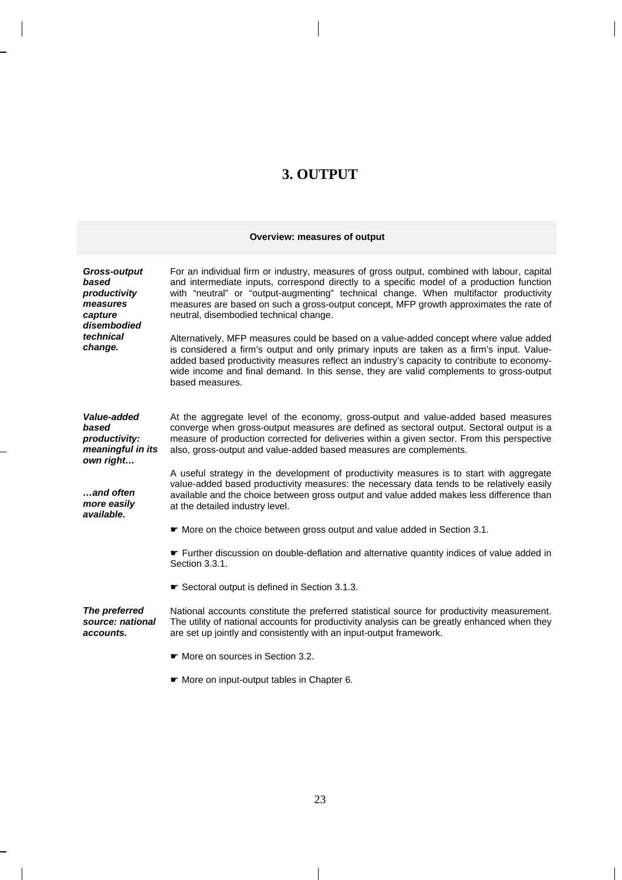# 3. OUTPUT

**Overview: measures of output**

***Gross-output based productivity measures capture disembodied technical change.***

For an individual firm or industry, measures of gross output, combined with labour, capital and intermediate inputs, correspond directly to a specific model of a production function with "neutral" or "output-augmenting" technical change. When multifactor productivity measures are based on such a gross-output concept, MFP growth approximates the rate of neutral, disembodied technical change.

Alternatively, MFP measures could be based on a value-added concept where value added is considered a firm's output and only primary inputs are taken as a firm's input. Value-added based productivity measures reflect an industry's capacity to contribute to economy-wide income and final demand. In this sense, they are valid complements to gross-output based measures.

***Value-added based productivity: meaningful in its own right…***

At the aggregate level of the economy, gross-output and value-added based measures converge when gross-output measures are defined as sectoral output. Sectoral output is a measure of production corrected for deliveries within a given sector. From this perspective also, gross-output and value-added based measures are complements.

***…and often more easily available.***

A useful strategy in the development of productivity measures is to start with aggregate value-added based productivity measures: the necessary data tends to be relatively easily available and the choice between gross output and value added makes less difference than at the detailed industry level.

☛ More on the choice between gross output and value added in Section 3.1.

☛ Further discussion on double-deflation and alternative quantity indices of value added in Section 3.3.1.

☛ Sectoral output is defined in Section 3.1.3.

***The preferred source: national accounts.***

National accounts constitute the preferred statistical source for productivity measurement. The utility of national accounts for productivity analysis can be greatly enhanced when they are set up jointly and consistently with an input-output framework.

☛ More on sources in Section 3.2.

☛ More on input-output tables in Chapter 6.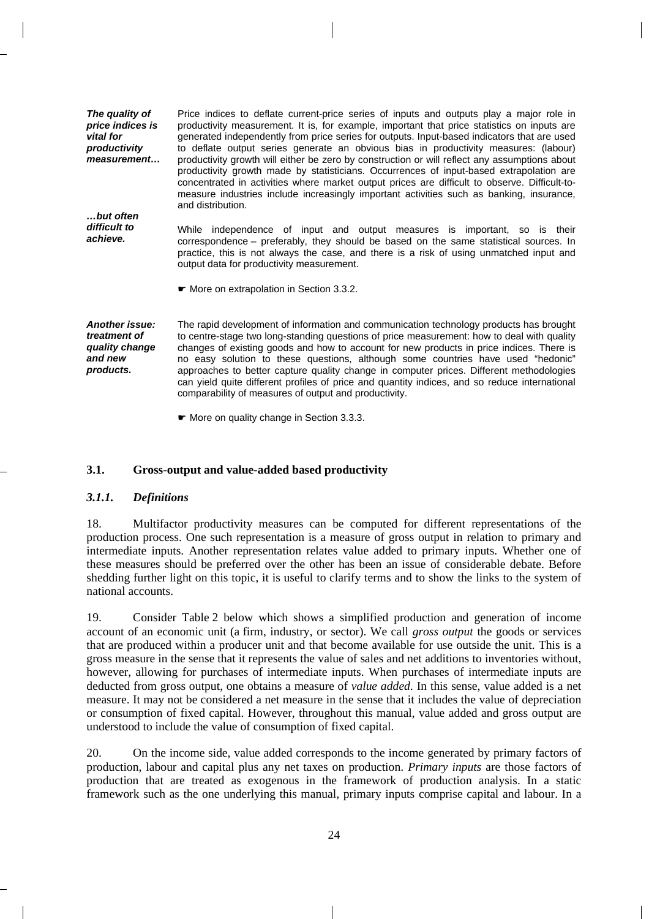***The quality of price indices is vital for productivity measurement…***

Price indices to deflate current-price series of inputs and outputs play a major role in productivity measurement. It is, for example, important that price statistics on inputs are generated independently from price series for outputs. Input-based indicators that are used to deflate output series generate an obvious bias in productivity measures: (labour) productivity growth will either be zero by construction or will reflect any assumptions about productivity growth made by statisticians. Occurrences of input-based extrapolation are concentrated in activities where market output prices are difficult to observe. Difficult-to-measure industries include increasingly important activities such as banking, insurance, and distribution.

***…but often difficult to achieve.***

While independence of input and output measures is important, so is their correspondence – preferably, they should be based on the same statistical sources. In practice, this is not always the case, and there is a risk of using unmatched input and output data for productivity measurement.

☛ More on extrapolation in Section 3.3.2.

***Another issue: treatment of quality change and new products.***

The rapid development of information and communication technology products has brought to centre-stage two long-standing questions of price measurement: how to deal with quality changes of existing goods and how to account for new products in price indices. There is no easy solution to these questions, although some countries have used "hedonic" approaches to better capture quality change in computer prices. Different methodologies can yield quite different profiles of price and quantity indices, and so reduce international comparability of measures of output and productivity.

☛ More on quality change in Section 3.3.3.

## 3.1. Gross-output and value-added based productivity

### *3.1.1. Definitions*

18. Multifactor productivity measures can be computed for different representations of the production process. One such representation is a measure of gross output in relation to primary and intermediate inputs. Another representation relates value added to primary inputs. Whether one of these measures should be preferred over the other has been an issue of considerable debate. Before shedding further light on this topic, it is useful to clarify terms and to show the links to the system of national accounts.

19. Consider Table 2 below which shows a simplified production and generation of income account of an economic unit (a firm, industry, or sector). We call *gross output* the goods or services that are produced within a producer unit and that become available for use outside the unit. This is a gross measure in the sense that it represents the value of sales and net additions to inventories without, however, allowing for purchases of intermediate inputs. When purchases of intermediate inputs are deducted from gross output, one obtains a measure of *value added*. In this sense, value added is a net measure. It may not be considered a net measure in the sense that it includes the value of depreciation or consumption of fixed capital. However, throughout this manual, value added and gross output are understood to include the value of consumption of fixed capital.

20. On the income side, value added corresponds to the income generated by primary factors of production, labour and capital plus any net taxes on production. *Primary inputs* are those factors of production that are treated as exogenous in the framework of production analysis. In a static framework such as the one underlying this manual, primary inputs comprise capital and labour. In a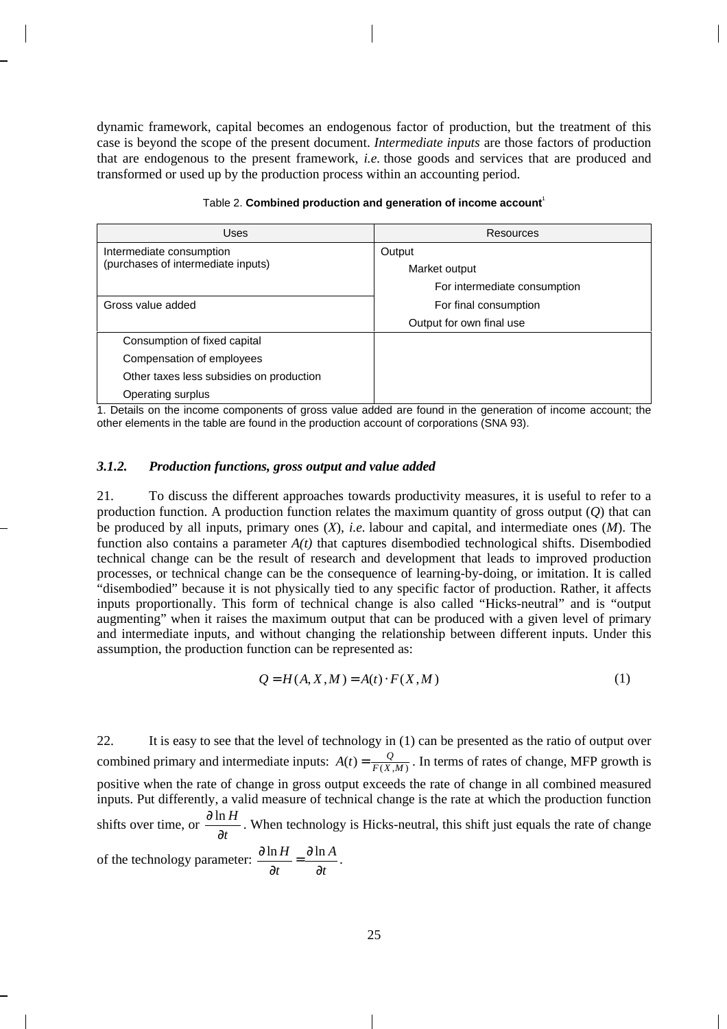dynamic framework, capital becomes an endogenous factor of production, but the treatment of this case is beyond the scope of the present document. *Intermediate inputs* are those factors of production that are endogenous to the present framework, *i.e.* those goods and services that are produced and transformed or used up by the production process within an accounting period.

Table 2. **Combined production and generation of income account**[1]

| Uses | Resources |
|---|---|
| Intermediate consumption (purchases of intermediate inputs) | Output |
| | Market output |
| | For intermediate consumption |
| Gross value added | For final consumption |
| | Output for own final use |
| Consumption of fixed capital | |
| Compensation of employees | |
| Other taxes less subsidies on production | |
| Operating surplus | |

1. Details on the income components of gross value added are found in the generation of income account; the other elements in the table are found in the production account of corporations (SNA 93).

### *3.1.2. Production functions, gross output and value added*

21. To discuss the different approaches towards productivity measures, it is useful to refer to a production function. A production function relates the maximum quantity of gross output ($Q$) that can be produced by all inputs, primary ones ($X$), *i.e.* labour and capital, and intermediate ones ($M$). The function also contains a parameter $A(t)$ that captures disembodied technological shifts. Disembodied technical change can be the result of research and development that leads to improved production processes, or technical change can be the consequence of learning-by-doing, or imitation. It is called "disembodied" because it is not physically tied to any specific factor of production. Rather, it affects inputs proportionally. This form of technical change is also called "Hicks-neutral" and is "output augmenting" when it raises the maximum output that can be produced with a given level of primary and intermediate inputs, and without changing the relationship between different inputs. Under this assumption, the production function can be represented as:

$$Q = H(A, X, M) = A(t) \cdot F(X, M) \tag{1}$$

22. It is easy to see that the level of technology in (1) can be presented as the ratio of output over combined primary and intermediate inputs: $A(t) = \frac{Q}{F(X,M)}$. In terms of rates of change, MFP growth is positive when the rate of change in gross output exceeds the rate of change in all combined measured inputs. Put differently, a valid measure of technical change is the rate at which the production function shifts over time, or $\frac{\partial \ln H}{\partial t}$. When technology is Hicks-neutral, this shift just equals the rate of change of the technology parameter: $\frac{\partial \ln H}{\partial t} = \frac{\partial \ln A}{\partial t}$.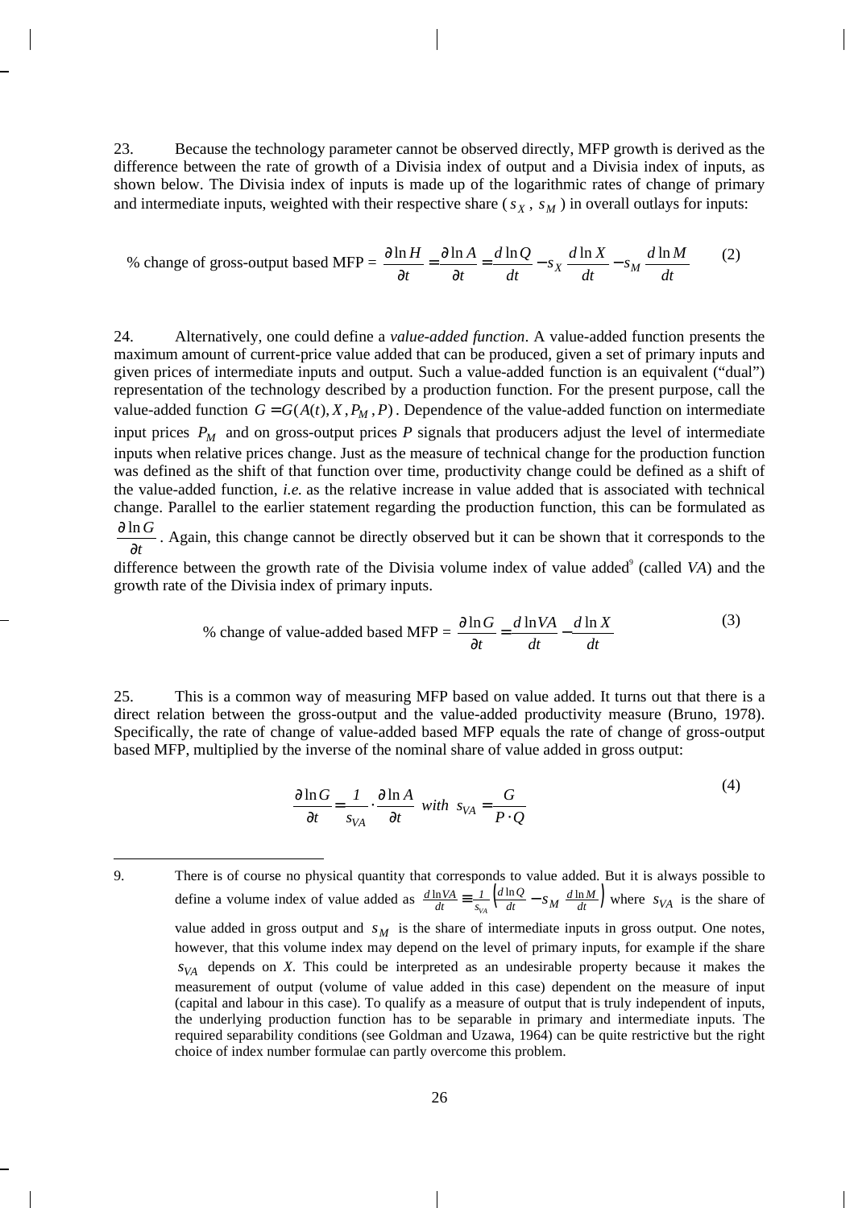23. Because the technology parameter cannot be observed directly, MFP growth is derived as the difference between the rate of growth of a Divisia index of output and a Divisia index of inputs, as shown below. The Divisia index of inputs is made up of the logarithmic rates of change of primary and intermediate inputs, weighted with their respective share ($s_X$, $s_M$) in overall outlays for inputs:

$$\text{\% change of gross-output based MFP} = \frac{\partial \ln H}{\partial t} = \frac{\partial \ln A}{\partial t} = \frac{d \ln Q}{dt} - s_X \frac{d \ln X}{dt} - s_M \frac{d \ln M}{dt} \qquad (2)$$

24. Alternatively, one could define a *value-added function*. A value-added function presents the maximum amount of current-price value added that can be produced, given a set of primary inputs and given prices of intermediate inputs and output. Such a value-added function is an equivalent ("dual") representation of the technology described by a production function. For the present purpose, call the value-added function $G = G(A(t), X, P_M, P)$. Dependence of the value-added function on intermediate input prices $P_M$ and on gross-output prices $P$ signals that producers adjust the level of intermediate inputs when relative prices change. Just as the measure of technical change for the production function was defined as the shift of that function over time, productivity change could be defined as a shift of the value-added function, *i.e.* as the relative increase in value added that is associated with technical change. Parallel to the earlier statement regarding the production function, this can be formulated as $\frac{\partial \ln G}{\partial t}$. Again, this change cannot be directly observed but it can be shown that it corresponds to the difference between the growth rate of the Divisia volume index of value added[9] (called *VA*) and the growth rate of the Divisia index of primary inputs.

$$\text{\% change of value-added based MFP} = \frac{\partial \ln G}{\partial t} = \frac{d \ln VA}{dt} - \frac{d \ln X}{dt} \qquad (3)$$

25. This is a common way of measuring MFP based on value added. It turns out that there is a direct relation between the gross-output and the value-added productivity measure (Bruno, 1978). Specifically, the rate of change of value-added based MFP equals the rate of change of gross-output based MFP, multiplied by the inverse of the nominal share of value added in gross output:

$$\frac{\partial \ln G}{\partial t} = \frac{1}{s_{VA}} \cdot \frac{\partial \ln A}{\partial t} \;\; with \;\; s_{VA} = \frac{G}{P \cdot Q} \qquad (4)$$

---

9. There is of course no physical quantity that corresponds to value added. But it is always possible to define a volume index of value added as $\frac{d \ln VA}{dt} \equiv \frac{1}{s_{VA}} \left( \frac{d \ln Q}{dt} - s_M \frac{d \ln M}{dt} \right)$ where $s_{VA}$ is the share of value added in gross output and $s_M$ is the share of intermediate inputs in gross output. One notes, however, that this volume index may depend on the level of primary inputs, for example if the share $s_{VA}$ depends on *X*. This could be interpreted as an undesirable property because it makes the measurement of output (volume of value added in this case) dependent on the measure of input (capital and labour in this case). To qualify as a measure of output that is truly independent of inputs, the underlying production function has to be separable in primary and intermediate inputs. The required separability conditions (see Goldman and Uzawa, 1964) can be quite restrictive but the right choice of index number formulae can partly overcome this problem.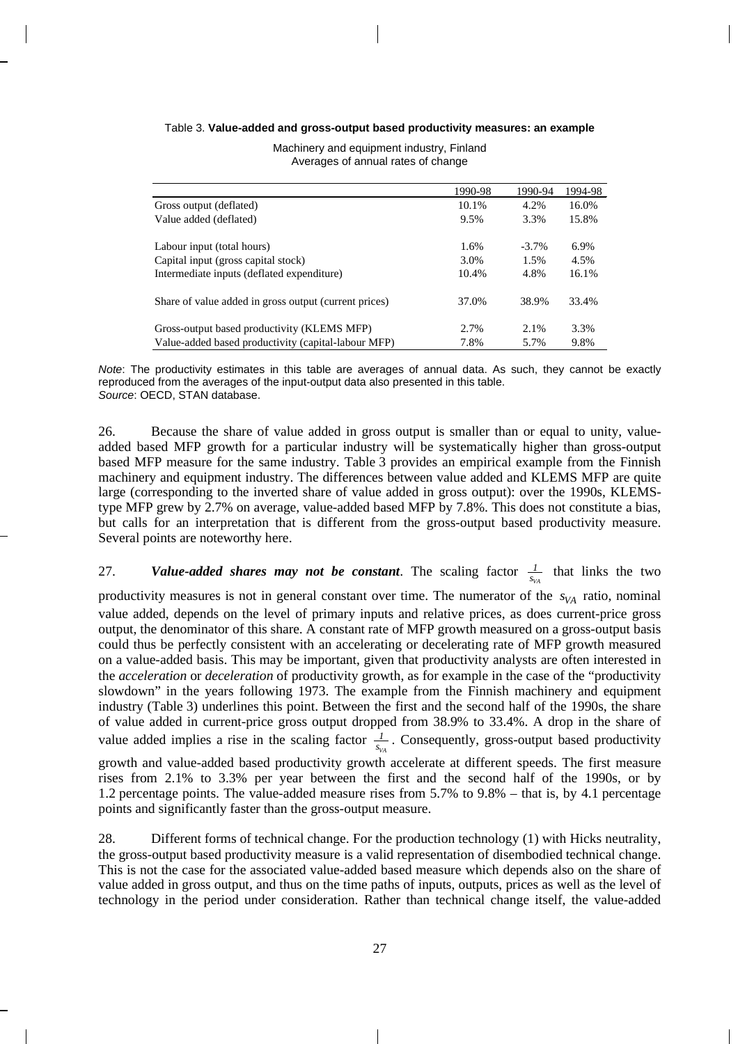Table 3. **Value-added and gross-output based productivity measures: an example**

Machinery and equipment industry, Finland
Averages of annual rates of change

| | 1990-98 | 1990-94 | 1994-98 |
|---|---|---|---|
| Gross output (deflated) | 10.1% | 4.2% | 16.0% |
| Value added (deflated) | 9.5% | 3.3% | 15.8% |
| Labour input (total hours) | 1.6% | -3.7% | 6.9% |
| Capital input (gross capital stock) | 3.0% | 1.5% | 4.5% |
| Intermediate inputs (deflated expenditure) | 10.4% | 4.8% | 16.1% |
| Share of value added in gross output (current prices) | 37.0% | 38.9% | 33.4% |
| Gross-output based productivity (KLEMS MFP) | 2.7% | 2.1% | 3.3% |
| Value-added based productivity (capital-labour MFP) | 7.8% | 5.7% | 9.8% |

*Note*: The productivity estimates in this table are averages of annual data. As such, they cannot be exactly reproduced from the averages of the input-output data also presented in this table.
*Source*: OECD, STAN database.

26. Because the share of value added in gross output is smaller than or equal to unity, value-added based MFP growth for a particular industry will be systematically higher than gross-output based MFP measure for the same industry. Table 3 provides an empirical example from the Finnish machinery and equipment industry. The differences between value added and KLEMS MFP are quite large (corresponding to the inverted share of value added in gross output): over the 1990s, KLEMS-type MFP grew by 2.7% on average, value-added based MFP by 7.8%. This does not constitute a bias, but calls for an interpretation that is different from the gross-output based productivity measure. Several points are noteworthy here.

27. ***Value-added shares may not be constant***. The scaling factor $\frac{1}{s_{VA}}$ that links the two productivity measures is not in general constant over time. The numerator of the $s_{VA}$ ratio, nominal value added, depends on the level of primary inputs and relative prices, as does current-price gross output, the denominator of this share. A constant rate of MFP growth measured on a gross-output basis could thus be perfectly consistent with an accelerating or decelerating rate of MFP growth measured on a value-added basis. This may be important, given that productivity analysts are often interested in the *acceleration* or *deceleration* of productivity growth, as for example in the case of the "productivity slowdown" in the years following 1973. The example from the Finnish machinery and equipment industry (Table 3) underlines this point. Between the first and the second half of the 1990s, the share of value added in current-price gross output dropped from 38.9% to 33.4%. A drop in the share of value added implies a rise in the scaling factor $\frac{1}{s_{VA}}$. Consequently, gross-output based productivity growth and value-added based productivity growth accelerate at different speeds. The first measure rises from 2.1% to 3.3% per year between the first and the second half of the 1990s, or by 1.2 percentage points. The value-added measure rises from 5.7% to 9.8% – that is, by 4.1 percentage points and significantly faster than the gross-output measure.

28. Different forms of technical change. For the production technology (1) with Hicks neutrality, the gross-output based productivity measure is a valid representation of disembodied technical change. This is not the case for the associated value-added based measure which depends also on the share of value added in gross output, and thus on the time paths of inputs, outputs, prices as well as the level of technology in the period under consideration. Rather than technical change itself, the value-added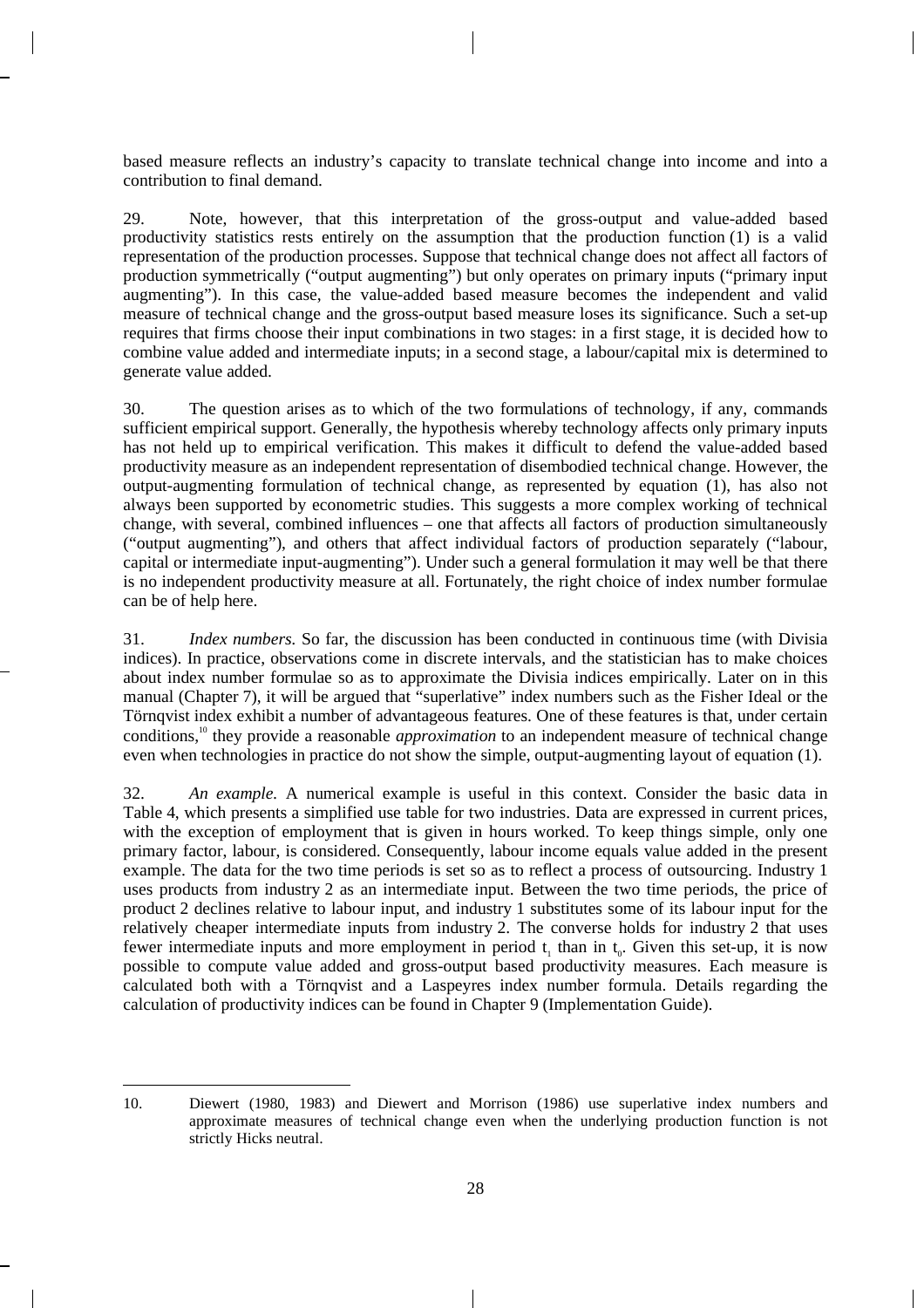based measure reflects an industry's capacity to translate technical change into income and into a contribution to final demand.

29. Note, however, that this interpretation of the gross-output and value-added based productivity statistics rests entirely on the assumption that the production function (1) is a valid representation of the production processes. Suppose that technical change does not affect all factors of production symmetrically ("output augmenting") but only operates on primary inputs ("primary input augmenting"). In this case, the value-added based measure becomes the independent and valid measure of technical change and the gross-output based measure loses its significance. Such a set-up requires that firms choose their input combinations in two stages: in a first stage, it is decided how to combine value added and intermediate inputs; in a second stage, a labour/capital mix is determined to generate value added.

30. The question arises as to which of the two formulations of technology, if any, commands sufficient empirical support. Generally, the hypothesis whereby technology affects only primary inputs has not held up to empirical verification. This makes it difficult to defend the value-added based productivity measure as an independent representation of disembodied technical change. However, the output-augmenting formulation of technical change, as represented by equation (1), has also not always been supported by econometric studies. This suggests a more complex working of technical change, with several, combined influences – one that affects all factors of production simultaneously ("output augmenting"), and others that affect individual factors of production separately ("labour, capital or intermediate input-augmenting"). Under such a general formulation it may well be that there is no independent productivity measure at all. Fortunately, the right choice of index number formulae can be of help here.

31. *Index numbers.* So far, the discussion has been conducted in continuous time (with Divisia indices). In practice, observations come in discrete intervals, and the statistician has to make choices about index number formulae so as to approximate the Divisia indices empirically. Later on in this manual (Chapter 7), it will be argued that "superlative" index numbers such as the Fisher Ideal or the Törnqvist index exhibit a number of advantageous features. One of these features is that, under certain conditions,[10] they provide a reasonable *approximation* to an independent measure of technical change even when technologies in practice do not show the simple, output-augmenting layout of equation (1).

32. *An example.* A numerical example is useful in this context. Consider the basic data in Table 4, which presents a simplified use table for two industries. Data are expressed in current prices, with the exception of employment that is given in hours worked. To keep things simple, only one primary factor, labour, is considered. Consequently, labour income equals value added in the present example. The data for the two time periods is set so as to reflect a process of outsourcing. Industry 1 uses products from industry 2 as an intermediate input. Between the two time periods, the price of product 2 declines relative to labour input, and industry 1 substitutes some of its labour input for the relatively cheaper intermediate inputs from industry 2. The converse holds for industry 2 that uses fewer intermediate inputs and more employment in period $t_1$ than in $t_0$. Given this set-up, it is now possible to compute value added and gross-output based productivity measures. Each measure is calculated both with a Törnqvist and a Laspeyres index number formula. Details regarding the calculation of productivity indices can be found in Chapter 9 (Implementation Guide).

---

10. Diewert (1980, 1983) and Diewert and Morrison (1986) use superlative index numbers and approximate measures of technical change even when the underlying production function is not strictly Hicks neutral.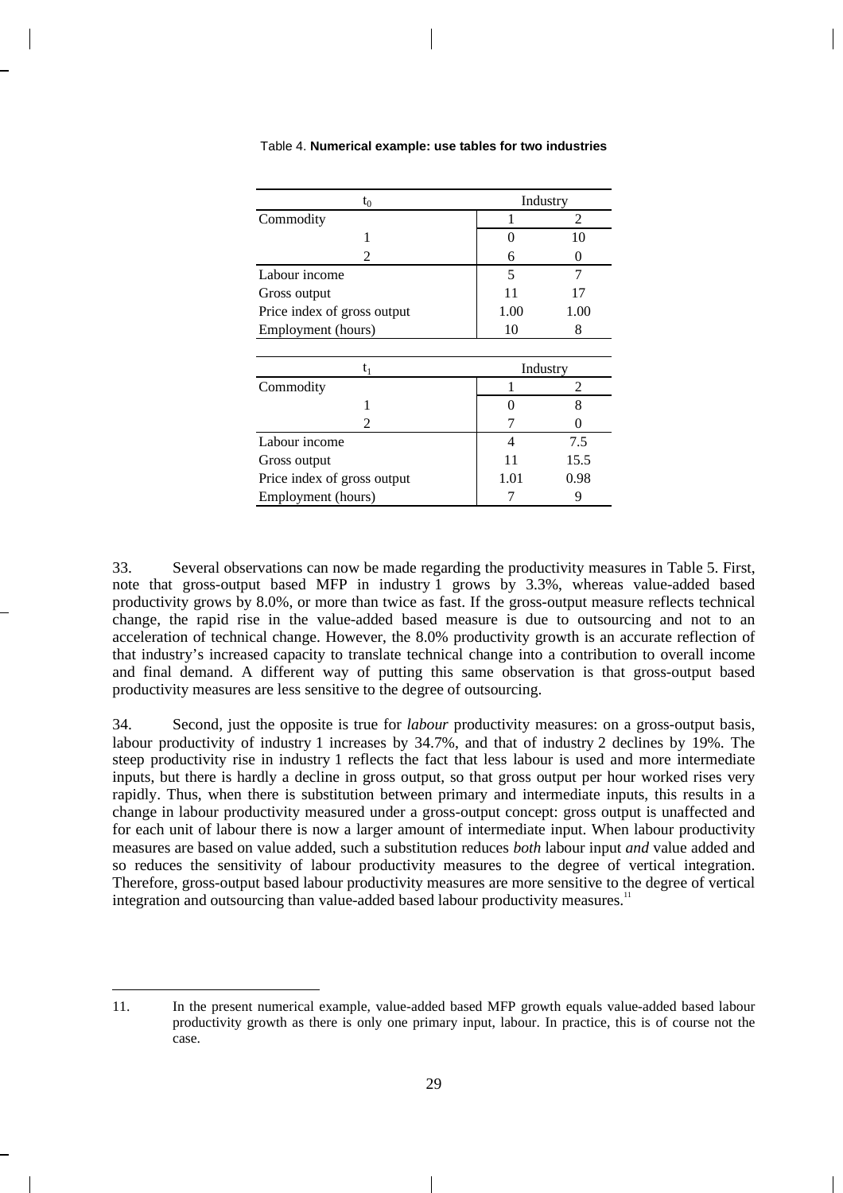Table 4. **Numerical example: use tables for two industries**

| $t_0$ | Industry | |
|---|---|---|
| Commodity | 1 | 2 |
| 1 | 0 | 10 |
| 2 | 6 | 0 |
| Labour income | 5 | 7 |
| Gross output | 11 | 17 |
| Price index of gross output | 1.00 | 1.00 |
| Employment (hours) | 10 | 8 |

| $t_1$ | Industry | |
|---|---|---|
| Commodity | 1 | 2 |
| 1 | 0 | 8 |
| 2 | 7 | 0 |
| Labour income | 4 | 7.5 |
| Gross output | 11 | 15.5 |
| Price index of gross output | 1.01 | 0.98 |
| Employment (hours) | 7 | 9 |

33. Several observations can now be made regarding the productivity measures in Table 5. First, note that gross-output based MFP in industry 1 grows by 3.3%, whereas value-added based productivity grows by 8.0%, or more than twice as fast. If the gross-output measure reflects technical change, the rapid rise in the value-added based measure is due to outsourcing and not to an acceleration of technical change. However, the 8.0% productivity growth is an accurate reflection of that industry's increased capacity to translate technical change into a contribution to overall income and final demand. A different way of putting this same observation is that gross-output based productivity measures are less sensitive to the degree of outsourcing.

34. Second, just the opposite is true for *labour* productivity measures: on a gross-output basis, labour productivity of industry 1 increases by 34.7%, and that of industry 2 declines by 19%. The steep productivity rise in industry 1 reflects the fact that less labour is used and more intermediate inputs, but there is hardly a decline in gross output, so that gross output per hour worked rises very rapidly. Thus, when there is substitution between primary and intermediate inputs, this results in a change in labour productivity measured under a gross-output concept: gross output is unaffected and for each unit of labour there is now a larger amount of intermediate input. When labour productivity measures are based on value added, such a substitution reduces *both* labour input *and* value added and so reduces the sensitivity of labour productivity measures to the degree of vertical integration. Therefore, gross-output based labour productivity measures are more sensitive to the degree of vertical integration and outsourcing than value-added based labour productivity measures.[11]

11. In the present numerical example, value-added based MFP growth equals value-added based labour productivity growth as there is only one primary input, labour. In practice, this is of course not the case.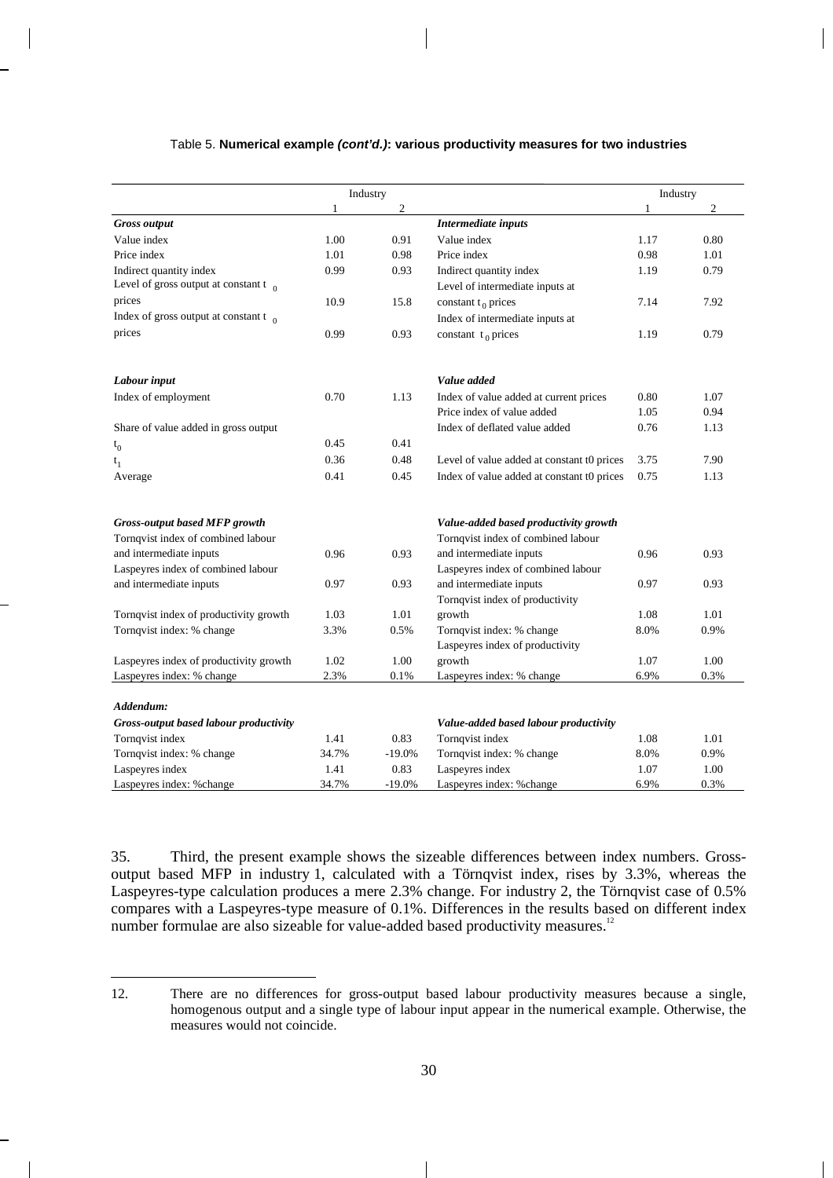Table 5. **Numerical example *(cont'd.)*: various productivity measures for two industries**

| | Industry | | | Industry | |
|---|---|---|---|---|---|
| | 1 | 2 | | 1 | 2 |
| ***Gross output*** | | | ***Intermediate inputs*** | | |
| Value index | 1.00 | 0.91 | Value index | 1.17 | 0.80 |
| Price index | 1.01 | 0.98 | Price index | 0.98 | 1.01 |
| Indirect quantity index | 0.99 | 0.93 | Indirect quantity index | 1.19 | 0.79 |
| Level of gross output at constant $t_0$ prices | 10.9 | 15.8 | Level of intermediate inputs at constant $t_0$ prices | 7.14 | 7.92 |
| Index of gross output at constant $t_0$ prices | 0.99 | 0.93 | Index of intermediate inputs at constant $t_0$ prices | 1.19 | 0.79 |
| | | | | | |
| ***Labour input*** | | | ***Value added*** | | |
| Index of employment | 0.70 | 1.13 | Index of value added at current prices | 0.80 | 1.07 |
| | | | Price index of value added | 1.05 | 0.94 |
| Share of value added in gross output | | | Index of deflated value added | 0.76 | 1.13 |
| $t_0$ | 0.45 | 0.41 | | | |
| $t_1$ | 0.36 | 0.48 | Level of value added at constant t0 prices | 3.75 | 7.90 |
| Average | 0.41 | 0.45 | Index of value added at constant t0 prices | 0.75 | 1.13 |
| | | | | | |
| ***Gross-output based MFP growth*** | | | ***Value-added based productivity growth*** | | |
| Tornqvist index of combined labour and intermediate inputs | 0.96 | 0.93 | Tornqvist index of combined labour and intermediate inputs | 0.96 | 0.93 |
| Laspeyres index of combined labour and intermediate inputs | 0.97 | 0.93 | Laspeyres index of combined labour and intermediate inputs | 0.97 | 0.93 |
| Tornqvist index of productivity growth | 1.03 | 1.01 | Tornqvist index of productivity growth | 1.08 | 1.01 |
| Tornqvist index: % change | 3.3% | 0.5% | Tornqvist index: % change | 8.0% | 0.9% |
| Laspeyres index of productivity growth | 1.02 | 1.00 | Laspeyres index of productivity growth | 1.07 | 1.00 |
| Laspeyres index: % change | 2.3% | 0.1% | Laspeyres index: % change | 6.9% | 0.3% |
| | | | | | |
| ***Addendum:*** | | | | | |
| ***Gross-output based labour productivity*** | | | ***Value-added based labour productivity*** | | |
| Tornqvist index | 1.41 | 0.83 | Tornqvist index | 1.08 | 1.01 |
| Tornqvist index: % change | 34.7% | -19.0% | Tornqvist index: % change | 8.0% | 0.9% |
| Laspeyres index | 1.41 | 0.83 | Laspeyres index | 1.07 | 1.00 |
| Laspeyres index: %change | 34.7% | -19.0% | Laspeyres index: %change | 6.9% | 0.3% |

35. Third, the present example shows the sizeable differences between index numbers. Gross-output based MFP in industry 1, calculated with a Törnqvist index, rises by 3.3%, whereas the Laspeyres-type calculation produces a mere 2.3% change. For industry 2, the Törnqvist case of 0.5% compares with a Laspeyres-type measure of 0.1%. Differences in the results based on different index number formulae are also sizeable for value-added based productivity measures.[12]

12. There are no differences for gross-output based labour productivity measures because a single, homogenous output and a single type of labour input appear in the numerical example. Otherwise, the measures would not coincide.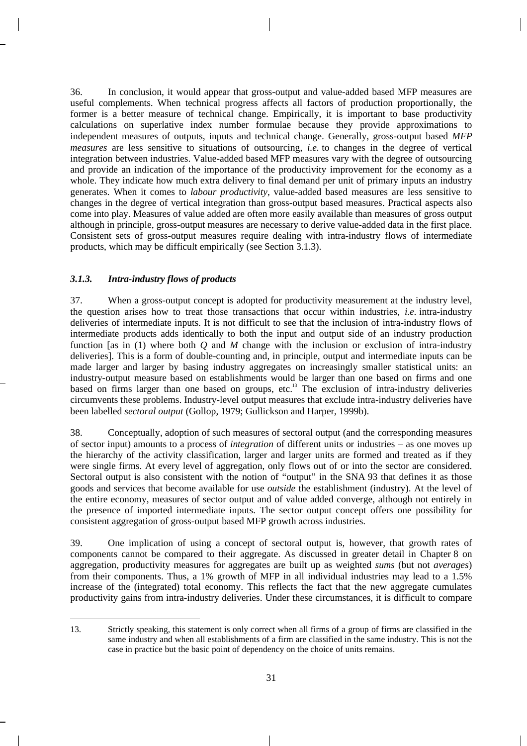36. In conclusion, it would appear that gross-output and value-added based MFP measures are useful complements. When technical progress affects all factors of production proportionally, the former is a better measure of technical change. Empirically, it is important to base productivity calculations on superlative index number formulae because they provide approximations to independent measures of outputs, inputs and technical change. Generally, gross-output based *MFP measures* are less sensitive to situations of outsourcing, *i.e.* to changes in the degree of vertical integration between industries. Value-added based MFP measures vary with the degree of outsourcing and provide an indication of the importance of the productivity improvement for the economy as a whole. They indicate how much extra delivery to final demand per unit of primary inputs an industry generates. When it comes to *labour productivity*, value-added based measures are less sensitive to changes in the degree of vertical integration than gross-output based measures. Practical aspects also come into play. Measures of value added are often more easily available than measures of gross output although in principle, gross-output measures are necessary to derive value-added data in the first place. Consistent sets of gross-output measures require dealing with intra-industry flows of intermediate products, which may be difficult empirically (see Section 3.1.3).

### *3.1.3. Intra-industry flows of products*

37. When a gross-output concept is adopted for productivity measurement at the industry level, the question arises how to treat those transactions that occur within industries, *i.e.* intra-industry deliveries of intermediate inputs. It is not difficult to see that the inclusion of intra-industry flows of intermediate products adds identically to both the input and output side of an industry production function [as in (1) where both $Q$ and $M$ change with the inclusion or exclusion of intra-industry deliveries]. This is a form of double-counting and, in principle, output and intermediate inputs can be made larger and larger by basing industry aggregates on increasingly smaller statistical units: an industry-output measure based on establishments would be larger than one based on firms and one based on firms larger than one based on groups, etc.[13] The exclusion of intra-industry deliveries circumvents these problems. Industry-level output measures that exclude intra-industry deliveries have been labelled *sectoral output* (Gollop, 1979; Gullickson and Harper, 1999b).

38. Conceptually, adoption of such measures of sectoral output (and the corresponding measures of sector input) amounts to a process of *integration* of different units or industries – as one moves up the hierarchy of the activity classification, larger and larger units are formed and treated as if they were single firms. At every level of aggregation, only flows out of or into the sector are considered. Sectoral output is also consistent with the notion of "output" in the SNA 93 that defines it as those goods and services that become available for use *outside* the establishment (industry). At the level of the entire economy, measures of sector output and of value added converge, although not entirely in the presence of imported intermediate inputs. The sector output concept offers one possibility for consistent aggregation of gross-output based MFP growth across industries.

39. One implication of using a concept of sectoral output is, however, that growth rates of components cannot be compared to their aggregate. As discussed in greater detail in Chapter 8 on aggregation, productivity measures for aggregates are built up as weighted *sums* (but not *averages*) from their components. Thus, a 1% growth of MFP in all individual industries may lead to a 1.5% increase of the (integrated) total economy. This reflects the fact that the new aggregate cumulates productivity gains from intra-industry deliveries. Under these circumstances, it is difficult to compare

13. Strictly speaking, this statement is only correct when all firms of a group of firms are classified in the same industry and when all establishments of a firm are classified in the same industry. This is not the case in practice but the basic point of dependency on the choice of units remains.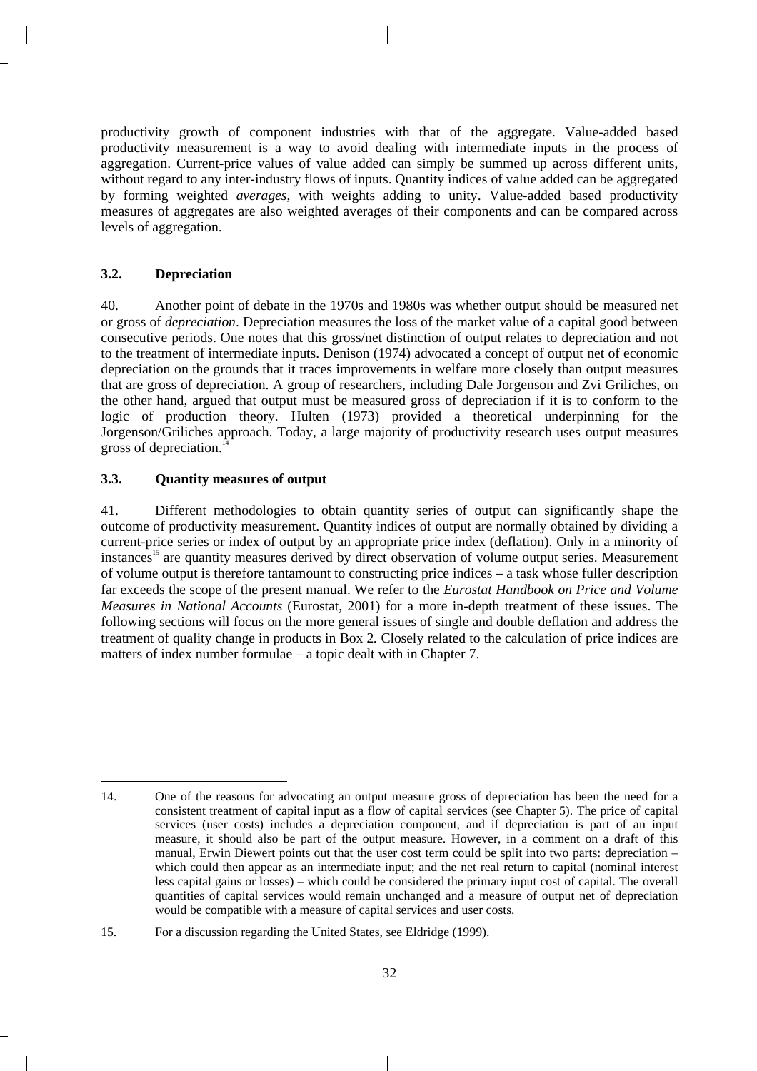productivity growth of component industries with that of the aggregate. Value-added based productivity measurement is a way to avoid dealing with intermediate inputs in the process of aggregation. Current-price values of value added can simply be summed up across different units, without regard to any inter-industry flows of inputs. Quantity indices of value added can be aggregated by forming weighted *averages*, with weights adding to unity. Value-added based productivity measures of aggregates are also weighted averages of their components and can be compared across levels of aggregation.

### 3.2. Depreciation

40. Another point of debate in the 1970s and 1980s was whether output should be measured net or gross of *depreciation*. Depreciation measures the loss of the market value of a capital good between consecutive periods. One notes that this gross/net distinction of output relates to depreciation and not to the treatment of intermediate inputs. Denison (1974) advocated a concept of output net of economic depreciation on the grounds that it traces improvements in welfare more closely than output measures that are gross of depreciation. A group of researchers, including Dale Jorgenson and Zvi Griliches, on the other hand, argued that output must be measured gross of depreciation if it is to conform to the logic of production theory. Hulten (1973) provided a theoretical underpinning for the Jorgenson/Griliches approach. Today, a large majority of productivity research uses output measures gross of depreciation.[14]

### 3.3. Quantity measures of output

41. Different methodologies to obtain quantity series of output can significantly shape the outcome of productivity measurement. Quantity indices of output are normally obtained by dividing a current-price series or index of output by an appropriate price index (deflation). Only in a minority of instances[15] are quantity measures derived by direct observation of volume output series. Measurement of volume output is therefore tantamount to constructing price indices – a task whose fuller description far exceeds the scope of the present manual. We refer to the *Eurostat Handbook on Price and Volume Measures in National Accounts* (Eurostat, 2001) for a more in-depth treatment of these issues. The following sections will focus on the more general issues of single and double deflation and address the treatment of quality change in products in Box 2. Closely related to the calculation of price indices are matters of index number formulae – a topic dealt with in Chapter 7.

---

14. One of the reasons for advocating an output measure gross of depreciation has been the need for a consistent treatment of capital input as a flow of capital services (see Chapter 5). The price of capital services (user costs) includes a depreciation component, and if depreciation is part of an input measure, it should also be part of the output measure. However, in a comment on a draft of this manual, Erwin Diewert points out that the user cost term could be split into two parts: depreciation – which could then appear as an intermediate input; and the net real return to capital (nominal interest less capital gains or losses) – which could be considered the primary input cost of capital. The overall quantities of capital services would remain unchanged and a measure of output net of depreciation would be compatible with a measure of capital services and user costs.

15. For a discussion regarding the United States, see Eldridge (1999).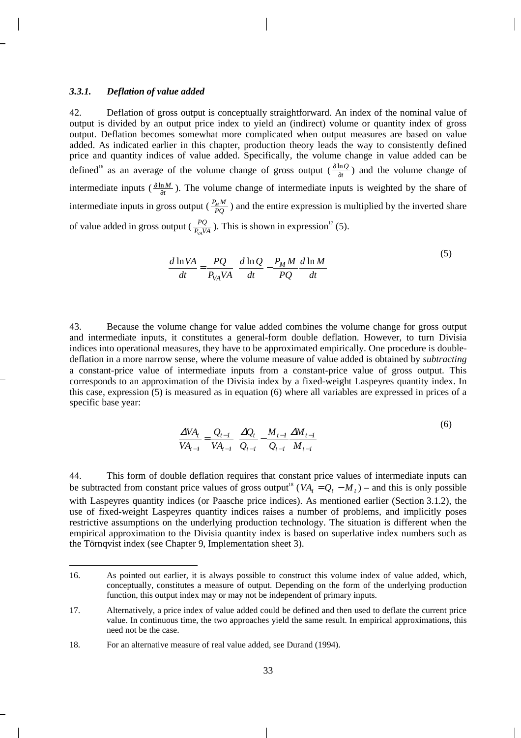### *3.3.1. Deflation of value added*

42. Deflation of gross output is conceptually straightforward. An index of the nominal value of output is divided by an output price index to yield an (indirect) volume or quantity index of gross output. Deflation becomes somewhat more complicated when output measures are based on value added. As indicated earlier in this chapter, production theory leads the way to consistently defined price and quantity indices of value added. Specifically, the volume change in value added can be defined[16] as an average of the volume change of gross output ($\frac{\partial \ln Q}{\partial t}$) and the volume change of intermediate inputs ($\frac{\partial \ln M}{\partial t}$). The volume change of intermediate inputs is weighted by the share of intermediate inputs in gross output ($\frac{P_M M}{PQ}$) and the entire expression is multiplied by the inverted share of value added in gross output ($\frac{PQ}{P_{VA}VA}$). This is shown in expression[17] (5).

$$\frac{d \ln VA}{dt} = \frac{PQ}{P_{VA}VA}\left(\frac{d \ln Q}{dt} - \frac{P_M M}{PQ}\frac{d \ln M}{dt}\right) \tag{5}$$

43. Because the volume change for value added combines the volume change for gross output and intermediate inputs, it constitutes a general-form double deflation. However, to turn Divisia indices into operational measures, they have to be approximated empirically. One procedure is double-deflation in a more narrow sense, where the volume measure of value added is obtained by *subtracting* a constant-price value of intermediate inputs from a constant-price value of gross output. This corresponds to an approximation of the Divisia index by a fixed-weight Laspeyres quantity index. In this case, expression (5) is measured as in equation (6) where all variables are expressed in prices of a specific base year:

$$\frac{\Delta VA_t}{VA_{t-1}} = \frac{Q_{t-1}}{VA_{t-1}}\left(\frac{\Delta Q_t}{Q_{t-1}} - \frac{M_{t-1}}{Q_{t-1}}\frac{\Delta M_{t-1}}{M_{t-1}}\right) \tag{6}$$

44. This form of double deflation requires that constant price values of intermediate inputs can be subtracted from constant price values of gross output[18] ($VA_t = Q_t - M_t$) – and this is only possible with Laspeyres quantity indices (or Paasche price indices). As mentioned earlier (Section 3.1.2), the use of fixed-weight Laspeyres quantity indices raises a number of problems, and implicitly poses restrictive assumptions on the underlying production technology. The situation is different when the empirical approximation to the Divisia quantity index is based on superlative index numbers such as the Törnqvist index (see Chapter 9, Implementation sheet 3).

---

16. As pointed out earlier, it is always possible to construct this volume index of value added, which, conceptually, constitutes a measure of output. Depending on the form of the underlying production function, this output index may or may not be independent of primary inputs.

17. Alternatively, a price index of value added could be defined and then used to deflate the current price value. In continuous time, the two approaches yield the same result. In empirical approximations, this need not be the case.

18. For an alternative measure of real value added, see Durand (1994).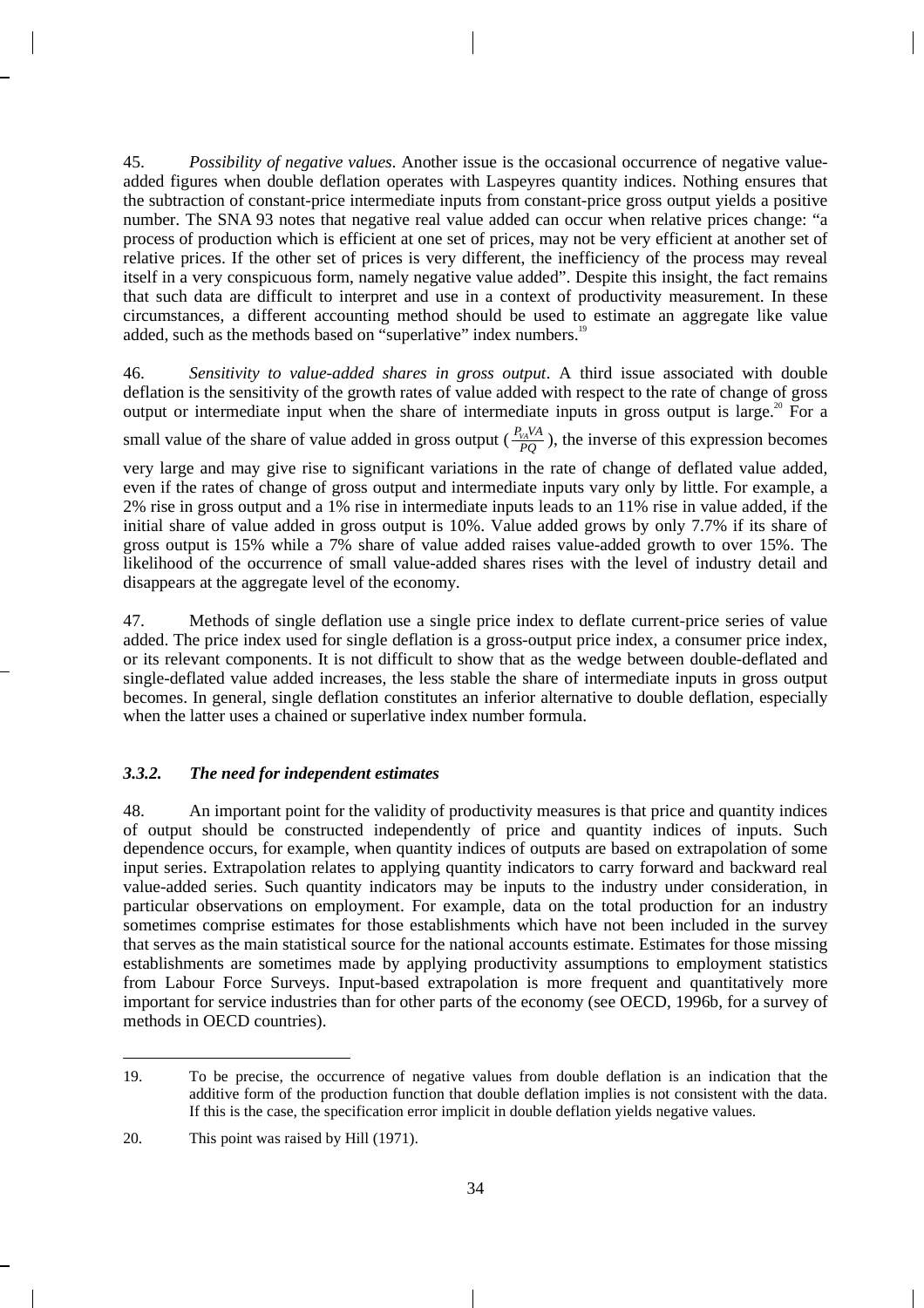45. *Possibility of negative values.* Another issue is the occasional occurrence of negative value-added figures when double deflation operates with Laspeyres quantity indices. Nothing ensures that the subtraction of constant-price intermediate inputs from constant-price gross output yields a positive number. The SNA 93 notes that negative real value added can occur when relative prices change: "a process of production which is efficient at one set of prices, may not be very efficient at another set of relative prices. If the other set of prices is very different, the inefficiency of the process may reveal itself in a very conspicuous form, namely negative value added". Despite this insight, the fact remains that such data are difficult to interpret and use in a context of productivity measurement. In these circumstances, a different accounting method should be used to estimate an aggregate like value added, such as the methods based on "superlative" index numbers.[19]

46. *Sensitivity to value-added shares in gross output*. A third issue associated with double deflation is the sensitivity of the growth rates of value added with respect to the rate of change of gross output or intermediate input when the share of intermediate inputs in gross output is large.[20] For a small value of the share of value added in gross output ($\frac{P_{VA}VA}{PQ}$), the inverse of this expression becomes very large and may give rise to significant variations in the rate of change of deflated value added, even if the rates of change of gross output and intermediate inputs vary only by little. For example, a 2% rise in gross output and a 1% rise in intermediate inputs leads to an 11% rise in value added, if the initial share of value added in gross output is 10%. Value added grows by only 7.7% if its share of gross output is 15% while a 7% share of value added raises value-added growth to over 15%. The likelihood of the occurrence of small value-added shares rises with the level of industry detail and disappears at the aggregate level of the economy.

47. Methods of single deflation use a single price index to deflate current-price series of value added. The price index used for single deflation is a gross-output price index, a consumer price index, or its relevant components. It is not difficult to show that as the wedge between double-deflated and single-deflated value added increases, the less stable the share of intermediate inputs in gross output becomes. In general, single deflation constitutes an inferior alternative to double deflation, especially when the latter uses a chained or superlative index number formula.

### *3.3.2. The need for independent estimates*

48. An important point for the validity of productivity measures is that price and quantity indices of output should be constructed independently of price and quantity indices of inputs. Such dependence occurs, for example, when quantity indices of outputs are based on extrapolation of some input series. Extrapolation relates to applying quantity indicators to carry forward and backward real value-added series. Such quantity indicators may be inputs to the industry under consideration, in particular observations on employment. For example, data on the total production for an industry sometimes comprise estimates for those establishments which have not been included in the survey that serves as the main statistical source for the national accounts estimate. Estimates for those missing establishments are sometimes made by applying productivity assumptions to employment statistics from Labour Force Surveys. Input-based extrapolation is more frequent and quantitatively more important for service industries than for other parts of the economy (see OECD, 1996b, for a survey of methods in OECD countries).

---

19. To be precise, the occurrence of negative values from double deflation is an indication that the additive form of the production function that double deflation implies is not consistent with the data. If this is the case, the specification error implicit in double deflation yields negative values.

20. This point was raised by Hill (1971).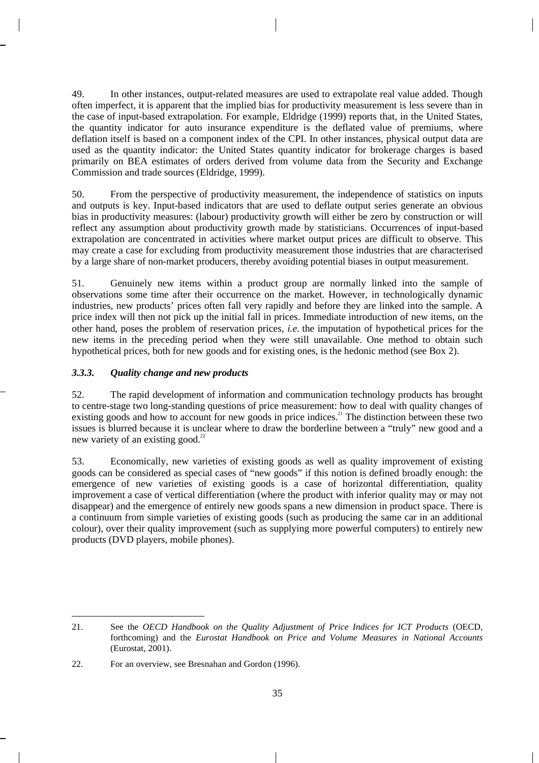49. In other instances, output-related measures are used to extrapolate real value added. Though often imperfect, it is apparent that the implied bias for productivity measurement is less severe than in the case of input-based extrapolation. For example, Eldridge (1999) reports that, in the United States, the quantity indicator for auto insurance expenditure is the deflated value of premiums, where deflation itself is based on a component index of the CPI. In other instances, physical output data are used as the quantity indicator: the United States quantity indicator for brokerage charges is based primarily on BEA estimates of orders derived from volume data from the Security and Exchange Commission and trade sources (Eldridge, 1999).

50. From the perspective of productivity measurement, the independence of statistics on inputs and outputs is key. Input-based indicators that are used to deflate output series generate an obvious bias in productivity measures: (labour) productivity growth will either be zero by construction or will reflect any assumption about productivity growth made by statisticians. Occurrences of input-based extrapolation are concentrated in activities where market output prices are difficult to observe. This may create a case for excluding from productivity measurement those industries that are characterised by a large share of non-market producers, thereby avoiding potential biases in output measurement.

51. Genuinely new items within a product group are normally linked into the sample of observations some time after their occurrence on the market. However, in technologically dynamic industries, new products' prices often fall very rapidly and before they are linked into the sample. A price index will then not pick up the initial fall in prices. Immediate introduction of new items, on the other hand, poses the problem of reservation prices, *i.e.* the imputation of hypothetical prices for the new items in the preceding period when they were still unavailable. One method to obtain such hypothetical prices, both for new goods and for existing ones, is the hedonic method (see Box 2).

### *3.3.3. Quality change and new products*

52. The rapid development of information and communication technology products has brought to centre-stage two long-standing questions of price measurement: how to deal with quality changes of existing goods and how to account for new goods in price indices.[21] The distinction between these two issues is blurred because it is unclear where to draw the borderline between a "truly" new good and a new variety of an existing good.[22]

53. Economically, new varieties of existing goods as well as quality improvement of existing goods can be considered as special cases of "new goods" if this notion is defined broadly enough: the emergence of new varieties of existing goods is a case of horizontal differentiation, quality improvement a case of vertical differentiation (where the product with inferior quality may or may not disappear) and the emergence of entirely new goods spans a new dimension in product space. There is a continuum from simple varieties of existing goods (such as producing the same car in an additional colour), over their quality improvement (such as supplying more powerful computers) to entirely new products (DVD players, mobile phones).

---

21. See the *OECD Handbook on the Quality Adjustment of Price Indices for ICT Products* (OECD, forthcoming) and the *Eurostat Handbook on Price and Volume Measures in National Accounts* (Eurostat, 2001).

22. For an overview, see Bresnahan and Gordon (1996).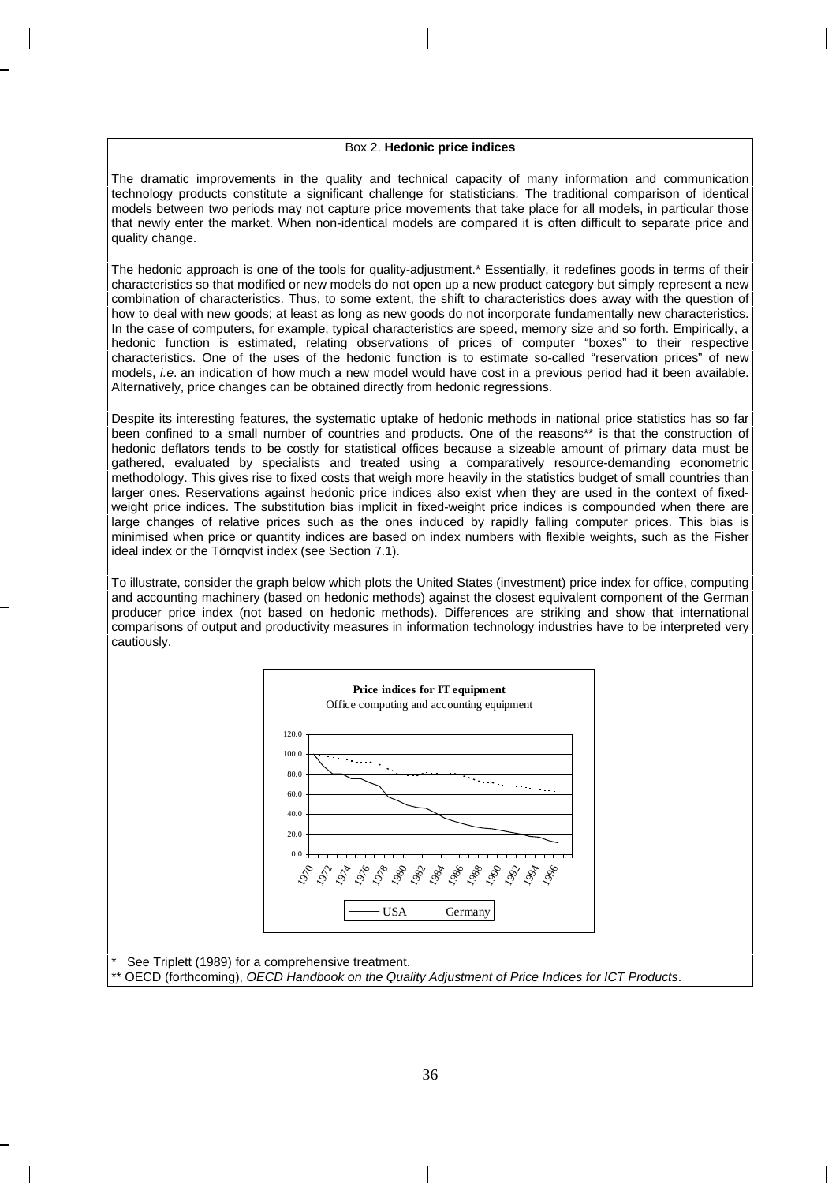Box 2. **Hedonic price indices**

The dramatic improvements in the quality and technical capacity of many information and communication technology products constitute a significant challenge for statisticians. The traditional comparison of identical models between two periods may not capture price movements that take place for all models, in particular those that newly enter the market. When non-identical models are compared it is often difficult to separate price and quality change.

The hedonic approach is one of the tools for quality-adjustment.* Essentially, it redefines goods in terms of their characteristics so that modified or new models do not open up a new product category but simply represent a new combination of characteristics. Thus, to some extent, the shift to characteristics does away with the question of how to deal with new goods; at least as long as new goods do not incorporate fundamentally new characteristics. In the case of computers, for example, typical characteristics are speed, memory size and so forth. Empirically, a hedonic function is estimated, relating observations of prices of computer "boxes" to their respective characteristics. One of the uses of the hedonic function is to estimate so-called "reservation prices" of new models, *i.e.* an indication of how much a new model would have cost in a previous period had it been available. Alternatively, price changes can be obtained directly from hedonic regressions.

Despite its interesting features, the systematic uptake of hedonic methods in national price statistics has so far been confined to a small number of countries and products. One of the reasons** is that the construction of hedonic deflators tends to be costly for statistical offices because a sizeable amount of primary data must be gathered, evaluated by specialists and treated using a comparatively resource-demanding econometric methodology. This gives rise to fixed costs that weigh more heavily in the statistics budget of small countries than larger ones. Reservations against hedonic price indices also exist when they are used in the context of fixed-weight price indices. The substitution bias implicit in fixed-weight price indices is compounded when there are large changes of relative prices such as the ones induced by rapidly falling computer prices. This bias is minimised when price or quantity indices are based on index numbers with flexible weights, such as the Fisher ideal index or the Törnqvist index (see Section 7.1).

To illustrate, consider the graph below which plots the United States (investment) price index for office, computing and accounting machinery (based on hedonic methods) against the closest equivalent component of the German producer price index (not based on hedonic methods). Differences are striking and show that international comparisons of output and productivity measures in information technology industries have to be interpreted very cautiously.

**Price indices for IT equipment**
Office computing and accounting equipment

120.0
100.0
80.0
60.0
40.0
20.0
0.0

1970 1972 1974 1976 1978 1980 1982 1984 1986 1988 1990 1992 1994 1996

USA ······ Germany

\* See Triplett (1989) for a comprehensive treatment.

** OECD (forthcoming), *OECD Handbook on the Quality Adjustment of Price Indices for ICT Products*.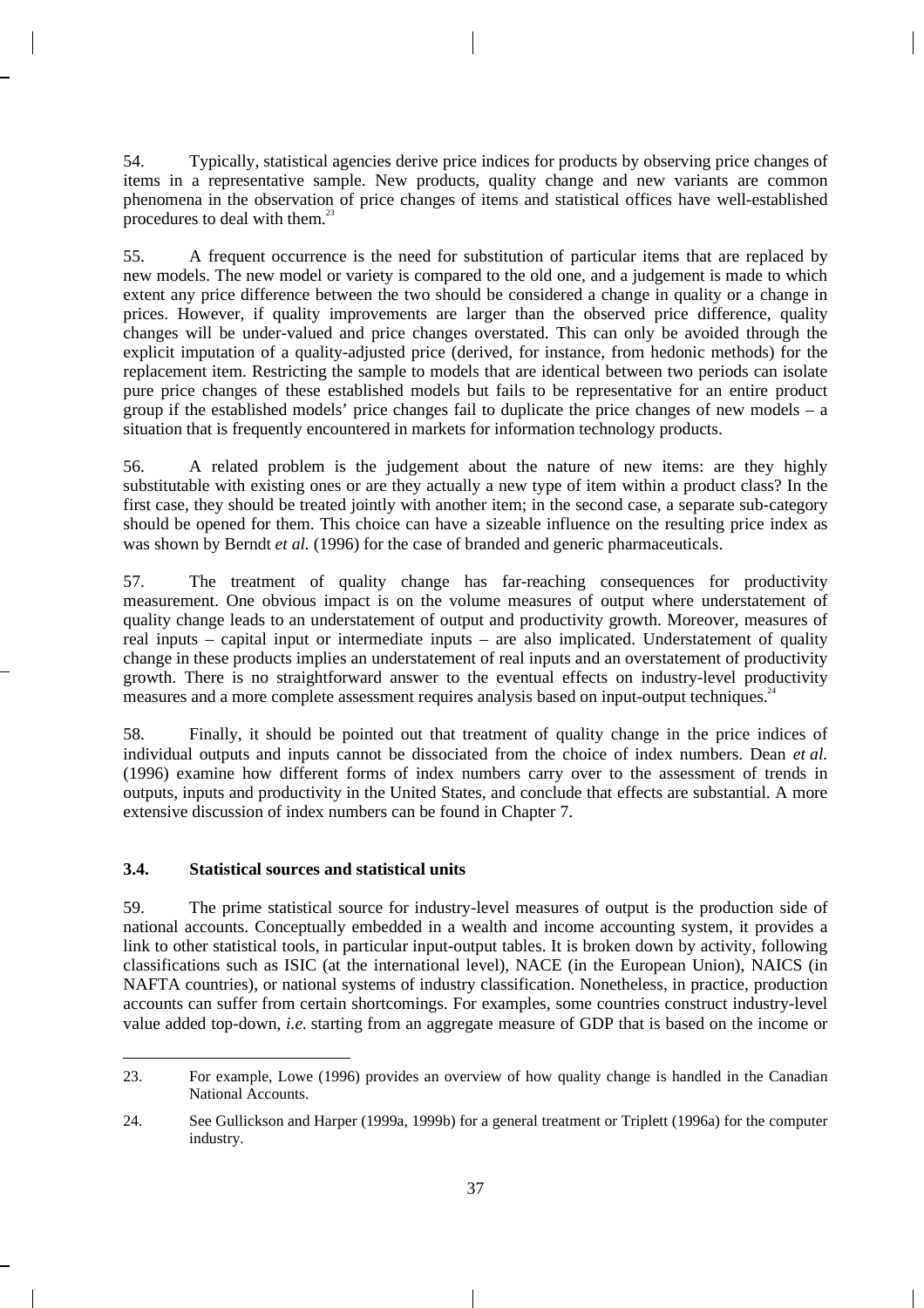54. Typically, statistical agencies derive price indices for products by observing price changes of items in a representative sample. New products, quality change and new variants are common phenomena in the observation of price changes of items and statistical offices have well-established procedures to deal with them.[23]

55. A frequent occurrence is the need for substitution of particular items that are replaced by new models. The new model or variety is compared to the old one, and a judgement is made to which extent any price difference between the two should be considered a change in quality or a change in prices. However, if quality improvements are larger than the observed price difference, quality changes will be under-valued and price changes overstated. This can only be avoided through the explicit imputation of a quality-adjusted price (derived, for instance, from hedonic methods) for the replacement item. Restricting the sample to models that are identical between two periods can isolate pure price changes of these established models but fails to be representative for an entire product group if the established models' price changes fail to duplicate the price changes of new models – a situation that is frequently encountered in markets for information technology products.

56. A related problem is the judgement about the nature of new items: are they highly substitutable with existing ones or are they actually a new type of item within a product class? In the first case, they should be treated jointly with another item; in the second case, a separate sub-category should be opened for them. This choice can have a sizeable influence on the resulting price index as was shown by Berndt *et al.* (1996) for the case of branded and generic pharmaceuticals.

57. The treatment of quality change has far-reaching consequences for productivity measurement. One obvious impact is on the volume measures of output where understatement of quality change leads to an understatement of output and productivity growth. Moreover, measures of real inputs – capital input or intermediate inputs – are also implicated. Understatement of quality change in these products implies an understatement of real inputs and an overstatement of productivity growth. There is no straightforward answer to the eventual effects on industry-level productivity measures and a more complete assessment requires analysis based on input-output techniques.[24]

58. Finally, it should be pointed out that treatment of quality change in the price indices of individual outputs and inputs cannot be dissociated from the choice of index numbers. Dean *et al.* (1996) examine how different forms of index numbers carry over to the assessment of trends in outputs, inputs and productivity in the United States, and conclude that effects are substantial. A more extensive discussion of index numbers can be found in Chapter 7.

### 3.4. Statistical sources and statistical units

59. The prime statistical source for industry-level measures of output is the production side of national accounts. Conceptually embedded in a wealth and income accounting system, it provides a link to other statistical tools, in particular input-output tables. It is broken down by activity, following classifications such as ISIC (at the international level), NACE (in the European Union), NAICS (in NAFTA countries), or national systems of industry classification. Nonetheless, in practice, production accounts can suffer from certain shortcomings. For examples, some countries construct industry-level value added top-down, *i.e.* starting from an aggregate measure of GDP that is based on the income or

---

23. For example, Lowe (1996) provides an overview of how quality change is handled in the Canadian National Accounts.

24. See Gullickson and Harper (1999a, 1999b) for a general treatment or Triplett (1996a) for the computer industry.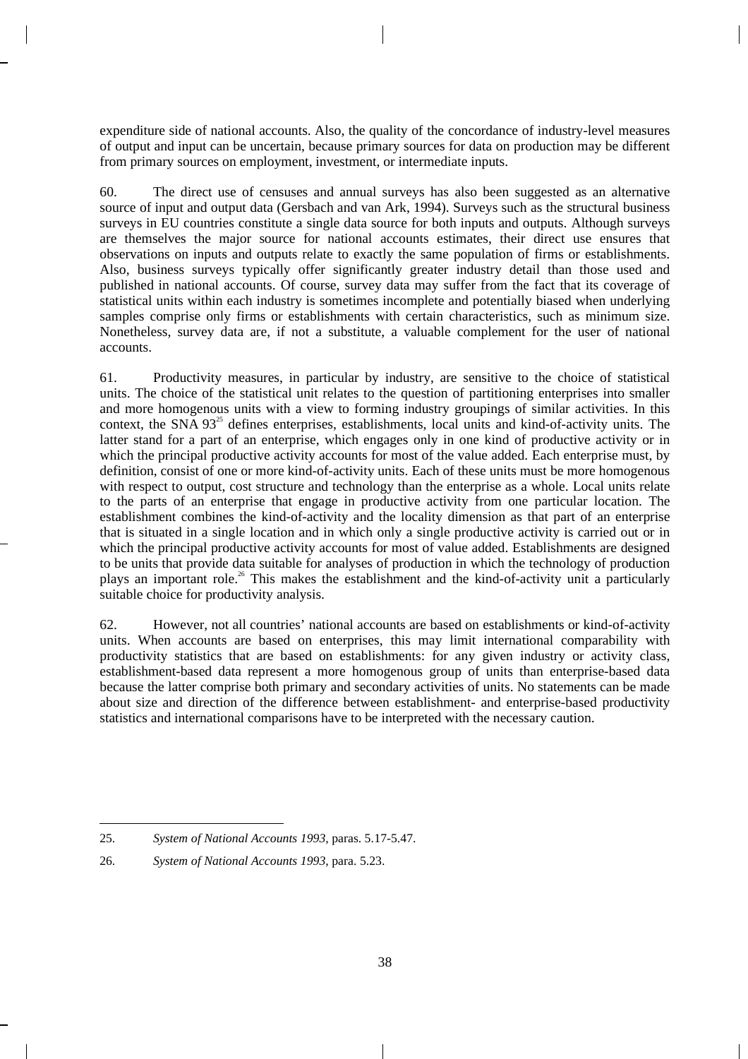expenditure side of national accounts. Also, the quality of the concordance of industry-level measures of output and input can be uncertain, because primary sources for data on production may be different from primary sources on employment, investment, or intermediate inputs.

60. The direct use of censuses and annual surveys has also been suggested as an alternative source of input and output data (Gersbach and van Ark, 1994). Surveys such as the structural business surveys in EU countries constitute a single data source for both inputs and outputs. Although surveys are themselves the major source for national accounts estimates, their direct use ensures that observations on inputs and outputs relate to exactly the same population of firms or establishments. Also, business surveys typically offer significantly greater industry detail than those used and published in national accounts. Of course, survey data may suffer from the fact that its coverage of statistical units within each industry is sometimes incomplete and potentially biased when underlying samples comprise only firms or establishments with certain characteristics, such as minimum size. Nonetheless, survey data are, if not a substitute, a valuable complement for the user of national accounts.

61. Productivity measures, in particular by industry, are sensitive to the choice of statistical units. The choice of the statistical unit relates to the question of partitioning enterprises into smaller and more homogenous units with a view to forming industry groupings of similar activities. In this context, the SNA 93[25] defines enterprises, establishments, local units and kind-of-activity units. The latter stand for a part of an enterprise, which engages only in one kind of productive activity or in which the principal productive activity accounts for most of the value added. Each enterprise must, by definition, consist of one or more kind-of-activity units. Each of these units must be more homogenous with respect to output, cost structure and technology than the enterprise as a whole. Local units relate to the parts of an enterprise that engage in productive activity from one particular location. The establishment combines the kind-of-activity and the locality dimension as that part of an enterprise that is situated in a single location and in which only a single productive activity is carried out or in which the principal productive activity accounts for most of value added. Establishments are designed to be units that provide data suitable for analyses of production in which the technology of production plays an important role.[26] This makes the establishment and the kind-of-activity unit a particularly suitable choice for productivity analysis.

62. However, not all countries' national accounts are based on establishments or kind-of-activity units. When accounts are based on enterprises, this may limit international comparability with productivity statistics that are based on establishments: for any given industry or activity class, establishment-based data represent a more homogenous group of units than enterprise-based data because the latter comprise both primary and secondary activities of units. No statements can be made about size and direction of the difference between establishment- and enterprise-based productivity statistics and international comparisons have to be interpreted with the necessary caution.

---

25. *System of National Accounts 1993*, paras. 5.17-5.47.

26. *System of National Accounts 1993*, para. 5.23.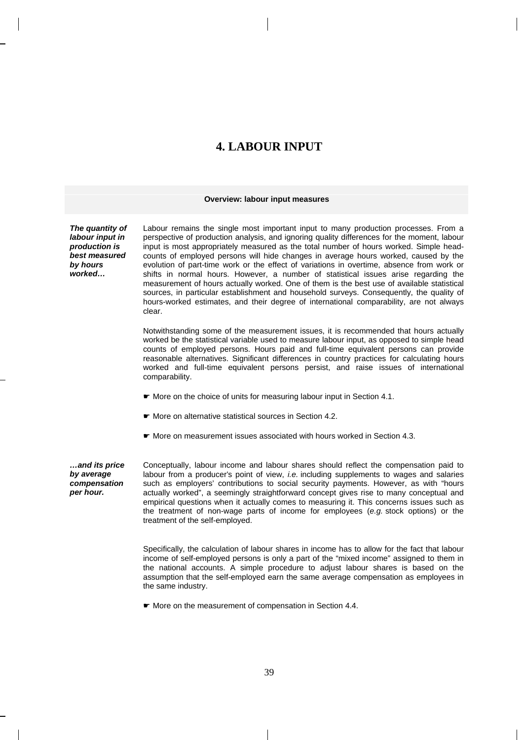# 4. LABOUR INPUT

**Overview: labour input measures**

***The quantity of labour input in production is best measured by hours worked…***

Labour remains the single most important input to many production processes. From a perspective of production analysis, and ignoring quality differences for the moment, labour input is most appropriately measured as the total number of hours worked. Simple head-counts of employed persons will hide changes in average hours worked, caused by the evolution of part-time work or the effect of variations in overtime, absence from work or shifts in normal hours. However, a number of statistical issues arise regarding the measurement of hours actually worked. One of them is the best use of available statistical sources, in particular establishment and household surveys. Consequently, the quality of hours-worked estimates, and their degree of international comparability, are not always clear.

Notwithstanding some of the measurement issues, it is recommended that hours actually worked be the statistical variable used to measure labour input, as opposed to simple head counts of employed persons. Hours paid and full-time equivalent persons can provide reasonable alternatives. Significant differences in country practices for calculating hours worked and full-time equivalent persons persist, and raise issues of international comparability.

☛ More on the choice of units for measuring labour input in Section 4.1.

☛ More on alternative statistical sources in Section 4.2.

☛ More on measurement issues associated with hours worked in Section 4.3.

***…and its price by average compensation per hour.***

Conceptually, labour income and labour shares should reflect the compensation paid to labour from a producer's point of view, *i.e.* including supplements to wages and salaries such as employers' contributions to social security payments. However, as with "hours actually worked", a seemingly straightforward concept gives rise to many conceptual and empirical questions when it actually comes to measuring it. This concerns issues such as the treatment of non-wage parts of income for employees (*e.g.* stock options) or the treatment of the self-employed.

Specifically, the calculation of labour shares in income has to allow for the fact that labour income of self-employed persons is only a part of the "mixed income" assigned to them in the national accounts. A simple procedure to adjust labour shares is based on the assumption that the self-employed earn the same average compensation as employees in the same industry.

☛ More on the measurement of compensation in Section 4.4.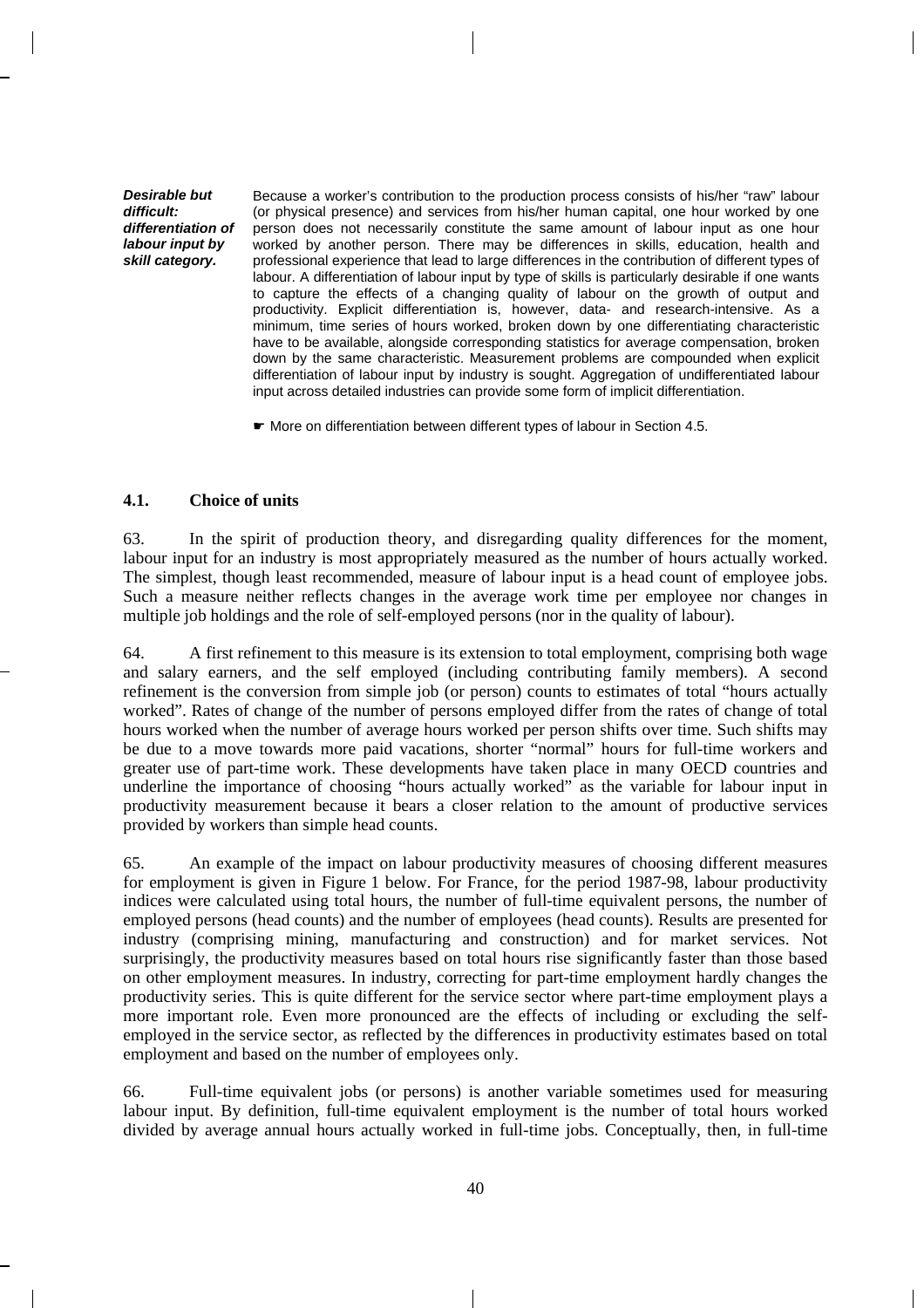***Desirable but difficult: differentiation of labour input by skill category.***

Because a worker's contribution to the production process consists of his/her "raw" labour (or physical presence) and services from his/her human capital, one hour worked by one person does not necessarily constitute the same amount of labour input as one hour worked by another person. There may be differences in skills, education, health and professional experience that lead to large differences in the contribution of different types of labour. A differentiation of labour input by type of skills is particularly desirable if one wants to capture the effects of a changing quality of labour on the growth of output and productivity. Explicit differentiation is, however, data- and research-intensive. As a minimum, time series of hours worked, broken down by one differentiating characteristic have to be available, alongside corresponding statistics for average compensation, broken down by the same characteristic. Measurement problems are compounded when explicit differentiation of labour input by industry is sought. Aggregation of undifferentiated labour input across detailed industries can provide some form of implicit differentiation.

☛ More on differentiation between different types of labour in Section 4.5.

### 4.1. Choice of units

63. In the spirit of production theory, and disregarding quality differences for the moment, labour input for an industry is most appropriately measured as the number of hours actually worked. The simplest, though least recommended, measure of labour input is a head count of employee jobs. Such a measure neither reflects changes in the average work time per employee nor changes in multiple job holdings and the role of self-employed persons (nor in the quality of labour).

64. A first refinement to this measure is its extension to total employment, comprising both wage and salary earners, and the self employed (including contributing family members). A second refinement is the conversion from simple job (or person) counts to estimates of total "hours actually worked". Rates of change of the number of persons employed differ from the rates of change of total hours worked when the number of average hours worked per person shifts over time. Such shifts may be due to a move towards more paid vacations, shorter "normal" hours for full-time workers and greater use of part-time work. These developments have taken place in many OECD countries and underline the importance of choosing "hours actually worked" as the variable for labour input in productivity measurement because it bears a closer relation to the amount of productive services provided by workers than simple head counts.

65. An example of the impact on labour productivity measures of choosing different measures for employment is given in Figure 1 below. For France, for the period 1987-98, labour productivity indices were calculated using total hours, the number of full-time equivalent persons, the number of employed persons (head counts) and the number of employees (head counts). Results are presented for industry (comprising mining, manufacturing and construction) and for market services. Not surprisingly, the productivity measures based on total hours rise significantly faster than those based on other employment measures. In industry, correcting for part-time employment hardly changes the productivity series. This is quite different for the service sector where part-time employment plays a more important role. Even more pronounced are the effects of including or excluding the self-employed in the service sector, as reflected by the differences in productivity estimates based on total employment and based on the number of employees only.

66. Full-time equivalent jobs (or persons) is another variable sometimes used for measuring labour input. By definition, full-time equivalent employment is the number of total hours worked divided by average annual hours actually worked in full-time jobs. Conceptually, then, in full-time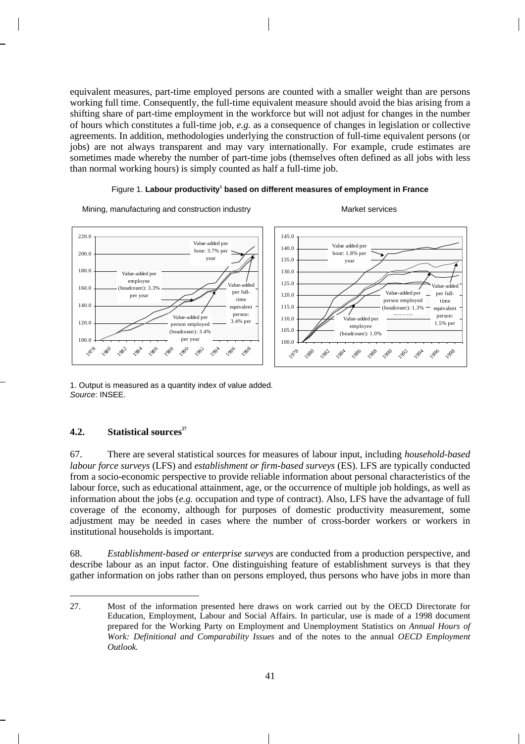equivalent measures, part-time employed persons are counted with a smaller weight than are persons working full time. Consequently, the full-time equivalent measure should avoid the bias arising from a shifting share of part-time employment in the workforce but will not adjust for changes in the number of hours which constitutes a full-time job, *e.g.* as a consequence of changes in legislation or collective agreements. In addition, methodologies underlying the construction of full-time equivalent persons (or jobs) are not always transparent and may vary internationally. For example, crude estimates are sometimes made whereby the number of part-time jobs (themselves often defined as all jobs with less than normal working hours) is simply counted as half a full-time job.

Figure 1. **Labour productivity[1] based on different measures of employment in France**

Mining, manufacturing and construction industry

Value-added per hour: 3.7% per year; Value-added per employee (headcount): 3.3% per year; Value-added per full-time equivalent person: 3.4% per year; Value-added per person employed (headcount): 3.4% per year

Market services

Value added per hour: 1.8% per year; Value-added per person employed (headcount): 1.3% per year; Value-added per full-time equivalent person: 1.5% per year; Value-added per employee (headcount): 1.0%

1. Output is measured as a quantity index of value added.
*Source*: INSEE.

## 4.2. Statistical sources[27]

67. There are several statistical sources for measures of labour input, including *household-based labour force surveys* (LFS) and *establishment or firm-based surveys* (ES). LFS are typically conducted from a socio-economic perspective to provide reliable information about personal characteristics of the labour force, such as educational attainment, age, or the occurrence of multiple job holdings, as well as information about the jobs (*e.g.* occupation and type of contract). Also, LFS have the advantage of full coverage of the economy, although for purposes of domestic productivity measurement, some adjustment may be needed in cases where the number of cross-border workers or workers in institutional households is important.

68. *Establishment-based or enterprise surveys* are conducted from a production perspective, and describe labour as an input factor. One distinguishing feature of establishment surveys is that they gather information on jobs rather than on persons employed, thus persons who have jobs in more than

27. Most of the information presented here draws on work carried out by the OECD Directorate for Education, Employment, Labour and Social Affairs. In particular, use is made of a 1998 document prepared for the Working Party on Employment and Unemployment Statistics on *Annual Hours of Work: Definitional and Comparability Issues* and of the notes to the annual *OECD Employment Outlook.*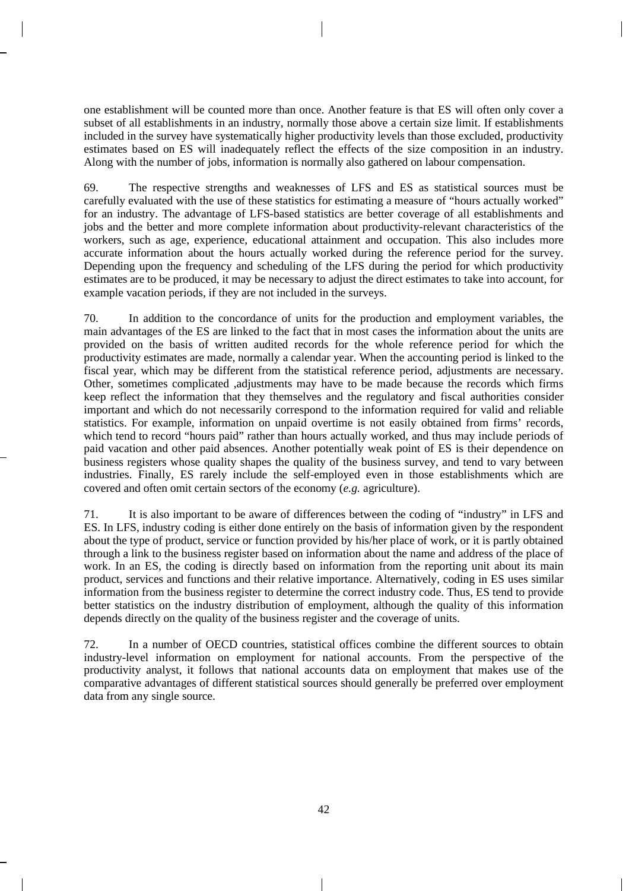one establishment will be counted more than once. Another feature is that ES will often only cover a subset of all establishments in an industry, normally those above a certain size limit. If establishments included in the survey have systematically higher productivity levels than those excluded, productivity estimates based on ES will inadequately reflect the effects of the size composition in an industry. Along with the number of jobs, information is normally also gathered on labour compensation.

69. The respective strengths and weaknesses of LFS and ES as statistical sources must be carefully evaluated with the use of these statistics for estimating a measure of "hours actually worked" for an industry. The advantage of LFS-based statistics are better coverage of all establishments and jobs and the better and more complete information about productivity-relevant characteristics of the workers, such as age, experience, educational attainment and occupation. This also includes more accurate information about the hours actually worked during the reference period for the survey. Depending upon the frequency and scheduling of the LFS during the period for which productivity estimates are to be produced, it may be necessary to adjust the direct estimates to take into account, for example vacation periods, if they are not included in the surveys.

70. In addition to the concordance of units for the production and employment variables, the main advantages of the ES are linked to the fact that in most cases the information about the units are provided on the basis of written audited records for the whole reference period for which the productivity estimates are made, normally a calendar year. When the accounting period is linked to the fiscal year, which may be different from the statistical reference period, adjustments are necessary. Other, sometimes complicated ,adjustments may have to be made because the records which firms keep reflect the information that they themselves and the regulatory and fiscal authorities consider important and which do not necessarily correspond to the information required for valid and reliable statistics. For example, information on unpaid overtime is not easily obtained from firms' records, which tend to record "hours paid" rather than hours actually worked, and thus may include periods of paid vacation and other paid absences. Another potentially weak point of ES is their dependence on business registers whose quality shapes the quality of the business survey, and tend to vary between industries. Finally, ES rarely include the self-employed even in those establishments which are covered and often omit certain sectors of the economy (*e.g.* agriculture).

71. It is also important to be aware of differences between the coding of "industry" in LFS and ES. In LFS, industry coding is either done entirely on the basis of information given by the respondent about the type of product, service or function provided by his/her place of work, or it is partly obtained through a link to the business register based on information about the name and address of the place of work. In an ES, the coding is directly based on information from the reporting unit about its main product, services and functions and their relative importance. Alternatively, coding in ES uses similar information from the business register to determine the correct industry code. Thus, ES tend to provide better statistics on the industry distribution of employment, although the quality of this information depends directly on the quality of the business register and the coverage of units.

72. In a number of OECD countries, statistical offices combine the different sources to obtain industry-level information on employment for national accounts. From the perspective of the productivity analyst, it follows that national accounts data on employment that makes use of the comparative advantages of different statistical sources should generally be preferred over employment data from any single source.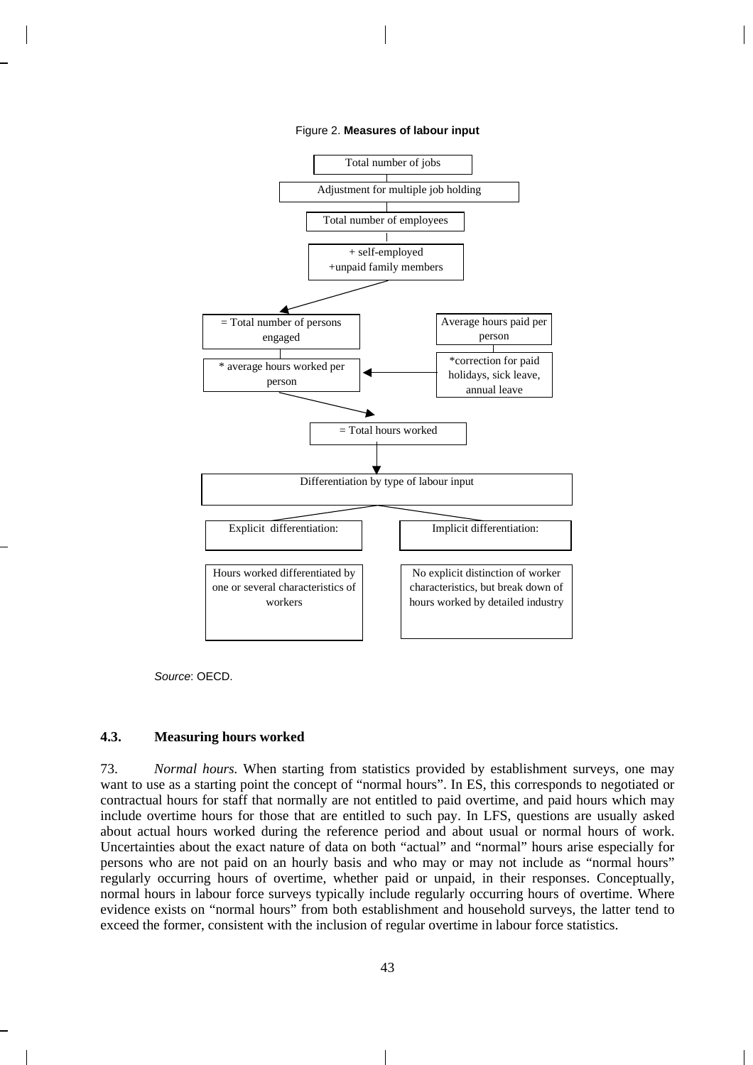Figure 2. **Measures of labour input**

Total number of jobs

Adjustment for multiple job holding

Total number of employees

+ self-employed
+unpaid family members

= Total number of persons engaged

Average hours paid per person

*correction for paid holidays, sick leave, annual leave

* average hours worked per person

= Total hours worked

Differentiation by type of labour input

Explicit differentiation:

Hours worked differentiated by one or several characteristics of workers

Implicit differentiation:

No explicit distinction of worker characteristics, but break down of hours worked by detailed industry

*Source*: OECD.

### 4.3. Measuring hours worked

73. *Normal hours.* When starting from statistics provided by establishment surveys, one may want to use as a starting point the concept of "normal hours". In ES, this corresponds to negotiated or contractual hours for staff that normally are not entitled to paid overtime, and paid hours which may include overtime hours for those that are entitled to such pay. In LFS, questions are usually asked about actual hours worked during the reference period and about usual or normal hours of work. Uncertainties about the exact nature of data on both "actual" and "normal" hours arise especially for persons who are not paid on an hourly basis and who may or may not include as "normal hours" regularly occurring hours of overtime, whether paid or unpaid, in their responses. Conceptually, normal hours in labour force surveys typically include regularly occurring hours of overtime. Where evidence exists on "normal hours" from both establishment and household surveys, the latter tend to exceed the former, consistent with the inclusion of regular overtime in labour force statistics.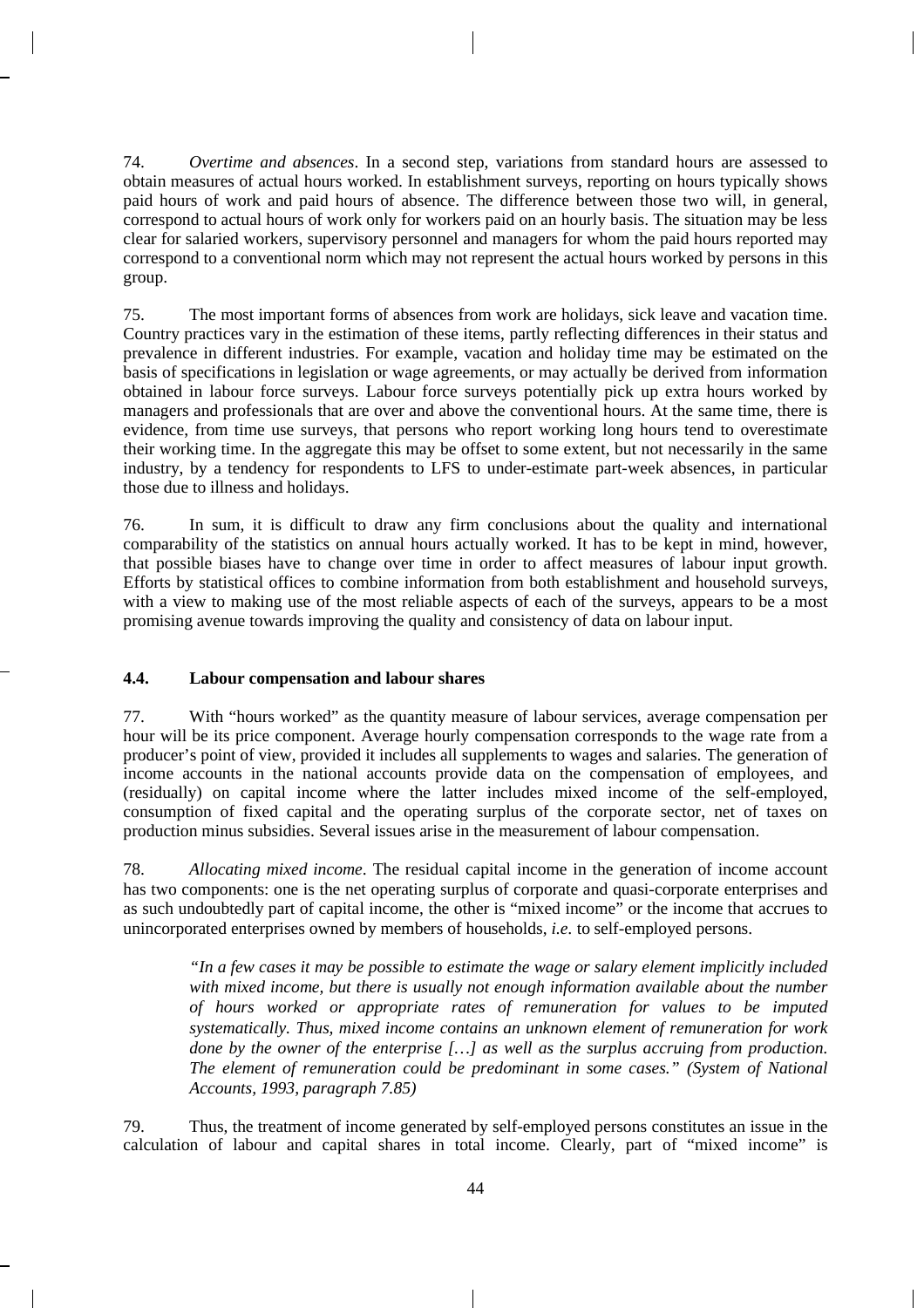74. *Overtime and absences*. In a second step, variations from standard hours are assessed to obtain measures of actual hours worked. In establishment surveys, reporting on hours typically shows paid hours of work and paid hours of absence. The difference between those two will, in general, correspond to actual hours of work only for workers paid on an hourly basis. The situation may be less clear for salaried workers, supervisory personnel and managers for whom the paid hours reported may correspond to a conventional norm which may not represent the actual hours worked by persons in this group.

75. The most important forms of absences from work are holidays, sick leave and vacation time. Country practices vary in the estimation of these items, partly reflecting differences in their status and prevalence in different industries. For example, vacation and holiday time may be estimated on the basis of specifications in legislation or wage agreements, or may actually be derived from information obtained in labour force surveys. Labour force surveys potentially pick up extra hours worked by managers and professionals that are over and above the conventional hours. At the same time, there is evidence, from time use surveys, that persons who report working long hours tend to overestimate their working time. In the aggregate this may be offset to some extent, but not necessarily in the same industry, by a tendency for respondents to LFS to under-estimate part-week absences, in particular those due to illness and holidays.

76. In sum, it is difficult to draw any firm conclusions about the quality and international comparability of the statistics on annual hours actually worked. It has to be kept in mind, however, that possible biases have to change over time in order to affect measures of labour input growth. Efforts by statistical offices to combine information from both establishment and household surveys, with a view to making use of the most reliable aspects of each of the surveys, appears to be a most promising avenue towards improving the quality and consistency of data on labour input.

### 4.4. Labour compensation and labour shares

77. With "hours worked" as the quantity measure of labour services, average compensation per hour will be its price component. Average hourly compensation corresponds to the wage rate from a producer's point of view, provided it includes all supplements to wages and salaries. The generation of income accounts in the national accounts provide data on the compensation of employees, and (residually) on capital income where the latter includes mixed income of the self-employed, consumption of fixed capital and the operating surplus of the corporate sector, net of taxes on production minus subsidies. Several issues arise in the measurement of labour compensation.

78. *Allocating mixed income*. The residual capital income in the generation of income account has two components: one is the net operating surplus of corporate and quasi-corporate enterprises and as such undoubtedly part of capital income, the other is "mixed income" or the income that accrues to unincorporated enterprises owned by members of households, *i.e.* to self-employed persons.

> *"In a few cases it may be possible to estimate the wage or salary element implicitly included with mixed income, but there is usually not enough information available about the number of hours worked or appropriate rates of remuneration for values to be imputed systematically. Thus, mixed income contains an unknown element of remuneration for work done by the owner of the enterprise […] as well as the surplus accruing from production. The element of remuneration could be predominant in some cases." (System of National Accounts, 1993, paragraph 7.85)*

79. Thus, the treatment of income generated by self-employed persons constitutes an issue in the calculation of labour and capital shares in total income. Clearly, part of "mixed income" is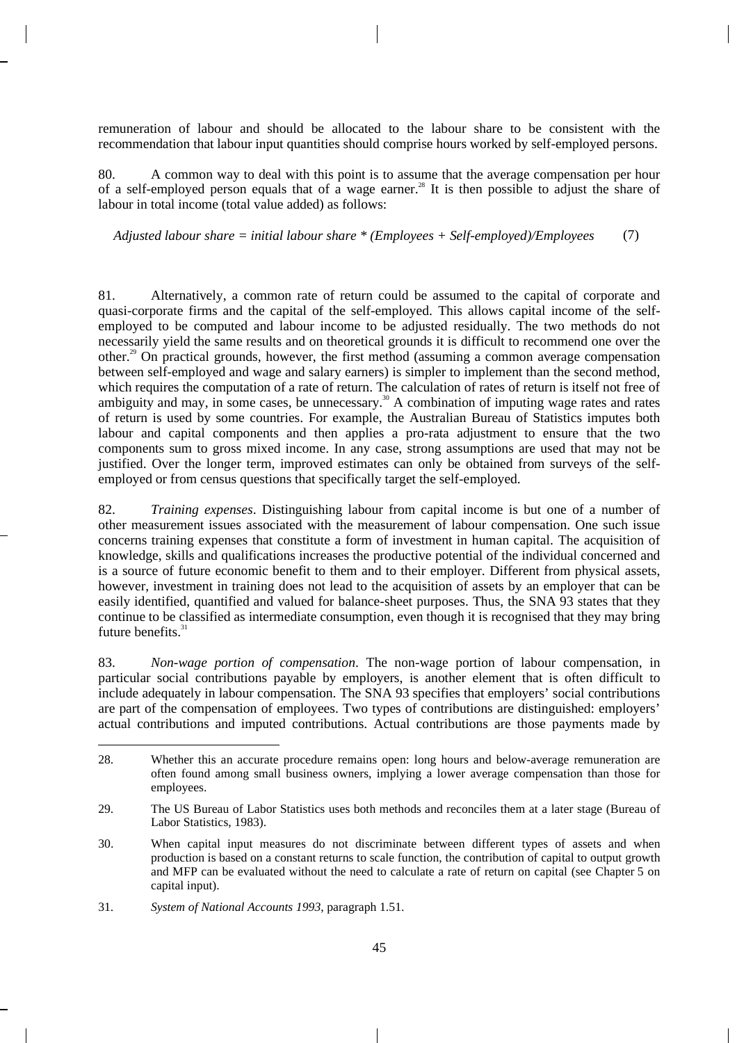remuneration of labour and should be allocated to the labour share to be consistent with the recommendation that labour input quantities should comprise hours worked by self-employed persons.

80. A common way to deal with this point is to assume that the average compensation per hour of a self-employed person equals that of a wage earner.[28] It is then possible to adjust the share of labour in total income (total value added) as follows:

$$\textit{Adjusted labour share} = \textit{initial labour share} * (\textit{Employees} + \textit{Self-employed})/\textit{Employees} \qquad (7)$$

81. Alternatively, a common rate of return could be assumed to the capital of corporate and quasi-corporate firms and the capital of the self-employed. This allows capital income of the self-employed to be computed and labour income to be adjusted residually. The two methods do not necessarily yield the same results and on theoretical grounds it is difficult to recommend one over the other.[29] On practical grounds, however, the first method (assuming a common average compensation between self-employed and wage and salary earners) is simpler to implement than the second method, which requires the computation of a rate of return. The calculation of rates of return is itself not free of ambiguity and may, in some cases, be unnecessary.[30] A combination of imputing wage rates and rates of return is used by some countries. For example, the Australian Bureau of Statistics imputes both labour and capital components and then applies a pro-rata adjustment to ensure that the two components sum to gross mixed income. In any case, strong assumptions are used that may not be justified. Over the longer term, improved estimates can only be obtained from surveys of the self-employed or from census questions that specifically target the self-employed.

82. *Training expenses*. Distinguishing labour from capital income is but one of a number of other measurement issues associated with the measurement of labour compensation. One such issue concerns training expenses that constitute a form of investment in human capital. The acquisition of knowledge, skills and qualifications increases the productive potential of the individual concerned and is a source of future economic benefit to them and to their employer. Different from physical assets, however, investment in training does not lead to the acquisition of assets by an employer that can be easily identified, quantified and valued for balance-sheet purposes. Thus, the SNA 93 states that they continue to be classified as intermediate consumption, even though it is recognised that they may bring future benefits.[31]

83. *Non-wage portion of compensation*. The non-wage portion of labour compensation, in particular social contributions payable by employers, is another element that is often difficult to include adequately in labour compensation. The SNA 93 specifies that employers' social contributions are part of the compensation of employees. Two types of contributions are distinguished: employers' actual contributions and imputed contributions. Actual contributions are those payments made by

---

28. Whether this an accurate procedure remains open: long hours and below-average remuneration are often found among small business owners, implying a lower average compensation than those for employees.

29. The US Bureau of Labor Statistics uses both methods and reconciles them at a later stage (Bureau of Labor Statistics, 1983).

30. When capital input measures do not discriminate between different types of assets and when production is based on a constant returns to scale function, the contribution of capital to output growth and MFP can be evaluated without the need to calculate a rate of return on capital (see Chapter 5 on capital input).

31. *System of National Accounts 1993*, paragraph 1.51.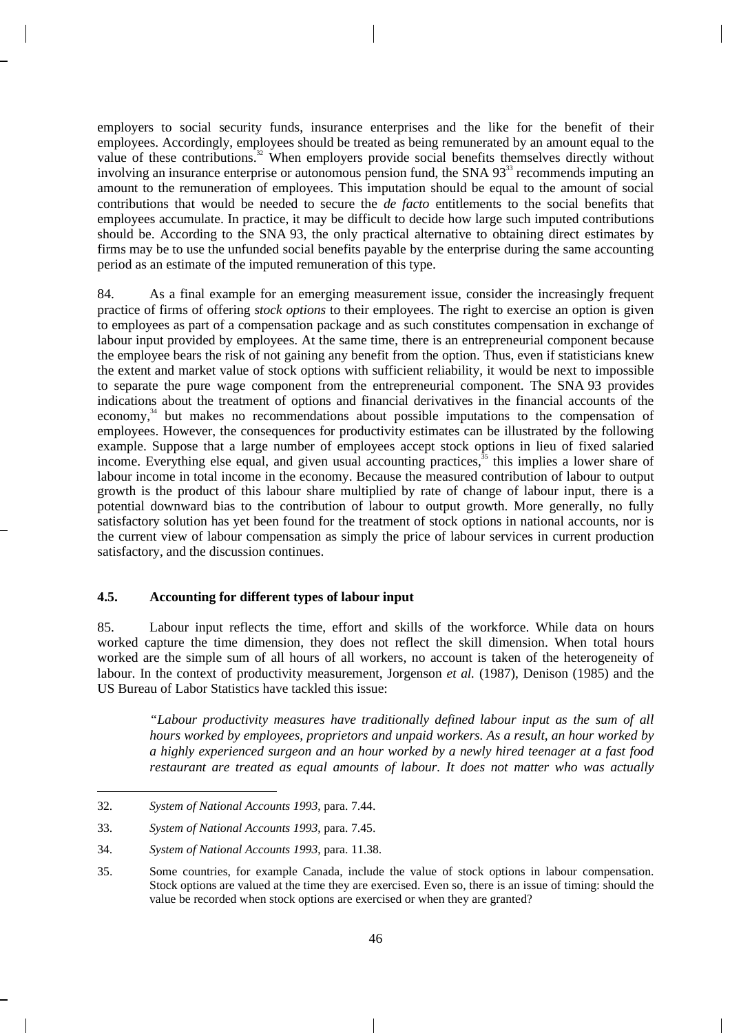employers to social security funds, insurance enterprises and the like for the benefit of their employees. Accordingly, employees should be treated as being remunerated by an amount equal to the value of these contributions.[32] When employers provide social benefits themselves directly without involving an insurance enterprise or autonomous pension fund, the SNA 93[33] recommends imputing an amount to the remuneration of employees. This imputation should be equal to the amount of social contributions that would be needed to secure the *de facto* entitlements to the social benefits that employees accumulate. In practice, it may be difficult to decide how large such imputed contributions should be. According to the SNA 93, the only practical alternative to obtaining direct estimates by firms may be to use the unfunded social benefits payable by the enterprise during the same accounting period as an estimate of the imputed remuneration of this type.

84. As a final example for an emerging measurement issue, consider the increasingly frequent practice of firms of offering *stock options* to their employees. The right to exercise an option is given to employees as part of a compensation package and as such constitutes compensation in exchange of labour input provided by employees. At the same time, there is an entrepreneurial component because the employee bears the risk of not gaining any benefit from the option. Thus, even if statisticians knew the extent and market value of stock options with sufficient reliability, it would be next to impossible to separate the pure wage component from the entrepreneurial component. The SNA 93 provides indications about the treatment of options and financial derivatives in the financial accounts of the economy,[34] but makes no recommendations about possible imputations to the compensation of employees. However, the consequences for productivity estimates can be illustrated by the following example. Suppose that a large number of employees accept stock options in lieu of fixed salaried income. Everything else equal, and given usual accounting practices,[35] this implies a lower share of labour income in total income in the economy. Because the measured contribution of labour to output growth is the product of this labour share multiplied by rate of change of labour input, there is a potential downward bias to the contribution of labour to output growth. More generally, no fully satisfactory solution has yet been found for the treatment of stock options in national accounts, nor is the current view of labour compensation as simply the price of labour services in current production satisfactory, and the discussion continues.

### 4.5. Accounting for different types of labour input

85. Labour input reflects the time, effort and skills of the workforce. While data on hours worked capture the time dimension, they does not reflect the skill dimension. When total hours worked are the simple sum of all hours of all workers, no account is taken of the heterogeneity of labour. In the context of productivity measurement, Jorgenson *et al.* (1987), Denison (1985) and the US Bureau of Labor Statistics have tackled this issue:

> *"Labour productivity measures have traditionally defined labour input as the sum of all hours worked by employees, proprietors and unpaid workers. As a result, an hour worked by a highly experienced surgeon and an hour worked by a newly hired teenager at a fast food restaurant are treated as equal amounts of labour. It does not matter who was actually*

---

32. *System of National Accounts 1993*, para. 7.44.

33. *System of National Accounts 1993*, para. 7.45.

34. *System of National Accounts 1993*, para. 11.38.

35. Some countries, for example Canada, include the value of stock options in labour compensation. Stock options are valued at the time they are exercised. Even so, there is an issue of timing: should the value be recorded when stock options are exercised or when they are granted?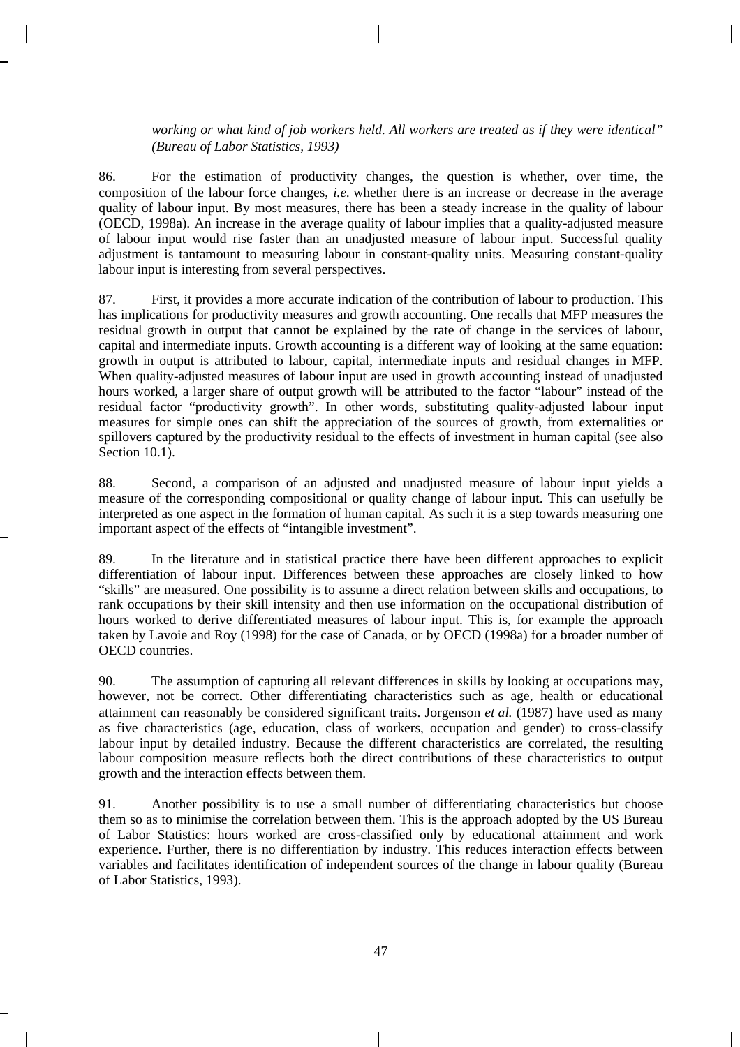*working or what kind of job workers held. All workers are treated as if they were identical" (Bureau of Labor Statistics, 1993)*

86. For the estimation of productivity changes, the question is whether, over time, the composition of the labour force changes, *i.e.* whether there is an increase or decrease in the average quality of labour input. By most measures, there has been a steady increase in the quality of labour (OECD, 1998a). An increase in the average quality of labour implies that a quality-adjusted measure of labour input would rise faster than an unadjusted measure of labour input. Successful quality adjustment is tantamount to measuring labour in constant-quality units. Measuring constant-quality labour input is interesting from several perspectives.

87. First, it provides a more accurate indication of the contribution of labour to production. This has implications for productivity measures and growth accounting. One recalls that MFP measures the residual growth in output that cannot be explained by the rate of change in the services of labour, capital and intermediate inputs. Growth accounting is a different way of looking at the same equation: growth in output is attributed to labour, capital, intermediate inputs and residual changes in MFP. When quality-adjusted measures of labour input are used in growth accounting instead of unadjusted hours worked, a larger share of output growth will be attributed to the factor "labour" instead of the residual factor "productivity growth". In other words, substituting quality-adjusted labour input measures for simple ones can shift the appreciation of the sources of growth, from externalities or spillovers captured by the productivity residual to the effects of investment in human capital (see also Section 10.1).

88. Second, a comparison of an adjusted and unadjusted measure of labour input yields a measure of the corresponding compositional or quality change of labour input. This can usefully be interpreted as one aspect in the formation of human capital. As such it is a step towards measuring one important aspect of the effects of "intangible investment".

89. In the literature and in statistical practice there have been different approaches to explicit differentiation of labour input. Differences between these approaches are closely linked to how "skills" are measured. One possibility is to assume a direct relation between skills and occupations, to rank occupations by their skill intensity and then use information on the occupational distribution of hours worked to derive differentiated measures of labour input. This is, for example the approach taken by Lavoie and Roy (1998) for the case of Canada, or by OECD (1998a) for a broader number of OECD countries.

90. The assumption of capturing all relevant differences in skills by looking at occupations may, however, not be correct. Other differentiating characteristics such as age, health or educational attainment can reasonably be considered significant traits. Jorgenson *et al.* (1987) have used as many as five characteristics (age, education, class of workers, occupation and gender) to cross-classify labour input by detailed industry. Because the different characteristics are correlated, the resulting labour composition measure reflects both the direct contributions of these characteristics to output growth and the interaction effects between them.

91. Another possibility is to use a small number of differentiating characteristics but choose them so as to minimise the correlation between them. This is the approach adopted by the US Bureau of Labor Statistics: hours worked are cross-classified only by educational attainment and work experience. Further, there is no differentiation by industry. This reduces interaction effects between variables and facilitates identification of independent sources of the change in labour quality (Bureau of Labor Statistics, 1993).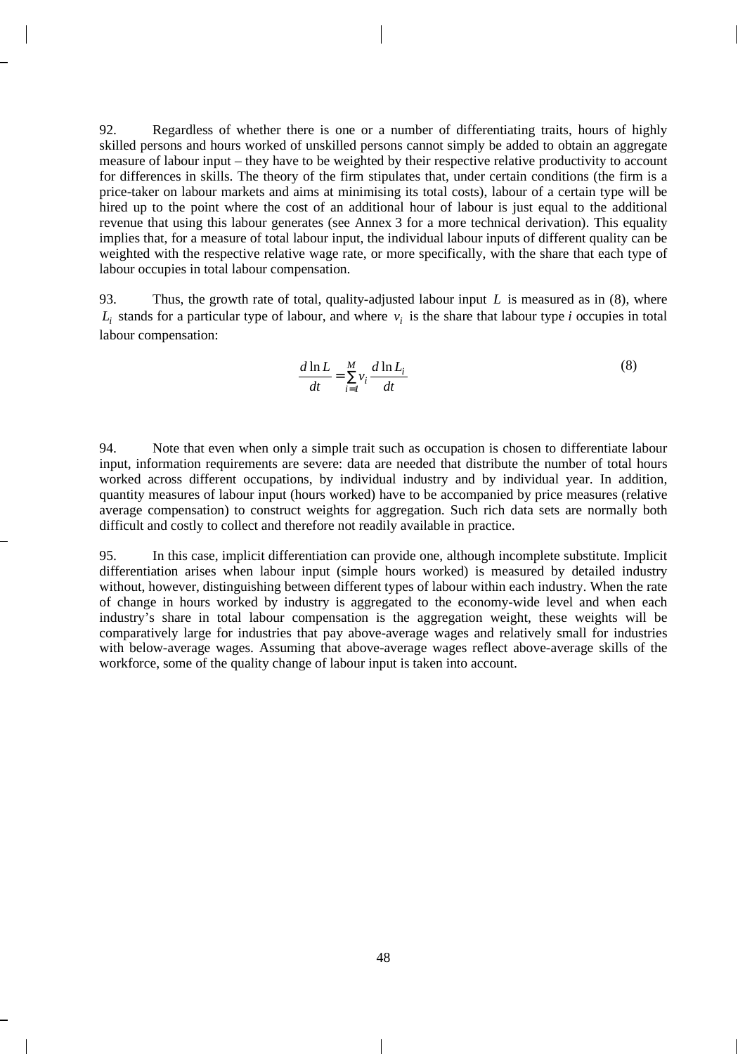92. Regardless of whether there is one or a number of differentiating traits, hours of highly skilled persons and hours worked of unskilled persons cannot simply be added to obtain an aggregate measure of labour input – they have to be weighted by their respective relative productivity to account for differences in skills. The theory of the firm stipulates that, under certain conditions (the firm is a price-taker on labour markets and aims at minimising its total costs), labour of a certain type will be hired up to the point where the cost of an additional hour of labour is just equal to the additional revenue that using this labour generates (see Annex 3 for a more technical derivation). This equality implies that, for a measure of total labour input, the individual labour inputs of different quality can be weighted with the respective relative wage rate, or more specifically, with the share that each type of labour occupies in total labour compensation.

93. Thus, the growth rate of total, quality-adjusted labour input $L$ is measured as in (8), where $L_i$ stands for a particular type of labour, and where $v_i$ is the share that labour type *i* occupies in total labour compensation:

$$\frac{d \ln L}{dt} = \sum_{i=1}^{M} v_i \frac{d \ln L_i}{dt} \tag{8}$$

94. Note that even when only a simple trait such as occupation is chosen to differentiate labour input, information requirements are severe: data are needed that distribute the number of total hours worked across different occupations, by individual industry and by individual year. In addition, quantity measures of labour input (hours worked) have to be accompanied by price measures (relative average compensation) to construct weights for aggregation. Such rich data sets are normally both difficult and costly to collect and therefore not readily available in practice.

95. In this case, implicit differentiation can provide one, although incomplete substitute. Implicit differentiation arises when labour input (simple hours worked) is measured by detailed industry without, however, distinguishing between different types of labour within each industry. When the rate of change in hours worked by industry is aggregated to the economy-wide level and when each industry's share in total labour compensation is the aggregation weight, these weights will be comparatively large for industries that pay above-average wages and relatively small for industries with below-average wages. Assuming that above-average wages reflect above-average skills of the workforce, some of the quality change of labour input is taken into account.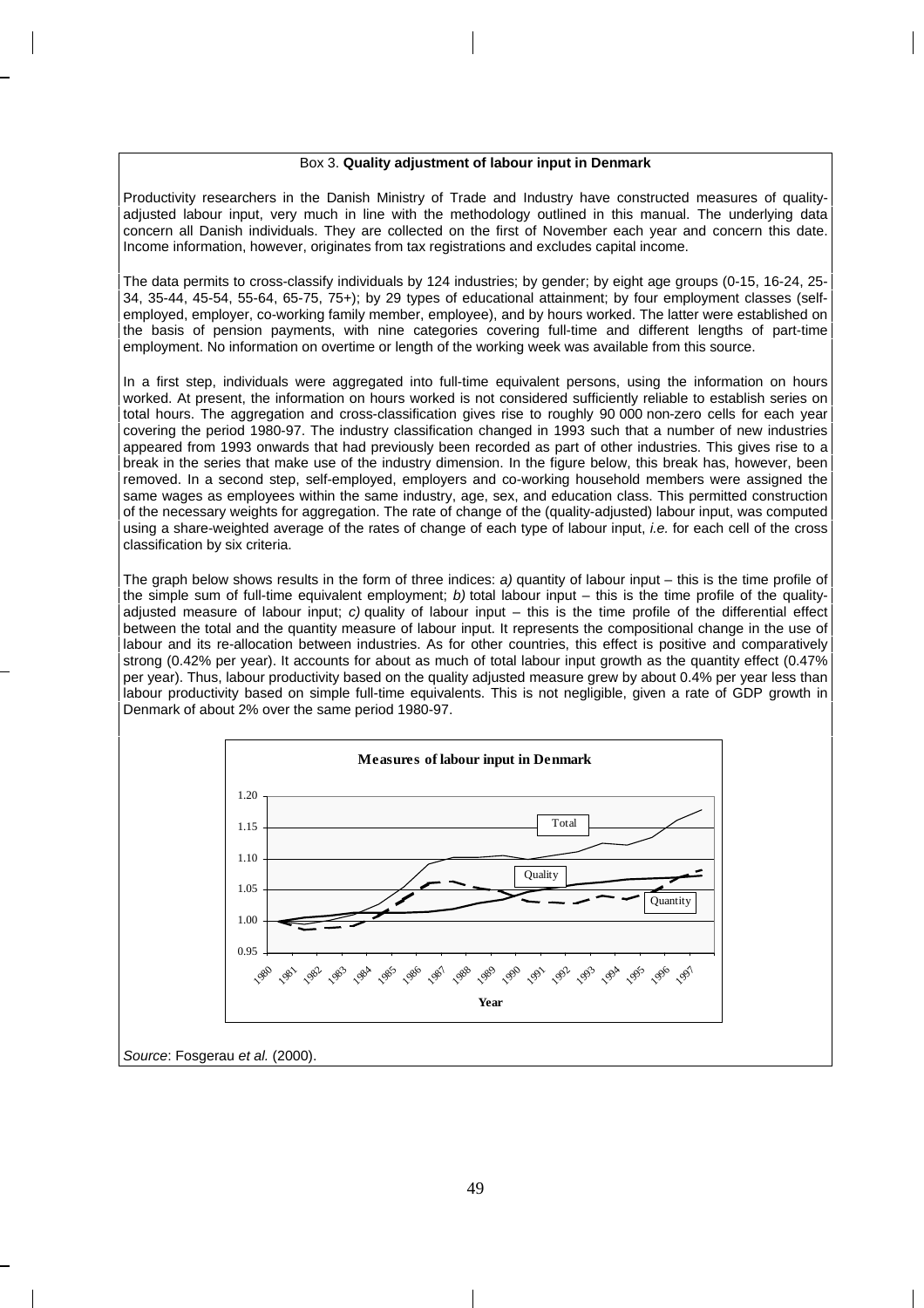Box 3. **Quality adjustment of labour input in Denmark**

Productivity researchers in the Danish Ministry of Trade and Industry have constructed measures of quality-adjusted labour input, very much in line with the methodology outlined in this manual. The underlying data concern all Danish individuals. They are collected on the first of November each year and concern this date. Income information, however, originates from tax registrations and excludes capital income.

The data permits to cross-classify individuals by 124 industries; by gender; by eight age groups (0-15, 16-24, 25-34, 35-44, 45-54, 55-64, 65-75, 75+); by 29 types of educational attainment; by four employment classes (self-employed, employer, co-working family member, employee), and by hours worked. The latter were established on the basis of pension payments, with nine categories covering full-time and different lengths of part-time employment. No information on overtime or length of the working week was available from this source.

In a first step, individuals were aggregated into full-time equivalent persons, using the information on hours worked. At present, the information on hours worked is not considered sufficiently reliable to establish series on total hours. The aggregation and cross-classification gives rise to roughly 90 000 non-zero cells for each year covering the period 1980-97. The industry classification changed in 1993 such that a number of new industries appeared from 1993 onwards that had previously been recorded as part of other industries. This gives rise to a break in the series that make use of the industry dimension. In the figure below, this break has, however, been removed. In a second step, self-employed, employers and co-working household members were assigned the same wages as employees within the same industry, age, sex, and education class. This permitted construction of the necessary weights for aggregation. The rate of change of the (quality-adjusted) labour input, was computed using a share-weighted average of the rates of change of each type of labour input, *i.e.* for each cell of the cross classification by six criteria.

The graph below shows results in the form of three indices: *a)* quantity of labour input – this is the time profile of the simple sum of full-time equivalent employment; *b)* total labour input – this is the time profile of the quality-adjusted measure of labour input; *c)* quality of labour input – this is the time profile of the differential effect between the total and the quantity measure of labour input. It represents the compositional change in the use of labour and its re-allocation between industries. As for other countries, this effect is positive and comparatively strong (0.42% per year). It accounts for about as much of total labour input growth as the quantity effect (0.47% per year). Thus, labour productivity based on the quality adjusted measure grew by about 0.4% per year less than labour productivity based on simple full-time equivalents. This is not negligible, given a rate of GDP growth in Denmark of about 2% over the same period 1980-97.

**Measures of labour input in Denmark**

1.20
1.15
1.10
1.05
1.00
0.95

Total
Quality
Quantity

1980 1981 1982 1983 1984 1985 1986 1987 1988 1989 1990 1991 1992 1993 1994 1995 1996 1997

Year

*Source*: Fosgerau *et al.* (2000).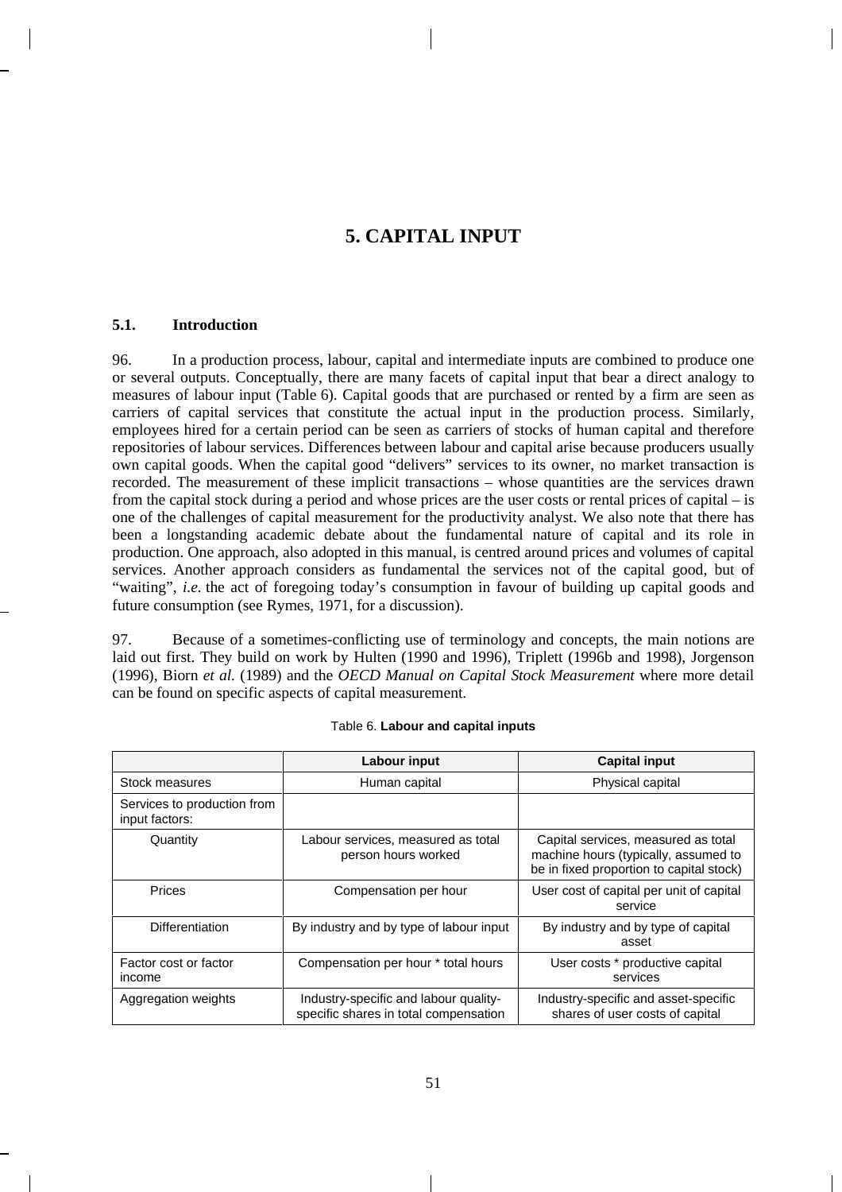# 5. CAPITAL INPUT

## 5.1. Introduction

96. In a production process, labour, capital and intermediate inputs are combined to produce one or several outputs. Conceptually, there are many facets of capital input that bear a direct analogy to measures of labour input (Table 6). Capital goods that are purchased or rented by a firm are seen as carriers of capital services that constitute the actual input in the production process. Similarly, employees hired for a certain period can be seen as carriers of stocks of human capital and therefore repositories of labour services. Differences between labour and capital arise because producers usually own capital goods. When the capital good "delivers" services to its owner, no market transaction is recorded. The measurement of these implicit transactions – whose quantities are the services drawn from the capital stock during a period and whose prices are the user costs or rental prices of capital – is one of the challenges of capital measurement for the productivity analyst. We also note that there has been a longstanding academic debate about the fundamental nature of capital and its role in production. One approach, also adopted in this manual, is centred around prices and volumes of capital services. Another approach considers as fundamental the services not of the capital good, but of "waiting", *i.e.* the act of foregoing today's consumption in favour of building up capital goods and future consumption (see Rymes, 1971, for a discussion).

97. Because of a sometimes-conflicting use of terminology and concepts, the main notions are laid out first. They build on work by Hulten (1990 and 1996), Triplett (1996b and 1998), Jorgenson (1996), Biorn *et al.* (1989) and the *OECD Manual on Capital Stock Measurement* where more detail can be found on specific aspects of capital measurement.

Table 6. **Labour and capital inputs**

| | **Labour input** | **Capital input** |
|---|---|---|
| Stock measures | Human capital | Physical capital |
| Services to production from input factors: | | |
| Quantity | Labour services, measured as total person hours worked | Capital services, measured as total machine hours (typically, assumed to be in fixed proportion to capital stock) |
| Prices | Compensation per hour | User cost of capital per unit of capital service |
| Differentiation | By industry and by type of labour input | By industry and by type of capital asset |
| Factor cost or factor income | Compensation per hour * total hours | User costs * productive capital services |
| Aggregation weights | Industry-specific and labour quality-specific shares in total compensation | Industry-specific and asset-specific shares of user costs of capital |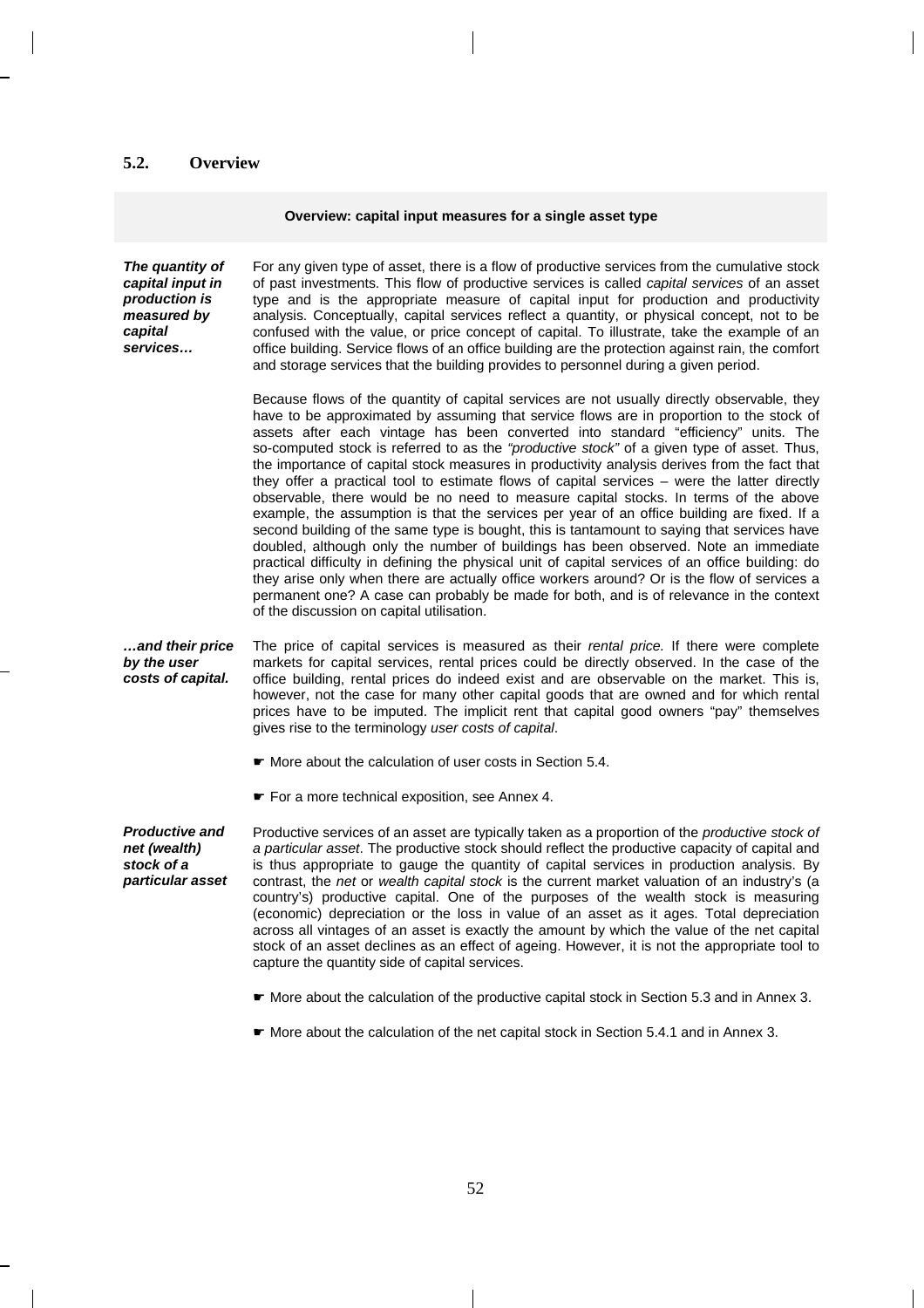## 5.2. Overview

**Overview: capital input measures for a single asset type**

***The quantity of capital input in production is measured by capital services…***

For any given type of asset, there is a flow of productive services from the cumulative stock of past investments. This flow of productive services is called *capital services* of an asset type and is the appropriate measure of capital input for production and productivity analysis. Conceptually, capital services reflect a quantity, or physical concept, not to be confused with the value, or price concept of capital. To illustrate, take the example of an office building. Service flows of an office building are the protection against rain, the comfort and storage services that the building provides to personnel during a given period.

Because flows of the quantity of capital services are not usually directly observable, they have to be approximated by assuming that service flows are in proportion to the stock of assets after each vintage has been converted into standard "efficiency" units. The so-computed stock is referred to as the *"productive stock"* of a given type of asset. Thus, the importance of capital stock measures in productivity analysis derives from the fact that they offer a practical tool to estimate flows of capital services – were the latter directly observable, there would be no need to measure capital stocks. In terms of the above example, the assumption is that the services per year of an office building are fixed. If a second building of the same type is bought, this is tantamount to saying that services have doubled, although only the number of buildings has been observed. Note an immediate practical difficulty in defining the physical unit of capital services of an office building: do they arise only when there are actually office workers around? Or is the flow of services a permanent one? A case can probably be made for both, and is of relevance in the context of the discussion on capital utilisation.

***…and their price by the user costs of capital.***

The price of capital services is measured as their *rental price.* If there were complete markets for capital services, rental prices could be directly observed. In the case of the office building, rental prices do indeed exist and are observable on the market. This is, however, not the case for many other capital goods that are owned and for which rental prices have to be imputed. The implicit rent that capital good owners "pay" themselves gives rise to the terminology *user costs of capital*.

☛ More about the calculation of user costs in Section 5.4.

☛ For a more technical exposition, see Annex 4.

***Productive and net (wealth) stock of a particular asset***

Productive services of an asset are typically taken as a proportion of the *productive stock of a particular asset*. The productive stock should reflect the productive capacity of capital and is thus appropriate to gauge the quantity of capital services in production analysis. By contrast, the *net* or *wealth capital stock* is the current market valuation of an industry's (a country's) productive capital. One of the purposes of the wealth stock is measuring (economic) depreciation or the loss in value of an asset as it ages. Total depreciation across all vintages of an asset is exactly the amount by which the value of the net capital stock of an asset declines as an effect of ageing. However, it is not the appropriate tool to capture the quantity side of capital services.

☛ More about the calculation of the productive capital stock in Section 5.3 and in Annex 3.

☛ More about the calculation of the net capital stock in Section 5.4.1 and in Annex 3.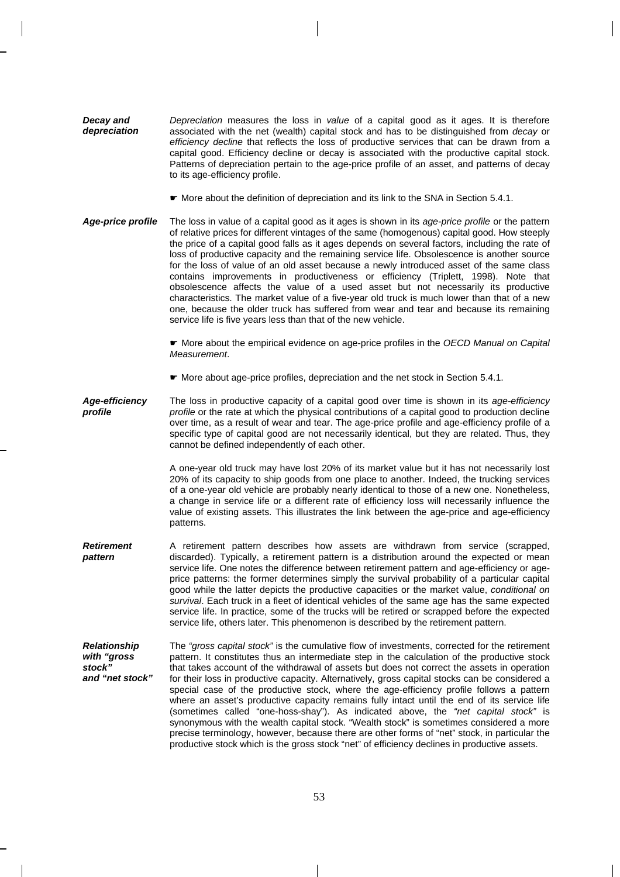**Decay and depreciation**

*Depreciation* measures the loss in *value* of a capital good as it ages. It is therefore associated with the net (wealth) capital stock and has to be distinguished from *decay* or *efficiency decline* that reflects the loss of productive services that can be drawn from a capital good. Efficiency decline or decay is associated with the productive capital stock. Patterns of depreciation pertain to the age-price profile of an asset, and patterns of decay to its age-efficiency profile.

☛ More about the definition of depreciation and its link to the SNA in Section 5.4.1.

**Age-price profile**

The loss in value of a capital good as it ages is shown in its *age-price profile* or the pattern of relative prices for different vintages of the same (homogenous) capital good. How steeply the price of a capital good falls as it ages depends on several factors, including the rate of loss of productive capacity and the remaining service life. Obsolescence is another source for the loss of value of an old asset because a newly introduced asset of the same class contains improvements in productiveness or efficiency (Triplett, 1998). Note that obsolescence affects the value of a used asset but not necessarily its productive characteristics. The market value of a five-year old truck is much lower than that of a new one, because the older truck has suffered from wear and tear and because its remaining service life is five years less than that of the new vehicle.

☛ More about the empirical evidence on age-price profiles in the *OECD Manual on Capital Measurement*.

☛ More about age-price profiles, depreciation and the net stock in Section 5.4.1.

**Age-efficiency profile**

The loss in productive capacity of a capital good over time is shown in its *age-efficiency profile* or the rate at which the physical contributions of a capital good to production decline over time, as a result of wear and tear. The age-price profile and age-efficiency profile of a specific type of capital good are not necessarily identical, but they are related. Thus, they cannot be defined independently of each other.

A one-year old truck may have lost 20% of its market value but it has not necessarily lost 20% of its capacity to ship goods from one place to another. Indeed, the trucking services of a one-year old vehicle are probably nearly identical to those of a new one. Nonetheless, a change in service life or a different rate of efficiency loss will necessarily influence the value of existing assets. This illustrates the link between the age-price and age-efficiency patterns.

**Retirement pattern**

A retirement pattern describes how assets are withdrawn from service (scrapped, discarded). Typically, a retirement pattern is a distribution around the expected or mean service life. One notes the difference between retirement pattern and age-efficiency or age-price patterns: the former determines simply the survival probability of a particular capital good while the latter depicts the productive capacities or the market value, *conditional on survival*. Each truck in a fleet of identical vehicles of the same age has the same expected service life. In practice, some of the trucks will be retired or scrapped before the expected service life, others later. This phenomenon is described by the retirement pattern.

**Relationship with "gross stock" and "net stock"**

The *"gross capital stock"* is the cumulative flow of investments, corrected for the retirement pattern. It constitutes thus an intermediate step in the calculation of the productive stock that takes account of the withdrawal of assets but does not correct the assets in operation for their loss in productive capacity. Alternatively, gross capital stocks can be considered a special case of the productive stock, where the age-efficiency profile follows a pattern where an asset's productive capacity remains fully intact until the end of its service life (sometimes called "one-hoss-shay"). As indicated above, the *"net capital stock"* is synonymous with the wealth capital stock. "Wealth stock" is sometimes considered a more precise terminology, however, because there are other forms of "net" stock, in particular the productive stock which is the gross stock "net" of efficiency declines in productive assets.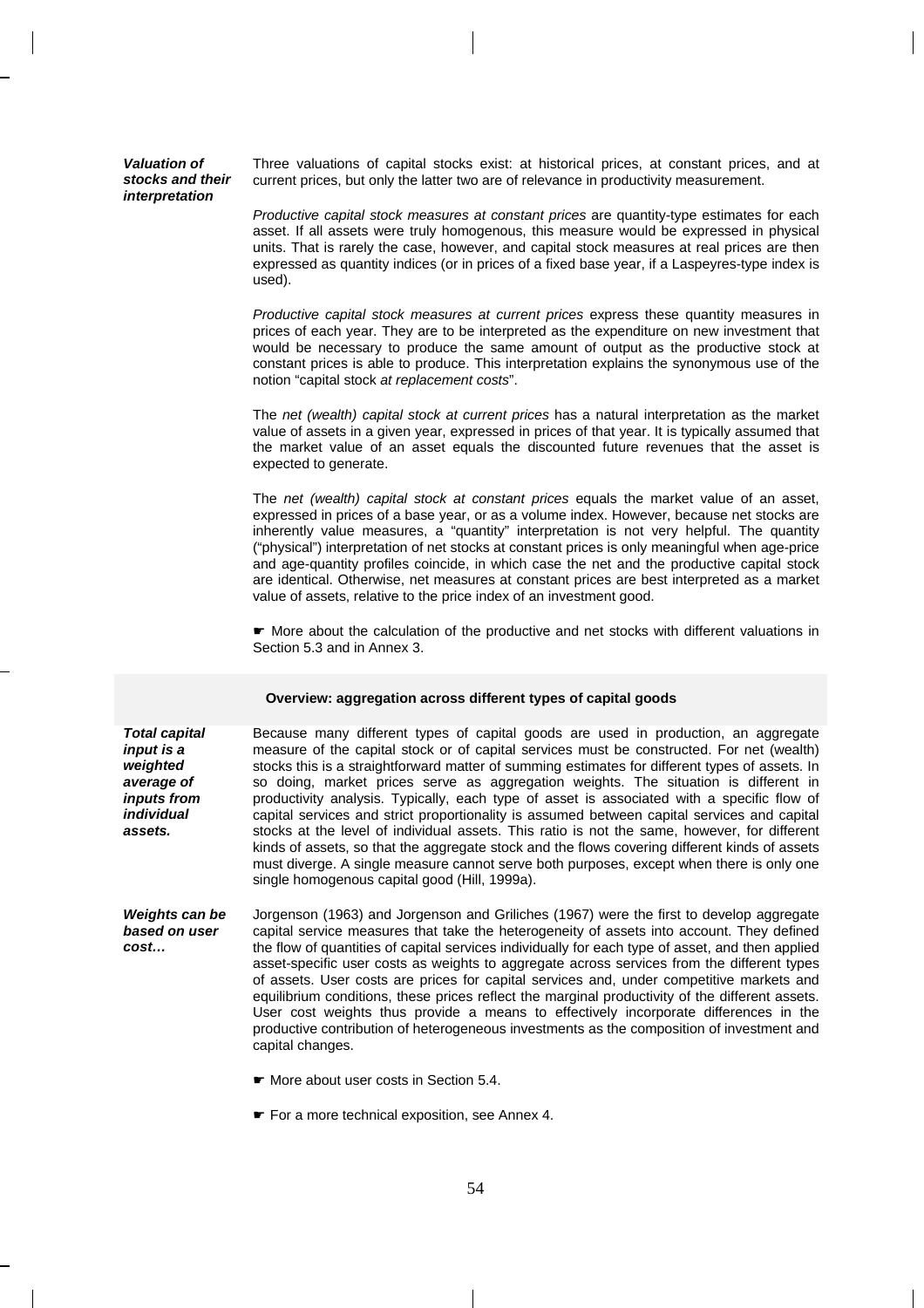**Valuation of stocks and their interpretation**

Three valuations of capital stocks exist: at historical prices, at constant prices, and at current prices, but only the latter two are of relevance in productivity measurement.

*Productive capital stock measures at constant prices* are quantity-type estimates for each asset. If all assets were truly homogenous, this measure would be expressed in physical units. That is rarely the case, however, and capital stock measures at real prices are then expressed as quantity indices (or in prices of a fixed base year, if a Laspeyres-type index is used).

*Productive capital stock measures at current prices* express these quantity measures in prices of each year. They are to be interpreted as the expenditure on new investment that would be necessary to produce the same amount of output as the productive stock at constant prices is able to produce. This interpretation explains the synonymous use of the notion "capital stock *at replacement costs*".

The *net (wealth) capital stock at current prices* has a natural interpretation as the market value of assets in a given year, expressed in prices of that year. It is typically assumed that the market value of an asset equals the discounted future revenues that the asset is expected to generate.

The *net (wealth) capital stock at constant prices* equals the market value of an asset, expressed in prices of a base year, or as a volume index. However, because net stocks are inherently value measures, a "quantity" interpretation is not very helpful. The quantity ("physical") interpretation of net stocks at constant prices is only meaningful when age-price and age-quantity profiles coincide, in which case the net and the productive capital stock are identical. Otherwise, net measures at constant prices are best interpreted as a market value of assets, relative to the price index of an investment good.

☛ More about the calculation of the productive and net stocks with different valuations in Section 5.3 and in Annex 3.

### Overview: aggregation across different types of capital goods

**Total capital input is a weighted average of inputs from individual assets.**

Because many different types of capital goods are used in production, an aggregate measure of the capital stock or of capital services must be constructed. For net (wealth) stocks this is a straightforward matter of summing estimates for different types of assets. In so doing, market prices serve as aggregation weights. The situation is different in productivity analysis. Typically, each type of asset is associated with a specific flow of capital services and strict proportionality is assumed between capital services and capital stocks at the level of individual assets. This ratio is not the same, however, for different kinds of assets, so that the aggregate stock and the flows covering different kinds of assets must diverge. A single measure cannot serve both purposes, except when there is only one single homogenous capital good (Hill, 1999a).

**Weights can be based on user cost…**

Jorgenson (1963) and Jorgenson and Griliches (1967) were the first to develop aggregate capital service measures that take the heterogeneity of assets into account. They defined the flow of quantities of capital services individually for each type of asset, and then applied asset-specific user costs as weights to aggregate across services from the different types of assets. User costs are prices for capital services and, under competitive markets and equilibrium conditions, these prices reflect the marginal productivity of the different assets. User cost weights thus provide a means to effectively incorporate differences in the productive contribution of heterogeneous investments as the composition of investment and capital changes.

☛ More about user costs in Section 5.4.

☛ For a more technical exposition, see Annex 4.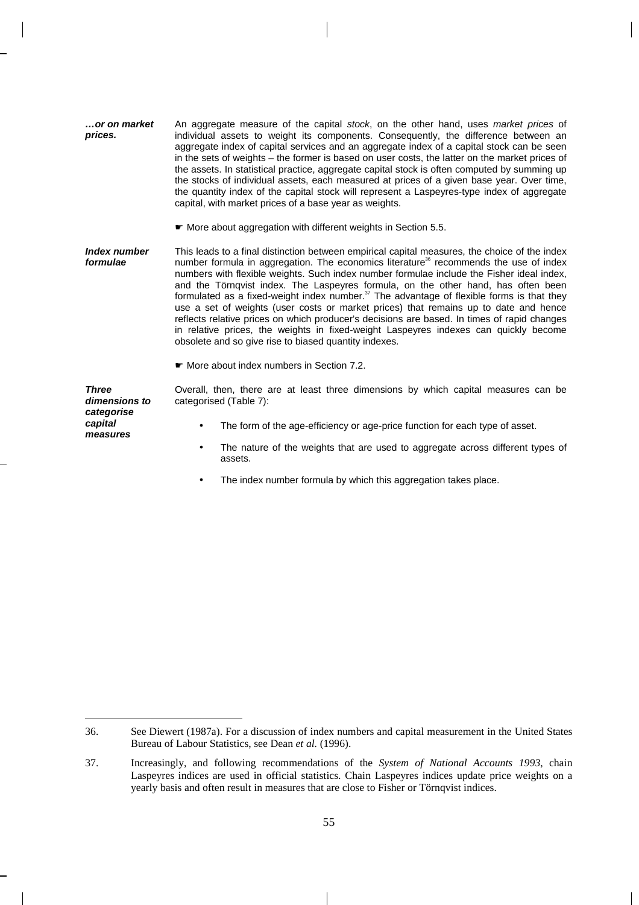***…or on market prices.***

An aggregate measure of the capital *stock*, on the other hand, uses *market prices* of individual assets to weight its components. Consequently, the difference between an aggregate index of capital services and an aggregate index of a capital stock can be seen in the sets of weights – the former is based on user costs, the latter on the market prices of the assets. In statistical practice, aggregate capital stock is often computed by summing up the stocks of individual assets, each measured at prices of a given base year. Over time, the quantity index of the capital stock will represent a Laspeyres-type index of aggregate capital, with market prices of a base year as weights.

☛ More about aggregation with different weights in Section 5.5.

***Index number formulae***

This leads to a final distinction between empirical capital measures, the choice of the index number formula in aggregation. The economics literature[36] recommends the use of index numbers with flexible weights. Such index number formulae include the Fisher ideal index, and the Törnqvist index. The Laspeyres formula, on the other hand, has often been formulated as a fixed-weight index number.[37] The advantage of flexible forms is that they use a set of weights (user costs or market prices) that remains up to date and hence reflects relative prices on which producer's decisions are based. In times of rapid changes in relative prices, the weights in fixed-weight Laspeyres indexes can quickly become obsolete and so give rise to biased quantity indexes.

☛ More about index numbers in Section 7.2.

***Three dimensions to categorise capital measures***

Overall, then, there are at least three dimensions by which capital measures can be categorised (Table 7):

- The form of the age-efficiency or age-price function for each type of asset.
- The nature of the weights that are used to aggregate across different types of assets.
- The index number formula by which this aggregation takes place.

---

36. See Diewert (1987a). For a discussion of index numbers and capital measurement in the United States Bureau of Labour Statistics, see Dean *et al.* (1996).

37. Increasingly, and following recommendations of the *System of National Accounts 1993*, chain Laspeyres indices are used in official statistics. Chain Laspeyres indices update price weights on a yearly basis and often result in measures that are close to Fisher or Törnqvist indices.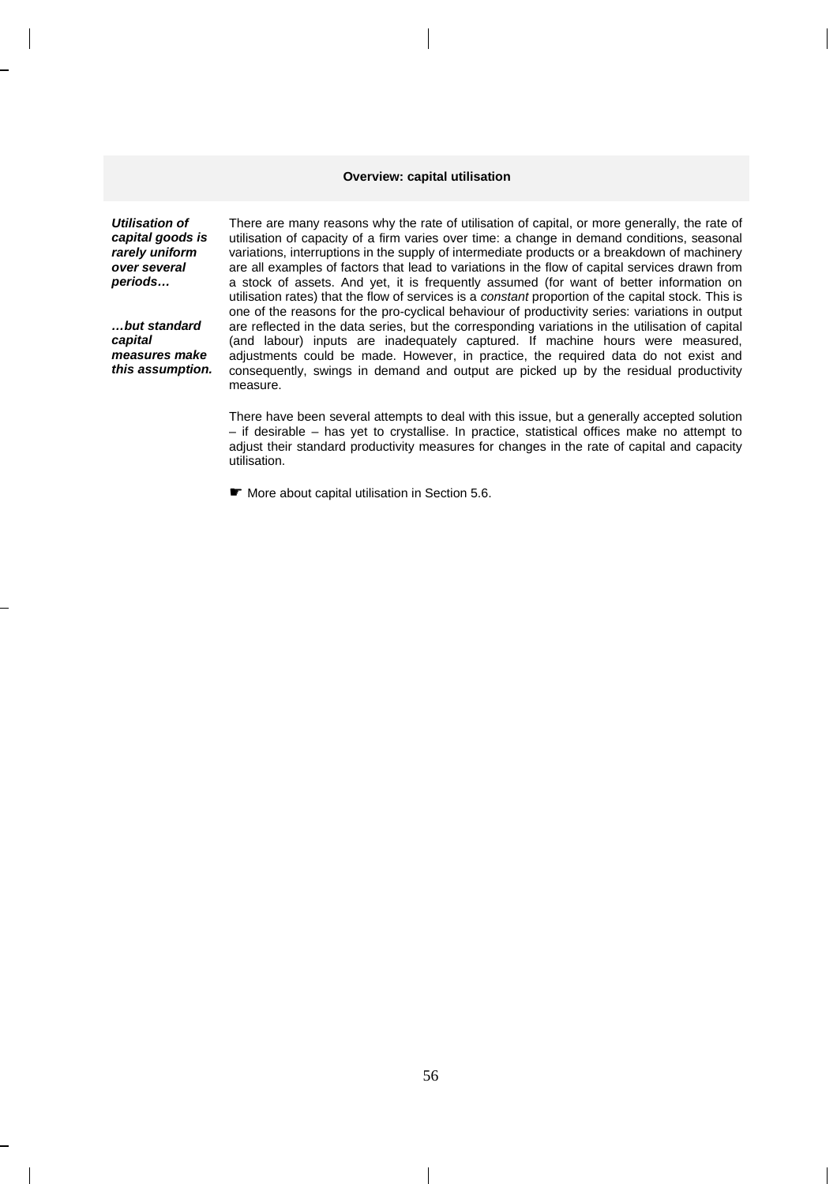## Overview: capital utilisation

***Utilisation of capital goods is rarely uniform over several periods…***

***…but standard capital measures make this assumption.***

There are many reasons why the rate of utilisation of capital, or more generally, the rate of utilisation of capacity of a firm varies over time: a change in demand conditions, seasonal variations, interruptions in the supply of intermediate products or a breakdown of machinery are all examples of factors that lead to variations in the flow of capital services drawn from a stock of assets. And yet, it is frequently assumed (for want of better information on utilisation rates) that the flow of services is a *constant* proportion of the capital stock. This is one of the reasons for the pro-cyclical behaviour of productivity series: variations in output are reflected in the data series, but the corresponding variations in the utilisation of capital (and labour) inputs are inadequately captured. If machine hours were measured, adjustments could be made. However, in practice, the required data do not exist and consequently, swings in demand and output are picked up by the residual productivity measure.

There have been several attempts to deal with this issue, but a generally accepted solution – if desirable – has yet to crystallise. In practice, statistical offices make no attempt to adjust their standard productivity measures for changes in the rate of capital and capacity utilisation.

☛ More about capital utilisation in Section 5.6.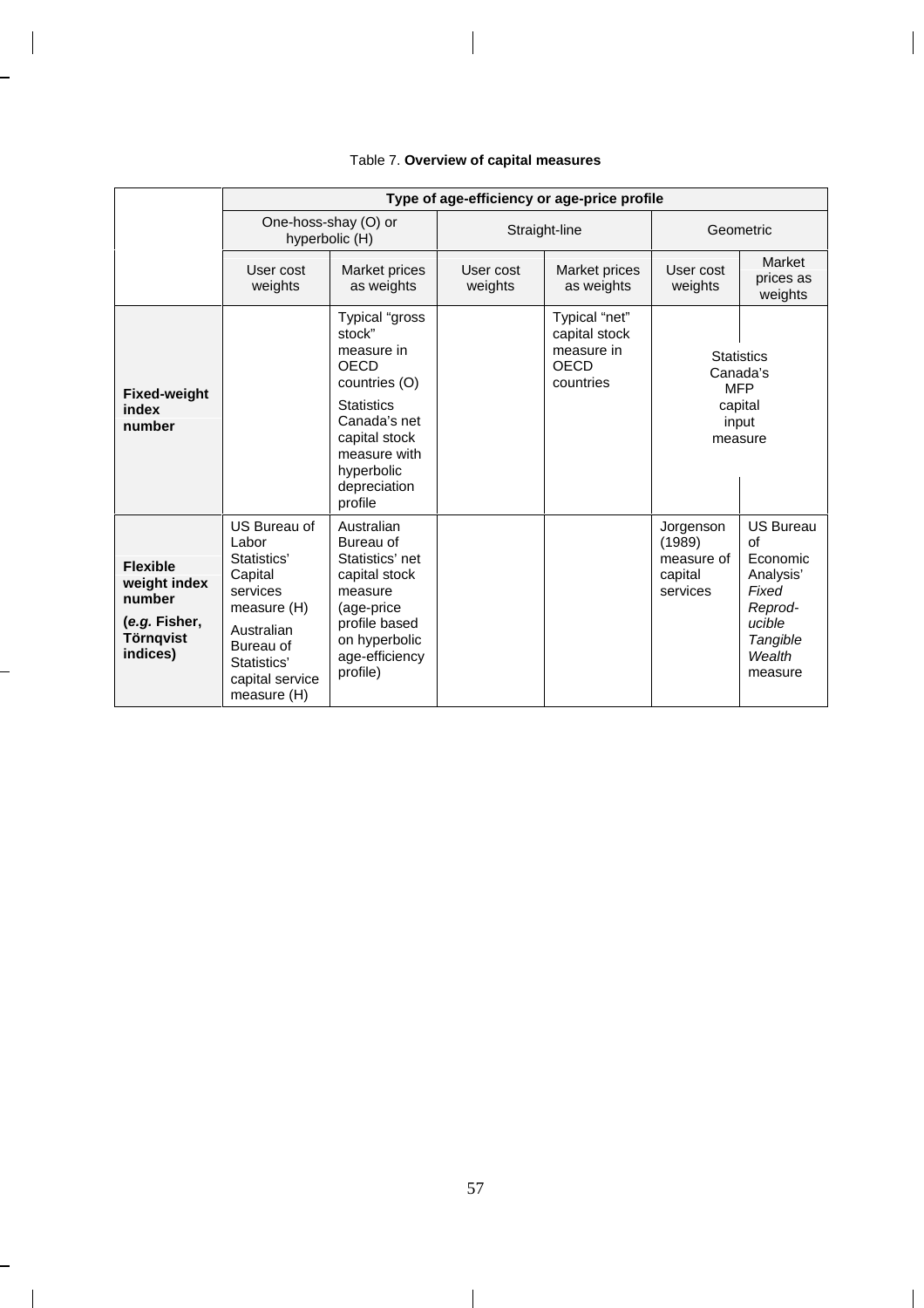Table 7. **Overview of capital measures**

| | **Type of age-efficiency or age-price profile** | | | | | |
|---|---|---|---|---|---|---|
| | One-hoss-shay (O) or hyperbolic (H) | | Straight-line | | Geometric | |
| | User cost weights | Market prices as weights | User cost weights | Market prices as weights | User cost weights | Market prices as weights |
| **Fixed-weight index number** | | Typical "gross stock" measure in OECD countries (O)<br>Statistics Canada's net capital stock measure with hyperbolic depreciation profile | | Typical "net" capital stock measure in OECD countries | Statistics Canada's MFP capital input measure | |
| **Flexible weight index number**<br>**(*e.g.* Fisher, Törnqvist indices)** | US Bureau of Labor Statistics' Capital services measure (H)<br>Australian Bureau of Statistics' capital service measure (H) | Australian Bureau of Statistics' net capital stock measure (age-price profile based on hyperbolic age-efficiency profile) | | | Jorgenson (1989) measure of capital services | US Bureau of Economic Analysis' *Fixed Reproducible Tangible Wealth* measure |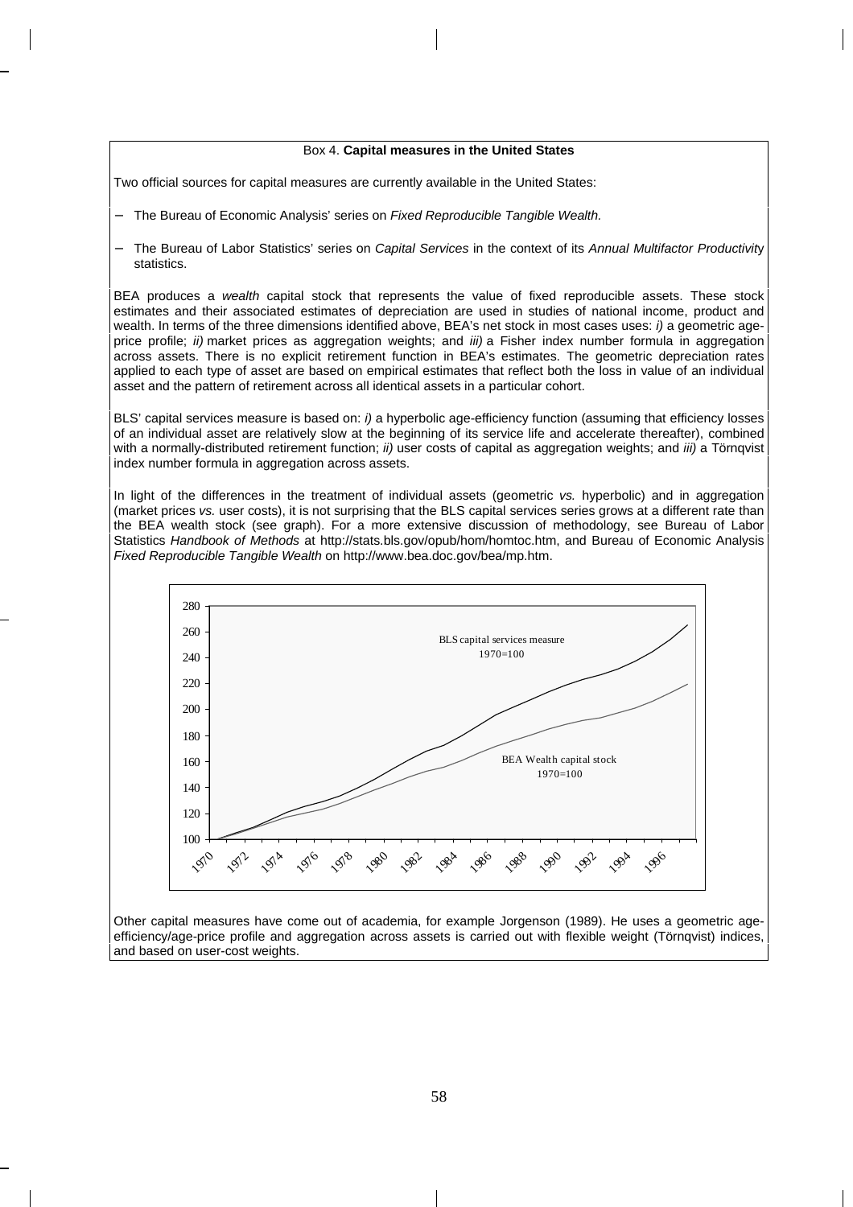Box 4. **Capital measures in the United States**

Two official sources for capital measures are currently available in the United States:

- The Bureau of Economic Analysis' series on *Fixed Reproducible Tangible Wealth.*
- The Bureau of Labor Statistics' series on *Capital Services* in the context of its *Annual Multifactor Productivity* statistics.

BEA produces a *wealth* capital stock that represents the value of fixed reproducible assets. These stock estimates and their associated estimates of depreciation are used in studies of national income, product and wealth. In terms of the three dimensions identified above, BEA's net stock in most cases uses: *i)* a geometric age-price profile; *ii)* market prices as aggregation weights; and *iii)* a Fisher index number formula in aggregation across assets. There is no explicit retirement function in BEA's estimates. The geometric depreciation rates applied to each type of asset are based on empirical estimates that reflect both the loss in value of an individual asset and the pattern of retirement across all identical assets in a particular cohort.

BLS' capital services measure is based on: *i)* a hyperbolic age-efficiency function (assuming that efficiency losses of an individual asset are relatively slow at the beginning of its service life and accelerate thereafter), combined with a normally-distributed retirement function; *ii)* user costs of capital as aggregation weights; and *iii)* a Törnqvist index number formula in aggregation across assets.

In light of the differences in the treatment of individual assets (geometric *vs.* hyperbolic) and in aggregation (market prices *vs.* user costs), it is not surprising that the BLS capital services series grows at a different rate than the BEA wealth stock (see graph). For a more extensive discussion of methodology, see Bureau of Labor Statistics *Handbook of Methods* at http://stats.bls.gov/opub/hom/homtoc.htm, and Bureau of Economic Analysis *Fixed Reproducible Tangible Wealth* on http://www.bea.doc.gov/bea/mp.htm.

Other capital measures have come out of academia, for example Jorgenson (1989). He uses a geometric age-efficiency/age-price profile and aggregation across assets is carried out with flexible weight (Törnqvist) indices, and based on user-cost weights.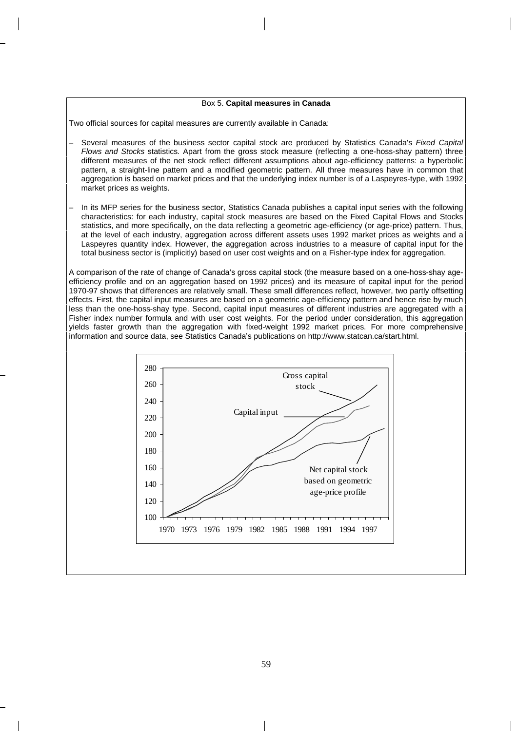Box 5. **Capital measures in Canada**

Two official sources for capital measures are currently available in Canada:

– Several measures of the business sector capital stock are produced by Statistics Canada's *Fixed Capital Flows and Stocks* statistics. Apart from the gross stock measure (reflecting a one-hoss-shay pattern) three different measures of the net stock reflect different assumptions about age-efficiency patterns: a hyperbolic pattern, a straight-line pattern and a modified geometric pattern. All three measures have in common that aggregation is based on market prices and that the underlying index number is of a Laspeyres-type, with 1992 market prices as weights.

– In its MFP series for the business sector, Statistics Canada publishes a capital input series with the following characteristics: for each industry, capital stock measures are based on the Fixed Capital Flows and Stocks statistics, and more specifically, on the data reflecting a geometric age-efficiency (or age-price) pattern. Thus, at the level of each industry, aggregation across different assets uses 1992 market prices as weights and a Laspeyres quantity index. However, the aggregation across industries to a measure of capital input for the total business sector is (implicitly) based on user cost weights and on a Fisher-type index for aggregation.

A comparison of the rate of change of Canada's gross capital stock (the measure based on a one-hoss-shay age-efficiency profile and on an aggregation based on 1992 prices) and its measure of capital input for the period 1970-97 shows that differences are relatively small. These small differences reflect, however, two partly offsetting effects. First, the capital input measures are based on a geometric age-efficiency pattern and hence rise by much less than the one-hoss-shay type. Second, capital input measures of different industries are aggregated with a Fisher index number formula and with user cost weights. For the period under consideration, this aggregation yields faster growth than the aggregation with fixed-weight 1992 market prices. For more comprehensive information and source data, see Statistics Canada's publications on http://www.statcan.ca/start.html.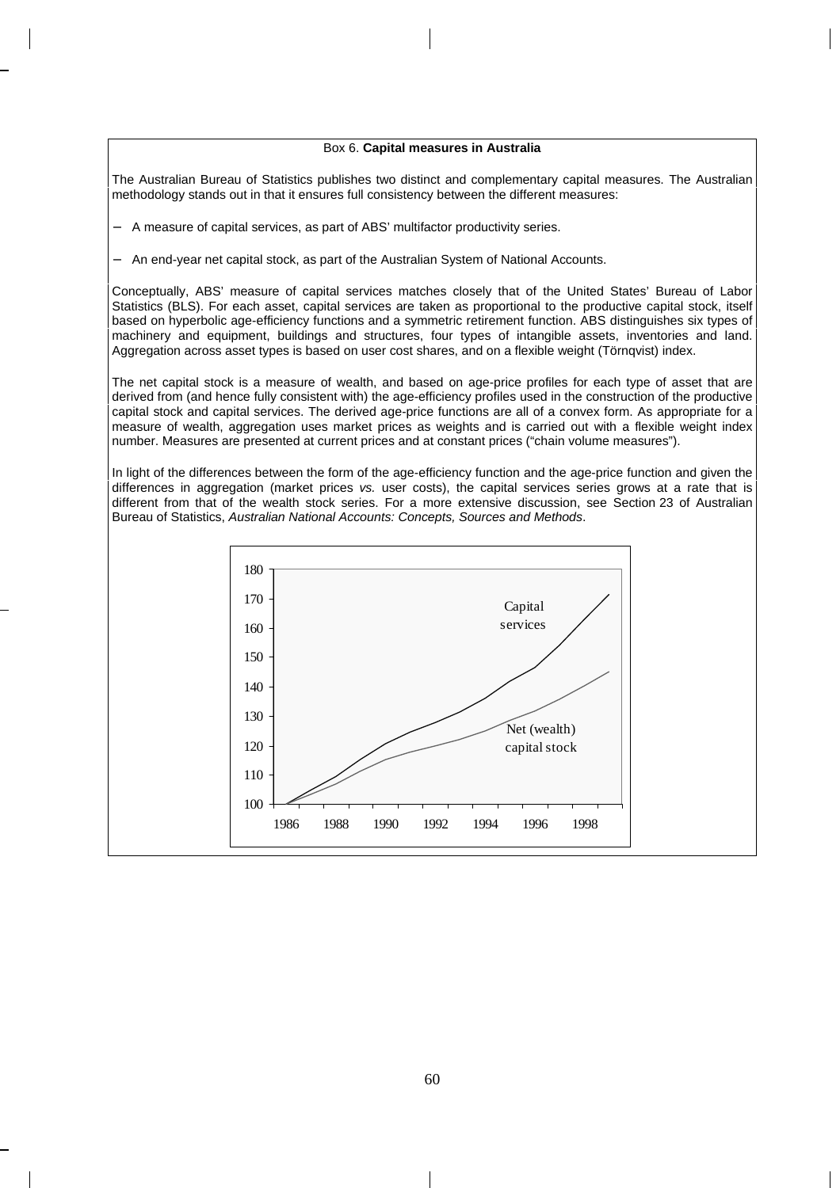Box 6. **Capital measures in Australia**

The Australian Bureau of Statistics publishes two distinct and complementary capital measures. The Australian methodology stands out in that it ensures full consistency between the different measures:

- A measure of capital services, as part of ABS' multifactor productivity series.
- An end-year net capital stock, as part of the Australian System of National Accounts.

Conceptually, ABS' measure of capital services matches closely that of the United States' Bureau of Labor Statistics (BLS). For each asset, capital services are taken as proportional to the productive capital stock, itself based on hyperbolic age-efficiency functions and a symmetric retirement function. ABS distinguishes six types of machinery and equipment, buildings and structures, four types of intangible assets, inventories and land. Aggregation across asset types is based on user cost shares, and on a flexible weight (Törnqvist) index.

The net capital stock is a measure of wealth, and based on age-price profiles for each type of asset that are derived from (and hence fully consistent with) the age-efficiency profiles used in the construction of the productive capital stock and capital services. The derived age-price functions are all of a convex form. As appropriate for a measure of wealth, aggregation uses market prices as weights and is carried out with a flexible weight index number. Measures are presented at current prices and at constant prices ("chain volume measures").

In light of the differences between the form of the age-efficiency function and the age-price function and given the differences in aggregation (market prices *vs.* user costs), the capital services series grows at a rate that is different from that of the wealth stock series. For a more extensive discussion, see Section 23 of Australian Bureau of Statistics, *Australian National Accounts: Concepts, Sources and Methods*.

180
170
160
150
140
130
120
110
100
1986 1988 1990 1992 1994 1996 1998
Capital services
Net (wealth) capital stock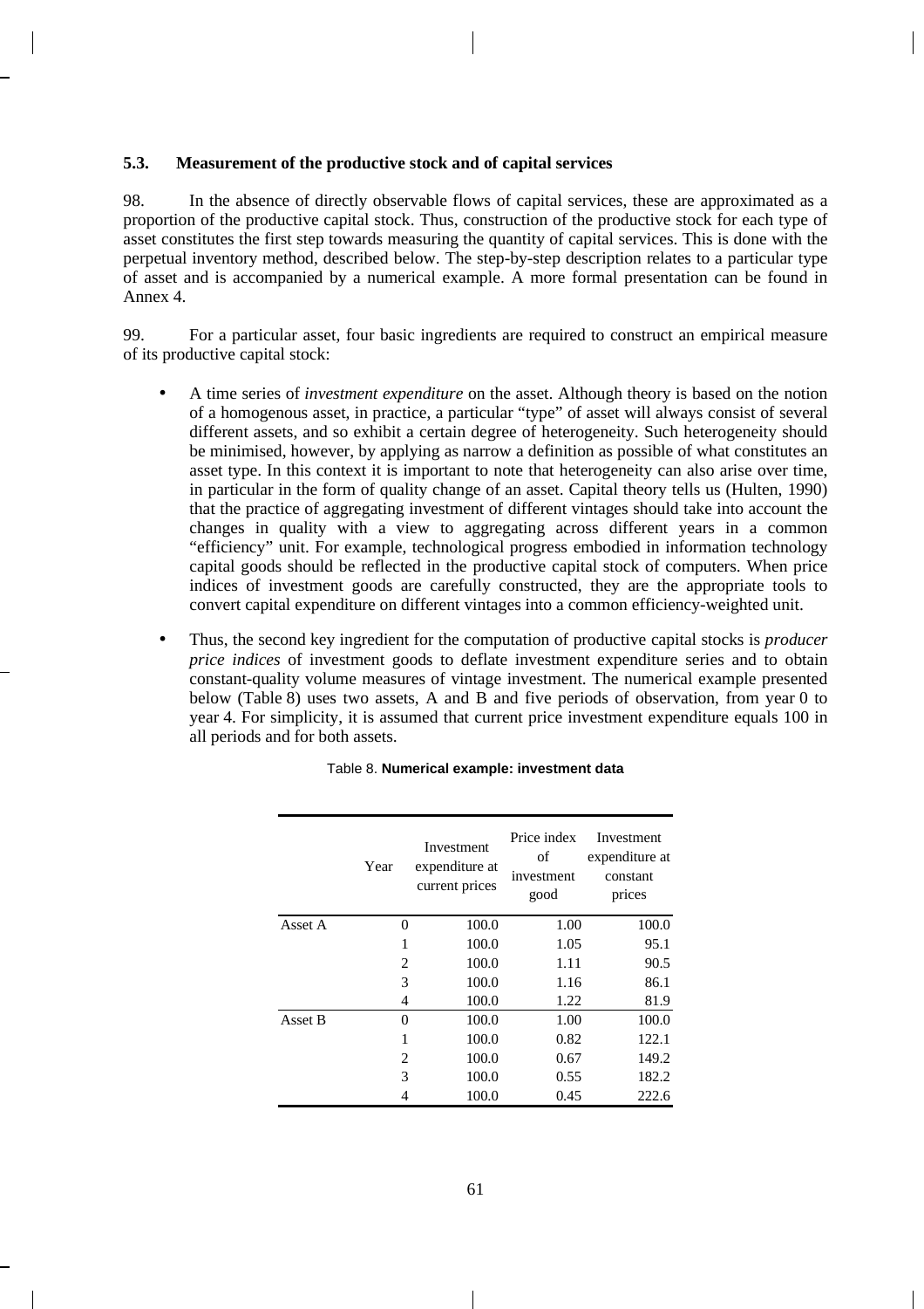### 5.3. Measurement of the productive stock and of capital services

98. In the absence of directly observable flows of capital services, these are approximated as a proportion of the productive capital stock. Thus, construction of the productive stock for each type of asset constitutes the first step towards measuring the quantity of capital services. This is done with the perpetual inventory method, described below. The step-by-step description relates to a particular type of asset and is accompanied by a numerical example. A more formal presentation can be found in Annex 4.

99. For a particular asset, four basic ingredients are required to construct an empirical measure of its productive capital stock:

- A time series of *investment expenditure* on the asset. Although theory is based on the notion of a homogenous asset, in practice, a particular "type" of asset will always consist of several different assets, and so exhibit a certain degree of heterogeneity. Such heterogeneity should be minimised, however, by applying as narrow a definition as possible of what constitutes an asset type. In this context it is important to note that heterogeneity can also arise over time, in particular in the form of quality change of an asset. Capital theory tells us (Hulten, 1990) that the practice of aggregating investment of different vintages should take into account the changes in quality with a view to aggregating across different years in a common "efficiency" unit. For example, technological progress embodied in information technology capital goods should be reflected in the productive capital stock of computers. When price indices of investment goods are carefully constructed, they are the appropriate tools to convert capital expenditure on different vintages into a common efficiency-weighted unit.

- Thus, the second key ingredient for the computation of productive capital stocks is *producer price indices* of investment goods to deflate investment expenditure series and to obtain constant-quality volume measures of vintage investment. The numerical example presented below (Table 8) uses two assets, A and B and five periods of observation, from year 0 to year 4. For simplicity, it is assumed that current price investment expenditure equals 100 in all periods and for both assets.

Table 8. **Numerical example: investment data**

| | Year | Investment expenditure at current prices | Price index of investment good | Investment expenditure at constant prices |
|---|---|---|---|---|
| Asset A | 0 | 100.0 | 1.00 | 100.0 |
| | 1 | 100.0 | 1.05 | 95.1 |
| | 2 | 100.0 | 1.11 | 90.5 |
| | 3 | 100.0 | 1.16 | 86.1 |
| | 4 | 100.0 | 1.22 | 81.9 |
| Asset B | 0 | 100.0 | 1.00 | 100.0 |
| | 1 | 100.0 | 0.82 | 122.1 |
| | 2 | 100.0 | 0.67 | 149.2 |
| | 3 | 100.0 | 0.55 | 182.2 |
| | 4 | 100.0 | 0.45 | 222.6 |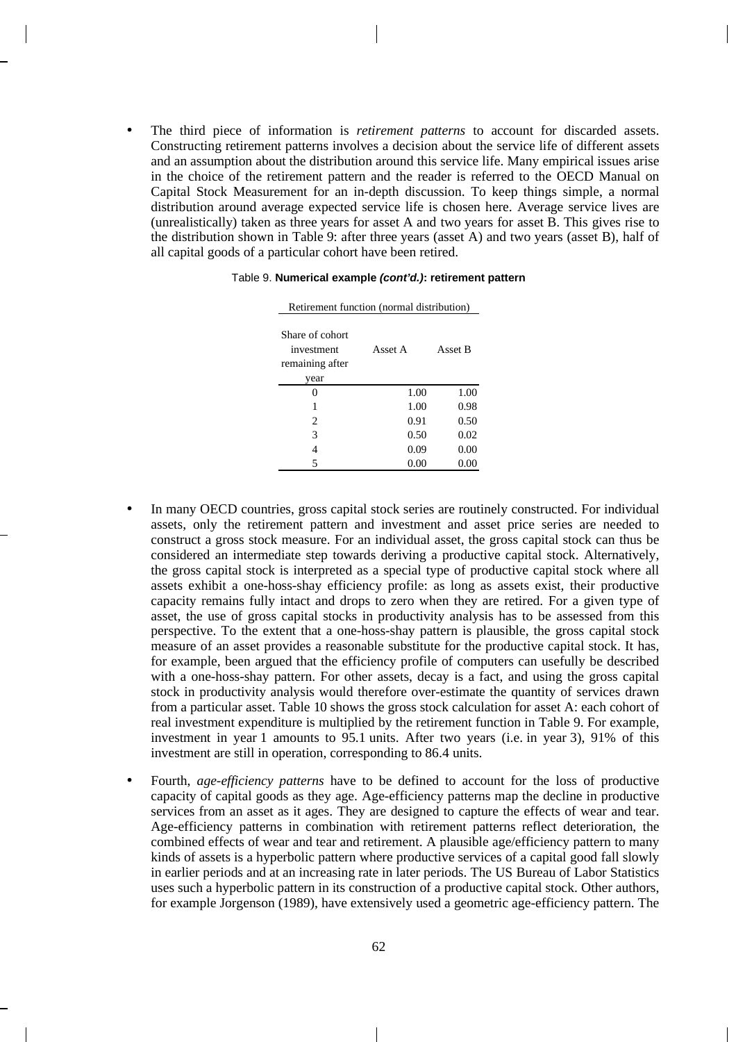- The third piece of information is *retirement patterns* to account for discarded assets. Constructing retirement patterns involves a decision about the service life of different assets and an assumption about the distribution around this service life. Many empirical issues arise in the choice of the retirement pattern and the reader is referred to the OECD Manual on Capital Stock Measurement for an in-depth discussion. To keep things simple, a normal distribution around average expected service life is chosen here. Average service lives are (unrealistically) taken as three years for asset A and two years for asset B. This gives rise to the distribution shown in Table 9: after three years (asset A) and two years (asset B), half of all capital goods of a particular cohort have been retired.

Table 9. **Numerical example *(cont'd.)*: retirement pattern**

| Retirement function (normal distribution) | | |
|---|---|---|
| Share of cohort investment remaining after year | Asset A | Asset B |
| 0 | 1.00 | 1.00 |
| 1 | 1.00 | 0.98 |
| 2 | 0.91 | 0.50 |
| 3 | 0.50 | 0.02 |
| 4 | 0.09 | 0.00 |
| 5 | 0.00 | 0.00 |

- In many OECD countries, gross capital stock series are routinely constructed. For individual assets, only the retirement pattern and investment and asset price series are needed to construct a gross stock measure. For an individual asset, the gross capital stock can thus be considered an intermediate step towards deriving a productive capital stock. Alternatively, the gross capital stock is interpreted as a special type of productive capital stock where all assets exhibit a one-hoss-shay efficiency profile: as long as assets exist, their productive capacity remains fully intact and drops to zero when they are retired. For a given type of asset, the use of gross capital stocks in productivity analysis has to be assessed from this perspective. To the extent that a one-hoss-shay pattern is plausible, the gross capital stock measure of an asset provides a reasonable substitute for the productive capital stock. It has, for example, been argued that the efficiency profile of computers can usefully be described with a one-hoss-shay pattern. For other assets, decay is a fact, and using the gross capital stock in productivity analysis would therefore over-estimate the quantity of services drawn from a particular asset. Table 10 shows the gross stock calculation for asset A: each cohort of real investment expenditure is multiplied by the retirement function in Table 9. For example, investment in year 1 amounts to 95.1 units. After two years (i.e. in year 3), 91% of this investment are still in operation, corresponding to 86.4 units.

- Fourth, *age-efficiency patterns* have to be defined to account for the loss of productive capacity of capital goods as they age. Age-efficiency patterns map the decline in productive services from an asset as it ages. They are designed to capture the effects of wear and tear. Age-efficiency patterns in combination with retirement patterns reflect deterioration, the combined effects of wear and tear and retirement. A plausible age/efficiency pattern to many kinds of assets is a hyperbolic pattern where productive services of a capital good fall slowly in earlier periods and at an increasing rate in later periods. The US Bureau of Labor Statistics uses such a hyperbolic pattern in its construction of a productive capital stock. Other authors, for example Jorgenson (1989), have extensively used a geometric age-efficiency pattern. The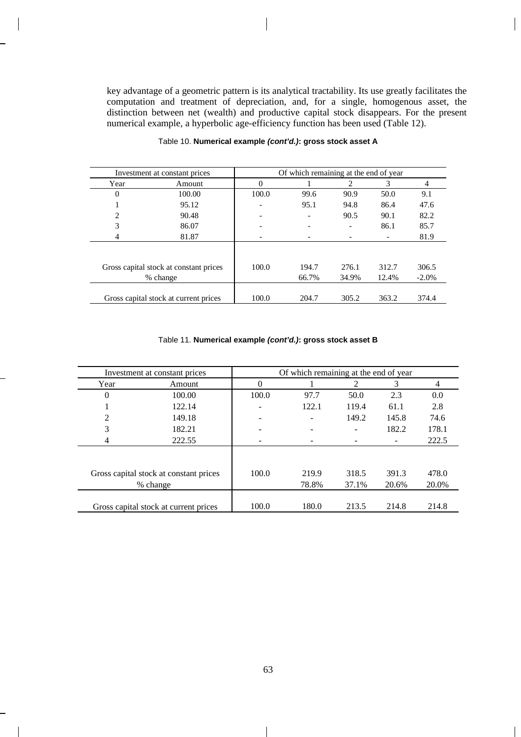key advantage of a geometric pattern is its analytical tractability. Its use greatly facilitates the computation and treatment of depreciation, and, for a single, homogenous asset, the distinction between net (wealth) and productive capital stock disappears. For the present numerical example, a hyperbolic age-efficiency function has been used (Table 12).

Table 10. **Numerical example *(cont'd.)*: gross stock asset A**

| Investment at constant prices | | Of which remaining at the end of year | | | | |
|---|---|---|---|---|---|---|
| Year | Amount | 0 | 1 | 2 | 3 | 4 |
| 0 | 100.00 | 100.0 | 99.6 | 90.9 | 50.0 | 9.1 |
| 1 | 95.12 | - | 95.1 | 94.8 | 86.4 | 47.6 |
| 2 | 90.48 | - | - | 90.5 | 90.1 | 82.2 |
| 3 | 86.07 | - | - | - | 86.1 | 85.7 |
| 4 | 81.87 | - | - | - | - | 81.9 |
| Gross capital stock at constant prices | | 100.0 | 194.7 | 276.1 | 312.7 | 306.5 |
| % change | | | 66.7% | 34.9% | 12.4% | -2.0% |
| Gross capital stock at current prices | | 100.0 | 204.7 | 305.2 | 363.2 | 374.4 |

Table 11. **Numerical example *(cont'd.)*: gross stock asset B**

| Investment at constant prices | | Of which remaining at the end of year | | | | |
|---|---|---|---|---|---|---|
| Year | Amount | 0 | 1 | 2 | 3 | 4 |
| 0 | 100.00 | 100.0 | 97.7 | 50.0 | 2.3 | 0.0 |
| 1 | 122.14 | - | 122.1 | 119.4 | 61.1 | 2.8 |
| 2 | 149.18 | - | - | 149.2 | 145.8 | 74.6 |
| 3 | 182.21 | - | - | - | 182.2 | 178.1 |
| 4 | 222.55 | - | - | - | - | 222.5 |
| Gross capital stock at constant prices | | 100.0 | 219.9 | 318.5 | 391.3 | 478.0 |
| % change | | | 78.8% | 37.1% | 20.6% | 20.0% |
| Gross capital stock at current prices | | 100.0 | 180.0 | 213.5 | 214.8 | 214.8 |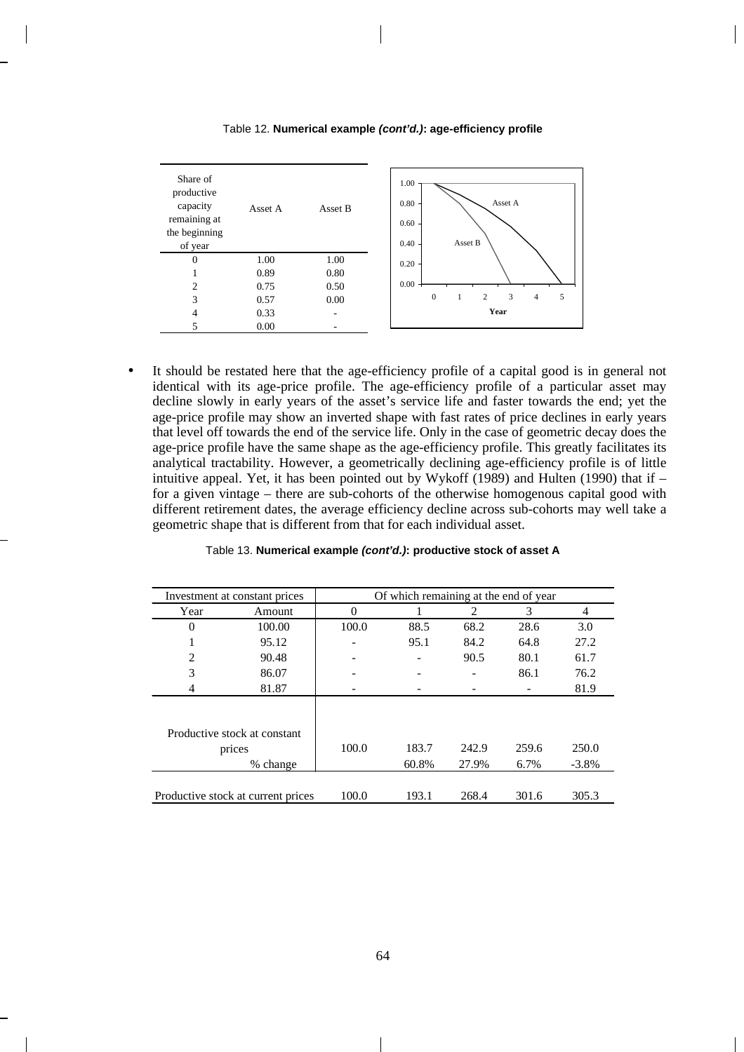Table 12. **Numerical example *(cont'd.)*: age-efficiency profile**

| Share of productive capacity remaining at the beginning of year | Asset A | Asset B |
|---|---|---|
| 0 | 1.00 | 1.00 |
| 1 | 0.89 | 0.80 |
| 2 | 0.75 | 0.50 |
| 3 | 0.57 | 0.00 |
| 4 | 0.33 | - |
| 5 | 0.00 | - |

- It should be restated here that the age-efficiency profile of a capital good is in general not identical with its age-price profile. The age-efficiency profile of a particular asset may decline slowly in early years of the asset's service life and faster towards the end; yet the age-price profile may show an inverted shape with fast rates of price declines in early years that level off towards the end of the service life. Only in the case of geometric decay does the age-price profile have the same shape as the age-efficiency profile. This greatly facilitates its analytical tractability. However, a geometrically declining age-efficiency profile is of little intuitive appeal. Yet, it has been pointed out by Wykoff (1989) and Hulten (1990) that if – for a given vintage – there are sub-cohorts of the otherwise homogenous capital good with different retirement dates, the average efficiency decline across sub-cohorts may well take a geometric shape that is different from that for each individual asset.

Table 13. **Numerical example *(cont'd.)*: productive stock of asset A**

| Investment at constant prices | | Of which remaining at the end of year | | | | |
|---|---|---|---|---|---|---|
| Year | Amount | 0 | 1 | 2 | 3 | 4 |
| 0 | 100.00 | 100.0 | 88.5 | 68.2 | 28.6 | 3.0 |
| 1 | 95.12 | - | 95.1 | 84.2 | 64.8 | 27.2 |
| 2 | 90.48 | - | - | 90.5 | 80.1 | 61.7 |
| 3 | 86.07 | - | - | - | 86.1 | 76.2 |
| 4 | 81.87 | - | - | - | - | 81.9 |
| Productive stock at constant prices | | 100.0 | 183.7 | 242.9 | 259.6 | 250.0 |
| | % change | | 60.8% | 27.9% | 6.7% | -3.8% |
| Productive stock at current prices | | 100.0 | 193.1 | 268.4 | 301.6 | 305.3 |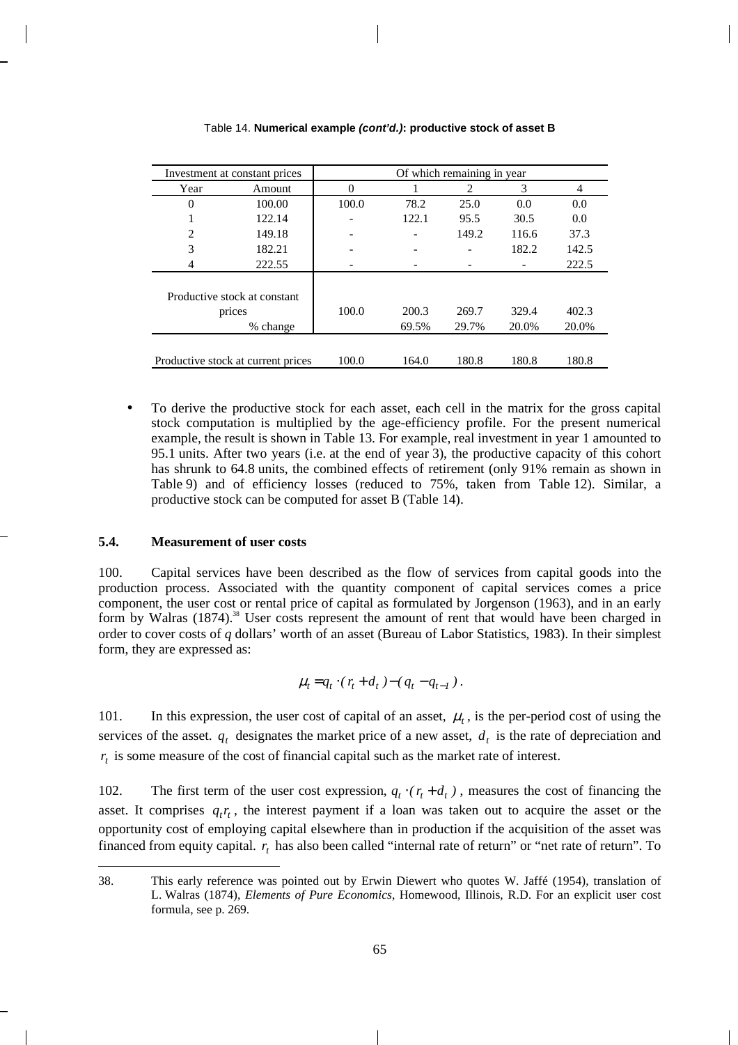Table 14. **Numerical example *(cont'd.)*: productive stock of asset B**

| Investment at constant prices | | Of which remaining in year | | | | |
|---|---|---|---|---|---|---|
| Year | Amount | 0 | 1 | 2 | 3 | 4 |
| 0 | 100.00 | 100.0 | 78.2 | 25.0 | 0.0 | 0.0 |
| 1 | 122.14 | - | 122.1 | 95.5 | 30.5 | 0.0 |
| 2 | 149.18 | - | - | 149.2 | 116.6 | 37.3 |
| 3 | 182.21 | - | - | - | 182.2 | 142.5 |
| 4 | 222.55 | - | - | - | - | 222.5 |
| Productive stock at constant prices | | 100.0 | 200.3 | 269.7 | 329.4 | 402.3 |
| | % change | | 69.5% | 29.7% | 20.0% | 20.0% |
| Productive stock at current prices | | 100.0 | 164.0 | 180.8 | 180.8 | 180.8 |

- To derive the productive stock for each asset, each cell in the matrix for the gross capital stock computation is multiplied by the age-efficiency profile. For the present numerical example, the result is shown in Table 13. For example, real investment in year 1 amounted to 95.1 units. After two years (i.e. at the end of year 3), the productive capacity of this cohort has shrunk to 64.8 units, the combined effects of retirement (only 91% remain as shown in Table 9) and of efficiency losses (reduced to 75%, taken from Table 12). Similar, a productive stock can be computed for asset B (Table 14).

### 5.4. Measurement of user costs

100. Capital services have been described as the flow of services from capital goods into the production process. Associated with the quantity component of capital services comes a price component, the user cost or rental price of capital as formulated by Jorgenson (1963), and in an early form by Walras (1874).[38] User costs represent the amount of rent that would have been charged in order to cover costs of *q* dollars' worth of an asset (Bureau of Labor Statistics, 1983). In their simplest form, they are expressed as:

$$\mu_t = q_t \cdot (r_t + d_t) - (q_t - q_{t-1}).$$

101. In this expression, the user cost of capital of an asset, $\mu_t$, is the per-period cost of using the services of the asset. $q_t$ designates the market price of a new asset, $d_t$ is the rate of depreciation and $r_t$ is some measure of the cost of financial capital such as the market rate of interest.

102. The first term of the user cost expression, $q_t \cdot (r_t + d_t)$, measures the cost of financing the asset. It comprises $q_t r_t$, the interest payment if a loan was taken out to acquire the asset or the opportunity cost of employing capital elsewhere than in production if the acquisition of the asset was financed from equity capital. $r_t$ has also been called "internal rate of return" or "net rate of return". To

38. This early reference was pointed out by Erwin Diewert who quotes W. Jaffé (1954), translation of L. Walras (1874), *Elements of Pure Economics*, Homewood, Illinois, R.D. For an explicit user cost formula, see p. 269.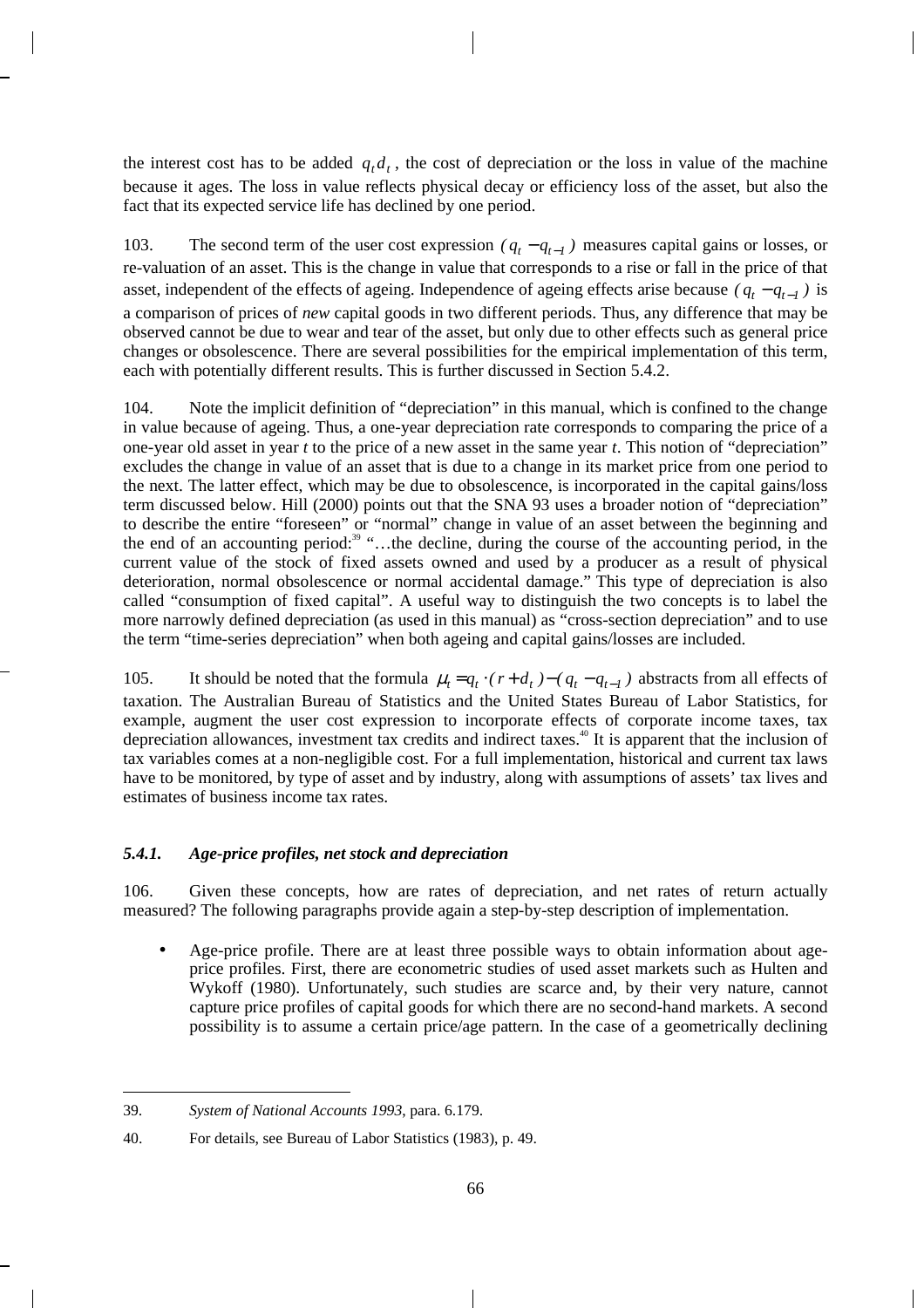the interest cost has to be added $q_t d_t$, the cost of depreciation or the loss in value of the machine because it ages. The loss in value reflects physical decay or efficiency loss of the asset, but also the fact that its expected service life has declined by one period.

103. The second term of the user cost expression $(q_t - q_{t-1})$ measures capital gains or losses, or re-valuation of an asset. This is the change in value that corresponds to a rise or fall in the price of that asset, independent of the effects of ageing. Independence of ageing effects arise because $(q_t - q_{t-1})$ is a comparison of prices of *new* capital goods in two different periods. Thus, any difference that may be observed cannot be due to wear and tear of the asset, but only due to other effects such as general price changes or obsolescence. There are several possibilities for the empirical implementation of this term, each with potentially different results. This is further discussed in Section 5.4.2.

104. Note the implicit definition of "depreciation" in this manual, which is confined to the change in value because of ageing. Thus, a one-year depreciation rate corresponds to comparing the price of a one-year old asset in year *t* to the price of a new asset in the same year *t*. This notion of "depreciation" excludes the change in value of an asset that is due to a change in its market price from one period to the next. The latter effect, which may be due to obsolescence, is incorporated in the capital gains/loss term discussed below. Hill (2000) points out that the SNA 93 uses a broader notion of "depreciation" to describe the entire "foreseen" or "normal" change in value of an asset between the beginning and the end of an accounting period:[39] "…the decline, during the course of the accounting period, in the current value of the stock of fixed assets owned and used by a producer as a result of physical deterioration, normal obsolescence or normal accidental damage." This type of depreciation is also called "consumption of fixed capital". A useful way to distinguish the two concepts is to label the more narrowly defined depreciation (as used in this manual) as "cross-section depreciation" and to use the term "time-series depreciation" when both ageing and capital gains/losses are included.

105. It should be noted that the formula $\mu_t = q_t \cdot (r + d_t) - (q_t - q_{t-1})$ abstracts from all effects of taxation. The Australian Bureau of Statistics and the United States Bureau of Labor Statistics, for example, augment the user cost expression to incorporate effects of corporate income taxes, tax depreciation allowances, investment tax credits and indirect taxes.[40] It is apparent that the inclusion of tax variables comes at a non-negligible cost. For a full implementation, historical and current tax laws have to be monitored, by type of asset and by industry, along with assumptions of assets' tax lives and estimates of business income tax rates.

### *5.4.1. Age-price profiles, net stock and depreciation*

106. Given these concepts, how are rates of depreciation, and net rates of return actually measured? The following paragraphs provide again a step-by-step description of implementation.

- Age-price profile. There are at least three possible ways to obtain information about age-price profiles. First, there are econometric studies of used asset markets such as Hulten and Wykoff (1980). Unfortunately, such studies are scarce and, by their very nature, cannot capture price profiles of capital goods for which there are no second-hand markets. A second possibility is to assume a certain price/age pattern. In the case of a geometrically declining

---

39. *System of National Accounts 1993*, para. 6.179.

40. For details, see Bureau of Labor Statistics (1983), p. 49.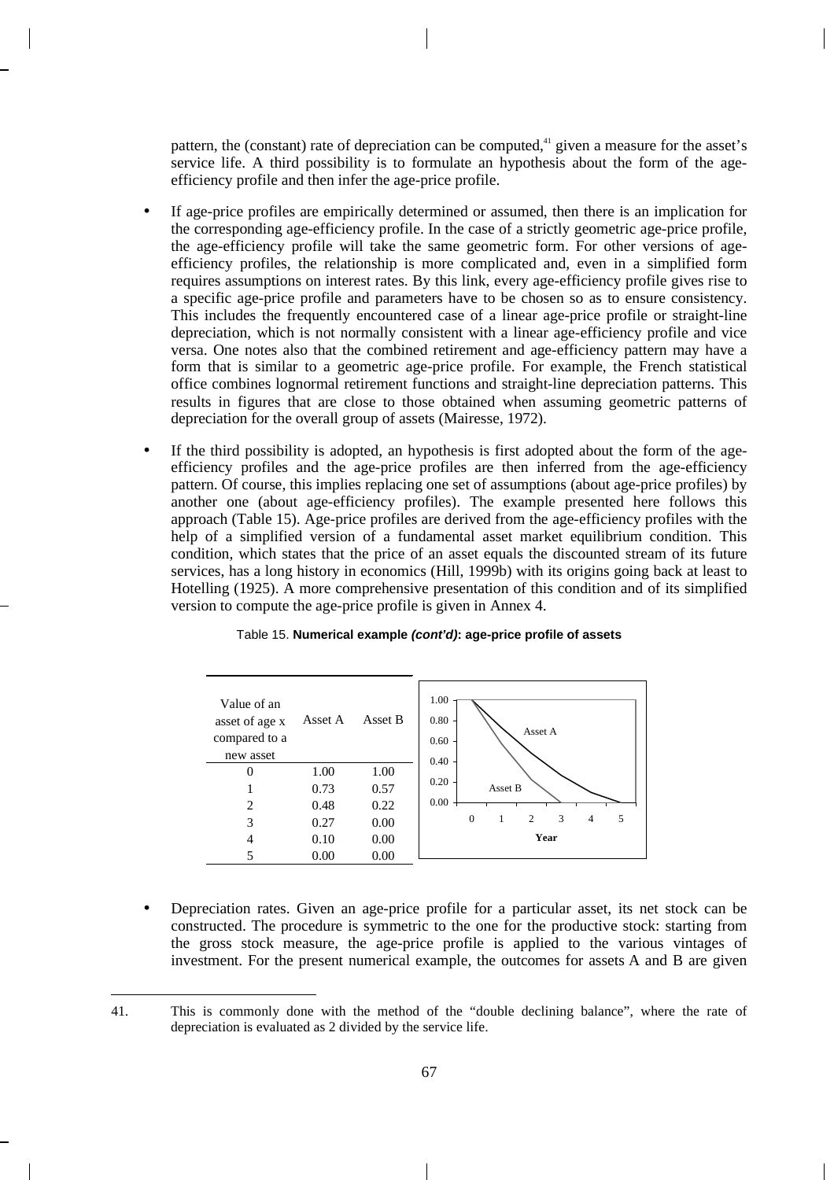pattern, the (constant) rate of depreciation can be computed,[41] given a measure for the asset's service life. A third possibility is to formulate an hypothesis about the form of the age-efficiency profile and then infer the age-price profile.

- If age-price profiles are empirically determined or assumed, then there is an implication for the corresponding age-efficiency profile. In the case of a strictly geometric age-price profile, the age-efficiency profile will take the same geometric form. For other versions of age-efficiency profiles, the relationship is more complicated and, even in a simplified form requires assumptions on interest rates. By this link, every age-efficiency profile gives rise to a specific age-price profile and parameters have to be chosen so as to ensure consistency. This includes the frequently encountered case of a linear age-price profile or straight-line depreciation, which is not normally consistent with a linear age-efficiency profile and vice versa. One notes also that the combined retirement and age-efficiency pattern may have a form that is similar to a geometric age-price profile. For example, the French statistical office combines lognormal retirement functions and straight-line depreciation patterns. This results in figures that are close to those obtained when assuming geometric patterns of depreciation for the overall group of assets (Mairesse, 1972).

- If the third possibility is adopted, an hypothesis is first adopted about the form of the age-efficiency profiles and the age-price profiles are then inferred from the age-efficiency pattern. Of course, this implies replacing one set of assumptions (about age-price profiles) by another one (about age-efficiency profiles). The example presented here follows this approach (Table 15). Age-price profiles are derived from the age-efficiency profiles with the help of a simplified version of a fundamental asset market equilibrium condition. This condition, which states that the price of an asset equals the discounted stream of its future services, has a long history in economics (Hill, 1999b) with its origins going back at least to Hotelling (1925). A more comprehensive presentation of this condition and of its simplified version to compute the age-price profile is given in Annex 4.

Table 15. **Numerical example *(cont'd)*: age-price profile of assets**

| Value of an asset of age x compared to a new asset | Asset A | Asset B |
|---|---|---|
| 0 | 1.00 | 1.00 |
| 1 | 0.73 | 0.57 |
| 2 | 0.48 | 0.22 |
| 3 | 0.27 | 0.00 |
| 4 | 0.10 | 0.00 |
| 5 | 0.00 | 0.00 |

1.00
0.80
0.60
0.40
0.20
0.00
Asset A
Asset B
0 1 2 3 4 5
Year

- Depreciation rates. Given an age-price profile for a particular asset, its net stock can be constructed. The procedure is symmetric to the one for the productive stock: starting from the gross stock measure, the age-price profile is applied to the various vintages of investment. For the present numerical example, the outcomes for assets A and B are given

41. This is commonly done with the method of the "double declining balance", where the rate of depreciation is evaluated as 2 divided by the service life.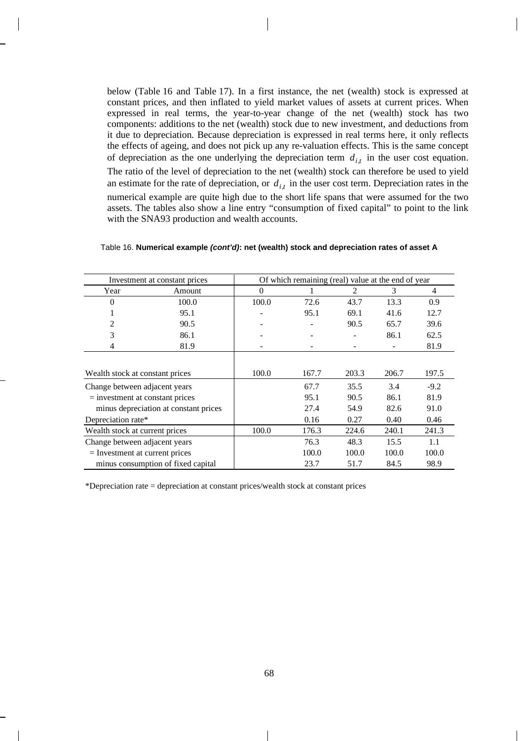below (Table 16 and Table 17). In a first instance, the net (wealth) stock is expressed at constant prices, and then inflated to yield market values of assets at current prices. When expressed in real terms, the year-to-year change of the net (wealth) stock has two components: additions to the net (wealth) stock due to new investment, and deductions from it due to depreciation. Because depreciation is expressed in real terms here, it only reflects the effects of ageing, and does not pick up any re-valuation effects. This is the same concept of depreciation as the one underlying the depreciation term $d_{i,t}$ in the user cost equation. The ratio of the level of depreciation to the net (wealth) stock can therefore be used to yield an estimate for the rate of depreciation, or $d_{i,t}$ in the user cost term. Depreciation rates in the numerical example are quite high due to the short life spans that were assumed for the two assets. The tables also show a line entry "consumption of fixed capital" to point to the link with the SNA93 production and wealth accounts.

Table 16. **Numerical example *(cont'd)*: net (wealth) stock and depreciation rates of asset A**

| Investment at constant prices | | Of which remaining (real) value at the end of year | | | | |
|---|---|---|---|---|---|---|
| Year | Amount | 0 | 1 | 2 | 3 | 4 |
| 0 | 100.0 | 100.0 | 72.6 | 43.7 | 13.3 | 0.9 |
| 1 | 95.1 | - | 95.1 | 69.1 | 41.6 | 12.7 |
| 2 | 90.5 | - | - | 90.5 | 65.7 | 39.6 |
| 3 | 86.1 | - | - | - | 86.1 | 62.5 |
| 4 | 81.9 | - | - | - | - | 81.9 |
| Wealth stock at constant prices | | 100.0 | 167.7 | 203.3 | 206.7 | 197.5 |
| Change between adjacent years | | | 67.7 | 35.5 | 3.4 | -9.2 |
| = investment at constant prices | | | 95.1 | 90.5 | 86.1 | 81.9 |
| minus depreciation at constant prices | | | 27.4 | 54.9 | 82.6 | 91.0 |
| Depreciation rate* | | | 0.16 | 0.27 | 0.40 | 0.46 |
| Wealth stock at current prices | | 100.0 | 176.3 | 224.6 | 240.1 | 241.3 |
| Change between adjacent years | | | 76.3 | 48.3 | 15.5 | 1.1 |
| = Investment at current prices | | | 100.0 | 100.0 | 100.0 | 100.0 |
| minus consumption of fixed capital | | | 23.7 | 51.7 | 84.5 | 98.9 |

*Depreciation rate = depreciation at constant prices/wealth stock at constant prices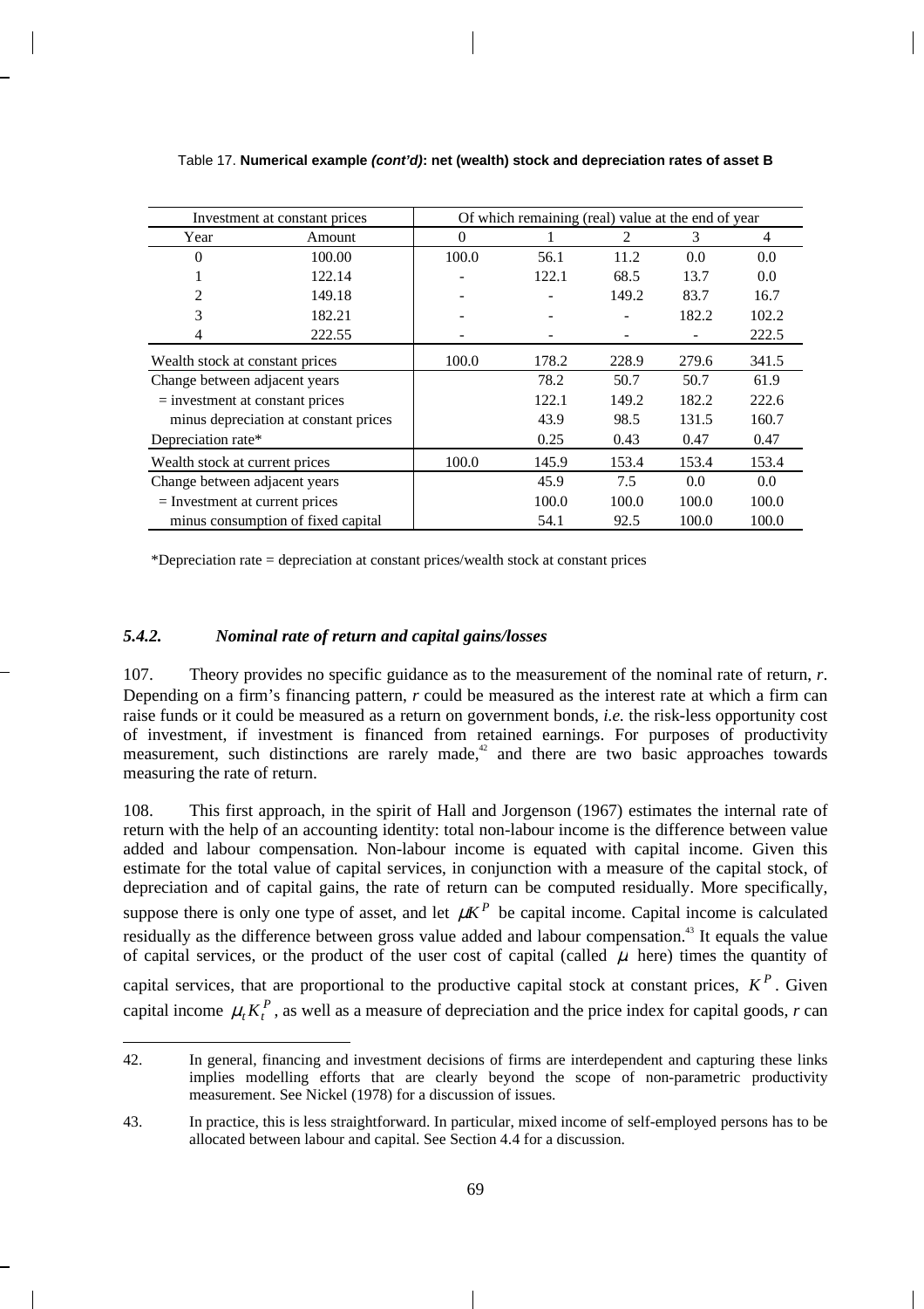Table 17. **Numerical example *(cont'd)*: net (wealth) stock and depreciation rates of asset B**

| Investment at constant prices | | Of which remaining (real) value at the end of year | | | | |
|---|---|---|---|---|---|---|
| Year | Amount | 0 | 1 | 2 | 3 | 4 |
| 0 | 100.00 | 100.0 | 56.1 | 11.2 | 0.0 | 0.0 |
| 1 | 122.14 | - | 122.1 | 68.5 | 13.7 | 0.0 |
| 2 | 149.18 | - | - | 149.2 | 83.7 | 16.7 |
| 3 | 182.21 | - | - | - | 182.2 | 102.2 |
| 4 | 222.55 | - | - | - | - | 222.5 |
| Wealth stock at constant prices | | 100.0 | 178.2 | 228.9 | 279.6 | 341.5 |
| Change between adjacent years | | | 78.2 | 50.7 | 50.7 | 61.9 |
| = investment at constant prices | | | 122.1 | 149.2 | 182.2 | 222.6 |
| minus depreciation at constant prices | | | 43.9 | 98.5 | 131.5 | 160.7 |
| Depreciation rate* | | | 0.25 | 0.43 | 0.47 | 0.47 |
| Wealth stock at current prices | | 100.0 | 145.9 | 153.4 | 153.4 | 153.4 |
| Change between adjacent years | | | 45.9 | 7.5 | 0.0 | 0.0 |
| = Investment at current prices | | | 100.0 | 100.0 | 100.0 | 100.0 |
| minus consumption of fixed capital | | | 54.1 | 92.5 | 100.0 | 100.0 |

*Depreciation rate = depreciation at constant prices/wealth stock at constant prices

### *5.4.2. Nominal rate of return and capital gains/losses*

107. Theory provides no specific guidance as to the measurement of the nominal rate of return, *r*. Depending on a firm's financing pattern, *r* could be measured as the interest rate at which a firm can raise funds or it could be measured as a return on government bonds, *i.e.* the risk-less opportunity cost of investment, if investment is financed from retained earnings. For purposes of productivity measurement, such distinctions are rarely made,[42] and there are two basic approaches towards measuring the rate of return.

108. This first approach, in the spirit of Hall and Jorgenson (1967) estimates the internal rate of return with the help of an accounting identity: total non-labour income is the difference between value added and labour compensation. Non-labour income is equated with capital income. Given this estimate for the total value of capital services, in conjunction with a measure of the capital stock, of depreciation and of capital gains, the rate of return can be computed residually. More specifically, suppose there is only one type of asset, and let $\mu K^P$ be capital income. Capital income is calculated residually as the difference between gross value added and labour compensation.[43] It equals the value of capital services, or the product of the user cost of capital (called $\mu$ here) times the quantity of capital services, that are proportional to the productive capital stock at constant prices, $K^P$. Given capital income $\mu_t K_t^P$, as well as a measure of depreciation and the price index for capital goods, *r* can

---

42. In general, financing and investment decisions of firms are interdependent and capturing these links implies modelling efforts that are clearly beyond the scope of non-parametric productivity measurement. See Nickel (1978) for a discussion of issues.

43. In practice, this is less straightforward. In particular, mixed income of self-employed persons has to be allocated between labour and capital. See Section 4.4 for a discussion.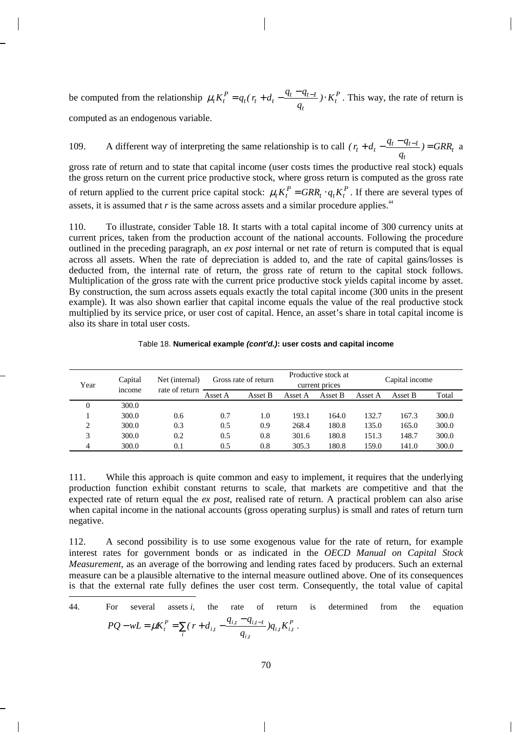be computed from the relationship $\mu_t K_t^P = q_t ( r_t + d_t - \frac{q_t - q_{t-1}}{q_t} ) \cdot K_t^P$. This way, the rate of return is computed as an endogenous variable.

109. A different way of interpreting the same relationship is to call $( r_t + d_t - \frac{q_t - q_{t-1}}{q_t} ) = GRR_t$ a gross rate of return and to state that capital income (user costs times the productive real stock) equals the gross return on the current price productive stock, where gross return is computed as the gross rate of return applied to the current price capital stock: $\mu_t K_t^P = GRR_t \cdot q_t K_t^P$. If there are several types of assets, it is assumed that *r* is the same across assets and a similar procedure applies.[44]

110. To illustrate, consider Table 18. It starts with a total capital income of 300 currency units at current prices, taken from the production account of the national accounts. Following the procedure outlined in the preceding paragraph, an *ex post* internal or net rate of return is computed that is equal across all assets. When the rate of depreciation is added to, and the rate of capital gains/losses is deducted from, the internal rate of return, the gross rate of return to the capital stock follows. Multiplication of the gross rate with the current price productive stock yields capital income by asset. By construction, the sum across assets equals exactly the total capital income (300 units in the present example). It was also shown earlier that capital income equals the value of the real productive stock multiplied by its service price, or user cost of capital. Hence, an asset's share in total capital income is also its share in total user costs.

Table 18. **Numerical example *(cont'd.)*: user costs and capital income**

| Year | Capital income | Net (internal) rate of return | Gross rate of return | | Productive stock at current prices | | Capital income | | |
|---|---|---|---|---|---|---|---|---|---|
| | | | Asset A | Asset B | Asset A | Asset B | Asset A | Asset B | Total |
| 0 | 300.0 | | | | | | | | |
| 1 | 300.0 | 0.6 | 0.7 | 1.0 | 193.1 | 164.0 | 132.7 | 167.3 | 300.0 |
| 2 | 300.0 | 0.3 | 0.5 | 0.9 | 268.4 | 180.8 | 135.0 | 165.0 | 300.0 |
| 3 | 300.0 | 0.2 | 0.5 | 0.8 | 301.6 | 180.8 | 151.3 | 148.7 | 300.0 |
| 4 | 300.0 | 0.1 | 0.5 | 0.8 | 305.3 | 180.8 | 159.0 | 141.0 | 300.0 |

111. While this approach is quite common and easy to implement, it requires that the underlying production function exhibit constant returns to scale, that markets are competitive and that the expected rate of return equal the *ex post*, realised rate of return. A practical problem can also arise when capital income in the national accounts (gross operating surplus) is small and rates of return turn negative.

112. A second possibility is to use some exogenous value for the rate of return, for example interest rates for government bonds or as indicated in the *OECD Manual on Capital Stock Measurement*, as an average of the borrowing and lending rates faced by producers. Such an external measure can be a plausible alternative to the internal measure outlined above. One of its consequences is that the external rate fully defines the user cost term. Consequently, the total value of capital

44. For several assets *i*, the rate of return is determined from the equation $PQ - wL = \mu K_t^P = \sum_i ( r + d_{i,t} - \frac{q_{i,t} - q_{i,t-1}}{q_{i,t}} ) q_{i,t} K_{i,t}^P$.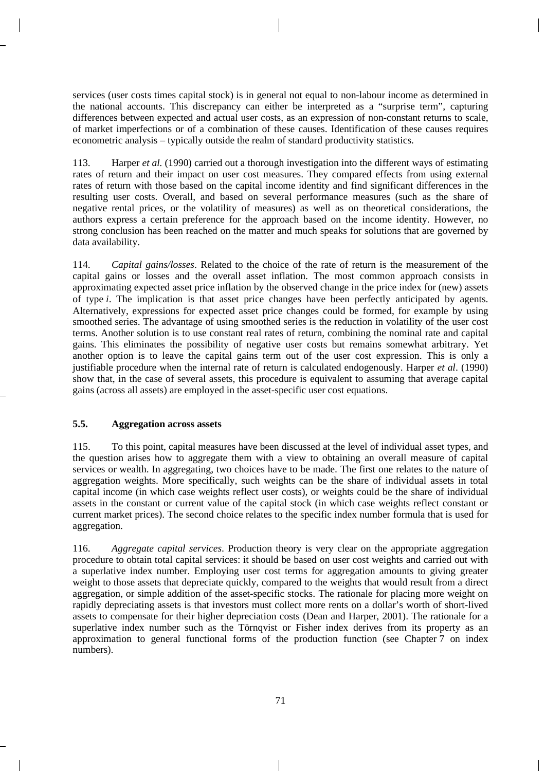services (user costs times capital stock) is in general not equal to non-labour income as determined in the national accounts. This discrepancy can either be interpreted as a "surprise term", capturing differences between expected and actual user costs, as an expression of non-constant returns to scale, of market imperfections or of a combination of these causes. Identification of these causes requires econometric analysis – typically outside the realm of standard productivity statistics.

113. Harper *et al.* (1990) carried out a thorough investigation into the different ways of estimating rates of return and their impact on user cost measures. They compared effects from using external rates of return with those based on the capital income identity and find significant differences in the resulting user costs. Overall, and based on several performance measures (such as the share of negative rental prices, or the volatility of measures) as well as on theoretical considerations, the authors express a certain preference for the approach based on the income identity. However, no strong conclusion has been reached on the matter and much speaks for solutions that are governed by data availability.

114. *Capital gains/losses*. Related to the choice of the rate of return is the measurement of the capital gains or losses and the overall asset inflation. The most common approach consists in approximating expected asset price inflation by the observed change in the price index for (new) assets of type *i*. The implication is that asset price changes have been perfectly anticipated by agents. Alternatively, expressions for expected asset price changes could be formed, for example by using smoothed series. The advantage of using smoothed series is the reduction in volatility of the user cost terms. Another solution is to use constant real rates of return, combining the nominal rate and capital gains. This eliminates the possibility of negative user costs but remains somewhat arbitrary. Yet another option is to leave the capital gains term out of the user cost expression. This is only a justifiable procedure when the internal rate of return is calculated endogenously. Harper *et al*. (1990) show that, in the case of several assets, this procedure is equivalent to assuming that average capital gains (across all assets) are employed in the asset-specific user cost equations.

### 5.5. Aggregation across assets

115. To this point, capital measures have been discussed at the level of individual asset types, and the question arises how to aggregate them with a view to obtaining an overall measure of capital services or wealth. In aggregating, two choices have to be made. The first one relates to the nature of aggregation weights. More specifically, such weights can be the share of individual assets in total capital income (in which case weights reflect user costs), or weights could be the share of individual assets in the constant or current value of the capital stock (in which case weights reflect constant or current market prices). The second choice relates to the specific index number formula that is used for aggregation.

116. *Aggregate capital services*. Production theory is very clear on the appropriate aggregation procedure to obtain total capital services: it should be based on user cost weights and carried out with a superlative index number. Employing user cost terms for aggregation amounts to giving greater weight to those assets that depreciate quickly, compared to the weights that would result from a direct aggregation, or simple addition of the asset-specific stocks. The rationale for placing more weight on rapidly depreciating assets is that investors must collect more rents on a dollar's worth of short-lived assets to compensate for their higher depreciation costs (Dean and Harper, 2001). The rationale for a superlative index number such as the Törnqvist or Fisher index derives from its property as an approximation to general functional forms of the production function (see Chapter 7 on index numbers).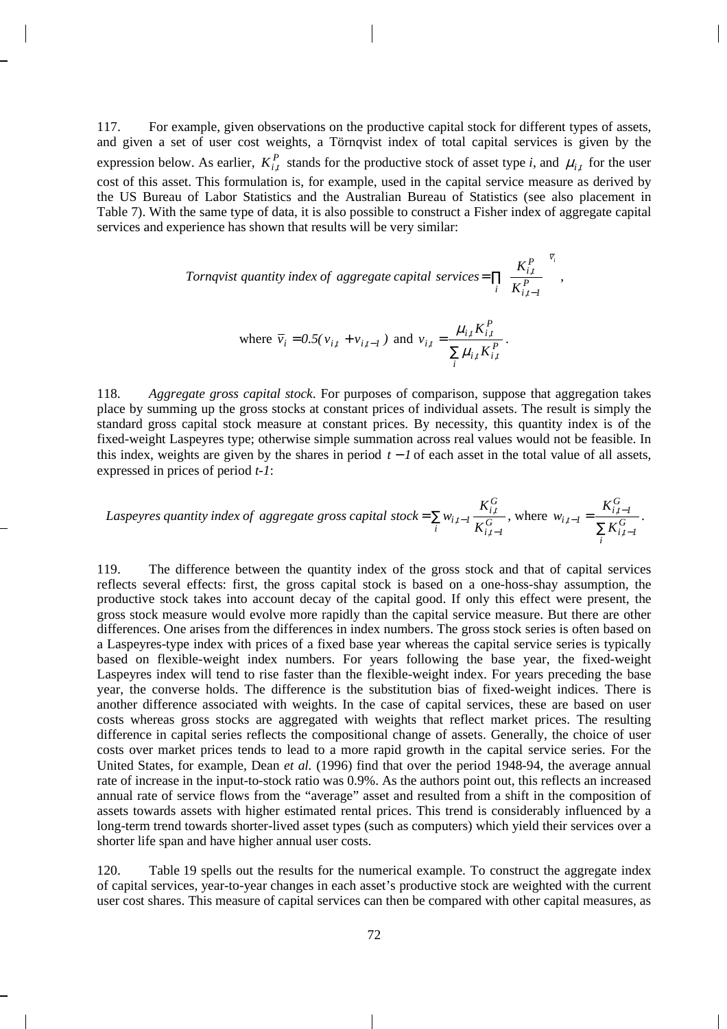117. For example, given observations on the productive capital stock for different types of assets, and given a set of user cost weights, a Törnqvist index of total capital services is given by the expression below. As earlier, $K_{i,t}^{P}$ stands for the productive stock of asset type *i*, and $\mu_{i,t}$ for the user cost of this asset. This formulation is, for example, used in the capital service measure as derived by the US Bureau of Labor Statistics and the Australian Bureau of Statistics (see also placement in Table 7). With the same type of data, it is also possible to construct a Fisher index of aggregate capital services and experience has shown that results will be very similar:

$$\textit{Tornqvist quantity index of aggregate capital services} = \prod_i \left( \frac{K_{i,t}^P}{K_{i,t-1}^P} \right)^{\bar{v}_i},$$

$$\text{where } \bar{v}_i = 0.5(v_{i,t} + v_{i,t-1}) \text{ and } v_{i,t} = \frac{\mu_{i,t} K_{i,t}^P}{\sum_i \mu_{i,t} K_{i,t}^P}.$$

118. *Aggregate gross capital stock*. For purposes of comparison, suppose that aggregation takes place by summing up the gross stocks at constant prices of individual assets. The result is simply the standard gross capital stock measure at constant prices. By necessity, this quantity index is of the fixed-weight Laspeyres type; otherwise simple summation across real values would not be feasible. In this index, weights are given by the shares in period $t-1$ of each asset in the total value of all assets, expressed in prices of period *t-1*:

$$\textit{Laspeyres quantity index of aggregate gross capital stock} = \sum_i w_{i,t-1} \frac{K_{i,t}^G}{K_{i,t-1}^G}, \text{ where } w_{i,t-1} = \frac{K_{i,t-1}^G}{\sum_i K_{i,t-1}^G}.$$

119. The difference between the quantity index of the gross stock and that of capital services reflects several effects: first, the gross capital stock is based on a one-hoss-shay assumption, the productive stock takes into account decay of the capital good. If only this effect were present, the gross stock measure would evolve more rapidly than the capital service measure. But there are other differences. One arises from the differences in index numbers. The gross stock series is often based on a Laspeyres-type index with prices of a fixed base year whereas the capital service series is typically based on flexible-weight index numbers. For years following the base year, the fixed-weight Laspeyres index will tend to rise faster than the flexible-weight index. For years preceding the base year, the converse holds. The difference is the substitution bias of fixed-weight indices. There is another difference associated with weights. In the case of capital services, these are based on user costs whereas gross stocks are aggregated with weights that reflect market prices. The resulting difference in capital series reflects the compositional change of assets. Generally, the choice of user costs over market prices tends to lead to a more rapid growth in the capital service series. For the United States, for example, Dean *et al.* (1996) find that over the period 1948-94, the average annual rate of increase in the input-to-stock ratio was 0.9%. As the authors point out, this reflects an increased annual rate of service flows from the "average" asset and resulted from a shift in the composition of assets towards assets with higher estimated rental prices. This trend is considerably influenced by a long-term trend towards shorter-lived asset types (such as computers) which yield their services over a shorter life span and have higher annual user costs.

120. Table 19 spells out the results for the numerical example. To construct the aggregate index of capital services, year-to-year changes in each asset's productive stock are weighted with the current user cost shares. This measure of capital services can then be compared with other capital measures, as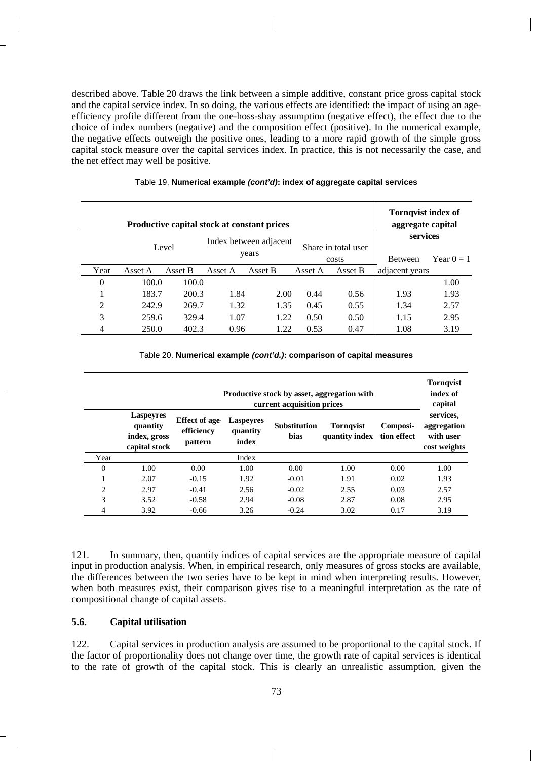described above. Table 20 draws the link between a simple additive, constant price gross capital stock and the capital service index. In so doing, the various effects are identified: the impact of using an age-efficiency profile different from the one-hoss-shay assumption (negative effect), the effect due to the choice of index numbers (negative) and the composition effect (positive). In the numerical example, the negative effects outweigh the positive ones, leading to a more rapid growth of the simple gross capital stock measure over the capital services index. In practice, this is not necessarily the case, and the net effect may well be positive.

Table 19. **Numerical example *(cont'd)*: index of aggregate capital services**

| | **Productive capital stock at constant prices** | | | | | | **Tornqvist index of aggregate capital services** | |
|---|---|---|---|---|---|---|---|---|
| | Level | | Index between adjacent years | | Share in total user costs | | Between adjacent years | Year 0 = 1 |
| Year | Asset A | Asset B | Asset A | Asset B | Asset A | Asset B | | |
| 0 | 100.0 | 100.0 | | | | | | 1.00 |
| 1 | 183.7 | 200.3 | 1.84 | 2.00 | 0.44 | 0.56 | 1.93 | 1.93 |
| 2 | 242.9 | 269.7 | 1.32 | 1.35 | 0.45 | 0.55 | 1.34 | 2.57 |
| 3 | 259.6 | 329.4 | 1.07 | 1.22 | 0.50 | 0.50 | 1.15 | 2.95 |
| 4 | 250.0 | 402.3 | 0.96 | 1.22 | 0.53 | 0.47 | 1.08 | 3.19 |

Table 20. **Numerical example *(cont'd.)*: comparison of capital measures**

| | | **Productive stock by asset, aggregation with current acquisition prices** | | | | | **Tornqvist index of capital services, aggregation with user cost weights** |
|---|---|---|---|---|---|---|---|
| | **Laspeyres quantity index, gross capital stock** | **Effect of age-efficiency pattern** | **Laspeyres quantity index** | **Substitution bias** | **Tornqvist quantity index** | **Composition effect** | |
| Year | | | Index | | | | |
| 0 | 1.00 | 0.00 | 1.00 | 0.00 | 1.00 | 0.00 | 1.00 |
| 1 | 2.07 | -0.15 | 1.92 | -0.01 | 1.91 | 0.02 | 1.93 |
| 2 | 2.97 | -0.41 | 2.56 | -0.02 | 2.55 | 0.03 | 2.57 |
| 3 | 3.52 | -0.58 | 2.94 | -0.08 | 2.87 | 0.08 | 2.95 |
| 4 | 3.92 | -0.66 | 3.26 | -0.24 | 3.02 | 0.17 | 3.19 |

121. In summary, then, quantity indices of capital services are the appropriate measure of capital input in production analysis. When, in empirical research, only measures of gross stocks are available, the differences between the two series have to be kept in mind when interpreting results. However, when both measures exist, their comparison gives rise to a meaningful interpretation as the rate of compositional change of capital assets.

### 5.6. Capital utilisation

122. Capital services in production analysis are assumed to be proportional to the capital stock. If the factor of proportionality does not change over time, the growth rate of capital services is identical to the rate of growth of the capital stock. This is clearly an unrealistic assumption, given the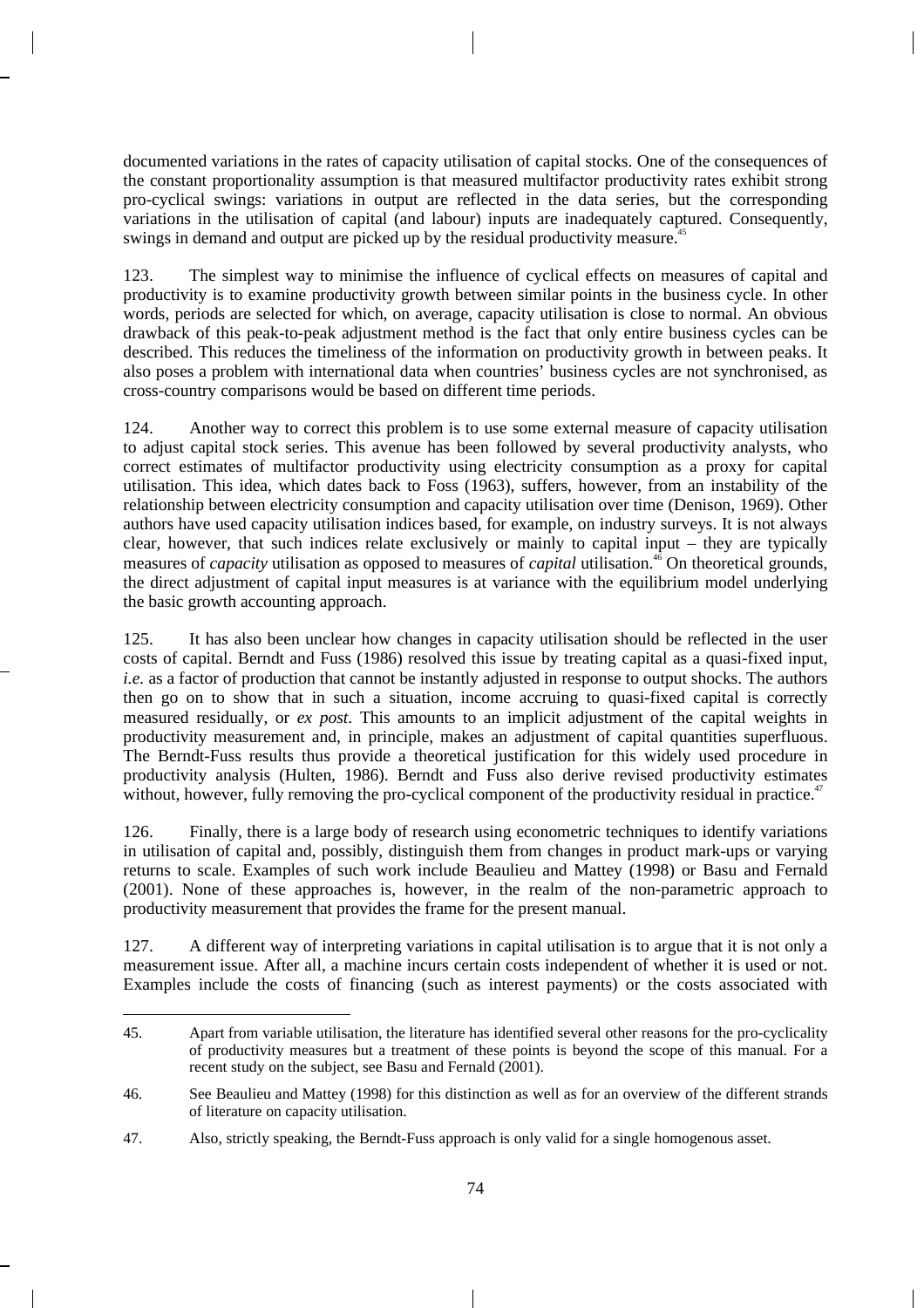documented variations in the rates of capacity utilisation of capital stocks. One of the consequences of the constant proportionality assumption is that measured multifactor productivity rates exhibit strong pro-cyclical swings: variations in output are reflected in the data series, but the corresponding variations in the utilisation of capital (and labour) inputs are inadequately captured. Consequently, swings in demand and output are picked up by the residual productivity measure.[45]

123. The simplest way to minimise the influence of cyclical effects on measures of capital and productivity is to examine productivity growth between similar points in the business cycle. In other words, periods are selected for which, on average, capacity utilisation is close to normal. An obvious drawback of this peak-to-peak adjustment method is the fact that only entire business cycles can be described. This reduces the timeliness of the information on productivity growth in between peaks. It also poses a problem with international data when countries' business cycles are not synchronised, as cross-country comparisons would be based on different time periods.

124. Another way to correct this problem is to use some external measure of capacity utilisation to adjust capital stock series. This avenue has been followed by several productivity analysts, who correct estimates of multifactor productivity using electricity consumption as a proxy for capital utilisation. This idea, which dates back to Foss (1963), suffers, however, from an instability of the relationship between electricity consumption and capacity utilisation over time (Denison, 1969). Other authors have used capacity utilisation indices based, for example, on industry surveys. It is not always clear, however, that such indices relate exclusively or mainly to capital input – they are typically measures of *capacity* utilisation as opposed to measures of *capital* utilisation.[46] On theoretical grounds, the direct adjustment of capital input measures is at variance with the equilibrium model underlying the basic growth accounting approach.

125. It has also been unclear how changes in capacity utilisation should be reflected in the user costs of capital. Berndt and Fuss (1986) resolved this issue by treating capital as a quasi-fixed input, *i.e.* as a factor of production that cannot be instantly adjusted in response to output shocks. The authors then go on to show that in such a situation, income accruing to quasi-fixed capital is correctly measured residually, or *ex post*. This amounts to an implicit adjustment of the capital weights in productivity measurement and, in principle, makes an adjustment of capital quantities superfluous. The Berndt-Fuss results thus provide a theoretical justification for this widely used procedure in productivity analysis (Hulten, 1986). Berndt and Fuss also derive revised productivity estimates without, however, fully removing the pro-cyclical component of the productivity residual in practice.[47]

126. Finally, there is a large body of research using econometric techniques to identify variations in utilisation of capital and, possibly, distinguish them from changes in product mark-ups or varying returns to scale. Examples of such work include Beaulieu and Mattey (1998) or Basu and Fernald (2001). None of these approaches is, however, in the realm of the non-parametric approach to productivity measurement that provides the frame for the present manual.

127. A different way of interpreting variations in capital utilisation is to argue that it is not only a measurement issue. After all, a machine incurs certain costs independent of whether it is used or not. Examples include the costs of financing (such as interest payments) or the costs associated with

---

45. Apart from variable utilisation, the literature has identified several other reasons for the pro-cyclicality of productivity measures but a treatment of these points is beyond the scope of this manual. For a recent study on the subject, see Basu and Fernald (2001).

46. See Beaulieu and Mattey (1998) for this distinction as well as for an overview of the different strands of literature on capacity utilisation.

47. Also, strictly speaking, the Berndt-Fuss approach is only valid for a single homogenous asset.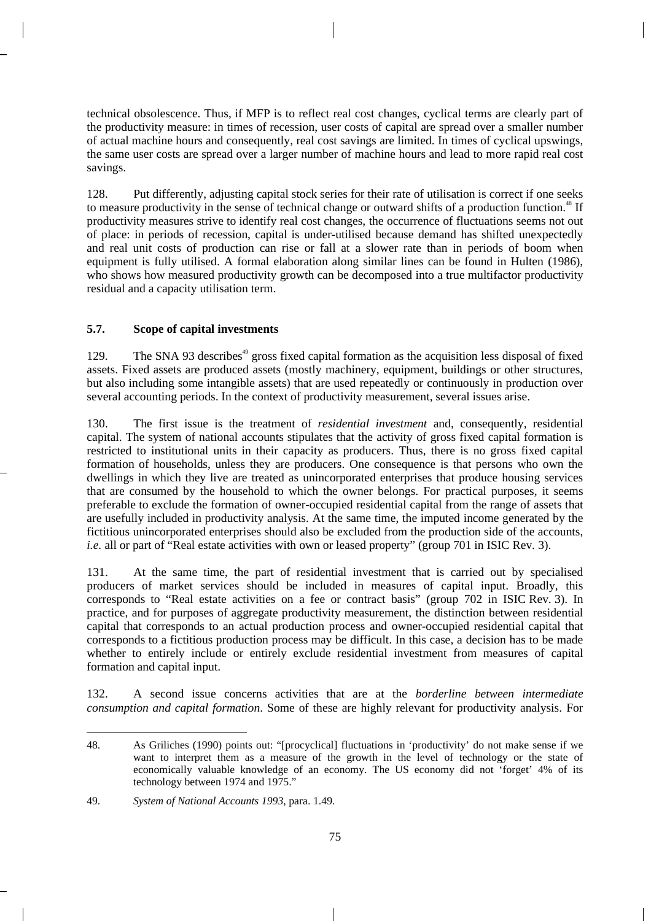technical obsolescence. Thus, if MFP is to reflect real cost changes, cyclical terms are clearly part of the productivity measure: in times of recession, user costs of capital are spread over a smaller number of actual machine hours and consequently, real cost savings are limited. In times of cyclical upswings, the same user costs are spread over a larger number of machine hours and lead to more rapid real cost savings.

128. Put differently, adjusting capital stock series for their rate of utilisation is correct if one seeks to measure productivity in the sense of technical change or outward shifts of a production function.[48] If productivity measures strive to identify real cost changes, the occurrence of fluctuations seems not out of place: in periods of recession, capital is under-utilised because demand has shifted unexpectedly and real unit costs of production can rise or fall at a slower rate than in periods of boom when equipment is fully utilised. A formal elaboration along similar lines can be found in Hulten (1986), who shows how measured productivity growth can be decomposed into a true multifactor productivity residual and a capacity utilisation term.

### 5.7. Scope of capital investments

129. The SNA 93 describes[49] gross fixed capital formation as the acquisition less disposal of fixed assets. Fixed assets are produced assets (mostly machinery, equipment, buildings or other structures, but also including some intangible assets) that are used repeatedly or continuously in production over several accounting periods. In the context of productivity measurement, several issues arise.

130. The first issue is the treatment of *residential investment* and, consequently, residential capital. The system of national accounts stipulates that the activity of gross fixed capital formation is restricted to institutional units in their capacity as producers. Thus, there is no gross fixed capital formation of households, unless they are producers. One consequence is that persons who own the dwellings in which they live are treated as unincorporated enterprises that produce housing services that are consumed by the household to which the owner belongs. For practical purposes, it seems preferable to exclude the formation of owner-occupied residential capital from the range of assets that are usefully included in productivity analysis. At the same time, the imputed income generated by the fictitious unincorporated enterprises should also be excluded from the production side of the accounts, *i.e.* all or part of "Real estate activities with own or leased property" (group 701 in ISIC Rev. 3).

131. At the same time, the part of residential investment that is carried out by specialised producers of market services should be included in measures of capital input. Broadly, this corresponds to "Real estate activities on a fee or contract basis" (group 702 in ISIC Rev. 3). In practice, and for purposes of aggregate productivity measurement, the distinction between residential capital that corresponds to an actual production process and owner-occupied residential capital that corresponds to a fictitious production process may be difficult. In this case, a decision has to be made whether to entirely include or entirely exclude residential investment from measures of capital formation and capital input.

132. A second issue concerns activities that are at the *borderline between intermediate consumption and capital formation*. Some of these are highly relevant for productivity analysis. For

---

48. As Griliches (1990) points out: "[procyclical] fluctuations in 'productivity' do not make sense if we want to interpret them as a measure of the growth in the level of technology or the state of economically valuable knowledge of an economy. The US economy did not 'forget' 4% of its technology between 1974 and 1975."

49. *System of National Accounts 1993*, para. 1.49.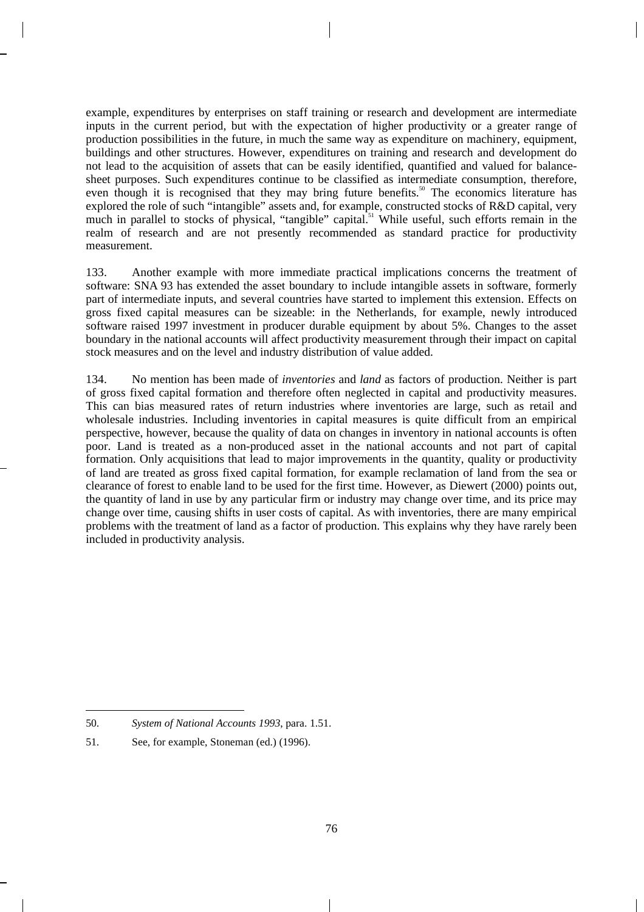example, expenditures by enterprises on staff training or research and development are intermediate inputs in the current period, but with the expectation of higher productivity or a greater range of production possibilities in the future, in much the same way as expenditure on machinery, equipment, buildings and other structures. However, expenditures on training and research and development do not lead to the acquisition of assets that can be easily identified, quantified and valued for balance-sheet purposes. Such expenditures continue to be classified as intermediate consumption, therefore, even though it is recognised that they may bring future benefits.[50] The economics literature has explored the role of such "intangible" assets and, for example, constructed stocks of R&D capital, very much in parallel to stocks of physical, "tangible" capital.[51] While useful, such efforts remain in the realm of research and are not presently recommended as standard practice for productivity measurement.

133. Another example with more immediate practical implications concerns the treatment of software: SNA 93 has extended the asset boundary to include intangible assets in software, formerly part of intermediate inputs, and several countries have started to implement this extension. Effects on gross fixed capital measures can be sizeable: in the Netherlands, for example, newly introduced software raised 1997 investment in producer durable equipment by about 5%. Changes to the asset boundary in the national accounts will affect productivity measurement through their impact on capital stock measures and on the level and industry distribution of value added.

134. No mention has been made of *inventories* and *land* as factors of production. Neither is part of gross fixed capital formation and therefore often neglected in capital and productivity measures. This can bias measured rates of return industries where inventories are large, such as retail and wholesale industries. Including inventories in capital measures is quite difficult from an empirical perspective, however, because the quality of data on changes in inventory in national accounts is often poor. Land is treated as a non-produced asset in the national accounts and not part of capital formation. Only acquisitions that lead to major improvements in the quantity, quality or productivity of land are treated as gross fixed capital formation, for example reclamation of land from the sea or clearance of forest to enable land to be used for the first time. However, as Diewert (2000) points out, the quantity of land in use by any particular firm or industry may change over time, and its price may change over time, causing shifts in user costs of capital. As with inventories, there are many empirical problems with the treatment of land as a factor of production. This explains why they have rarely been included in productivity analysis.

---

50. *System of National Accounts 1993*, para. 1.51.

51. See, for example, Stoneman (ed.) (1996).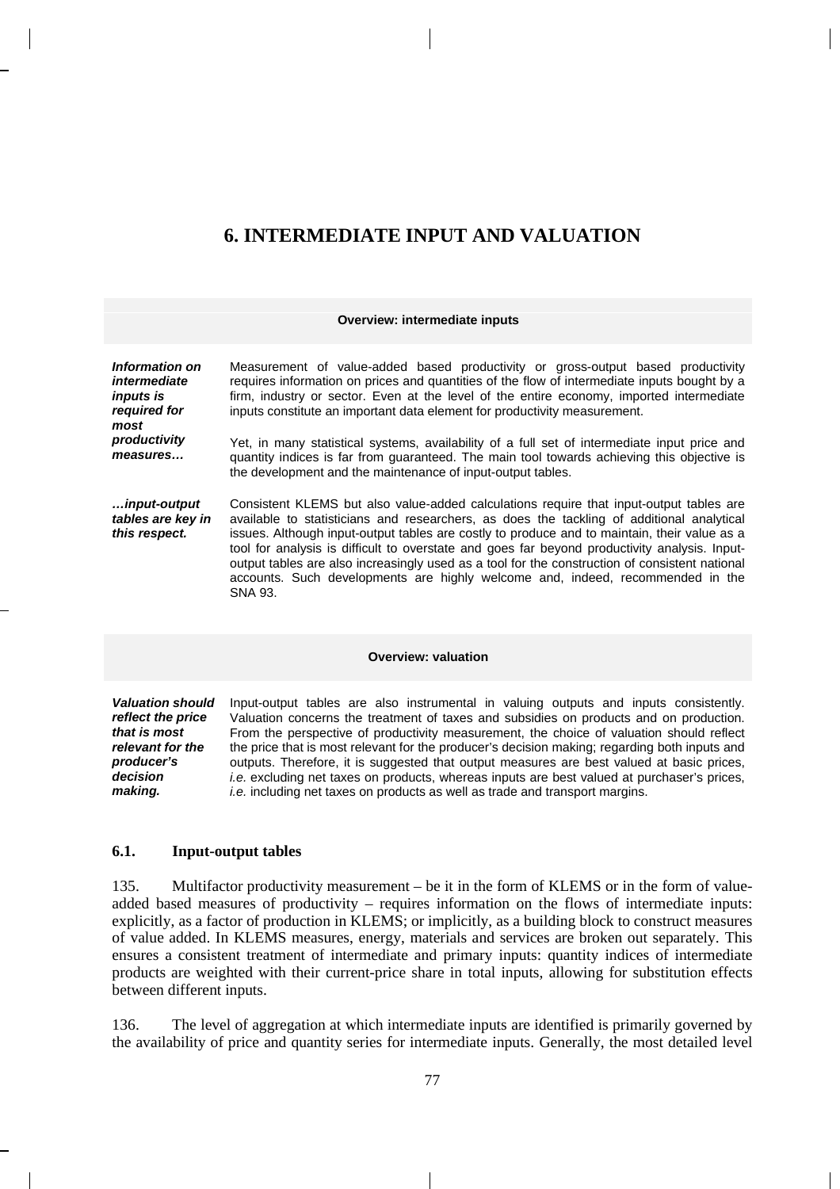# 6. INTERMEDIATE INPUT AND VALUATION

**Overview: intermediate inputs**

***Information on intermediate inputs is required for most productivity measures…***

Measurement of value-added based productivity or gross-output based productivity requires information on prices and quantities of the flow of intermediate inputs bought by a firm, industry or sector. Even at the level of the entire economy, imported intermediate inputs constitute an important data element for productivity measurement.

Yet, in many statistical systems, availability of a full set of intermediate input price and quantity indices is far from guaranteed. The main tool towards achieving this objective is the development and the maintenance of input-output tables.

***…input-output tables are key in this respect.***

Consistent KLEMS but also value-added calculations require that input-output tables are available to statisticians and researchers, as does the tackling of additional analytical issues. Although input-output tables are costly to produce and to maintain, their value as a tool for analysis is difficult to overstate and goes far beyond productivity analysis. Input-output tables are also increasingly used as a tool for the construction of consistent national accounts. Such developments are highly welcome and, indeed, recommended in the SNA 93.

**Overview: valuation**

***Valuation should reflect the price that is most relevant for the producer's decision making.***

Input-output tables are also instrumental in valuing outputs and inputs consistently. Valuation concerns the treatment of taxes and subsidies on products and on production. From the perspective of productivity measurement, the choice of valuation should reflect the price that is most relevant for the producer's decision making; regarding both inputs and outputs. Therefore, it is suggested that output measures are best valued at basic prices, *i.e.* excluding net taxes on products, whereas inputs are best valued at purchaser's prices, *i.e.* including net taxes on products as well as trade and transport margins.

## 6.1. Input-output tables

135. Multifactor productivity measurement – be it in the form of KLEMS or in the form of value-added based measures of productivity – requires information on the flows of intermediate inputs: explicitly, as a factor of production in KLEMS; or implicitly, as a building block to construct measures of value added. In KLEMS measures, energy, materials and services are broken out separately. This ensures a consistent treatment of intermediate and primary inputs: quantity indices of intermediate products are weighted with their current-price share in total inputs, allowing for substitution effects between different inputs.

136. The level of aggregation at which intermediate inputs are identified is primarily governed by the availability of price and quantity series for intermediate inputs. Generally, the most detailed level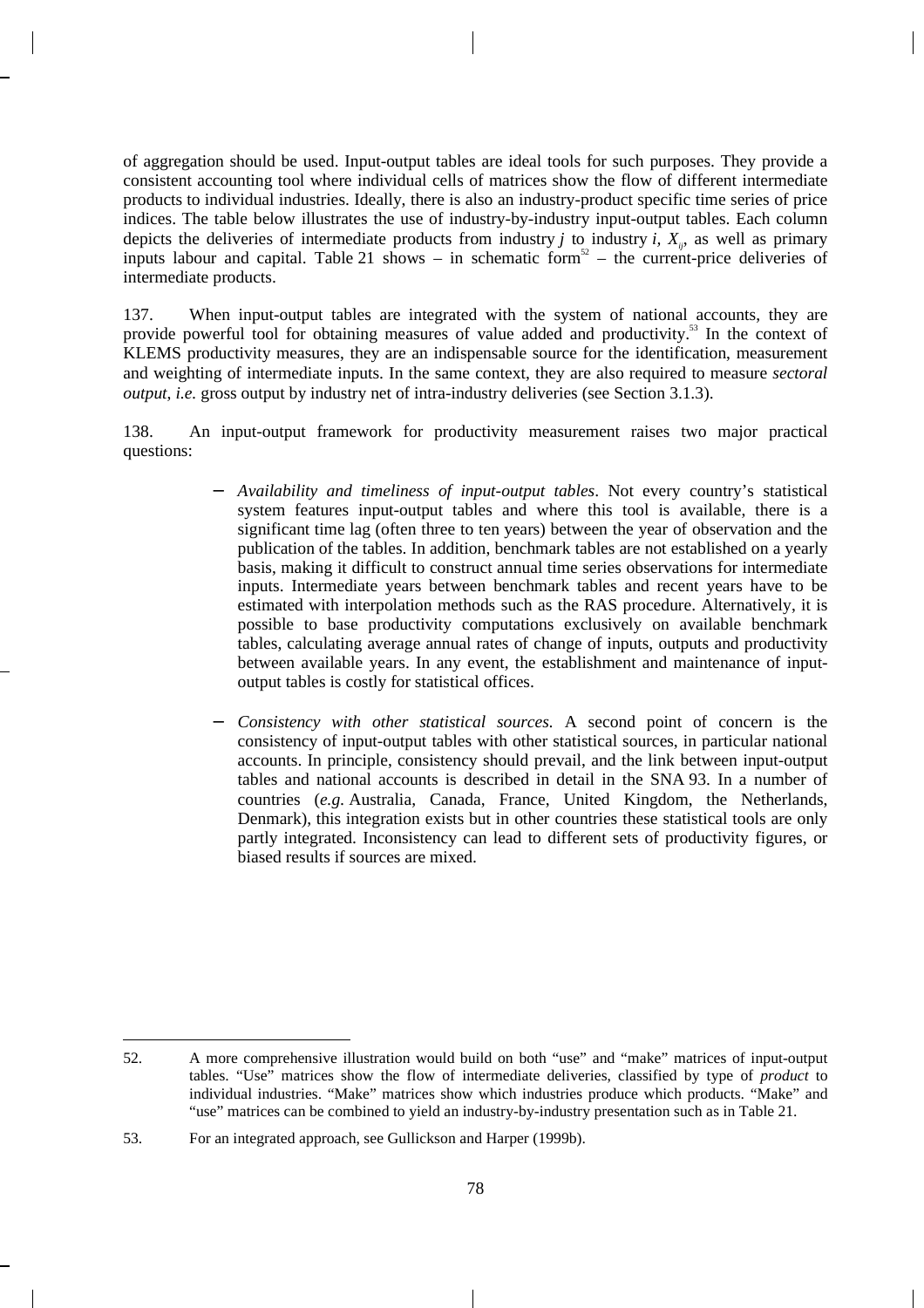of aggregation should be used. Input-output tables are ideal tools for such purposes. They provide a consistent accounting tool where individual cells of matrices show the flow of different intermediate products to individual industries. Ideally, there is also an industry-product specific time series of price indices. The table below illustrates the use of industry-by-industry input-output tables. Each column depicts the deliveries of intermediate products from industry *j* to industry *i*, $X_{ij}$, as well as primary inputs labour and capital. Table 21 shows – in schematic form[52] – the current-price deliveries of intermediate products.

137. When input-output tables are integrated with the system of national accounts, they are provide powerful tool for obtaining measures of value added and productivity.[53] In the context of KLEMS productivity measures, they are an indispensable source for the identification, measurement and weighting of intermediate inputs. In the same context, they are also required to measure *sectoral output*, *i.e.* gross output by industry net of intra-industry deliveries (see Section 3.1.3).

138. An input-output framework for productivity measurement raises two major practical questions:

- *Availability and timeliness of input-output tables*. Not every country's statistical system features input-output tables and where this tool is available, there is a significant time lag (often three to ten years) between the year of observation and the publication of the tables. In addition, benchmark tables are not established on a yearly basis, making it difficult to construct annual time series observations for intermediate inputs. Intermediate years between benchmark tables and recent years have to be estimated with interpolation methods such as the RAS procedure. Alternatively, it is possible to base productivity computations exclusively on available benchmark tables, calculating average annual rates of change of inputs, outputs and productivity between available years. In any event, the establishment and maintenance of input-output tables is costly for statistical offices.

- *Consistency with other statistical sources*. A second point of concern is the consistency of input-output tables with other statistical sources, in particular national accounts. In principle, consistency should prevail, and the link between input-output tables and national accounts is described in detail in the SNA 93. In a number of countries (*e.g.* Australia, Canada, France, United Kingdom, the Netherlands, Denmark), this integration exists but in other countries these statistical tools are only partly integrated. Inconsistency can lead to different sets of productivity figures, or biased results if sources are mixed.

---

52. A more comprehensive illustration would build on both "use" and "make" matrices of input-output tables. "Use" matrices show the flow of intermediate deliveries, classified by type of *product* to individual industries. "Make" matrices show which industries produce which products. "Make" and "use" matrices can be combined to yield an industry-by-industry presentation such as in Table 21.

53. For an integrated approach, see Gullickson and Harper (1999b).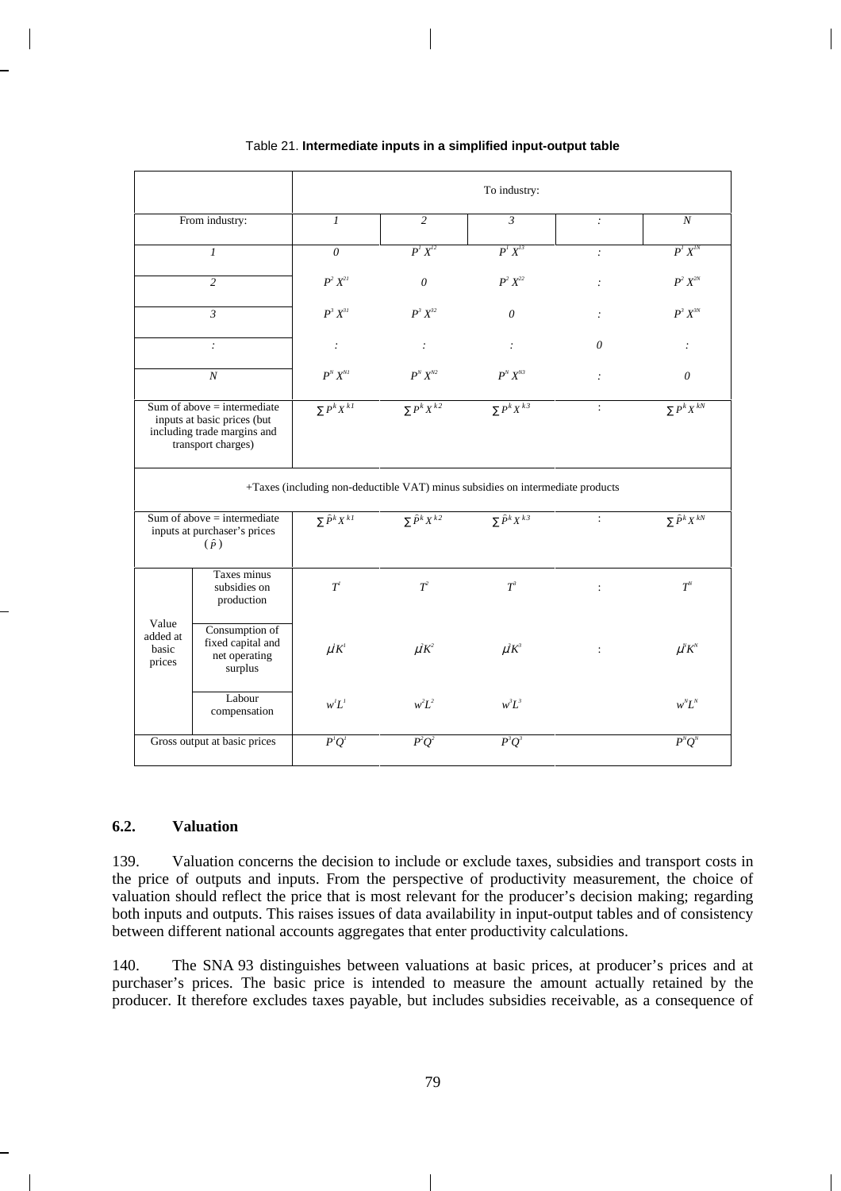Table 21. **Intermediate inputs in a simplified input-output table**

| | | To industry: | | | | |
|---|---|---|---|---|---|---|
| From industry: | | *1* | *2* | *3* | *:* | *N* |
| *1* | | *0* | $P^1 X^{12}$ | $P^1 X^{13}$ | *:* | $P^1 X^{1N}$ |
| *2* | | $P^2 X^{21}$ | *0* | $P^2 X^{22}$ | *:* | $P^2 X^{2N}$ |
| *3* | | $P^3 X^{31}$ | $P^3 X^{32}$ | *0* | *:* | $P^3 X^{3N}$ |
| *:* | | *:* | *:* | *:* | *0* | *:* |
| *N* | | $P^N X^{N1}$ | $P^N X^{N2}$ | $P^N X^{N3}$ | *:* | *0* |
| Sum of above = intermediate inputs at basic prices (but including trade margins and transport charges) | | $\sum P^k X^{k1}$ | $\sum P^k X^{k2}$ | $\sum P^k X^{k3}$ | : | $\sum P^k X^{kN}$ |
| +Taxes (including non-deductible VAT) minus subsidies on intermediate products | | | | | | |
| Sum of above = intermediate inputs at purchaser's prices ($\hat{P}$) | | $\sum \hat{P}^k X^{k1}$ | $\sum \hat{P}^k X^{k2}$ | $\sum \hat{P}^k X^{k3}$ | : | $\sum \hat{P}^k X^{kN}$ |
| Value added at basic prices | Taxes minus subsidies on production | $T^1$ | $T^2$ | $T^3$ | : | $T^N$ |
| | Consumption of fixed capital and net operating surplus | $\mu^1 K^1$ | $\mu^2 K^2$ | $\mu^3 K^3$ | : | $\mu^N K^N$ |
| | Labour compensation | $w^1 L^1$ | $w^2 L^2$ | $w^3 L^3$ | | $w^N L^N$ |
| Gross output at basic prices | | $P^1 Q^1$ | $P^2 Q^2$ | $P^3 Q^3$ | | $P^N Q^N$ |

### 6.2. Valuation

139. Valuation concerns the decision to include or exclude taxes, subsidies and transport costs in the price of outputs and inputs. From the perspective of productivity measurement, the choice of valuation should reflect the price that is most relevant for the producer's decision making; regarding both inputs and outputs. This raises issues of data availability in input-output tables and of consistency between different national accounts aggregates that enter productivity calculations.

140. The SNA 93 distinguishes between valuations at basic prices, at producer's prices and at purchaser's prices. The basic price is intended to measure the amount actually retained by the producer. It therefore excludes taxes payable, but includes subsidies receivable, as a consequence of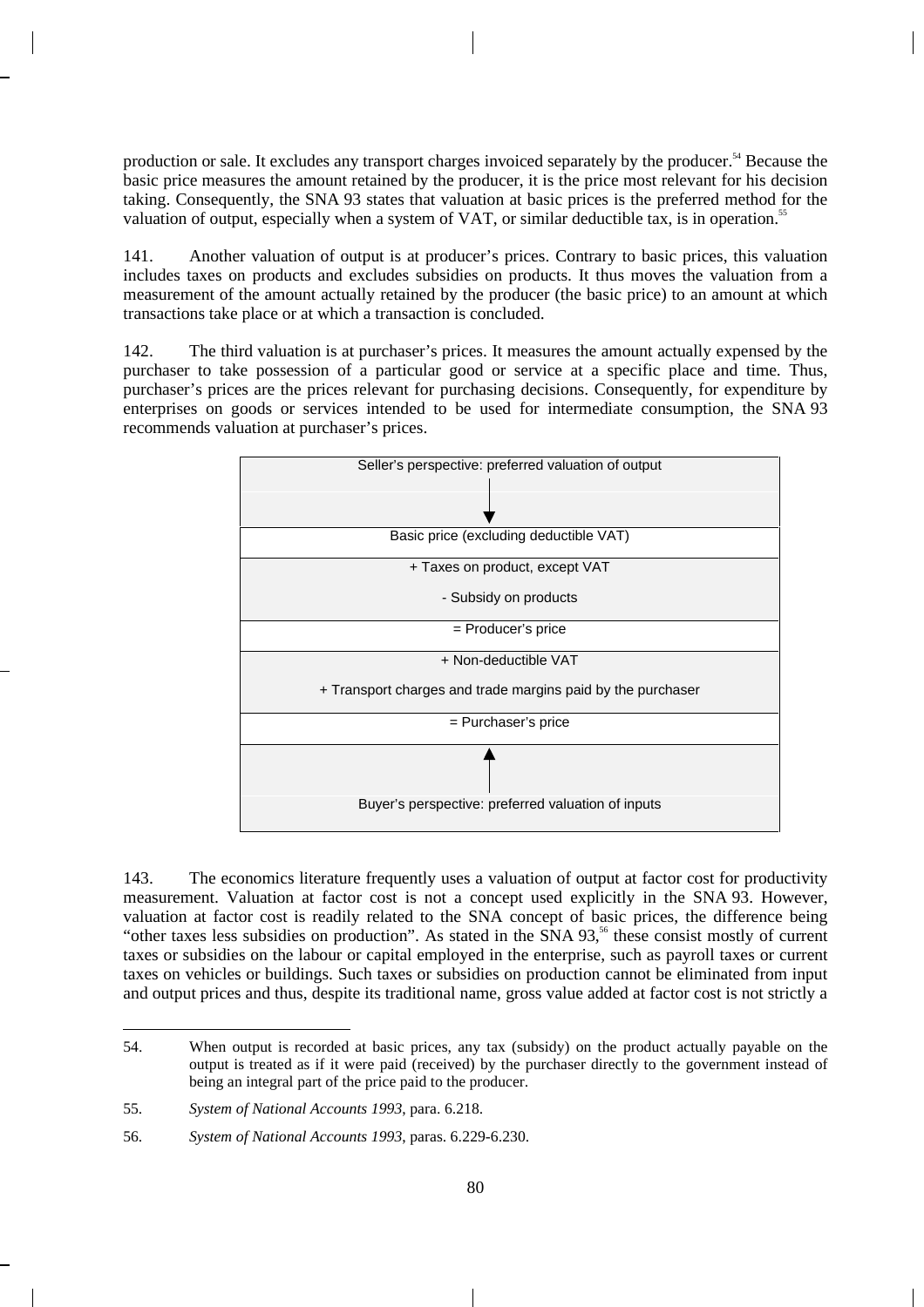production or sale. It excludes any transport charges invoiced separately by the producer.[54] Because the basic price measures the amount retained by the producer, it is the price most relevant for his decision taking. Consequently, the SNA 93 states that valuation at basic prices is the preferred method for the valuation of output, especially when a system of VAT, or similar deductible tax, is in operation.[55]

141. Another valuation of output is at producer's prices. Contrary to basic prices, this valuation includes taxes on products and excludes subsidies on products. It thus moves the valuation from a measurement of the amount actually retained by the producer (the basic price) to an amount at which transactions take place or at which a transaction is concluded.

142. The third valuation is at purchaser's prices. It measures the amount actually expensed by the purchaser to take possession of a particular good or service at a specific place and time. Thus, purchaser's prices are the prices relevant for purchasing decisions. Consequently, for expenditure by enterprises on goods or services intended to be used for intermediate consumption, the SNA 93 recommends valuation at purchaser's prices.

| Seller's perspective: preferred valuation of output |
|---|
| ↓ |
| Basic price (excluding deductible VAT) |
| + Taxes on product, except VAT<br>- Subsidy on products |
| = Producer's price |
| + Non-deductible VAT<br>+ Transport charges and trade margins paid by the purchaser |
| = Purchaser's price |
| ↑ |
| Buyer's perspective: preferred valuation of inputs |

143. The economics literature frequently uses a valuation of output at factor cost for productivity measurement. Valuation at factor cost is not a concept used explicitly in the SNA 93. However, valuation at factor cost is readily related to the SNA concept of basic prices, the difference being "other taxes less subsidies on production". As stated in the SNA 93,[56] these consist mostly of current taxes or subsidies on the labour or capital employed in the enterprise, such as payroll taxes or current taxes on vehicles or buildings. Such taxes or subsidies on production cannot be eliminated from input and output prices and thus, despite its traditional name, gross value added at factor cost is not strictly a

---

54. When output is recorded at basic prices, any tax (subsidy) on the product actually payable on the output is treated as if it were paid (received) by the purchaser directly to the government instead of being an integral part of the price paid to the producer.

55. *System of National Accounts 1993*, para. 6.218.

56. *System of National Accounts 1993*, paras. 6.229-6.230.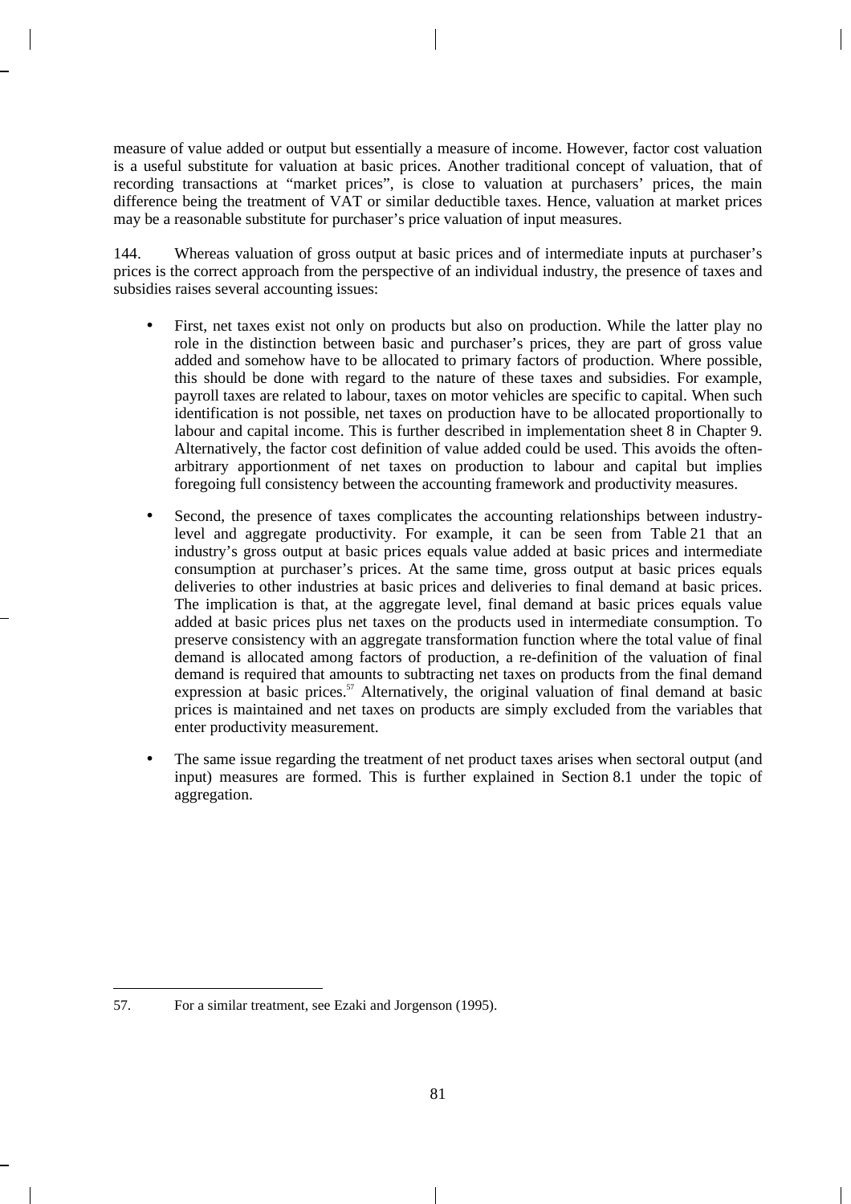measure of value added or output but essentially a measure of income. However, factor cost valuation is a useful substitute for valuation at basic prices. Another traditional concept of valuation, that of recording transactions at "market prices", is close to valuation at purchasers' prices, the main difference being the treatment of VAT or similar deductible taxes. Hence, valuation at market prices may be a reasonable substitute for purchaser's price valuation of input measures.

144. Whereas valuation of gross output at basic prices and of intermediate inputs at purchaser's prices is the correct approach from the perspective of an individual industry, the presence of taxes and subsidies raises several accounting issues:

- First, net taxes exist not only on products but also on production. While the latter play no role in the distinction between basic and purchaser's prices, they are part of gross value added and somehow have to be allocated to primary factors of production. Where possible, this should be done with regard to the nature of these taxes and subsidies. For example, payroll taxes are related to labour, taxes on motor vehicles are specific to capital. When such identification is not possible, net taxes on production have to be allocated proportionally to labour and capital income. This is further described in implementation sheet 8 in Chapter 9. Alternatively, the factor cost definition of value added could be used. This avoids the often-arbitrary apportionment of net taxes on production to labour and capital but implies foregoing full consistency between the accounting framework and productivity measures.

- Second, the presence of taxes complicates the accounting relationships between industry-level and aggregate productivity. For example, it can be seen from Table 21 that an industry's gross output at basic prices equals value added at basic prices and intermediate consumption at purchaser's prices. At the same time, gross output at basic prices equals deliveries to other industries at basic prices and deliveries to final demand at basic prices. The implication is that, at the aggregate level, final demand at basic prices equals value added at basic prices plus net taxes on the products used in intermediate consumption. To preserve consistency with an aggregate transformation function where the total value of final demand is allocated among factors of production, a re-definition of the valuation of final demand is required that amounts to subtracting net taxes on products from the final demand expression at basic prices.[57] Alternatively, the original valuation of final demand at basic prices is maintained and net taxes on products are simply excluded from the variables that enter productivity measurement.

- The same issue regarding the treatment of net product taxes arises when sectoral output (and input) measures are formed. This is further explained in Section 8.1 under the topic of aggregation.

---

57. For a similar treatment, see Ezaki and Jorgenson (1995).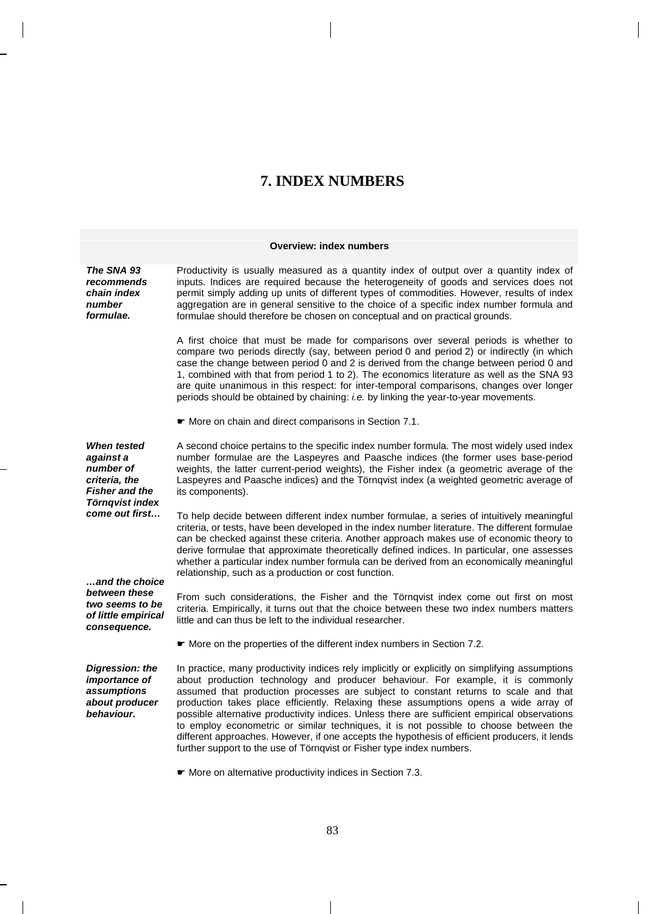# 7. INDEX NUMBERS

**Overview: index numbers**

***The SNA 93 recommends chain index number formulae.***

Productivity is usually measured as a quantity index of output over a quantity index of inputs. Indices are required because the heterogeneity of goods and services does not permit simply adding up units of different types of commodities. However, results of index aggregation are in general sensitive to the choice of a specific index number formula and formulae should therefore be chosen on conceptual and on practical grounds.

A first choice that must be made for comparisons over several periods is whether to compare two periods directly (say, between period 0 and period 2) or indirectly (in which case the change between period 0 and 2 is derived from the change between period 0 and 1, combined with that from period 1 to 2). The economics literature as well as the SNA 93 are quite unanimous in this respect: for inter-temporal comparisons, changes over longer periods should be obtained by chaining: *i.e.* by linking the year-to-year movements.

☛ More on chain and direct comparisons in Section 7.1.

***When tested against a number of criteria, the Fisher and the Törnqvist index come out first…***

A second choice pertains to the specific index number formula. The most widely used index number formulae are the Laspeyres and Paasche indices (the former uses base-period weights, the latter current-period weights), the Fisher index (a geometric average of the Laspeyres and Paasche indices) and the Törnqvist index (a weighted geometric average of its components).

To help decide between different index number formulae, a series of intuitively meaningful criteria, or tests, have been developed in the index number literature. The different formulae can be checked against these criteria. Another approach makes use of economic theory to derive formulae that approximate theoretically defined indices. In particular, one assesses whether a particular index number formula can be derived from an economically meaningful relationship, such as a production or cost function.

***…and the choice between these two seems to be of little empirical consequence.***

From such considerations, the Fisher and the Törnqvist index come out first on most criteria. Empirically, it turns out that the choice between these two index numbers matters little and can thus be left to the individual researcher.

☛ More on the properties of the different index numbers in Section 7.2.

***Digression: the importance of assumptions about producer behaviour.***

In practice, many productivity indices rely implicitly or explicitly on simplifying assumptions about production technology and producer behaviour. For example, it is commonly assumed that production processes are subject to constant returns to scale and that production takes place efficiently. Relaxing these assumptions opens a wide array of possible alternative productivity indices. Unless there are sufficient empirical observations to employ econometric or similar techniques, it is not possible to choose between the different approaches. However, if one accepts the hypothesis of efficient producers, it lends further support to the use of Törnqvist or Fisher type index numbers.

☛ More on alternative productivity indices in Section 7.3.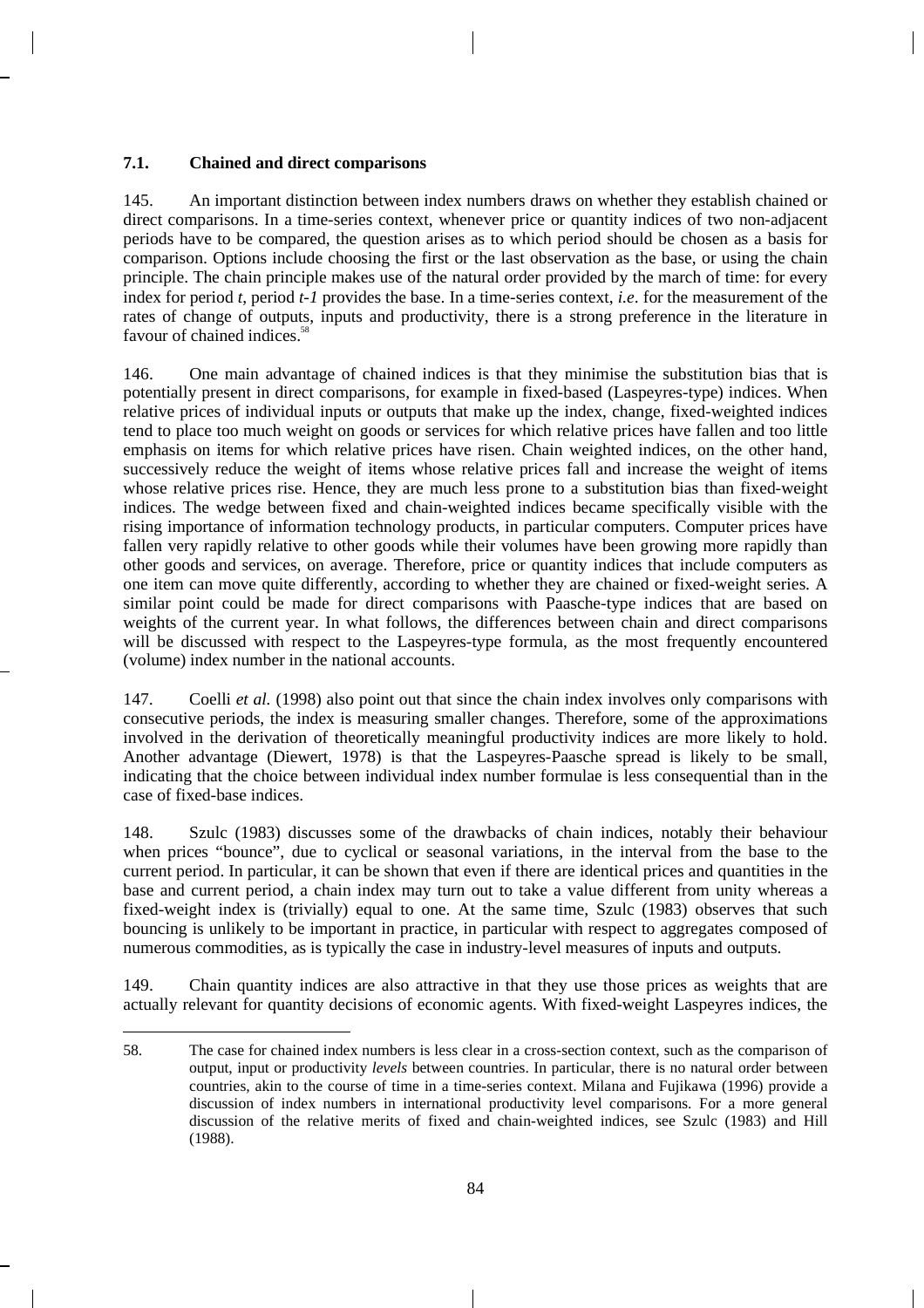### 7.1. Chained and direct comparisons

145. An important distinction between index numbers draws on whether they establish chained or direct comparisons. In a time-series context, whenever price or quantity indices of two non-adjacent periods have to be compared, the question arises as to which period should be chosen as a basis for comparison. Options include choosing the first or the last observation as the base, or using the chain principle. The chain principle makes use of the natural order provided by the march of time: for every index for period *t*, period *t-1* provides the base. In a time-series context, *i.e*. for the measurement of the rates of change of outputs, inputs and productivity, there is a strong preference in the literature in favour of chained indices.[58]

146. One main advantage of chained indices is that they minimise the substitution bias that is potentially present in direct comparisons, for example in fixed-based (Laspeyres-type) indices. When relative prices of individual inputs or outputs that make up the index, change, fixed-weighted indices tend to place too much weight on goods or services for which relative prices have fallen and too little emphasis on items for which relative prices have risen. Chain weighted indices, on the other hand, successively reduce the weight of items whose relative prices fall and increase the weight of items whose relative prices rise. Hence, they are much less prone to a substitution bias than fixed-weight indices. The wedge between fixed and chain-weighted indices became specifically visible with the rising importance of information technology products, in particular computers. Computer prices have fallen very rapidly relative to other goods while their volumes have been growing more rapidly than other goods and services, on average. Therefore, price or quantity indices that include computers as one item can move quite differently, according to whether they are chained or fixed-weight series. A similar point could be made for direct comparisons with Paasche-type indices that are based on weights of the current year. In what follows, the differences between chain and direct comparisons will be discussed with respect to the Laspeyres-type formula, as the most frequently encountered (volume) index number in the national accounts.

147. Coelli *et al.* (1998) also point out that since the chain index involves only comparisons with consecutive periods, the index is measuring smaller changes. Therefore, some of the approximations involved in the derivation of theoretically meaningful productivity indices are more likely to hold. Another advantage (Diewert, 1978) is that the Laspeyres-Paasche spread is likely to be small, indicating that the choice between individual index number formulae is less consequential than in the case of fixed-base indices.

148. Szulc (1983) discusses some of the drawbacks of chain indices, notably their behaviour when prices "bounce", due to cyclical or seasonal variations, in the interval from the base to the current period. In particular, it can be shown that even if there are identical prices and quantities in the base and current period, a chain index may turn out to take a value different from unity whereas a fixed-weight index is (trivially) equal to one. At the same time, Szulc (1983) observes that such bouncing is unlikely to be important in practice, in particular with respect to aggregates composed of numerous commodities, as is typically the case in industry-level measures of inputs and outputs.

149. Chain quantity indices are also attractive in that they use those prices as weights that are actually relevant for quantity decisions of economic agents. With fixed-weight Laspeyres indices, the

---

58. The case for chained index numbers is less clear in a cross-section context, such as the comparison of output, input or productivity *levels* between countries. In particular, there is no natural order between countries, akin to the course of time in a time-series context. Milana and Fujikawa (1996) provide a discussion of index numbers in international productivity level comparisons. For a more general discussion of the relative merits of fixed and chain-weighted indices, see Szulc (1983) and Hill (1988).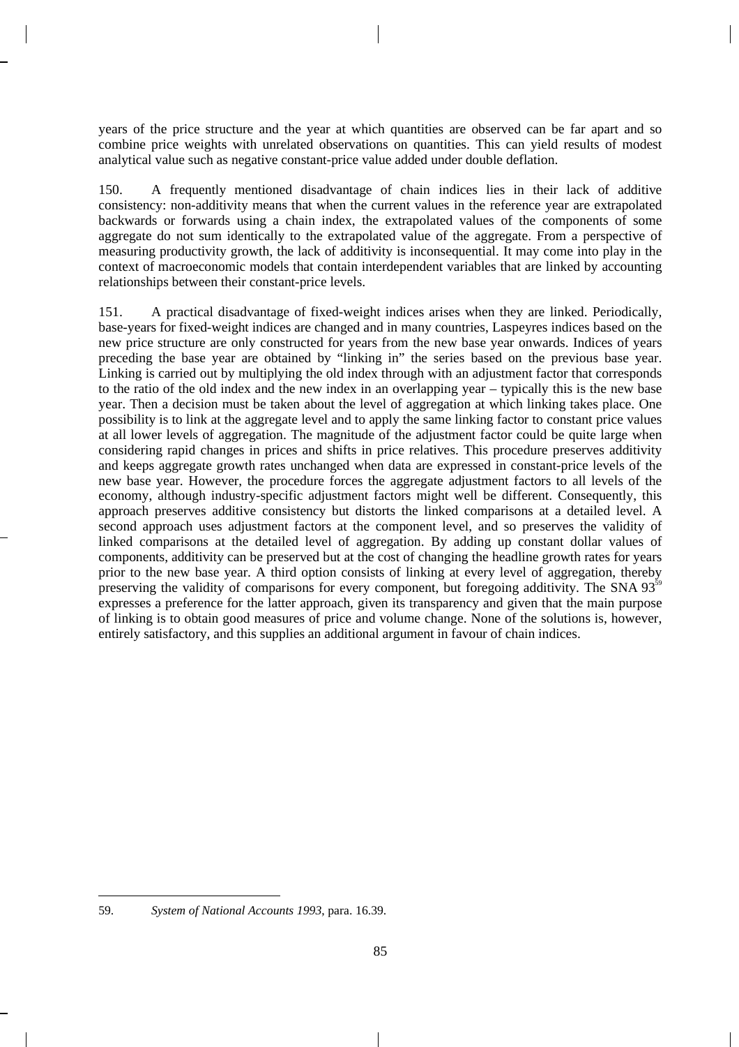years of the price structure and the year at which quantities are observed can be far apart and so combine price weights with unrelated observations on quantities. This can yield results of modest analytical value such as negative constant-price value added under double deflation.

150. A frequently mentioned disadvantage of chain indices lies in their lack of additive consistency: non-additivity means that when the current values in the reference year are extrapolated backwards or forwards using a chain index, the extrapolated values of the components of some aggregate do not sum identically to the extrapolated value of the aggregate. From a perspective of measuring productivity growth, the lack of additivity is inconsequential. It may come into play in the context of macroeconomic models that contain interdependent variables that are linked by accounting relationships between their constant-price levels.

151. A practical disadvantage of fixed-weight indices arises when they are linked. Periodically, base-years for fixed-weight indices are changed and in many countries, Laspeyres indices based on the new price structure are only constructed for years from the new base year onwards. Indices of years preceding the base year are obtained by "linking in" the series based on the previous base year. Linking is carried out by multiplying the old index through with an adjustment factor that corresponds to the ratio of the old index and the new index in an overlapping year – typically this is the new base year. Then a decision must be taken about the level of aggregation at which linking takes place. One possibility is to link at the aggregate level and to apply the same linking factor to constant price values at all lower levels of aggregation. The magnitude of the adjustment factor could be quite large when considering rapid changes in prices and shifts in price relatives. This procedure preserves additivity and keeps aggregate growth rates unchanged when data are expressed in constant-price levels of the new base year. However, the procedure forces the aggregate adjustment factors to all levels of the economy, although industry-specific adjustment factors might well be different. Consequently, this approach preserves additive consistency but distorts the linked comparisons at a detailed level. A second approach uses adjustment factors at the component level, and so preserves the validity of linked comparisons at the detailed level of aggregation. By adding up constant dollar values of components, additivity can be preserved but at the cost of changing the headline growth rates for years prior to the new base year. A third option consists of linking at every level of aggregation, thereby preserving the validity of comparisons for every component, but foregoing additivity. The SNA 93[59] expresses a preference for the latter approach, given its transparency and given that the main purpose of linking is to obtain good measures of price and volume change. None of the solutions is, however, entirely satisfactory, and this supplies an additional argument in favour of chain indices.

---

59. *System of National Accounts 1993*, para. 16.39.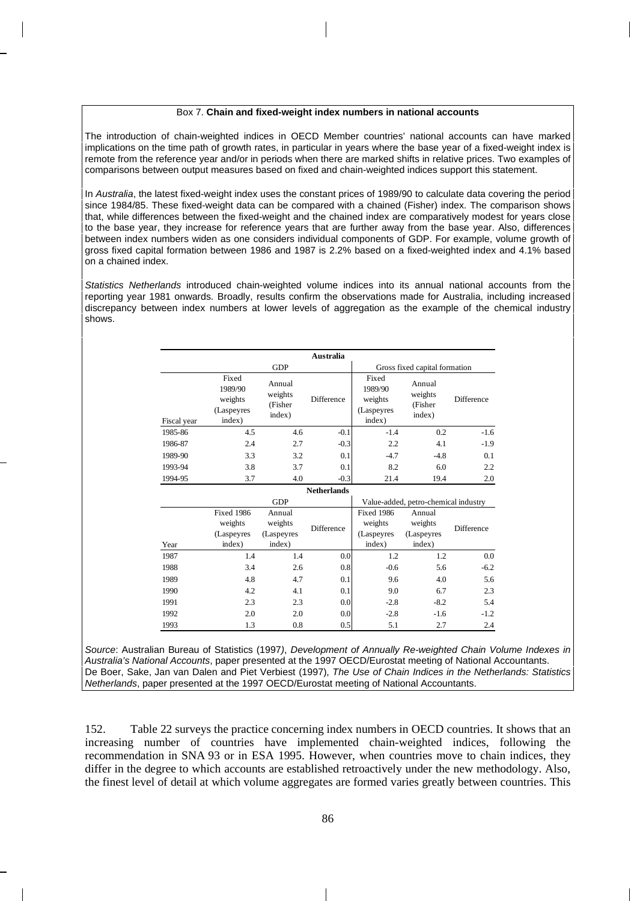Box 7. **Chain and fixed-weight index numbers in national accounts**

The introduction of chain-weighted indices in OECD Member countries' national accounts can have marked implications on the time path of growth rates, in particular in years where the base year of a fixed-weight index is remote from the reference year and/or in periods when there are marked shifts in relative prices. Two examples of comparisons between output measures based on fixed and chain-weighted indices support this statement.

In *Australia*, the latest fixed-weight index uses the constant prices of 1989/90 to calculate data covering the period since 1984/85. These fixed-weight data can be compared with a chained (Fisher) index. The comparison shows that, while differences between the fixed-weight and the chained index are comparatively modest for years close to the base year, they increase for reference years that are further away from the base year. Also, differences between index numbers widen as one considers individual components of GDP. For example, volume growth of gross fixed capital formation between 1986 and 1987 is 2.2% based on a fixed-weighted index and 4.1% based on a chained index.

*Statistics Netherlands* introduced chain-weighted volume indices into its annual national accounts from the reporting year 1981 onwards. Broadly, results confirm the observations made for Australia, including increased discrepancy between index numbers at lower levels of aggregation as the example of the chemical industry shows.

**Australia**

| | GDP | | | Gross fixed capital formation | | |
|---|---|---|---|---|---|---|
| Fiscal year | Fixed 1989/90 weights (Laspeyres index) | Annual weights (Fisher index) | Difference | Fixed 1989/90 weights (Laspeyres index) | Annual weights (Fisher index) | Difference |
| 1985-86 | 4.5 | 4.6 | -0.1 | -1.4 | 0.2 | -1.6 |
| 1986-87 | 2.4 | 2.7 | -0.3 | 2.2 | 4.1 | -1.9 |
| 1989-90 | 3.3 | 3.2 | 0.1 | -4.7 | -4.8 | 0.1 |
| 1993-94 | 3.8 | 3.7 | 0.1 | 8.2 | 6.0 | 2.2 |
| 1994-95 | 3.7 | 4.0 | -0.3 | 21.4 | 19.4 | 2.0 |

**Netherlands**

| | GDP | | | Value-added, petro-chemical industry | | |
|---|---|---|---|---|---|---|
| Year | Fixed 1986 weights (Laspeyres index) | Annual weights (Laspeyres index) | Difference | Fixed 1986 weights (Laspeyres index) | Annual weights (Laspeyres index) | Difference |
| 1987 | 1.4 | 1.4 | 0.0 | 1.2 | 1.2 | 0.0 |
| 1988 | 3.4 | 2.6 | 0.8 | -0.6 | 5.6 | -6.2 |
| 1989 | 4.8 | 4.7 | 0.1 | 9.6 | 4.0 | 5.6 |
| 1990 | 4.2 | 4.1 | 0.1 | 9.0 | 6.7 | 2.3 |
| 1991 | 2.3 | 2.3 | 0.0 | -2.8 | -8.2 | 5.4 |
| 1992 | 2.0 | 2.0 | 0.0 | -2.8 | -1.6 | -1.2 |
| 1993 | 1.3 | 0.8 | 0.5 | 5.1 | 2.7 | 2.4 |

*Source*: Australian Bureau of Statistics (1997), *Development of Annually Re-weighted Chain Volume Indexes in Australia's National Accounts*, paper presented at the 1997 OECD/Eurostat meeting of National Accountants. De Boer, Sake, Jan van Dalen and Piet Verbiest (1997), *The Use of Chain Indices in the Netherlands: Statistics Netherlands*, paper presented at the 1997 OECD/Eurostat meeting of National Accountants.

152. Table 22 surveys the practice concerning index numbers in OECD countries. It shows that an increasing number of countries have implemented chain-weighted indices, following the recommendation in SNA 93 or in ESA 1995. However, when countries move to chain indices, they differ in the degree to which accounts are established retroactively under the new methodology. Also, the finest level of detail at which volume aggregates are formed varies greatly between countries. This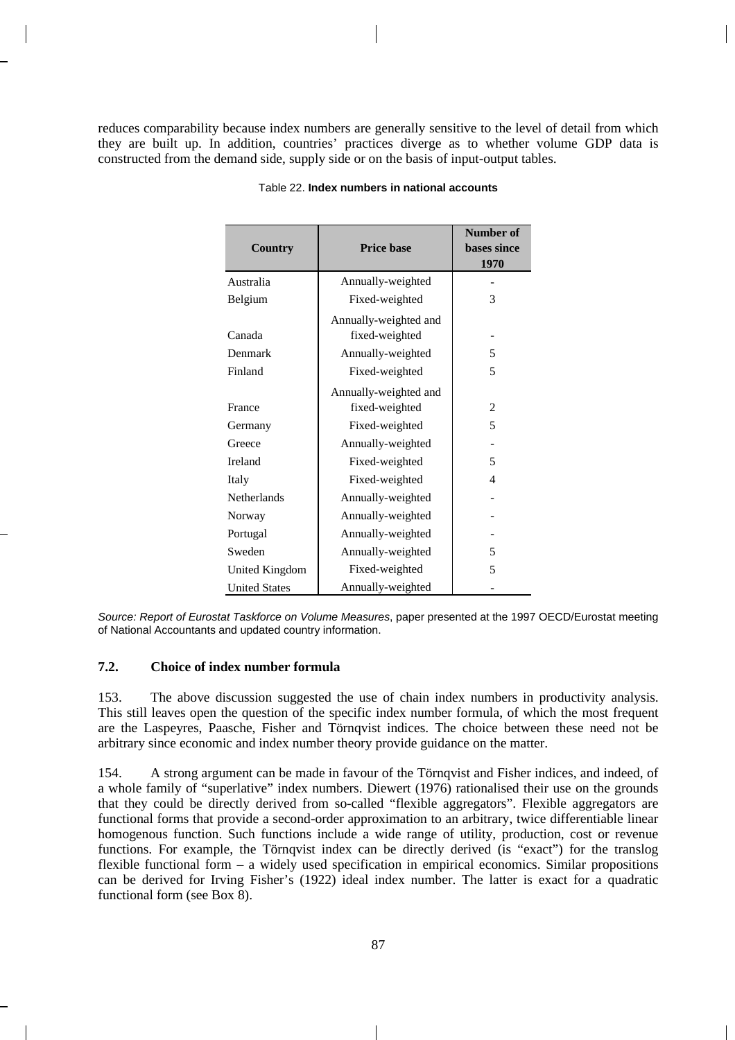reduces comparability because index numbers are generally sensitive to the level of detail from which they are built up. In addition, countries' practices diverge as to whether volume GDP data is constructed from the demand side, supply side or on the basis of input-output tables.

Table 22. **Index numbers in national accounts**

| Country | Price base | Number of bases since 1970 |
|---|---|---|
| Australia | Annually-weighted | - |
| Belgium | Fixed-weighted | 3 |
| Canada | Annually-weighted and fixed-weighted | - |
| Denmark | Annually-weighted | 5 |
| Finland | Fixed-weighted | 5 |
| France | Annually-weighted and fixed-weighted | 2 |
| Germany | Fixed-weighted | 5 |
| Greece | Annually-weighted | - |
| Ireland | Fixed-weighted | 5 |
| Italy | Fixed-weighted | 4 |
| Netherlands | Annually-weighted | - |
| Norway | Annually-weighted | - |
| Portugal | Annually-weighted | - |
| Sweden | Annually-weighted | 5 |
| United Kingdom | Fixed-weighted | 5 |
| United States | Annually-weighted | - |

*Source: Report of Eurostat Taskforce on Volume Measures*, paper presented at the 1997 OECD/Eurostat meeting of National Accountants and updated country information.

### 7.2. Choice of index number formula

153. The above discussion suggested the use of chain index numbers in productivity analysis. This still leaves open the question of the specific index number formula, of which the most frequent are the Laspeyres, Paasche, Fisher and Törnqvist indices. The choice between these need not be arbitrary since economic and index number theory provide guidance on the matter.

154. A strong argument can be made in favour of the Törnqvist and Fisher indices, and indeed, of a whole family of "superlative" index numbers. Diewert (1976) rationalised their use on the grounds that they could be directly derived from so-called "flexible aggregators". Flexible aggregators are functional forms that provide a second-order approximation to an arbitrary, twice differentiable linear homogenous function. Such functions include a wide range of utility, production, cost or revenue functions. For example, the Törnqvist index can be directly derived (is "exact") for the translog flexible functional form – a widely used specification in empirical economics. Similar propositions can be derived for Irving Fisher's (1922) ideal index number. The latter is exact for a quadratic functional form (see Box 8).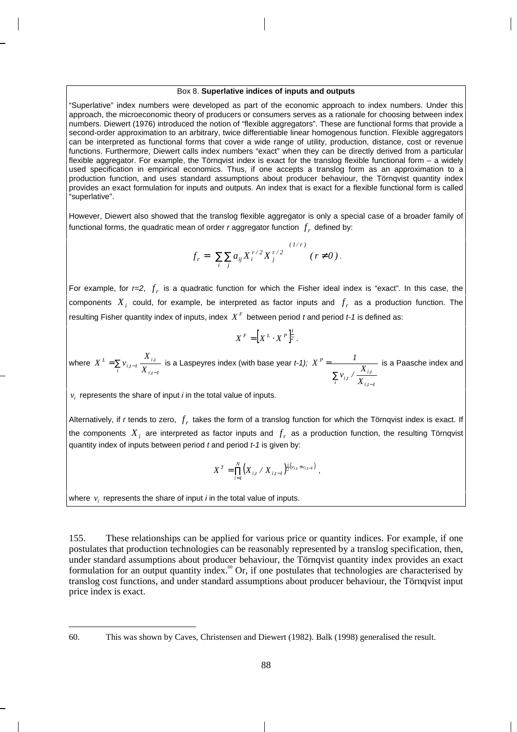Box 8. **Superlative indices of inputs and outputs**

"Superlative" index numbers were developed as part of the economic approach to index numbers. Under this approach, the microeconomic theory of producers or consumers serves as a rationale for choosing between index numbers. Diewert (1976) introduced the notion of "flexible aggregators". These are functional forms that provide a second-order approximation to an arbitrary, twice differentiable linear homogenous function. Flexible aggregators can be interpreted as functional forms that cover a wide range of utility, production, distance, cost or revenue functions. Furthermore, Diewert calls index numbers "exact" when they can be directly derived from a particular flexible aggregator. For example, the Törnqvist index is exact for the translog flexible functional form – a widely used specification in empirical economics. Thus, if one accepts a translog form as an approximation to a production function, and uses standard assumptions about producer behaviour, the Törnqvist quantity index provides an exact formulation for inputs and outputs. An index that is exact for a flexible functional form is called "superlative".

However, Diewert also showed that the translog flexible aggregator is only a special case of a broader family of functional forms, the quadratic mean of order *r* aggregator function $f_r$ defined by:

$$f_r = \left[ \sum_i \sum_j a_{ij} X_i^{r/2} X_j^{r/2} \right]^{(1/r)} \quad (r \neq 0).$$

For example, for *r=2*, $f_r$ is a quadratic function for which the Fisher ideal index is "exact". In this case, the components $X_i$ could, for example, be interpreted as factor inputs and $f_r$ as a production function. The resulting Fisher quantity index of inputs, index $X^F$ between period *t* and period *t-1* is defined as:

$$X^F = \left[ X^L \cdot X^P \right]^{\frac{1}{2}}.$$

where $X^L = \sum_i v_{i,t-1} \dfrac{X_{i,t}}{X_{i,t-1}}$ is a Laspeyres index (with base year *t-1);* $X^P = \dfrac{1}{\sum_i v_{i,t} / \dfrac{X_{i,t}}{X_{i,t-1}}}$ is a Paasche index and $v_i$ represents the share of input *i* in the total value of inputs.

Alternatively, if *r* tends to zero, $f_r$ takes the form of a translog function for which the Törnqvist index is exact. If the components $X_i$ are interpreted as factor inputs and $f_r$ as a production function, the resulting Törnqvist quantity index of inputs between period *t* and period *t-1* is given by:

$$X^T = \prod_{i=1}^{N} \left( X_{i,t} / X_{i,t-1} \right)^{\frac{1}{2}\left(v_{i,t} + v_{i,t-1}\right)},$$

where $v_i$ represents the share of input *i* in the total value of inputs.

155. These relationships can be applied for various price or quantity indices. For example, if one postulates that production technologies can be reasonably represented by a translog specification, then, under standard assumptions about producer behaviour, the Törnqvist quantity index provides an exact formulation for an output quantity index.[60] Or, if one postulates that technologies are characterised by translog cost functions, and under standard assumptions about producer behaviour, the Törnqvist input price index is exact.

60. This was shown by Caves, Christensen and Diewert (1982). Balk (1998) generalised the result.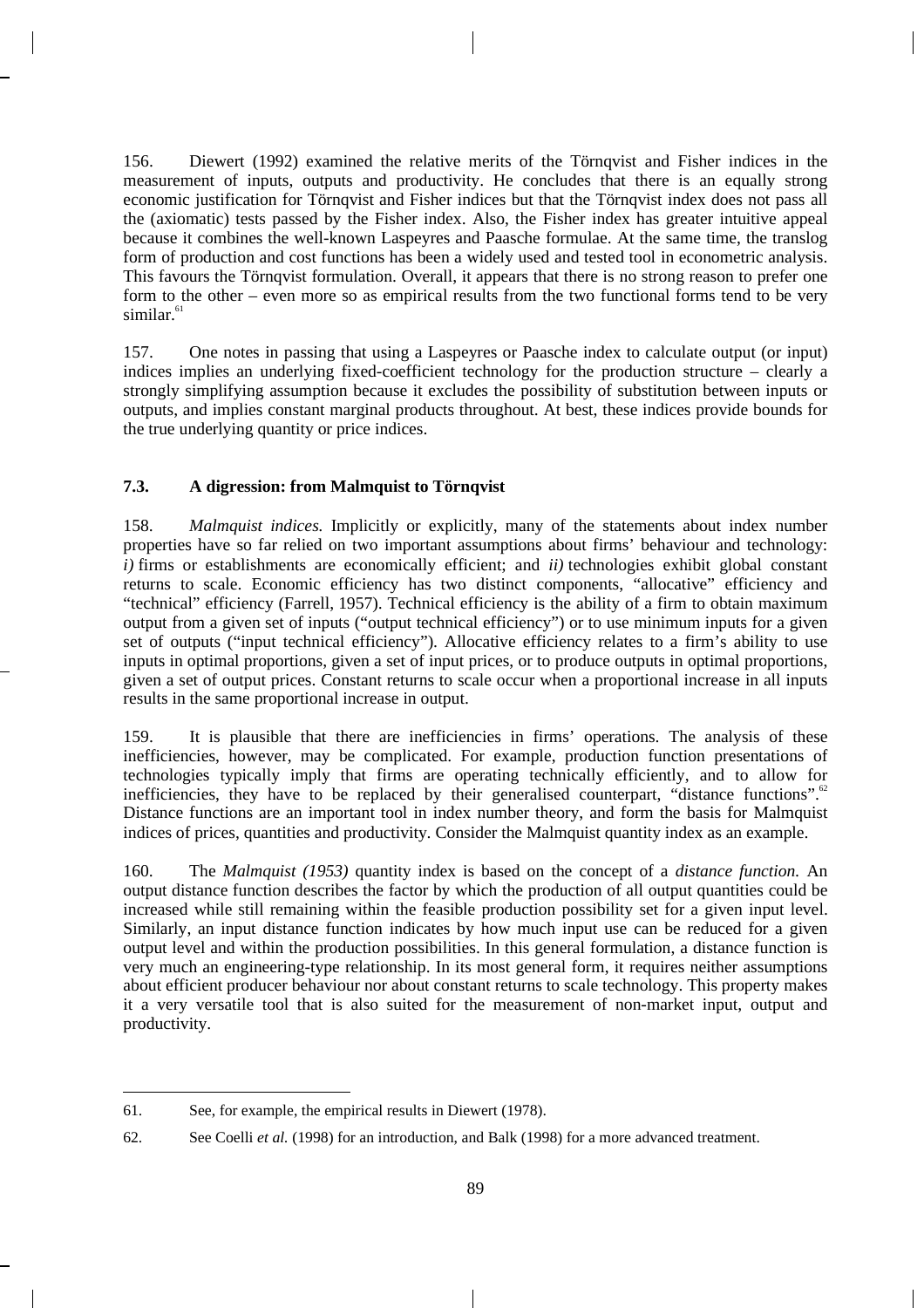156. Diewert (1992) examined the relative merits of the Törnqvist and Fisher indices in the measurement of inputs, outputs and productivity. He concludes that there is an equally strong economic justification for Törnqvist and Fisher indices but that the Törnqvist index does not pass all the (axiomatic) tests passed by the Fisher index. Also, the Fisher index has greater intuitive appeal because it combines the well-known Laspeyres and Paasche formulae. At the same time, the translog form of production and cost functions has been a widely used and tested tool in econometric analysis. This favours the Törnqvist formulation. Overall, it appears that there is no strong reason to prefer one form to the other – even more so as empirical results from the two functional forms tend to be very similar.[61]

157. One notes in passing that using a Laspeyres or Paasche index to calculate output (or input) indices implies an underlying fixed-coefficient technology for the production structure – clearly a strongly simplifying assumption because it excludes the possibility of substitution between inputs or outputs, and implies constant marginal products throughout. At best, these indices provide bounds for the true underlying quantity or price indices.

### 7.3. A digression: from Malmquist to Törnqvist

158. *Malmquist indices.* Implicitly or explicitly, many of the statements about index number properties have so far relied on two important assumptions about firms' behaviour and technology: *i)* firms or establishments are economically efficient; and *ii)* technologies exhibit global constant returns to scale. Economic efficiency has two distinct components, "allocative" efficiency and "technical" efficiency (Farrell, 1957). Technical efficiency is the ability of a firm to obtain maximum output from a given set of inputs ("output technical efficiency") or to use minimum inputs for a given set of outputs ("input technical efficiency"). Allocative efficiency relates to a firm's ability to use inputs in optimal proportions, given a set of input prices, or to produce outputs in optimal proportions, given a set of output prices. Constant returns to scale occur when a proportional increase in all inputs results in the same proportional increase in output.

159. It is plausible that there are inefficiencies in firms' operations. The analysis of these inefficiencies, however, may be complicated. For example, production function presentations of technologies typically imply that firms are operating technically efficiently, and to allow for inefficiencies, they have to be replaced by their generalised counterpart, "distance functions".[62] Distance functions are an important tool in index number theory, and form the basis for Malmquist indices of prices, quantities and productivity. Consider the Malmquist quantity index as an example.

160. The *Malmquist (1953)* quantity index is based on the concept of a *distance function.* An output distance function describes the factor by which the production of all output quantities could be increased while still remaining within the feasible production possibility set for a given input level. Similarly, an input distance function indicates by how much input use can be reduced for a given output level and within the production possibilities. In this general formulation, a distance function is very much an engineering-type relationship. In its most general form, it requires neither assumptions about efficient producer behaviour nor about constant returns to scale technology. This property makes it a very versatile tool that is also suited for the measurement of non-market input, output and productivity.

---

61. See, for example, the empirical results in Diewert (1978).

62. See Coelli *et al.* (1998) for an introduction, and Balk (1998) for a more advanced treatment.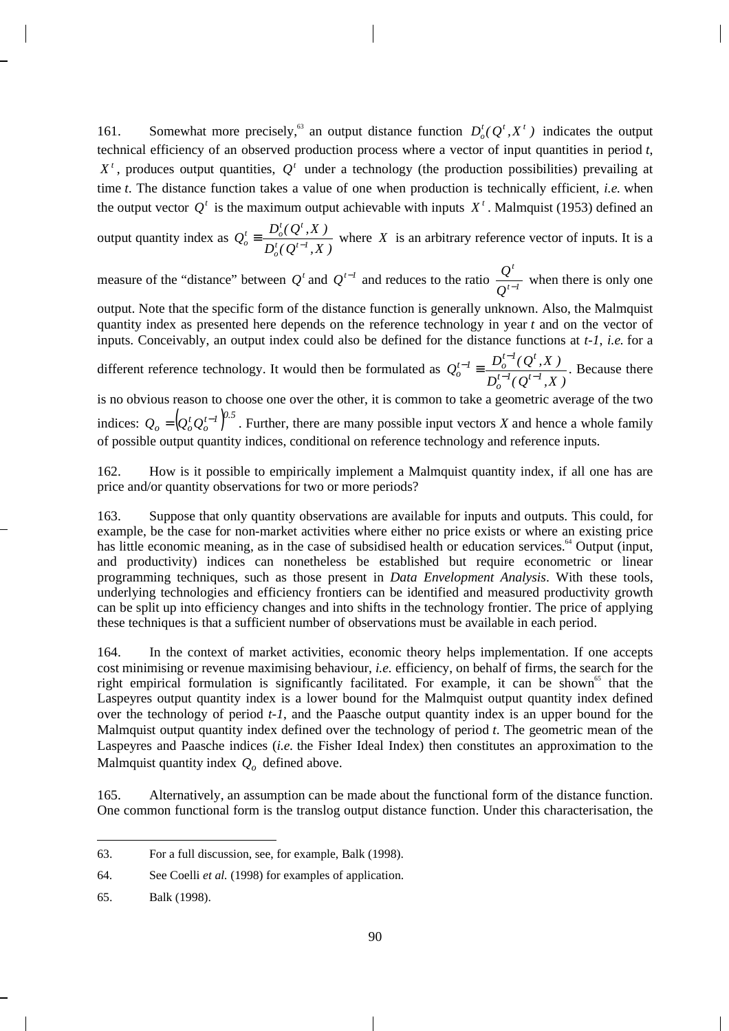161. Somewhat more precisely,[63] an output distance function $D_o^t(Q^t, X^t)$ indicates the output technical efficiency of an observed production process where a vector of input quantities in period *t*, $X^t$, produces output quantities, $Q^t$ under a technology (the production possibilities) prevailing at time *t*. The distance function takes a value of one when production is technically efficient, *i.e.* when the output vector $Q^t$ is the maximum output achievable with inputs $X^t$. Malmquist (1953) defined an output quantity index as $Q_o^t \equiv \frac{D_o^t(Q^t, X)}{D_o^t(Q^{t-1}, X)}$ where $X$ is an arbitrary reference vector of inputs. It is a measure of the "distance" between $Q^t$ and $Q^{t-1}$ and reduces to the ratio $\frac{Q^t}{Q^{t-1}}$ when there is only one output. Note that the specific form of the distance function is generally unknown. Also, the Malmquist quantity index as presented here depends on the reference technology in year *t* and on the vector of inputs. Conceivably, an output index could also be defined for the distance functions at *t-1*, *i.e.* for a different reference technology. It would then be formulated as $Q_o^{t-1} \equiv \frac{D_o^{t-1}(Q^t, X)}{D_o^{t-1}(Q^{t-1}, X)}$. Because there is no obvious reason to choose one over the other, it is common to take a geometric average of the two indices: $Q_o = \left(Q_o^t Q_o^{t-1}\right)^{0.5}$. Further, there are many possible input vectors *X* and hence a whole family of possible output quantity indices, conditional on reference technology and reference inputs.

162. How is it possible to empirically implement a Malmquist quantity index, if all one has are price and/or quantity observations for two or more periods?

163. Suppose that only quantity observations are available for inputs and outputs. This could, for example, be the case for non-market activities where either no price exists or where an existing price has little economic meaning, as in the case of subsidised health or education services.[64] Output (input, and productivity) indices can nonetheless be established but require econometric or linear programming techniques, such as those present in *Data Envelopment Analysis*. With these tools, underlying technologies and efficiency frontiers can be identified and measured productivity growth can be split up into efficiency changes and into shifts in the technology frontier. The price of applying these techniques is that a sufficient number of observations must be available in each period.

164. In the context of market activities, economic theory helps implementation. If one accepts cost minimising or revenue maximising behaviour, *i.e.* efficiency, on behalf of firms, the search for the right empirical formulation is significantly facilitated. For example, it can be shown[65] that the Laspeyres output quantity index is a lower bound for the Malmquist output quantity index defined over the technology of period *t-1*, and the Paasche output quantity index is an upper bound for the Malmquist output quantity index defined over the technology of period *t*. The geometric mean of the Laspeyres and Paasche indices (*i.e.* the Fisher Ideal Index) then constitutes an approximation to the Malmquist quantity index $Q_o$ defined above.

165. Alternatively, an assumption can be made about the functional form of the distance function. One common functional form is the translog output distance function. Under this characterisation, the

---

63. For a full discussion, see, for example, Balk (1998).

64. See Coelli *et al.* (1998) for examples of application.

65. Balk (1998).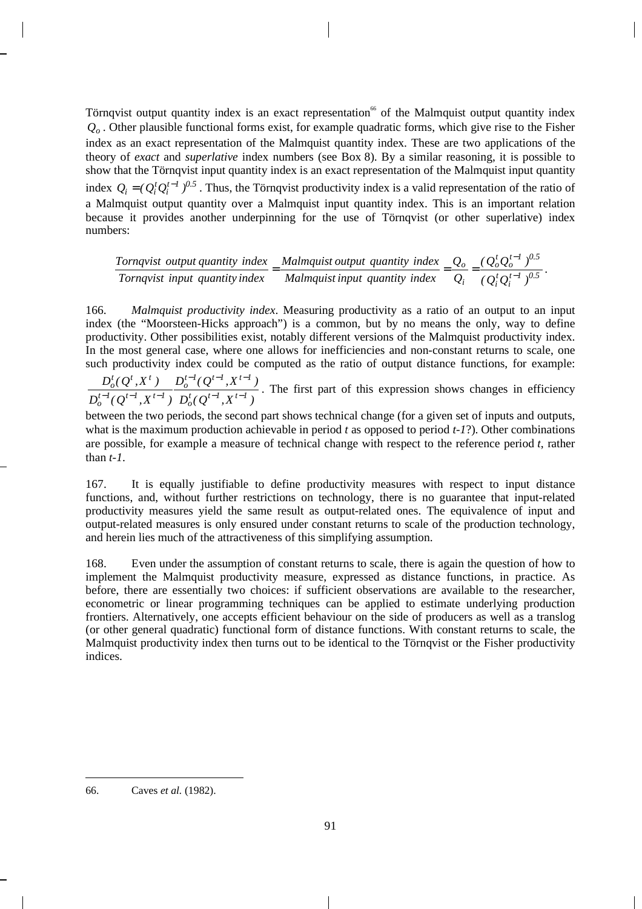Törnqvist output quantity index is an exact representation[66] of the Malmquist output quantity index $Q_o$. Other plausible functional forms exist, for example quadratic forms, which give rise to the Fisher index as an exact representation of the Malmquist quantity index. These are two applications of the theory of *exact* and *superlative* index numbers (see Box 8). By a similar reasoning, it is possible to show that the Törnqvist input quantity index is an exact representation of the Malmquist input quantity index $Q_i = (Q_i^t Q_i^{t-1})^{0.5}$. Thus, the Törnqvist productivity index is a valid representation of the ratio of a Malmquist output quantity over a Malmquist input quantity index. This is an important relation because it provides another underpinning for the use of Törnqvist (or other superlative) index numbers:

$$\frac{\text{Tornqvist output quantity index}}{\text{Tornqvist input quantity index}} = \frac{\text{Malmquist output quantity index}}{\text{Malmquist input quantity index}} = \frac{Q_o}{Q_i} = \frac{(Q_o^t Q_o^{t-1})^{0.5}}{(Q_i^t Q_i^{t-1})^{0.5}}.$$

166. *Malmquist productivity index*. Measuring productivity as a ratio of an output to an input index (the "Moorsteen-Hicks approach") is a common, but by no means the only, way to define productivity. Other possibilities exist, notably different versions of the Malmquist productivity index. In the most general case, where one allows for inefficiencies and non-constant returns to scale, one such productivity index could be computed as the ratio of output distance functions, for example: $\frac{D_o^t(Q^t, X^t)}{D_o^{t-1}(Q^{t-1}, X^{t-1})} \frac{D_o^{t-1}(Q^{t-1}, X^{t-1})}{D_o^t(Q^{t-1}, X^{t-1})}$. The first part of this expression shows changes in efficiency between the two periods, the second part shows technical change (for a given set of inputs and outputs, what is the maximum production achievable in period *t* as opposed to period *t-1*?). Other combinations are possible, for example a measure of technical change with respect to the reference period *t*, rather than *t-1*.

167. It is equally justifiable to define productivity measures with respect to input distance functions, and, without further restrictions on technology, there is no guarantee that input-related productivity measures yield the same result as output-related ones. The equivalence of input and output-related measures is only ensured under constant returns to scale of the production technology, and herein lies much of the attractiveness of this simplifying assumption.

168. Even under the assumption of constant returns to scale, there is again the question of how to implement the Malmquist productivity measure, expressed as distance functions, in practice. As before, there are essentially two choices: if sufficient observations are available to the researcher, econometric or linear programming techniques can be applied to estimate underlying production frontiers. Alternatively, one accepts efficient behaviour on the side of producers as well as a translog (or other general quadratic) functional form of distance functions. With constant returns to scale, the Malmquist productivity index then turns out to be identical to the Törnqvist or the Fisher productivity indices.

---

66. Caves *et al.* (1982).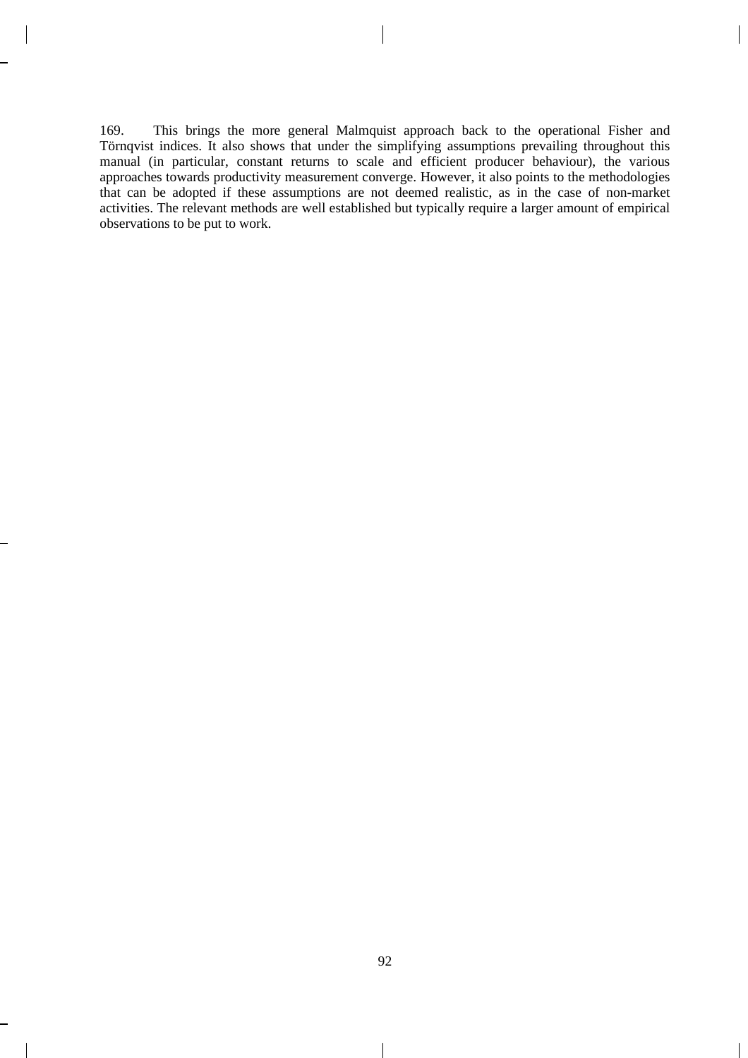169. This brings the more general Malmquist approach back to the operational Fisher and Törnqvist indices. It also shows that under the simplifying assumptions prevailing throughout this manual (in particular, constant returns to scale and efficient producer behaviour), the various approaches towards productivity measurement converge. However, it also points to the methodologies that can be adopted if these assumptions are not deemed realistic, as in the case of non-market activities. The relevant methods are well established but typically require a larger amount of empirical observations to be put to work.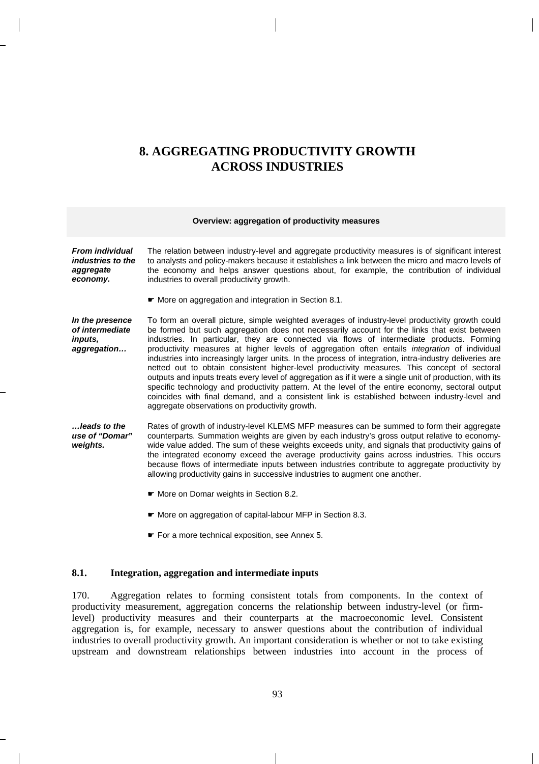# 8. AGGREGATING PRODUCTIVITY GROWTH ACROSS INDUSTRIES

**Overview: aggregation of productivity measures**

***From individual industries to the aggregate economy.***

The relation between industry-level and aggregate productivity measures is of significant interest to analysts and policy-makers because it establishes a link between the micro and macro levels of the economy and helps answer questions about, for example, the contribution of individual industries to overall productivity growth.

☛ More on aggregation and integration in Section 8.1.

***In the presence of intermediate inputs, aggregation…***

To form an overall picture, simple weighted averages of industry-level productivity growth could be formed but such aggregation does not necessarily account for the links that exist between industries. In particular, they are connected via flows of intermediate products. Forming productivity measures at higher levels of aggregation often entails *integration* of individual industries into increasingly larger units. In the process of integration, intra-industry deliveries are netted out to obtain consistent higher-level productivity measures. This concept of sectoral outputs and inputs treats every level of aggregation as if it were a single unit of production, with its specific technology and productivity pattern. At the level of the entire economy, sectoral output coincides with final demand, and a consistent link is established between industry-level and aggregate observations on productivity growth.

***…leads to the use of "Domar" weights.***

Rates of growth of industry-level KLEMS MFP measures can be summed to form their aggregate counterparts. Summation weights are given by each industry's gross output relative to economy-wide value added. The sum of these weights exceeds unity, and signals that productivity gains of the integrated economy exceed the average productivity gains across industries. This occurs because flows of intermediate inputs between industries contribute to aggregate productivity by allowing productivity gains in successive industries to augment one another.

☛ More on Domar weights in Section 8.2.

☛ More on aggregation of capital-labour MFP in Section 8.3.

☛ For a more technical exposition, see Annex 5.

## 8.1. Integration, aggregation and intermediate inputs

170. Aggregation relates to forming consistent totals from components. In the context of productivity measurement, aggregation concerns the relationship between industry-level (or firm-level) productivity measures and their counterparts at the macroeconomic level. Consistent aggregation is, for example, necessary to answer questions about the contribution of individual industries to overall productivity growth. An important consideration is whether or not to take existing upstream and downstream relationships between industries into account in the process of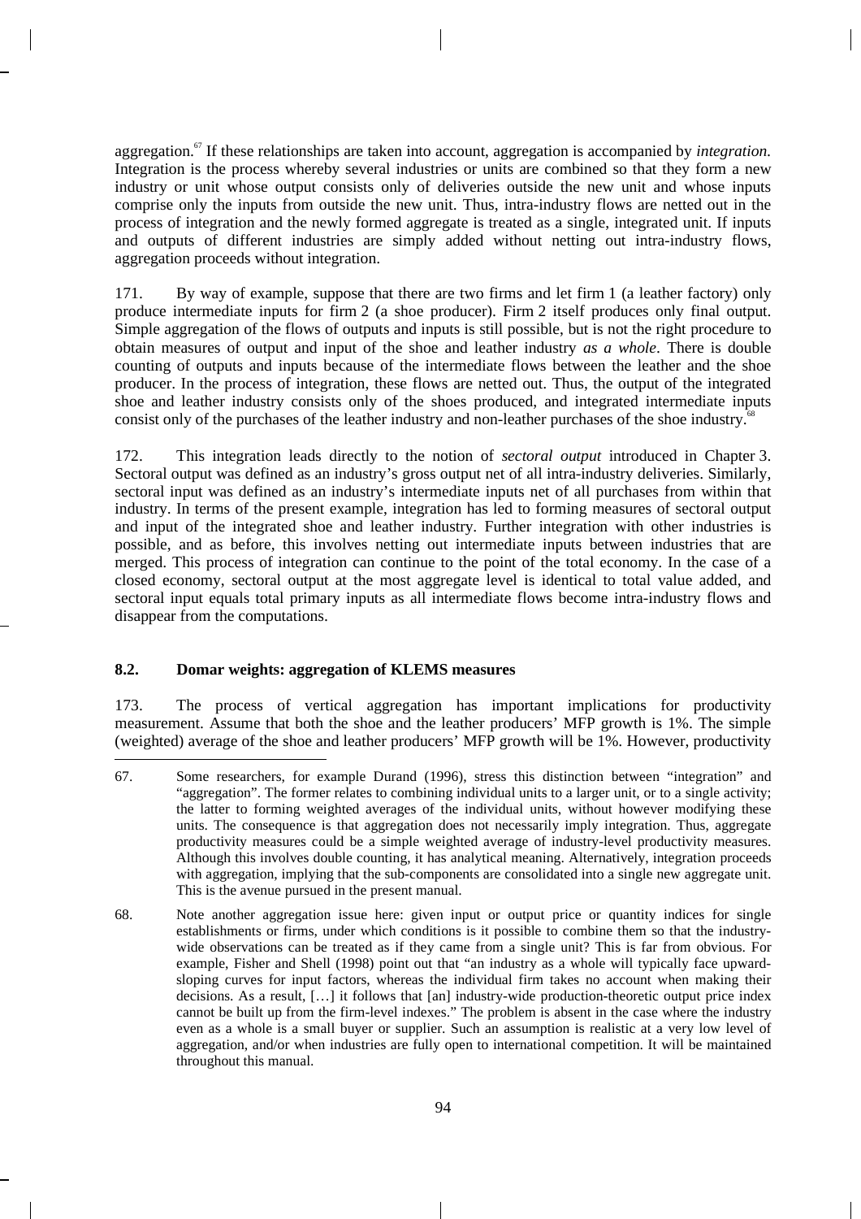aggregation.[67] If these relationships are taken into account, aggregation is accompanied by *integration*. Integration is the process whereby several industries or units are combined so that they form a new industry or unit whose output consists only of deliveries outside the new unit and whose inputs comprise only the inputs from outside the new unit. Thus, intra-industry flows are netted out in the process of integration and the newly formed aggregate is treated as a single, integrated unit. If inputs and outputs of different industries are simply added without netting out intra-industry flows, aggregation proceeds without integration.

171. By way of example, suppose that there are two firms and let firm 1 (a leather factory) only produce intermediate inputs for firm 2 (a shoe producer). Firm 2 itself produces only final output. Simple aggregation of the flows of outputs and inputs is still possible, but is not the right procedure to obtain measures of output and input of the shoe and leather industry *as a whole*. There is double counting of outputs and inputs because of the intermediate flows between the leather and the shoe producer. In the process of integration, these flows are netted out. Thus, the output of the integrated shoe and leather industry consists only of the shoes produced, and integrated intermediate inputs consist only of the purchases of the leather industry and non-leather purchases of the shoe industry.[68]

172. This integration leads directly to the notion of *sectoral output* introduced in Chapter 3. Sectoral output was defined as an industry's gross output net of all intra-industry deliveries. Similarly, sectoral input was defined as an industry's intermediate inputs net of all purchases from within that industry. In terms of the present example, integration has led to forming measures of sectoral output and input of the integrated shoe and leather industry. Further integration with other industries is possible, and as before, this involves netting out intermediate inputs between industries that are merged. This process of integration can continue to the point of the total economy. In the case of a closed economy, sectoral output at the most aggregate level is identical to total value added, and sectoral input equals total primary inputs as all intermediate flows become intra-industry flows and disappear from the computations.

## 8.2. Domar weights: aggregation of KLEMS measures

173. The process of vertical aggregation has important implications for productivity measurement. Assume that both the shoe and the leather producers' MFP growth is 1%. The simple (weighted) average of the shoe and leather producers' MFP growth will be 1%. However, productivity

---

67. Some researchers, for example Durand (1996), stress this distinction between "integration" and "aggregation". The former relates to combining individual units to a larger unit, or to a single activity; the latter to forming weighted averages of the individual units, without however modifying these units. The consequence is that aggregation does not necessarily imply integration. Thus, aggregate productivity measures could be a simple weighted average of industry-level productivity measures. Although this involves double counting, it has analytical meaning. Alternatively, integration proceeds with aggregation, implying that the sub-components are consolidated into a single new aggregate unit. This is the avenue pursued in the present manual.

68. Note another aggregation issue here: given input or output price or quantity indices for single establishments or firms, under which conditions is it possible to combine them so that the industry-wide observations can be treated as if they came from a single unit? This is far from obvious. For example, Fisher and Shell (1998) point out that "an industry as a whole will typically face upward-sloping curves for input factors, whereas the individual firm takes no account when making their decisions. As a result, […] it follows that [an] industry-wide production-theoretic output price index cannot be built up from the firm-level indexes." The problem is absent in the case where the industry even as a whole is a small buyer or supplier. Such an assumption is realistic at a very low level of aggregation, and/or when industries are fully open to international competition. It will be maintained throughout this manual.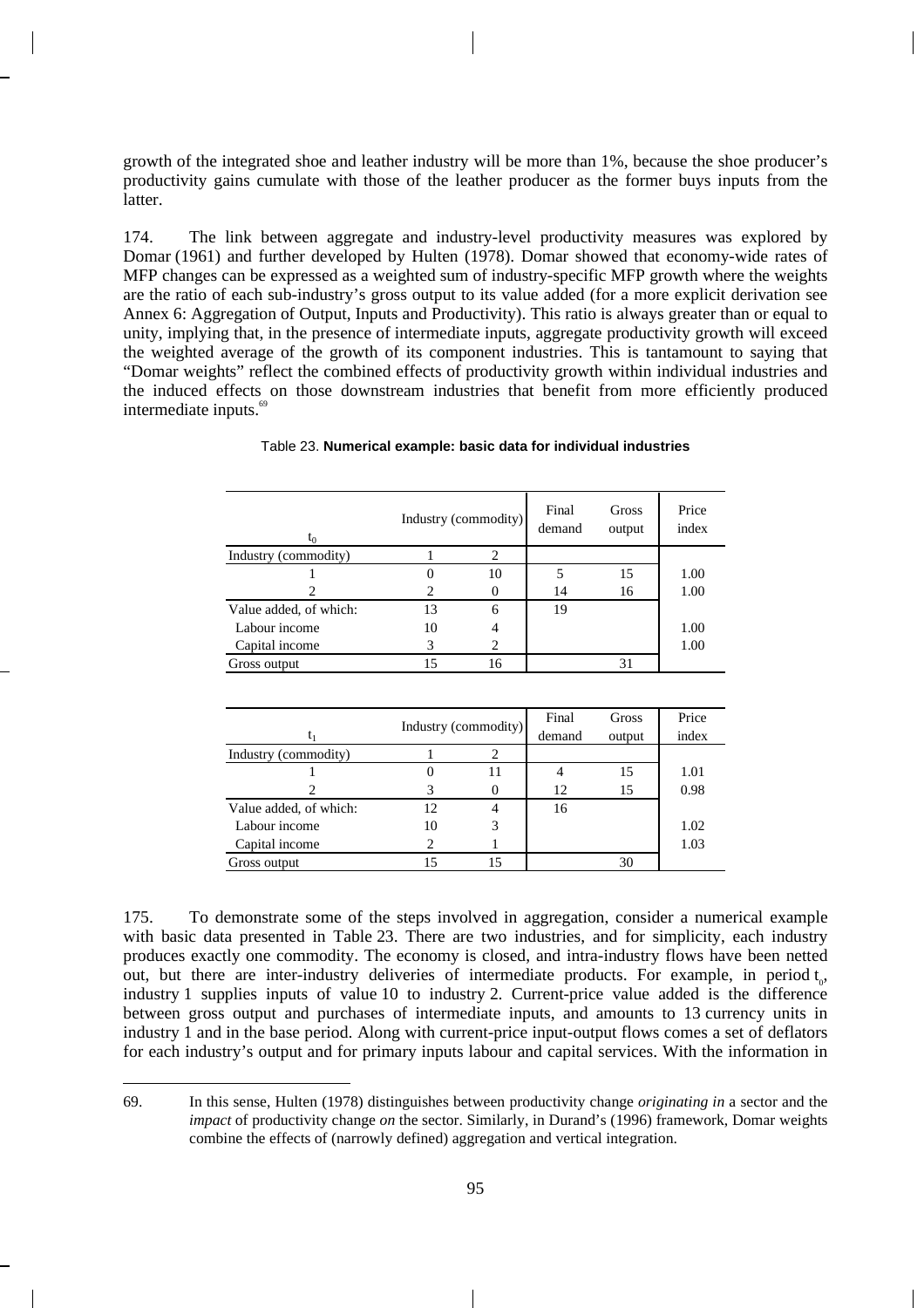growth of the integrated shoe and leather industry will be more than 1%, because the shoe producer's productivity gains cumulate with those of the leather producer as the former buys inputs from the latter.

174. The link between aggregate and industry-level productivity measures was explored by Domar (1961) and further developed by Hulten (1978). Domar showed that economy-wide rates of MFP changes can be expressed as a weighted sum of industry-specific MFP growth where the weights are the ratio of each sub-industry's gross output to its value added (for a more explicit derivation see Annex 6: Aggregation of Output, Inputs and Productivity). This ratio is always greater than or equal to unity, implying that, in the presence of intermediate inputs, aggregate productivity growth will exceed the weighted average of the growth of its component industries. This is tantamount to saying that "Domar weights" reflect the combined effects of productivity growth within individual industries and the induced effects on those downstream industries that benefit from more efficiently produced intermediate inputs.[69]

Table 23. **Numerical example: basic data for individual industries**

| $t_0$ | Industry (commodity) | | Final demand | Gross output | Price index |
|---|---|---|---|---|---|
| Industry (commodity) | 1 | 2 | | | |
| 1 | 0 | 10 | 5 | 15 | 1.00 |
| 2 | 2 | 0 | 14 | 16 | 1.00 |
| Value added, of which: | 13 | 6 | 19 | | |
| Labour income | 10 | 4 | | | 1.00 |
| Capital income | 3 | 2 | | | 1.00 |
| Gross output | 15 | 16 | | 31 | |

| $t_1$ | Industry (commodity) | | Final demand | Gross output | Price index |
|---|---|---|---|---|---|
| Industry (commodity) | 1 | 2 | | | |
| 1 | 0 | 11 | 4 | 15 | 1.01 |
| 2 | 3 | 0 | 12 | 15 | 0.98 |
| Value added, of which: | 12 | 4 | 16 | | |
| Labour income | 10 | 3 | | | 1.02 |
| Capital income | 2 | 1 | | | 1.03 |
| Gross output | 15 | 15 | | 30 | |

175. To demonstrate some of the steps involved in aggregation, consider a numerical example with basic data presented in Table 23. There are two industries, and for simplicity, each industry produces exactly one commodity. The economy is closed, and intra-industry flows have been netted out, but there are inter-industry deliveries of intermediate products. For example, in period $t_0$, industry 1 supplies inputs of value 10 to industry 2. Current-price value added is the difference between gross output and purchases of intermediate inputs, and amounts to 13 currency units in industry 1 and in the base period. Along with current-price input-output flows comes a set of deflators for each industry's output and for primary inputs labour and capital services. With the information in

69. In this sense, Hulten (1978) distinguishes between productivity change *originating in* a sector and the *impact* of productivity change *on* the sector. Similarly, in Durand's (1996) framework, Domar weights combine the effects of (narrowly defined) aggregation and vertical integration.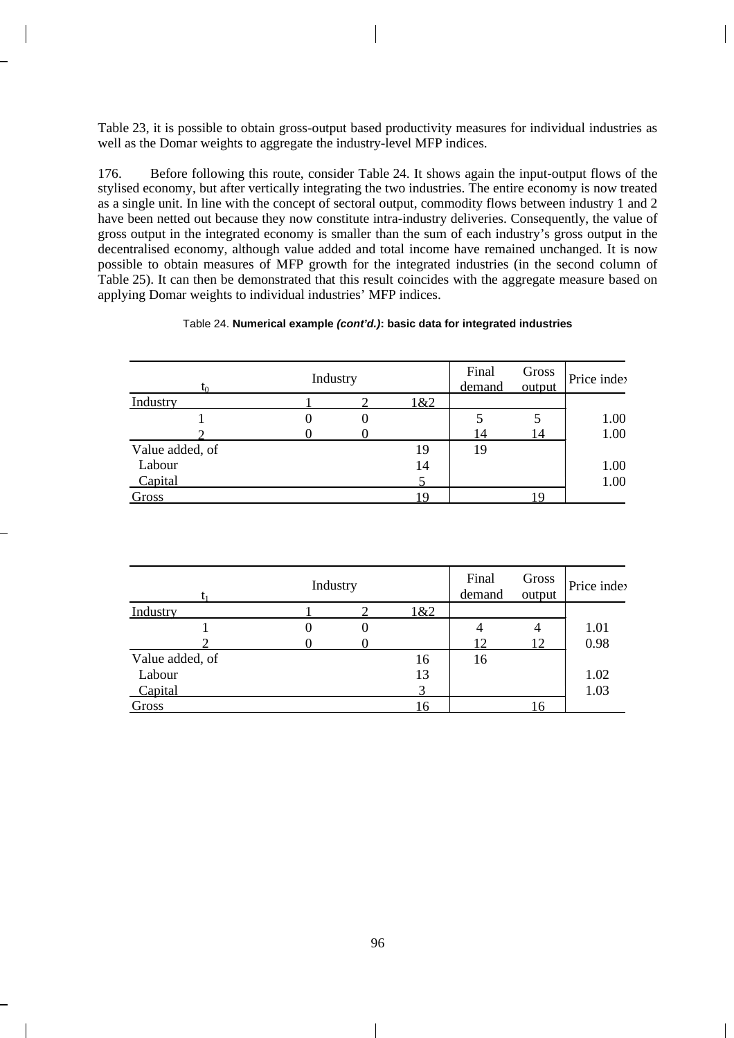Table 23, it is possible to obtain gross-output based productivity measures for individual industries as well as the Domar weights to aggregate the industry-level MFP indices.

176. Before following this route, consider Table 24. It shows again the input-output flows of the stylised economy, but after vertically integrating the two industries. The entire economy is now treated as a single unit. In line with the concept of sectoral output, commodity flows between industry 1 and 2 have been netted out because they now constitute intra-industry deliveries. Consequently, the value of gross output in the integrated economy is smaller than the sum of each industry's gross output in the decentralised economy, although value added and total income have remained unchanged. It is now possible to obtain measures of MFP growth for the integrated industries (in the second column of Table 25). It can then be demonstrated that this result coincides with the aggregate measure based on applying Domar weights to individual industries' MFP indices.

Table 24. **Numerical example *(cont'd.)*: basic data for integrated industries**

| $t_0$ | Industry | | | Final demand | Gross output | Price index |
|---|---|---|---|---|---|---|
| Industry | 1 | 2 | 1&2 | | | |
| 1 | 0 | 0 | | 5 | 5 | 1.00 |
| 2 | 0 | 0 | | 14 | 14 | 1.00 |
| Value added, of | | | 19 | 19 | | |
| Labour | | | 14 | | | 1.00 |
| Capital | | | 5 | | | 1.00 |
| Gross | | | 19 | | 19 | |

| $t_1$ | Industry | | | Final demand | Gross output | Price index |
|---|---|---|---|---|---|---|
| Industry | 1 | 2 | 1&2 | | | |
| 1 | 0 | 0 | | 4 | 4 | 1.01 |
| 2 | 0 | 0 | | 12 | 12 | 0.98 |
| Value added, of | | | 16 | 16 | | |
| Labour | | | 13 | | | 1.02 |
| Capital | | | 3 | | | 1.03 |
| Gross | | | 16 | | 16 | |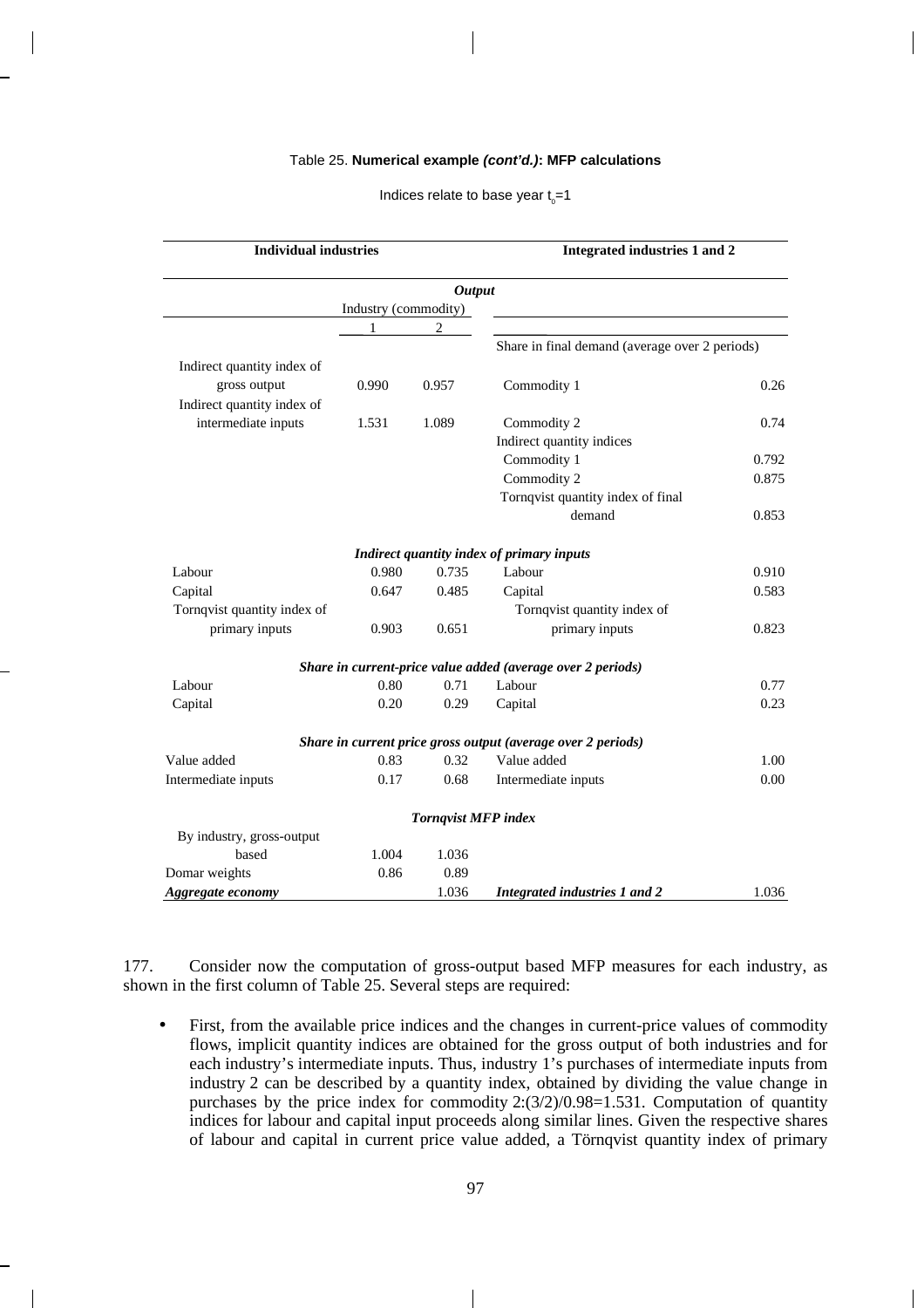Table 25. **Numerical example *(cont'd.)*: MFP calculations**

Indices relate to base year $t_0$=1

| Individual industries | | | Integrated industries 1 and 2 | |
|---|---|---|---|---|
| ***Output*** | | | | |
| | Industry (commodity) | | | |
| | 1 | 2 | | |
| | | | Share in final demand (average over 2 periods) | |
| Indirect quantity index of gross output | 0.990 | 0.957 | Commodity 1 | 0.26 |
| Indirect quantity index of intermediate inputs | 1.531 | 1.089 | Commodity 2 | 0.74 |
| | | | Indirect quantity indices | |
| | | | Commodity 1 | 0.792 |
| | | | Commodity 2 | 0.875 |
| | | | Tornqvist quantity index of final demand | 0.853 |
| ***Indirect quantity index of primary inputs*** | | | | |
| Labour | 0.980 | 0.735 | Labour | 0.910 |
| Capital | 0.647 | 0.485 | Capital | 0.583 |
| Tornqvist quantity index of primary inputs | 0.903 | 0.651 | Tornqvist quantity index of primary inputs | 0.823 |
| ***Share in current-price value added (average over 2 periods)*** | | | | |
| Labour | 0.80 | 0.71 | Labour | 0.77 |
| Capital | 0.20 | 0.29 | Capital | 0.23 |
| ***Share in current price gross output (average over 2 periods)*** | | | | |
| Value added | 0.83 | 0.32 | Value added | 1.00 |
| Intermediate inputs | 0.17 | 0.68 | Intermediate inputs | 0.00 |
| ***Tornqvist MFP index*** | | | | |
| By industry, gross-output based | 1.004 | 1.036 | | |
| Domar weights | 0.86 | 0.89 | | |
| ***Aggregate economy*** | | 1.036 | ***Integrated industries 1 and 2*** | 1.036 |

177. Consider now the computation of gross-output based MFP measures for each industry, as shown in the first column of Table 25. Several steps are required:

- First, from the available price indices and the changes in current-price values of commodity flows, implicit quantity indices are obtained for the gross output of both industries and for each industry's intermediate inputs. Thus, industry 1's purchases of intermediate inputs from industry 2 can be described by a quantity index, obtained by dividing the value change in purchases by the price index for commodity 2:(3/2)/0.98=1.531. Computation of quantity indices for labour and capital input proceeds along similar lines. Given the respective shares of labour and capital in current price value added, a Törnqvist quantity index of primary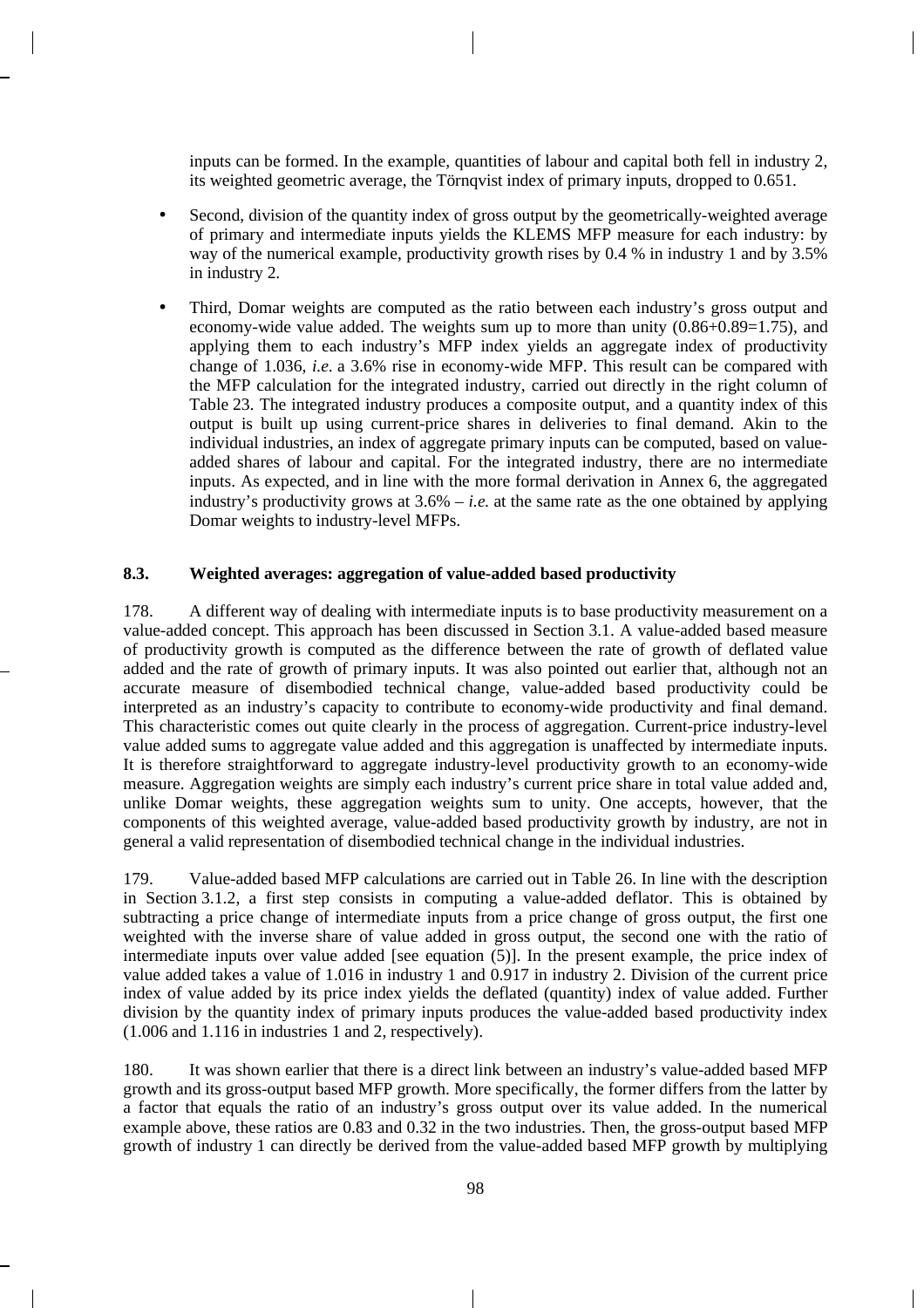inputs can be formed. In the example, quantities of labour and capital both fell in industry 2, its weighted geometric average, the Törnqvist index of primary inputs, dropped to 0.651.

- Second, division of the quantity index of gross output by the geometrically-weighted average of primary and intermediate inputs yields the KLEMS MFP measure for each industry: by way of the numerical example, productivity growth rises by 0.4 % in industry 1 and by 3.5% in industry 2.

- Third, Domar weights are computed as the ratio between each industry's gross output and economy-wide value added. The weights sum up to more than unity (0.86+0.89=1.75), and applying them to each industry's MFP index yields an aggregate index of productivity change of 1.036, *i.e.* a 3.6% rise in economy-wide MFP. This result can be compared with the MFP calculation for the integrated industry, carried out directly in the right column of Table 23. The integrated industry produces a composite output, and a quantity index of this output is built up using current-price shares in deliveries to final demand. Akin to the individual industries, an index of aggregate primary inputs can be computed, based on value-added shares of labour and capital. For the integrated industry, there are no intermediate inputs. As expected, and in line with the more formal derivation in Annex 6, the aggregated industry's productivity grows at 3.6% – *i.e.* at the same rate as the one obtained by applying Domar weights to industry-level MFPs.

### 8.3. Weighted averages: aggregation of value-added based productivity

178. A different way of dealing with intermediate inputs is to base productivity measurement on a value-added concept. This approach has been discussed in Section 3.1. A value-added based measure of productivity growth is computed as the difference between the rate of growth of deflated value added and the rate of growth of primary inputs. It was also pointed out earlier that, although not an accurate measure of disembodied technical change, value-added based productivity could be interpreted as an industry's capacity to contribute to economy-wide productivity and final demand. This characteristic comes out quite clearly in the process of aggregation. Current-price industry-level value added sums to aggregate value added and this aggregation is unaffected by intermediate inputs. It is therefore straightforward to aggregate industry-level productivity growth to an economy-wide measure. Aggregation weights are simply each industry's current price share in total value added and, unlike Domar weights, these aggregation weights sum to unity. One accepts, however, that the components of this weighted average, value-added based productivity growth by industry, are not in general a valid representation of disembodied technical change in the individual industries.

179. Value-added based MFP calculations are carried out in Table 26. In line with the description in Section 3.1.2, a first step consists in computing a value-added deflator. This is obtained by subtracting a price change of intermediate inputs from a price change of gross output, the first one weighted with the inverse share of value added in gross output, the second one with the ratio of intermediate inputs over value added [see equation (5)]. In the present example, the price index of value added takes a value of 1.016 in industry 1 and 0.917 in industry 2. Division of the current price index of value added by its price index yields the deflated (quantity) index of value added. Further division by the quantity index of primary inputs produces the value-added based productivity index (1.006 and 1.116 in industries 1 and 2, respectively).

180. It was shown earlier that there is a direct link between an industry's value-added based MFP growth and its gross-output based MFP growth. More specifically, the former differs from the latter by a factor that equals the ratio of an industry's gross output over its value added. In the numerical example above, these ratios are 0.83 and 0.32 in the two industries. Then, the gross-output based MFP growth of industry 1 can directly be derived from the value-added based MFP growth by multiplying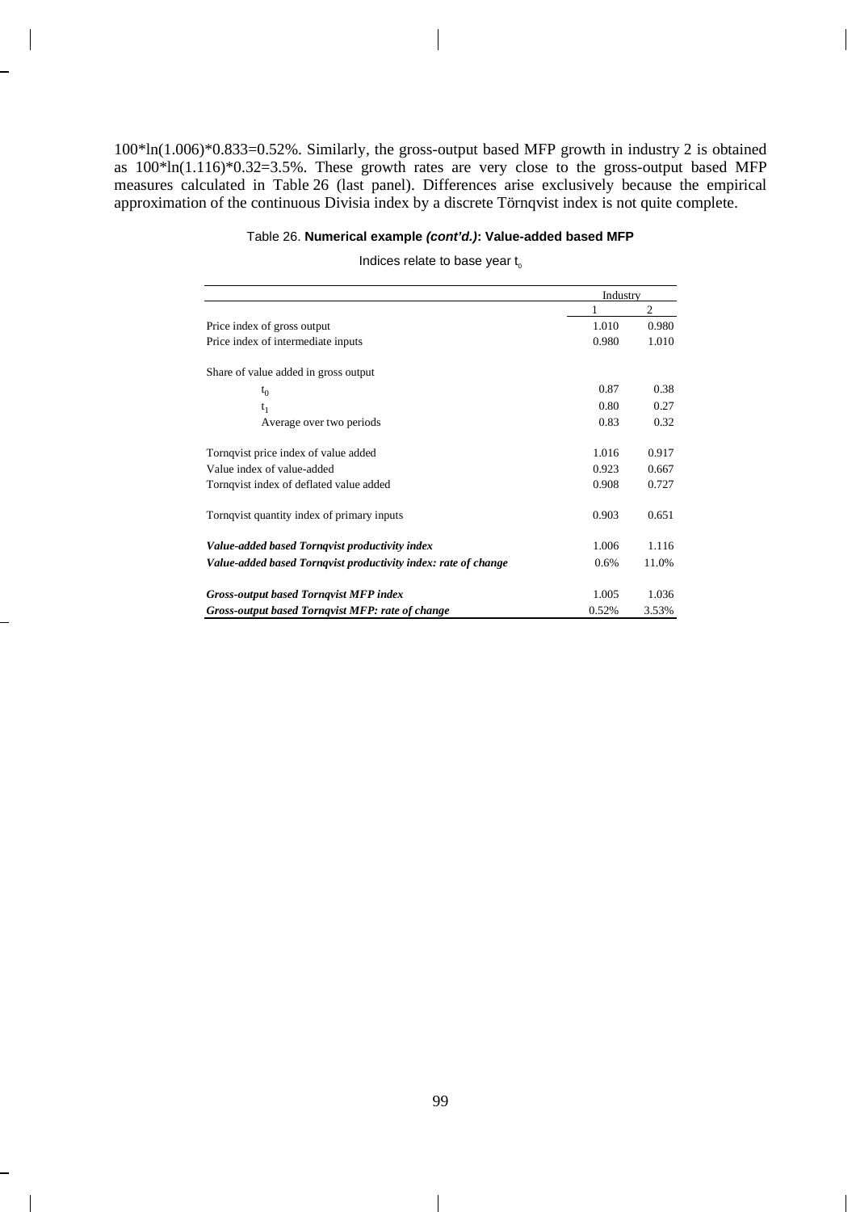100*ln(1.006)*0.833=0.52%. Similarly, the gross-output based MFP growth in industry 2 is obtained as 100*ln(1.116)*0.32=3.5%. These growth rates are very close to the gross-output based MFP measures calculated in Table 26 (last panel). Differences arise exclusively because the empirical approximation of the continuous Divisia index by a discrete Törnqvist index is not quite complete.

Table 26. **Numerical example *(cont'd.)*: Value-added based MFP**

Indices relate to base year $t_0$

| | Industry | |
|---|---|---|
| | 1 | 2 |
| Price index of gross output | 1.010 | 0.980 |
| Price index of intermediate inputs | 0.980 | 1.010 |
| | | |
| Share of value added in gross output | | |
| $t_0$ | 0.87 | 0.38 |
| $t_1$ | 0.80 | 0.27 |
| Average over two periods | 0.83 | 0.32 |
| | | |
| Tornqvist price index of value added | 1.016 | 0.917 |
| Value index of value-added | 0.923 | 0.667 |
| Tornqvist index of deflated value added | 0.908 | 0.727 |
| | | |
| Tornqvist quantity index of primary inputs | 0.903 | 0.651 |
| | | |
| ***Value-added based Tornqvist productivity index*** | 1.006 | 1.116 |
| ***Value-added based Tornqvist productivity index: rate of change*** | 0.6% | 11.0% |
| | | |
| ***Gross-output based Tornqvist MFP index*** | 1.005 | 1.036 |
| ***Gross-output based Tornqvist MFP: rate of change*** | 0.52% | 3.53% |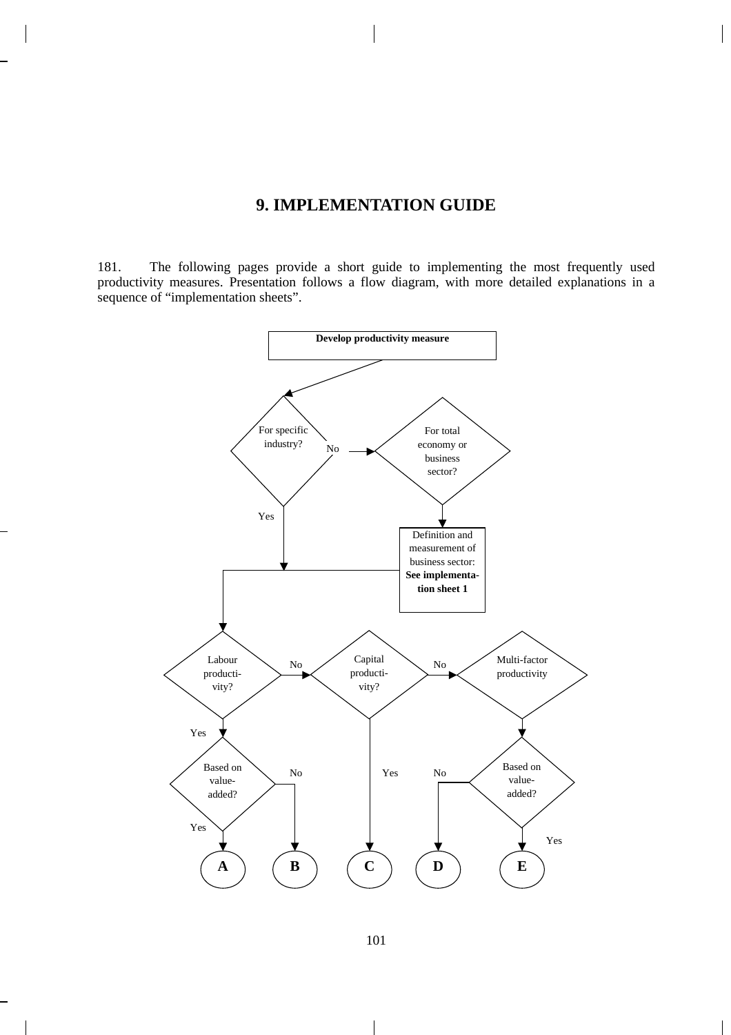# 9. IMPLEMENTATION GUIDE

181. The following pages provide a short guide to implementing the most frequently used productivity measures. Presentation follows a flow diagram, with more detailed explanations in a sequence of "implementation sheets".

**Develop productivity measure**

For specific industry? — No → For total economy or business sector? → Definition and measurement of business sector: **See implementation sheet 1**

For specific industry? — Yes →

Labour productivity? — No → Capital productivity? — No → Multi-factor productivity

Labour productivity? — Yes → Based on value-added? — Yes → **A**; No → **B**

Capital productivity? — Yes → **C**

Multi-factor productivity → Based on value-added? — No → **D**; Yes → **E**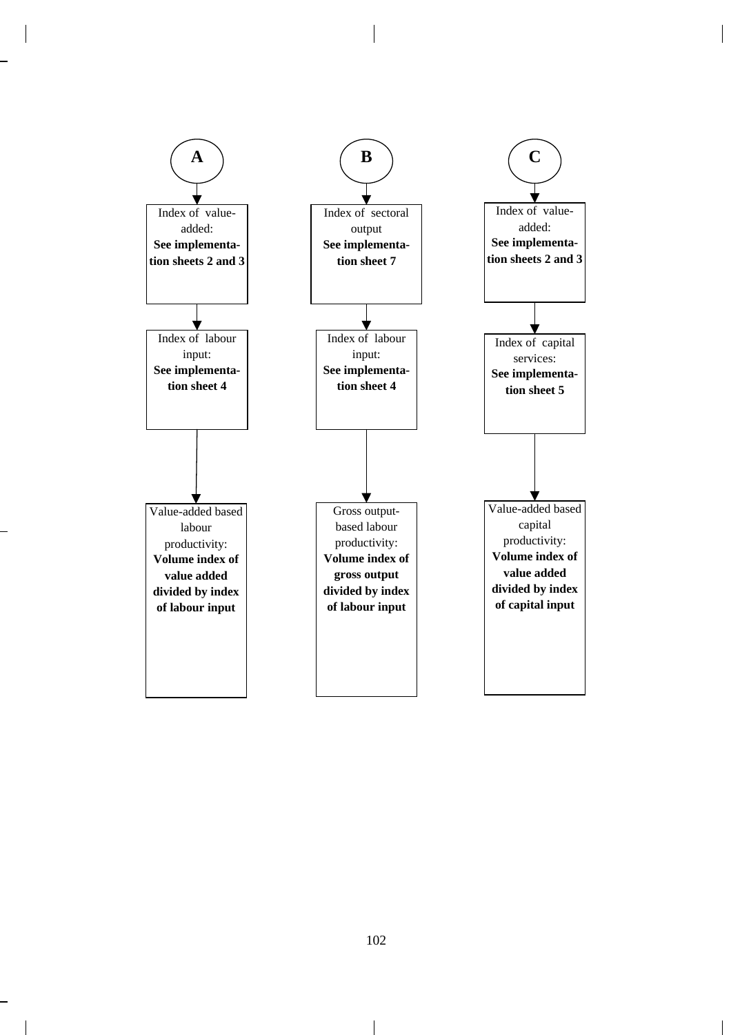**A**

Index of value-added:
**See implementation sheets 2 and 3**

↓

Index of labour input:
**See implementation sheet 4**

↓

Value-added based labour productivity:
**Volume index of value added divided by index of labour input**

---

**B**

Index of sectoral output
**See implementation sheet 7**

↓

Index of labour input:
**See implementation sheet 4**

↓

Gross output-based labour productivity:
**Volume index of gross output divided by index of labour input**

---

**C**

Index of value-added:
**See implementation sheets 2 and 3**

↓

Index of capital services:
**See implementation sheet 5**

↓

Value-added based capital productivity:
**Volume index of value added divided by index of capital input**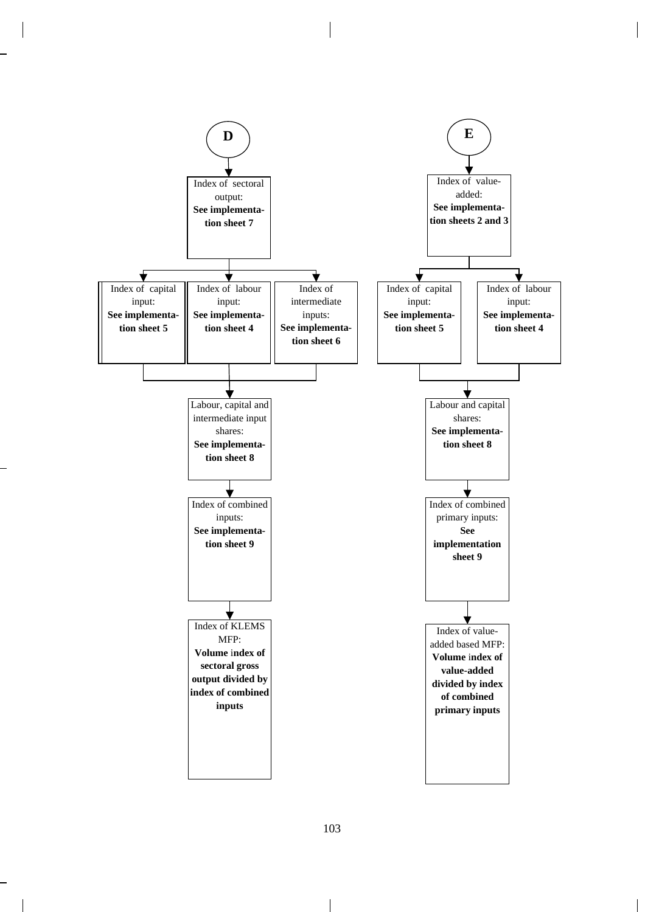**D**

Index of sectoral output: **See implementation sheet 7**

↓

- Index of capital input: **See implementation sheet 5**
- Index of labour input: **See implementation sheet 4**
- Index of intermediate inputs: **See implementation sheet 6**

↓

Labour, capital and intermediate input shares: **See implementation sheet 8**

↓

Index of combined inputs: **See implementation sheet 9**

↓

Index of KLEMS MFP: **Volume index of sectoral gross output divided by index of combined inputs**

**E**

Index of value-added: **See implementation sheets 2 and 3**

↓

- Index of capital input: **See implementation sheet 5**
- Index of labour input: **See implementation sheet 4**

↓

Labour and capital shares: **See implementation sheet 8**

↓

Index of combined primary inputs: **See implementation sheet 9**

↓

Index of value-added based MFP: **Volume index of value-added divided by index of combined primary inputs**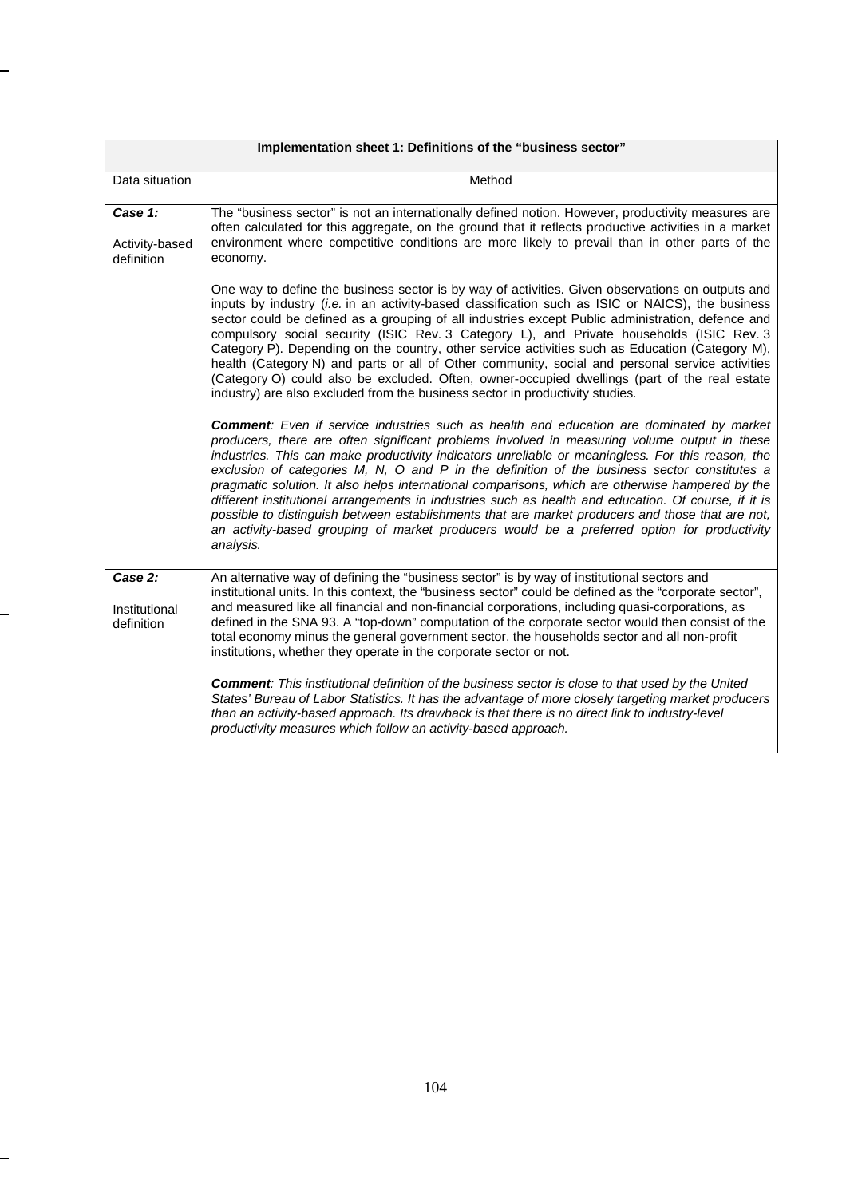| Implementation sheet 1: Definitions of the "business sector" | |
|---|---|
| Data situation | Method |
| ***Case 1:*** <br><br> Activity-based definition | The "business sector" is not an internationally defined notion. However, productivity measures are often calculated for this aggregate, on the ground that it reflects productive activities in a market environment where competitive conditions are more likely to prevail than in other parts of the economy. <br><br> One way to define the business sector is by way of activities. Given observations on outputs and inputs by industry (*i.e.* in an activity-based classification such as ISIC or NAICS), the business sector could be defined as a grouping of all industries except Public administration, defence and compulsory social security (ISIC Rev. 3 Category L), and Private households (ISIC Rev. 3 Category P). Depending on the country, other service activities such as Education (Category M), health (Category N) and parts or all of Other community, social and personal service activities (Category O) could also be excluded. Often, owner-occupied dwellings (part of the real estate industry) are also excluded from the business sector in productivity studies. <br><br> ***Comment****: Even if service industries such as health and education are dominated by market producers, there are often significant problems involved in measuring volume output in these industries. This can make productivity indicators unreliable or meaningless. For this reason, the exclusion of categories M, N, O and P in the definition of the business sector constitutes a pragmatic solution. It also helps international comparisons, which are otherwise hampered by the different institutional arrangements in industries such as health and education. Of course, if it is possible to distinguish between establishments that are market producers and those that are not, an activity-based grouping of market producers would be a preferred option for productivity analysis.* |
| ***Case 2:*** <br><br> Institutional definition | An alternative way of defining the "business sector" is by way of institutional sectors and institutional units. In this context, the "business sector" could be defined as the "corporate sector", and measured like all financial and non-financial corporations, including quasi-corporations, as defined in the SNA 93. A "top-down" computation of the corporate sector would then consist of the total economy minus the general government sector, the households sector and all non-profit institutions, whether they operate in the corporate sector or not. <br><br> ***Comment****: This institutional definition of the business sector is close to that used by the United States' Bureau of Labor Statistics. It has the advantage of more closely targeting market producers than an activity-based approach. Its drawback is that there is no direct link to industry-level productivity measures which follow an activity-based approach.* |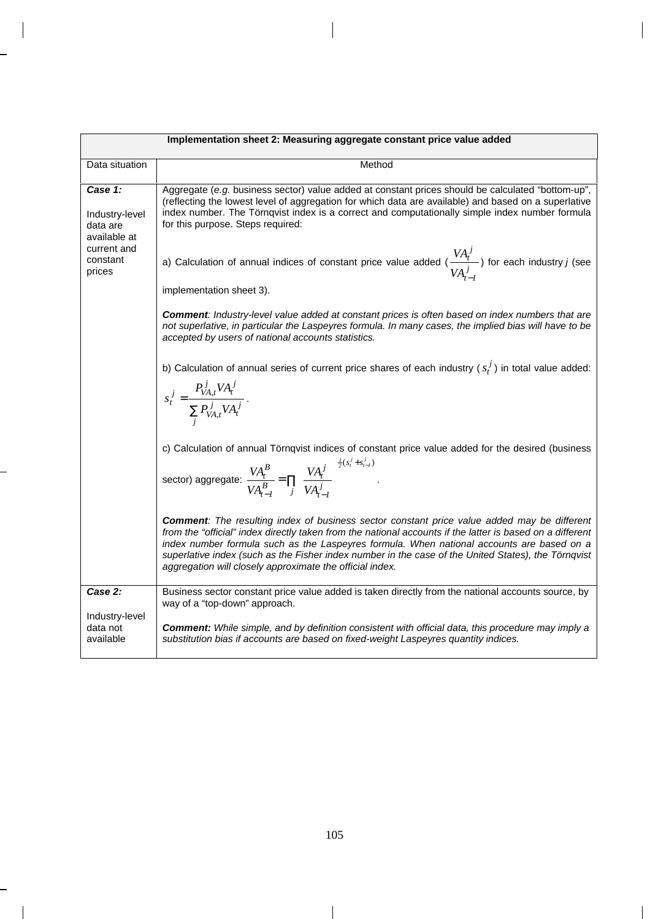| Implementation sheet 2: Measuring aggregate constant price value added | |
|---|---|
| Data situation | Method |
| ***Case 1:*** <br><br> Industry-level data are available at current and constant prices | Aggregate (*e.g.* business sector) value added at constant prices should be calculated "bottom-up", (reflecting the lowest level of aggregation for which data are available) and based on a superlative index number. The Törnqvist index is a correct and computationally simple index number formula for this purpose. Steps required: <br><br> a) Calculation of annual indices of constant price value added ($\frac{VA_t^j}{VA_{t-1}^j}$) for each industry *j* (see implementation sheet 3). <br><br> ***Comment**: Industry-level value added at constant prices is often based on index numbers that are not superlative, in particular the Laspeyres formula. In many cases, the implied bias will have to be accepted by users of national accounts statistics.* <br><br> b) Calculation of annual series of current price shares of each industry ($s_t^j$) in total value added: $s_t^j = \frac{P_{VA,t}^j VA_t^j}{\sum_j P_{VA,t}^j VA_t^j}$. <br><br> c) Calculation of annual Törnqvist indices of constant price value added for the desired (business sector) aggregate: $\frac{VA_t^B}{VA_{t-1}^B} = \prod_j \left(\frac{VA_t^j}{VA_{t-1}^j}\right)^{\frac{1}{2}(s_t^j + s_{t-1}^j)}$. <br><br> ***Comment**: The resulting index of business sector constant price value added may be different from the "official" index directly taken from the national accounts if the latter is based on a different index number formula such as the Laspeyres formula. When national accounts are based on a superlative index (such as the Fisher index number in the case of the United States), the Törnqvist aggregation will closely approximate the official index.* |
| ***Case 2:*** <br><br> Industry-level data not available | Business sector constant price value added is taken directly from the national accounts source, by way of a "top-down" approach. <br><br> ***Comment:** While simple, and by definition consistent with official data, this procedure may imply a substitution bias if accounts are based on fixed-weight Laspeyres quantity indices.* |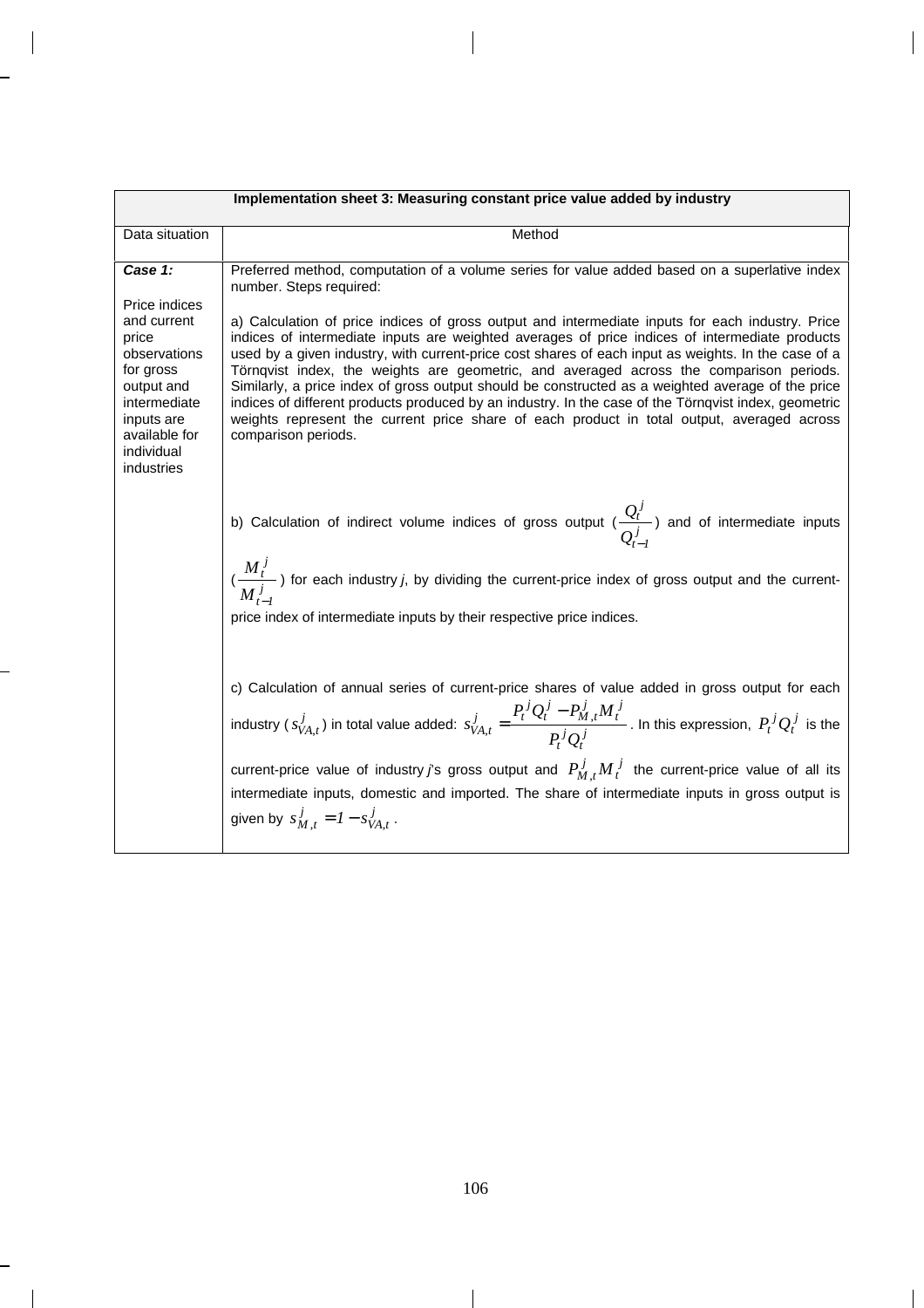| Implementation sheet 3: Measuring constant price value added by industry | |
|---|---|
| Data situation | Method |
| ***Case 1:*** Price indices and current price observations for gross output and intermediate inputs are available for individual industries | Preferred method, computation of a volume series for value added based on a superlative index number. Steps required: <br><br> a) Calculation of price indices of gross output and intermediate inputs for each industry. Price indices of intermediate inputs are weighted averages of price indices of intermediate products used by a given industry, with current-price cost shares of each input as weights. In the case of a Törnqvist index, the weights are geometric, and averaged across the comparison periods. Similarly, a price index of gross output should be constructed as a weighted average of the price indices of different products produced by an industry. In the case of the Törnqvist index, geometric weights represent the current price share of each product in total output, averaged across comparison periods. <br><br> b) Calculation of indirect volume indices of gross output ($\frac{Q_t^j}{Q_{t-1}^j}$) and of intermediate inputs ($\frac{M_t^j}{M_{t-1}^j}$) for each industry *j*, by dividing the current-price index of gross output and the current-price index of intermediate inputs by their respective price indices. <br><br> c) Calculation of annual series of current-price shares of value added in gross output for each industry ($s_{VA,t}^j$) in total value added: $s_{VA,t}^j = \frac{P_t^j Q_t^j - P_{M,t}^j M_t^j}{P_t^j Q_t^j}$. In this expression, $P_t^j Q_t^j$ is the current-price value of industry *j*'s gross output and $P_{M,t}^j M_t^j$ the current-price value of all its intermediate inputs, domestic and imported. The share of intermediate inputs in gross output is given by $s_{M,t}^j = 1 - s_{VA,t}^j$. |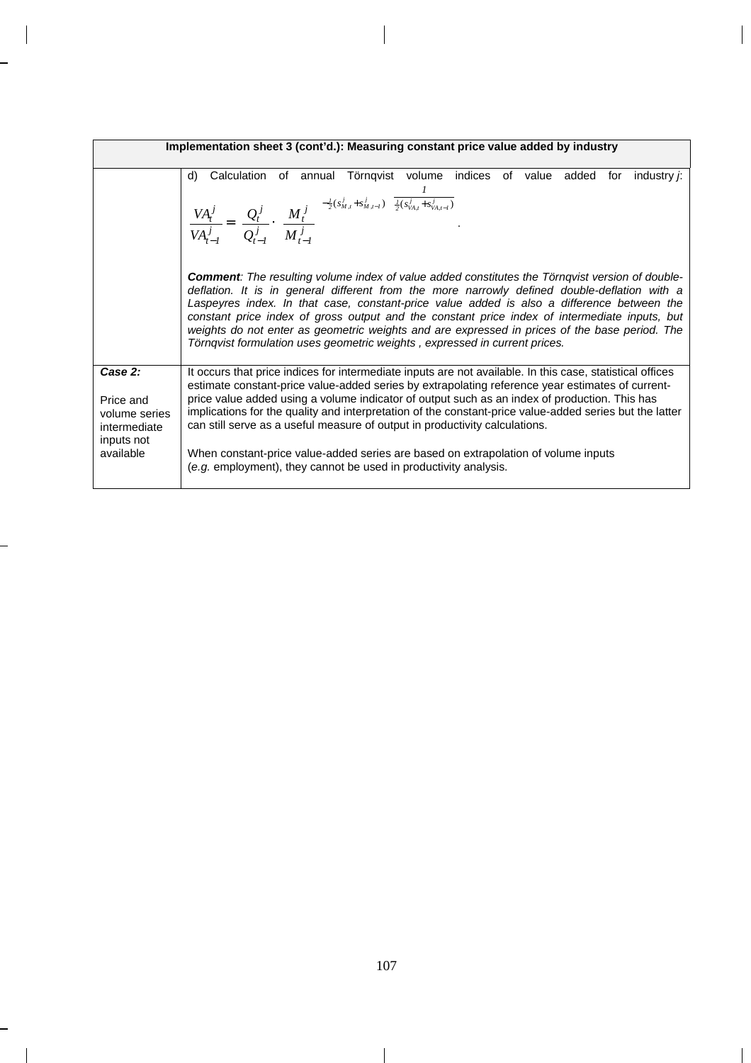| Implementation sheet 3 (cont'd.): Measuring constant price value added by industry | |
|---|---|
| | d) Calculation of annual Törnqvist volume indices of value added for industry *j*: $$\frac{VA_t^j}{VA_{t-1}^j} = \left[ \frac{Q_t^j}{Q_{t-1}^j} \cdot \left( \frac{M_t^j}{M_{t-1}^j} \right)^{-\frac{1}{2}(s_{M,t}^j + s_{M,t-1}^j)} \right]^{\frac{1}{\frac{1}{2}(s_{VA,t}^j + s_{VA,t-1}^j)}}.$$ ***Comment****: The resulting volume index of value added constitutes the Törnqvist version of double-deflation. It is in general different from the more narrowly defined double-deflation with a Laspeyres index. In that case, constant-price value added is also a difference between the constant price index of gross output and the constant price index of intermediate inputs, but weights do not enter as geometric weights and are expressed in prices of the base period. The Törnqvist formulation uses geometric weights , expressed in current prices.* |
| ***Case 2:*** Price and volume series intermediate inputs not available | It occurs that price indices for intermediate inputs are not available. In this case, statistical offices estimate constant-price value-added series by extrapolating reference year estimates of current-price value added using a volume indicator of output such as an index of production. This has implications for the quality and interpretation of the constant-price value-added series but the latter can still serve as a useful measure of output in productivity calculations. When constant-price value-added series are based on extrapolation of volume inputs (*e.g.* employment), they cannot be used in productivity analysis. |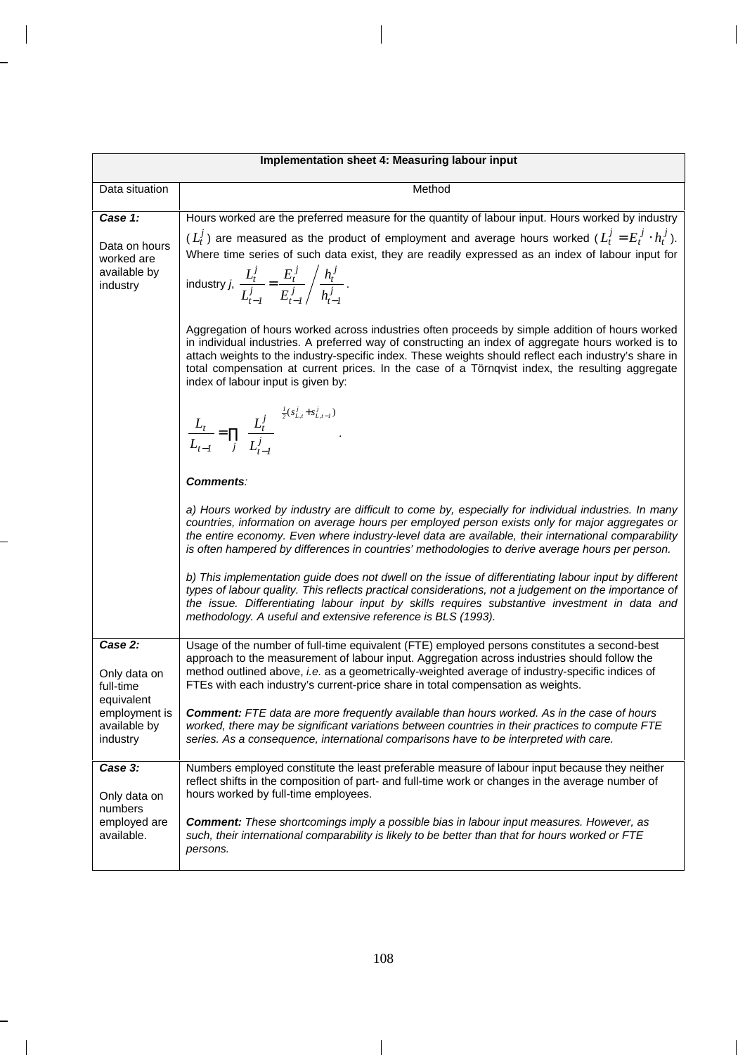| Implementation sheet 4: Measuring labour input | |
|---|---|
| Data situation | Method |
| ***Case 1:*** Data on hours worked are available by industry | Hours worked are the preferred measure for the quantity of labour input. Hours worked by industry ($L_t^j$) are measured as the product of employment and average hours worked ($L_t^j = E_t^j \cdot h_t^j$). Where time series of such data exist, they are readily expressed as an index of labour input for industry *j*, $\frac{L_t^j}{L_{t-1}^j} = \frac{E_t^j}{E_{t-1}^j} \bigg/ \frac{h_t^j}{h_{t-1}^j}$.<br><br>Aggregation of hours worked across industries often proceeds by simple addition of hours worked in individual industries. A preferred way of constructing an index of aggregate hours worked is to attach weights to the industry-specific index. These weights should reflect each industry's share in total compensation at current prices. In the case of a Törnqvist index, the resulting aggregate index of labour input is given by:<br><br>$$\frac{L_t}{L_{t-1}} = \prod_j \left( \frac{L_t^j}{L_{t-1}^j} \right)^{\frac{1}{2}(s_{L,t}^j + s_{L,t-1}^j)}.$$<br><br>***Comments****:*<br><br>*a) Hours worked by industry are difficult to come by, especially for individual industries. In many countries, information on average hours per employed person exists only for major aggregates or the entire economy. Even where industry-level data are available, their international comparability is often hampered by differences in countries' methodologies to derive average hours per person.*<br><br>*b) This implementation guide does not dwell on the issue of differentiating labour input by different types of labour quality. This reflects practical considerations, not a judgement on the importance of the issue. Differentiating labour input by skills requires substantive investment in data and methodology. A useful and extensive reference is BLS (1993).* |
| ***Case 2:*** Only data on full-time equivalent employment is available by industry | Usage of the number of full-time equivalent (FTE) employed persons constitutes a second-best approach to the measurement of labour input. Aggregation across industries should follow the method outlined above, *i.e.* as a geometrically-weighted average of industry-specific indices of FTEs with each industry's current-price share in total compensation as weights.<br><br>***Comment:*** *FTE data are more frequently available than hours worked. As in the case of hours worked, there may be significant variations between countries in their practices to compute FTE series. As a consequence, international comparisons have to be interpreted with care.* |
| ***Case 3:*** Only data on numbers employed are available. | Numbers employed constitute the least preferable measure of labour input because they neither reflect shifts in the composition of part- and full-time work or changes in the average number of hours worked by full-time employees.<br><br>***Comment:*** *These shortcomings imply a possible bias in labour input measures. However, as such, their international comparability is likely to be better than that for hours worked or FTE persons.* |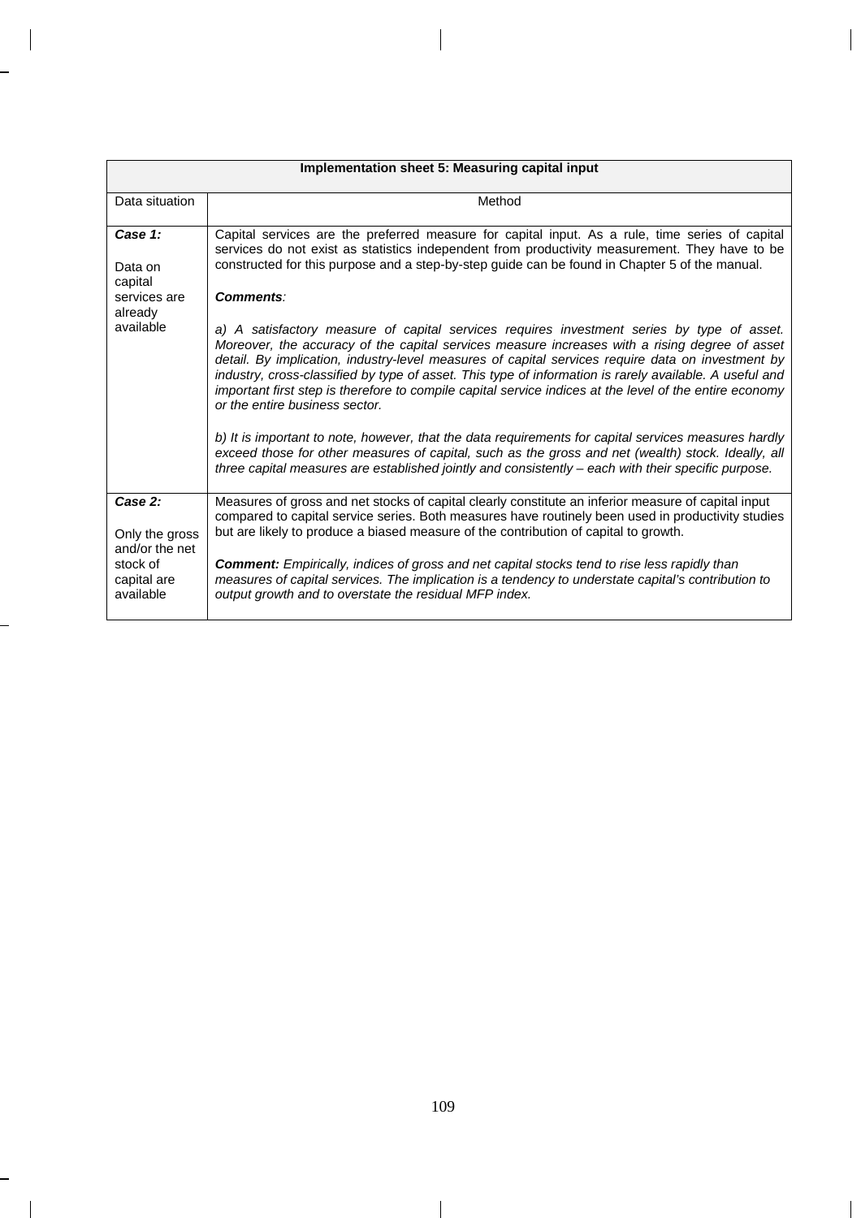| Implementation sheet 5: Measuring capital input | |
|---|---|
| Data situation | Method |
| ***Case 1:*** Data on capital services are already available | Capital services are the preferred measure for capital input. As a rule, time series of capital services do not exist as statistics independent from productivity measurement. They have to be constructed for this purpose and a step-by-step guide can be found in Chapter 5 of the manual. <br><br> ***Comments****:* <br><br> *a) A satisfactory measure of capital services requires investment series by type of asset. Moreover, the accuracy of the capital services measure increases with a rising degree of asset detail. By implication, industry-level measures of capital services require data on investment by industry, cross-classified by type of asset. This type of information is rarely available. A useful and important first step is therefore to compile capital service indices at the level of the entire economy or the entire business sector.* <br><br> *b) It is important to note, however, that the data requirements for capital services measures hardly exceed those for other measures of capital, such as the gross and net (wealth) stock. Ideally, all three capital measures are established jointly and consistently – each with their specific purpose.* |
| ***Case 2:*** Only the gross and/or the net stock of capital are available | Measures of gross and net stocks of capital clearly constitute an inferior measure of capital input compared to capital service series. Both measures have routinely been used in productivity studies but are likely to produce a biased measure of the contribution of capital to growth. <br><br> ***Comment:*** *Empirically, indices of gross and net capital stocks tend to rise less rapidly than measures of capital services. The implication is a tendency to understate capital's contribution to output growth and to overstate the residual MFP index.* |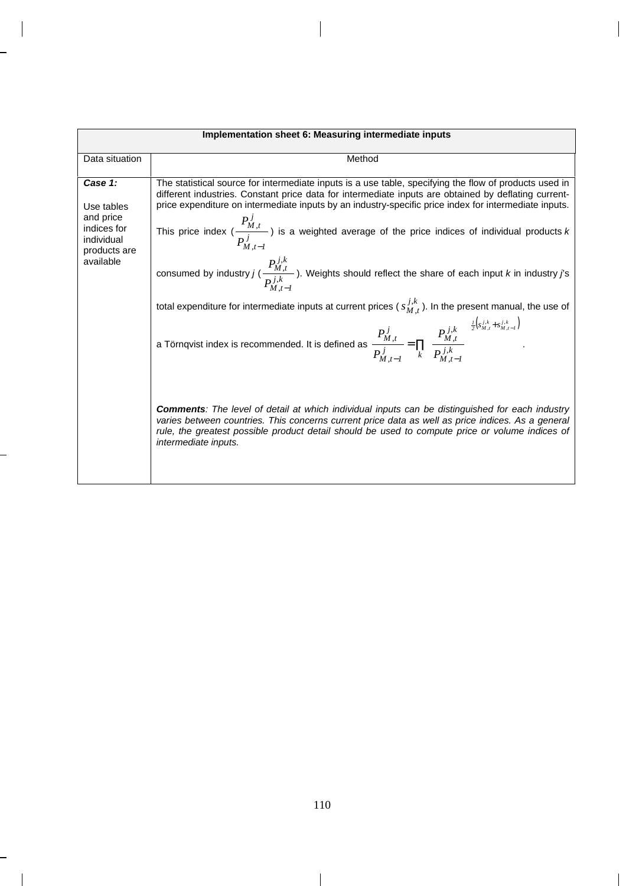| Implementation sheet 6: Measuring intermediate inputs | |
|---|---|
| Data situation | Method |
| ***Case 1:***<br><br>Use tables and price indices for individual products are available | The statistical source for intermediate inputs is a use table, specifying the flow of products used in different industries. Constant price data for intermediate inputs are obtained by deflating current-price expenditure on intermediate inputs by an industry-specific price index for intermediate inputs.<br><br>This price index ($\frac{P_{M,t}^{j}}{P_{M,t-1}^{j}}$) is a weighted average of the price indices of individual products $k$ consumed by industry $j$ ($\frac{P_{M,t}^{j,k}}{P_{M,t-1}^{j,k}}$). Weights should reflect the share of each input $k$ in industry $j$'s total expenditure for intermediate inputs at current prices ($s_{M,t}^{j,k}$). In the present manual, the use of a Törnqvist index is recommended. It is defined as $\frac{P_{M,t}^{j}}{P_{M,t-1}^{j}} = \prod_{k} \left( \frac{P_{M,t}^{j,k}}{P_{M,t-1}^{j,k}} \right)^{\frac{1}{2}\left(s_{M,t}^{j,k} + s_{M,t-1}^{j,k}\right)}$.<br><br>***Comments****: The level of detail at which individual inputs can be distinguished for each industry varies between countries. This concerns current price data as well as price indices. As a general rule, the greatest possible product detail should be used to compute price or volume indices of intermediate inputs.* |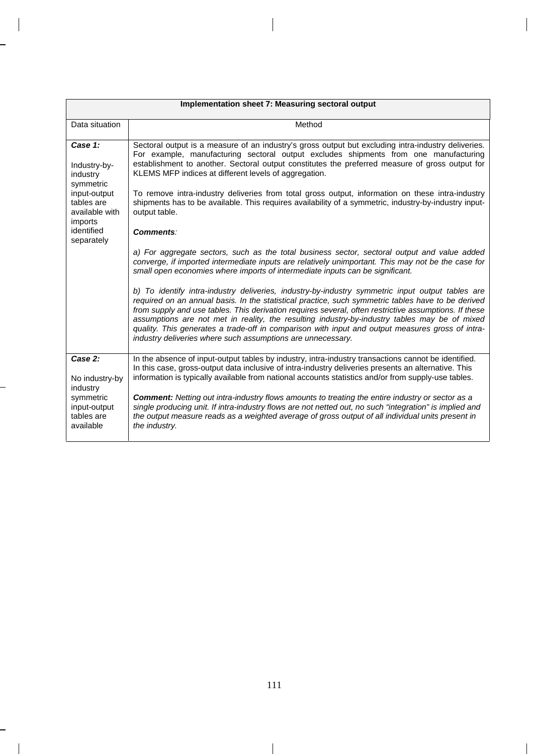| Implementation sheet 7: Measuring sectoral output | |
|---|---|
| Data situation | Method |
| ***Case 1:***<br><br>Industry-by-industry symmetric input-output tables are available with imports identified separately | Sectoral output is a measure of an industry's gross output but excluding intra-industry deliveries. For example, manufacturing sectoral output excludes shipments from one manufacturing establishment to another. Sectoral output constitutes the preferred measure of gross output for KLEMS MFP indices at different levels of aggregation.<br><br>To remove intra-industry deliveries from total gross output, information on these intra-industry shipments has to be available. This requires availability of a symmetric, industry-by-industry input-output table.<br><br>***Comments**:*<br><br>*a) For aggregate sectors, such as the total business sector, sectoral output and value added converge, if imported intermediate inputs are relatively unimportant. This may not be the case for small open economies where imports of intermediate inputs can be significant.*<br><br>*b) To identify intra-industry deliveries, industry-by-industry symmetric input output tables are required on an annual basis. In the statistical practice, such symmetric tables have to be derived from supply and use tables. This derivation requires several, often restrictive assumptions. If these assumptions are not met in reality, the resulting industry-by-industry tables may be of mixed quality. This generates a trade-off in comparison with input and output measures gross of intra-industry deliveries where such assumptions are unnecessary.* |
| ***Case 2:***<br><br>No industry-by industry symmetric input-output tables are available | In the absence of input-output tables by industry, intra-industry transactions cannot be identified. In this case, gross-output data inclusive of intra-industry deliveries presents an alternative. This information is typically available from national accounts statistics and/or from supply-use tables.<br><br>***Comment:*** *Netting out intra-industry flows amounts to treating the entire industry or sector as a single producing unit. If intra-industry flows are not netted out, no such "integration" is implied and the output measure reads as a weighted average of gross output of all individual units present in the industry.* |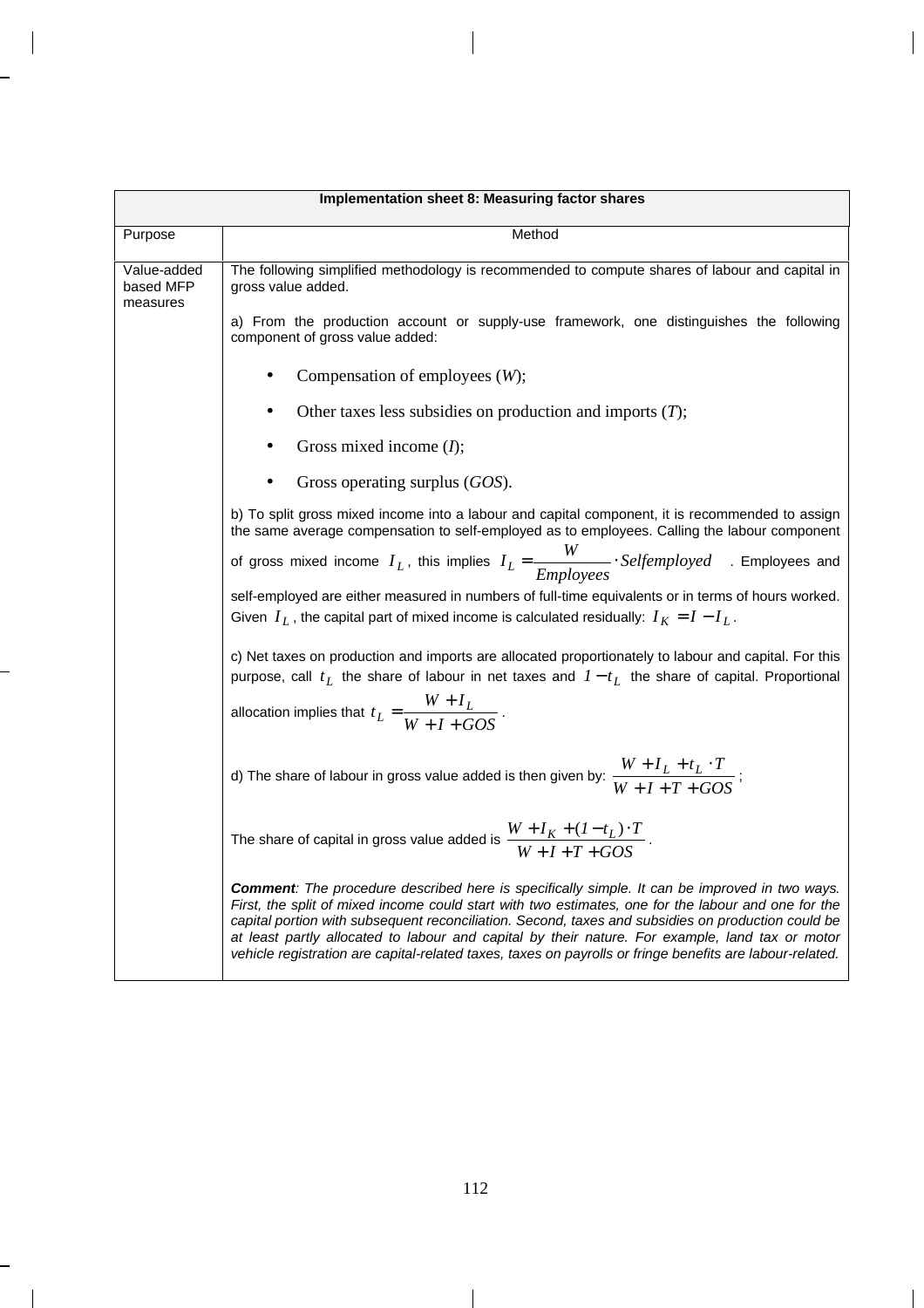| Implementation sheet 8: Measuring factor shares | |
|---|---|
| Purpose | Method |
| Value-added based MFP measures | The following simplified methodology is recommended to compute shares of labour and capital in gross value added.<br><br>a) From the production account or supply-use framework, one distinguishes the following component of gross value added:<br><br>• Compensation of employees (*W*);<br>• Other taxes less subsidies on production and imports (*T*);<br>• Gross mixed income (*I*);<br>• Gross operating surplus (*GOS*).<br><br>b) To split gross mixed income into a labour and capital component, it is recommended to assign the same average compensation to self-employed as to employees. Calling the labour component of gross mixed income $I_L$, this implies $I_L = \frac{W}{Employees} \cdot Selfemployed$. Employees and self-employed are either measured in numbers of full-time equivalents or in terms of hours worked. Given $I_L$, the capital part of mixed income is calculated residually: $I_K = I - I_L$.<br><br>c) Net taxes on production and imports are allocated proportionately to labour and capital. For this purpose, call $t_L$ the share of labour in net taxes and $1 - t_L$ the share of capital. Proportional allocation implies that $t_L = \frac{W + I_L}{W + I + GOS}$.<br><br>d) The share of labour in gross value added is then given by: $\frac{W + I_L + t_L \cdot T}{W + I + T + GOS}$;<br><br>The share of capital in gross value added is $\frac{W + I_K + (1 - t_L) \cdot T}{W + I + T + GOS}$.<br><br>***Comment**: The procedure described here is specifically simple. It can be improved in two ways. First, the split of mixed income could start with two estimates, one for the labour and one for the capital portion with subsequent reconciliation. Second, taxes and subsidies on production could be at least partly allocated to labour and capital by their nature. For example, land tax or motor vehicle registration are capital-related taxes, taxes on payrolls or fringe benefits are labour-related.* |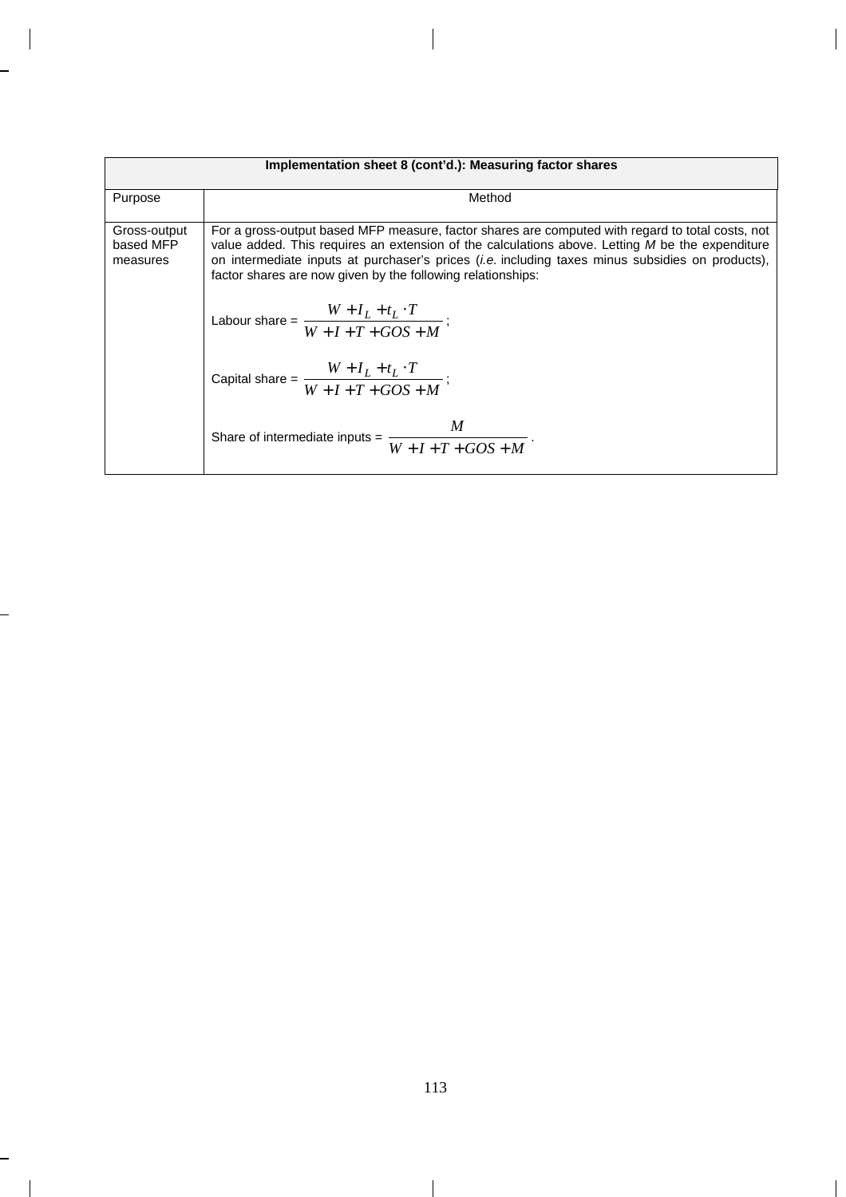| Implementation sheet 8 (cont'd.): Measuring factor shares | |
|---|---|
| Purpose | Method |
| Gross-output based MFP measures | For a gross-output based MFP measure, factor shares are computed with regard to total costs, not value added. This requires an extension of the calculations above. Letting *M* be the expenditure on intermediate inputs at purchaser's prices (*i.e.* including taxes minus subsidies on products), factor shares are now given by the following relationships: <br><br> Labour share = $\frac{W + I_L + t_L \cdot T}{W + I + T + GOS + M}$; <br><br> Capital share = $\frac{W + I_L + t_L \cdot T}{W + I + T + GOS + M}$; <br><br> Share of intermediate inputs = $\frac{M}{W + I + T + GOS + M}$. |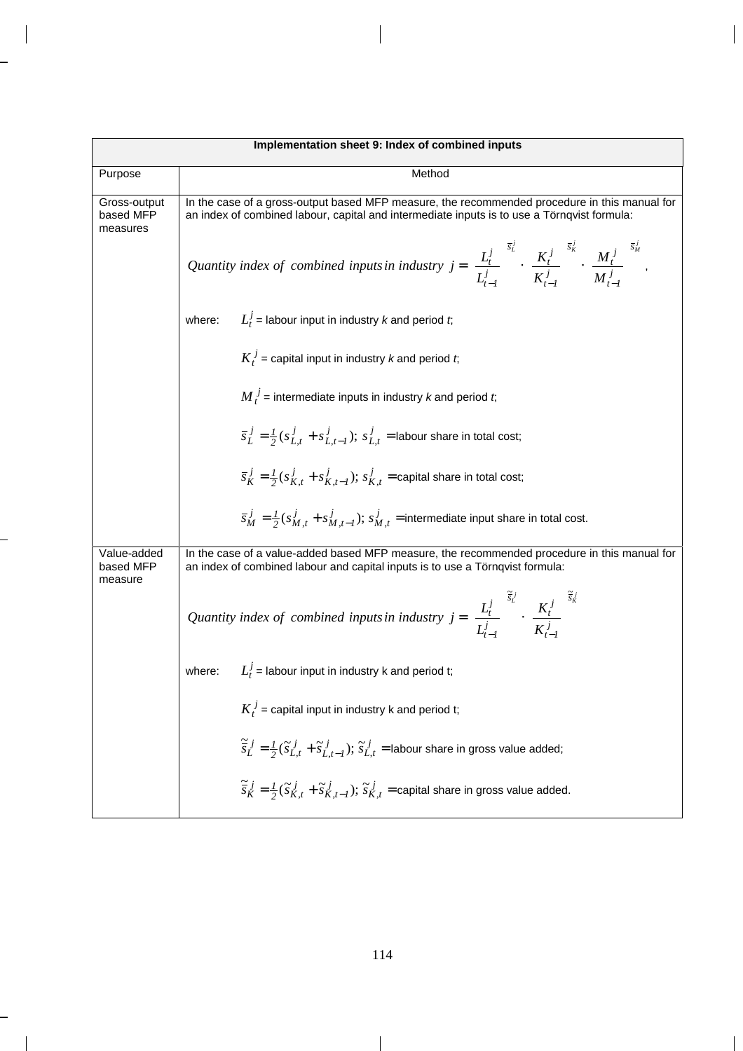| Implementation sheet 9: Index of combined inputs | |
|---|---|
| Purpose | Method |
| Gross-output based MFP measures | In the case of a gross-output based MFP measure, the recommended procedure in this manual for an index of combined labour, capital and intermediate inputs is to use a Törnqvist formula: $$\text{Quantity index of combined inputs in industry } j = \left(\frac{L_t^j}{L_{t-1}^j}\right)^{\bar{s}_L^j} \cdot \left(\frac{K_t^j}{K_{t-1}^j}\right)^{\bar{s}_K^j} \cdot \left(\frac{M_t^j}{M_{t-1}^j}\right)^{\bar{s}_M^j},$$ where: $L_t^j$ = labour input in industry *k* and period *t*; $K_t^j$ = capital input in industry *k* and period *t*; $M_t^j$ = intermediate inputs in industry *k* and period *t*; $\bar{s}_L^j = \frac{1}{2}(s_{L,t}^j + s_{L,t-1}^j)$; $s_{L,t}^j =$ labour share in total cost; $\bar{s}_K^j = \frac{1}{2}(s_{K,t}^j + s_{K,t-1}^j)$; $s_{K,t}^j =$ capital share in total cost; $\bar{s}_M^j = \frac{1}{2}(s_{M,t}^j + s_{M,t-1}^j)$; $s_{M,t}^j =$ intermediate input share in total cost. |
| Value-added based MFP measure | In the case of a value-added based MFP measure, the recommended procedure in this manual for an index of combined labour and capital inputs is to use a Törnqvist formula: $$\text{Quantity index of combined inputs in industry } j = \left(\frac{L_t^j}{L_{t-1}^j}\right)^{\bar{\tilde{s}}_L^j} \cdot \left(\frac{K_t^j}{K_{t-1}^j}\right)^{\bar{\tilde{s}}_K^j}$$ where: $L_t^j$ = labour input in industry k and period t; $K_t^j$ = capital input in industry k and period t; $\bar{\tilde{s}}_L^j = \frac{1}{2}(\tilde{s}_{L,t}^j + \tilde{s}_{L,t-1}^j)$; $\tilde{s}_{L,t}^j =$ labour share in gross value added; $\bar{\tilde{s}}_K^j = \frac{1}{2}(\tilde{s}_{K,t}^j + \tilde{s}_{K,t-1}^j)$; $\tilde{s}_{K,t}^j =$ capital share in gross value added. |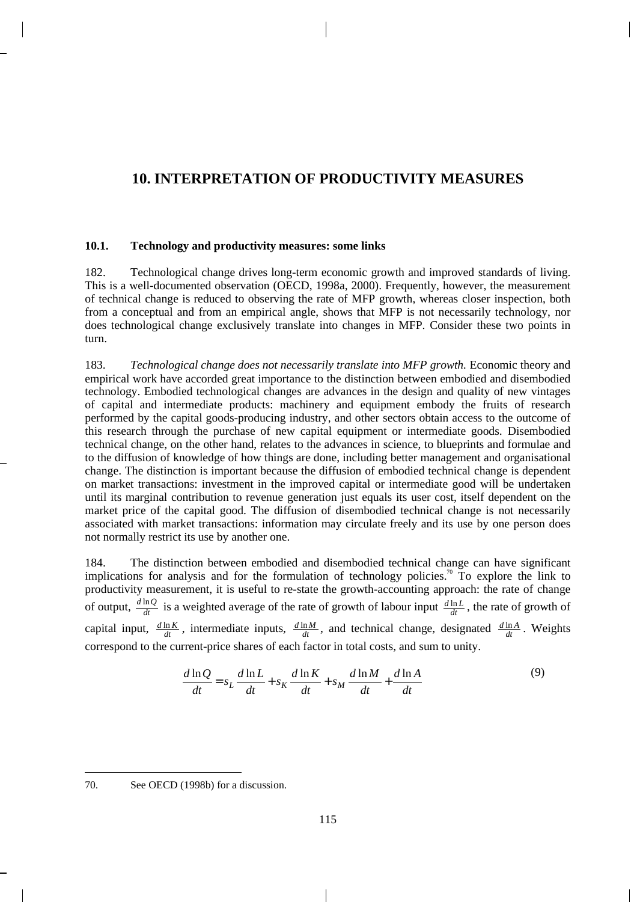# 10. INTERPRETATION OF PRODUCTIVITY MEASURES

### 10.1. Technology and productivity measures: some links

182. Technological change drives long-term economic growth and improved standards of living. This is a well-documented observation (OECD, 1998a, 2000). Frequently, however, the measurement of technical change is reduced to observing the rate of MFP growth, whereas closer inspection, both from a conceptual and from an empirical angle, shows that MFP is not necessarily technology, nor does technological change exclusively translate into changes in MFP. Consider these two points in turn.

183. *Technological change does not necessarily translate into MFP growth.* Economic theory and empirical work have accorded great importance to the distinction between embodied and disembodied technology. Embodied technological changes are advances in the design and quality of new vintages of capital and intermediate products: machinery and equipment embody the fruits of research performed by the capital goods-producing industry, and other sectors obtain access to the outcome of this research through the purchase of new capital equipment or intermediate goods. Disembodied technical change, on the other hand, relates to the advances in science, to blueprints and formulae and to the diffusion of knowledge of how things are done, including better management and organisational change. The distinction is important because the diffusion of embodied technical change is dependent on market transactions: investment in the improved capital or intermediate good will be undertaken until its marginal contribution to revenue generation just equals its user cost, itself dependent on the market price of the capital good. The diffusion of disembodied technical change is not necessarily associated with market transactions: information may circulate freely and its use by one person does not normally restrict its use by another one.

184. The distinction between embodied and disembodied technical change can have significant implications for analysis and for the formulation of technology policies.[70] To explore the link to productivity measurement, it is useful to re-state the growth-accounting approach: the rate of change of output, $\frac{d\ln Q}{dt}$ is a weighted average of the rate of growth of labour input $\frac{d\ln L}{dt}$, the rate of growth of capital input, $\frac{d\ln K}{dt}$, intermediate inputs, $\frac{d\ln M}{dt}$, and technical change, designated $\frac{d\ln A}{dt}$. Weights correspond to the current-price shares of each factor in total costs, and sum to unity.

$$\frac{d\ln Q}{dt} = s_L \frac{d\ln L}{dt} + s_K \frac{d\ln K}{dt} + s_M \frac{d\ln M}{dt} + \frac{d\ln A}{dt} \tag{9}$$

---

70. See OECD (1998b) for a discussion.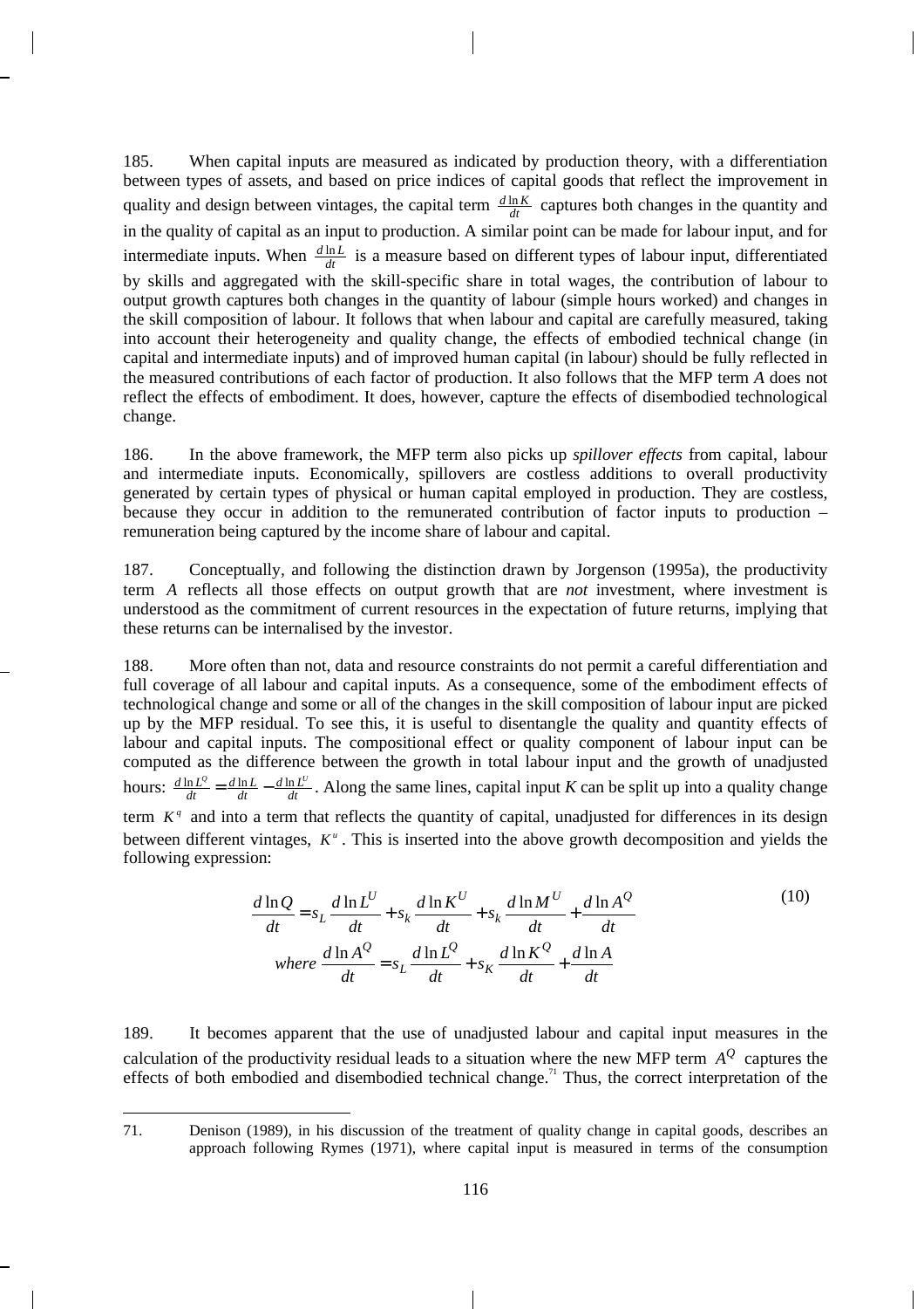185. When capital inputs are measured as indicated by production theory, with a differentiation between types of assets, and based on price indices of capital goods that reflect the improvement in quality and design between vintages, the capital term $\frac{d\ln K}{dt}$ captures both changes in the quantity and in the quality of capital as an input to production. A similar point can be made for labour input, and for intermediate inputs. When $\frac{d\ln L}{dt}$ is a measure based on different types of labour input, differentiated by skills and aggregated with the skill-specific share in total wages, the contribution of labour to output growth captures both changes in the quantity of labour (simple hours worked) and changes in the skill composition of labour. It follows that when labour and capital are carefully measured, taking into account their heterogeneity and quality change, the effects of embodied technical change (in capital and intermediate inputs) and of improved human capital (in labour) should be fully reflected in the measured contributions of each factor of production. It also follows that the MFP term *A* does not reflect the effects of embodiment. It does, however, capture the effects of disembodied technological change.

186. In the above framework, the MFP term also picks up *spillover effects* from capital, labour and intermediate inputs. Economically, spillovers are costless additions to overall productivity generated by certain types of physical or human capital employed in production. They are costless, because they occur in addition to the remunerated contribution of factor inputs to production – remuneration being captured by the income share of labour and capital.

187. Conceptually, and following the distinction drawn by Jorgenson (1995a), the productivity term $A$ reflects all those effects on output growth that are *not* investment, where investment is understood as the commitment of current resources in the expectation of future returns, implying that these returns can be internalised by the investor.

188. More often than not, data and resource constraints do not permit a careful differentiation and full coverage of all labour and capital inputs. As a consequence, some of the embodiment effects of technological change and some or all of the changes in the skill composition of labour input are picked up by the MFP residual. To see this, it is useful to disentangle the quality and quantity effects of labour and capital inputs. The compositional effect or quality component of labour input can be computed as the difference between the growth in total labour input and the growth of unadjusted hours: $\frac{d\ln L^Q}{dt} = \frac{d\ln L}{dt} - \frac{d\ln L^U}{dt}$. Along the same lines, capital input *K* can be split up into a quality change term $K^q$ and into a term that reflects the quantity of capital, unadjusted for differences in its design between different vintages, $K^u$. This is inserted into the above growth decomposition and yields the following expression:

$$\frac{d\ln Q}{dt} = s_L \frac{d\ln L^U}{dt} + s_k \frac{d\ln K^U}{dt} + s_k \frac{d\ln M^U}{dt} + \frac{d\ln A^Q}{dt} \tag{10}$$

$$where\ \frac{d\ln A^Q}{dt} = s_L \frac{d\ln L^Q}{dt} + s_K \frac{d\ln K^Q}{dt} + \frac{d\ln A}{dt}$$

189. It becomes apparent that the use of unadjusted labour and capital input measures in the calculation of the productivity residual leads to a situation where the new MFP term $A^Q$ captures the effects of both embodied and disembodied technical change.[71] Thus, the correct interpretation of the

71. Denison (1989), in his discussion of the treatment of quality change in capital goods, describes an approach following Rymes (1971), where capital input is measured in terms of the consumption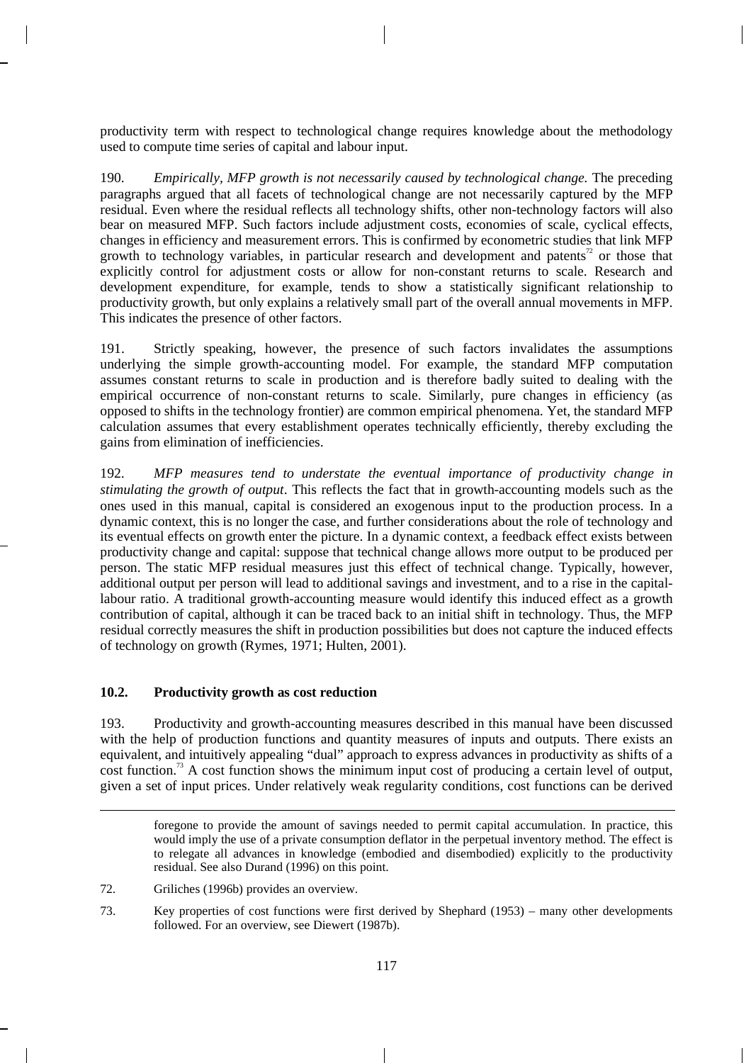productivity term with respect to technological change requires knowledge about the methodology used to compute time series of capital and labour input.

190. *Empirically, MFP growth is not necessarily caused by technological change.* The preceding paragraphs argued that all facets of technological change are not necessarily captured by the MFP residual. Even where the residual reflects all technology shifts, other non-technology factors will also bear on measured MFP. Such factors include adjustment costs, economies of scale, cyclical effects, changes in efficiency and measurement errors. This is confirmed by econometric studies that link MFP growth to technology variables, in particular research and development and patents[72] or those that explicitly control for adjustment costs or allow for non-constant returns to scale. Research and development expenditure, for example, tends to show a statistically significant relationship to productivity growth, but only explains a relatively small part of the overall annual movements in MFP. This indicates the presence of other factors.

191. Strictly speaking, however, the presence of such factors invalidates the assumptions underlying the simple growth-accounting model. For example, the standard MFP computation assumes constant returns to scale in production and is therefore badly suited to dealing with the empirical occurrence of non-constant returns to scale. Similarly, pure changes in efficiency (as opposed to shifts in the technology frontier) are common empirical phenomena. Yet, the standard MFP calculation assumes that every establishment operates technically efficiently, thereby excluding the gains from elimination of inefficiencies.

192. *MFP measures tend to understate the eventual importance of productivity change in stimulating the growth of output*. This reflects the fact that in growth-accounting models such as the ones used in this manual, capital is considered an exogenous input to the production process. In a dynamic context, this is no longer the case, and further considerations about the role of technology and its eventual effects on growth enter the picture. In a dynamic context, a feedback effect exists between productivity change and capital: suppose that technical change allows more output to be produced per person. The static MFP residual measures just this effect of technical change. Typically, however, additional output per person will lead to additional savings and investment, and to a rise in the capital-labour ratio. A traditional growth-accounting measure would identify this induced effect as a growth contribution of capital, although it can be traced back to an initial shift in technology. Thus, the MFP residual correctly measures the shift in production possibilities but does not capture the induced effects of technology on growth (Rymes, 1971; Hulten, 2001).

### 10.2. Productivity growth as cost reduction

193. Productivity and growth-accounting measures described in this manual have been discussed with the help of production functions and quantity measures of inputs and outputs. There exists an equivalent, and intuitively appealing "dual" approach to express advances in productivity as shifts of a cost function.[73] A cost function shows the minimum input cost of producing a certain level of output, given a set of input prices. Under relatively weak regularity conditions, cost functions can be derived

---

foregone to provide the amount of savings needed to permit capital accumulation. In practice, this would imply the use of a private consumption deflator in the perpetual inventory method. The effect is to relegate all advances in knowledge (embodied and disembodied) explicitly to the productivity residual. See also Durand (1996) on this point.

72. Griliches (1996b) provides an overview.

73. Key properties of cost functions were first derived by Shephard (1953) – many other developments followed. For an overview, see Diewert (1987b).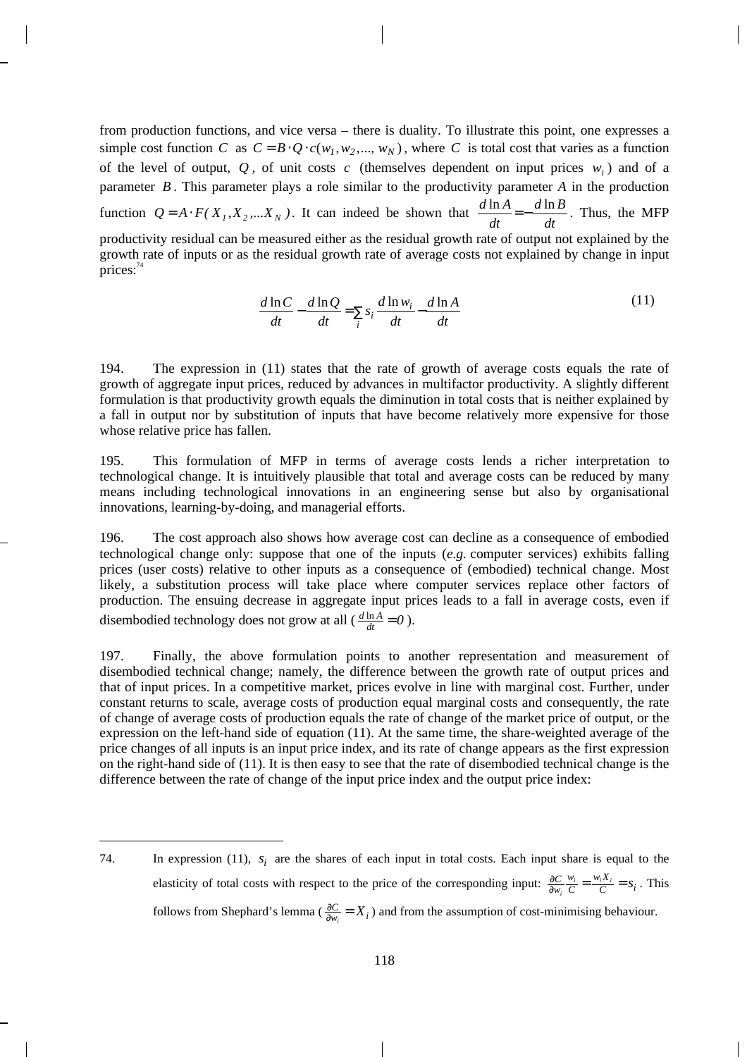from production functions, and vice versa – there is duality. To illustrate this point, one expresses a simple cost function $C$ as $C = B \cdot Q \cdot c(w_1, w_2, ..., w_N)$, where $C$ is total cost that varies as a function of the level of output, $Q$, of unit costs $c$ (themselves dependent on input prices $w_i$) and of a parameter $B$. This parameter plays a role similar to the productivity parameter $A$ in the production function $Q = A \cdot F(X_1, X_2, ...X_N)$. It can indeed be shown that $\frac{d \ln A}{dt} = -\frac{d \ln B}{dt}$. Thus, the MFP productivity residual can be measured either as the residual growth rate of output not explained by the growth rate of inputs or as the residual growth rate of average costs not explained by change in input prices:[74]

$$\frac{d \ln C}{dt} - \frac{d \ln Q}{dt} = \sum_i s_i \frac{d \ln w_i}{dt} - \frac{d \ln A}{dt} \tag{11}$$

194. The expression in (11) states that the rate of growth of average costs equals the rate of growth of aggregate input prices, reduced by advances in multifactor productivity. A slightly different formulation is that productivity growth equals the diminution in total costs that is neither explained by a fall in output nor by substitution of inputs that have become relatively more expensive for those whose relative price has fallen.

195. This formulation of MFP in terms of average costs lends a richer interpretation to technological change. It is intuitively plausible that total and average costs can be reduced by many means including technological innovations in an engineering sense but also by organisational innovations, learning-by-doing, and managerial efforts.

196. The cost approach also shows how average cost can decline as a consequence of embodied technological change only: suppose that one of the inputs (*e.g.* computer services) exhibits falling prices (user costs) relative to other inputs as a consequence of (embodied) technical change. Most likely, a substitution process will take place where computer services replace other factors of production. The ensuing decrease in aggregate input prices leads to a fall in average costs, even if disembodied technology does not grow at all ($\frac{d \ln A}{dt} = 0$).

197. Finally, the above formulation points to another representation and measurement of disembodied technical change; namely, the difference between the growth rate of output prices and that of input prices. In a competitive market, prices evolve in line with marginal cost. Further, under constant returns to scale, average costs of production equal marginal costs and consequently, the rate of change of average costs of production equals the rate of change of the market price of output, or the expression on the left-hand side of equation (11). At the same time, the share-weighted average of the price changes of all inputs is an input price index, and its rate of change appears as the first expression on the right-hand side of (11). It is then easy to see that the rate of disembodied technical change is the difference between the rate of change of the input price index and the output price index:

---

74. In expression (11), $s_i$ are the shares of each input in total costs. Each input share is equal to the elasticity of total costs with respect to the price of the corresponding input: $\frac{\partial C}{\partial w_i} \frac{w_i}{C} = \frac{w_i X_i}{C} = s_i$. This follows from Shephard's lemma ($\frac{\partial C}{\partial w_i} = X_i$) and from the assumption of cost-minimising behaviour.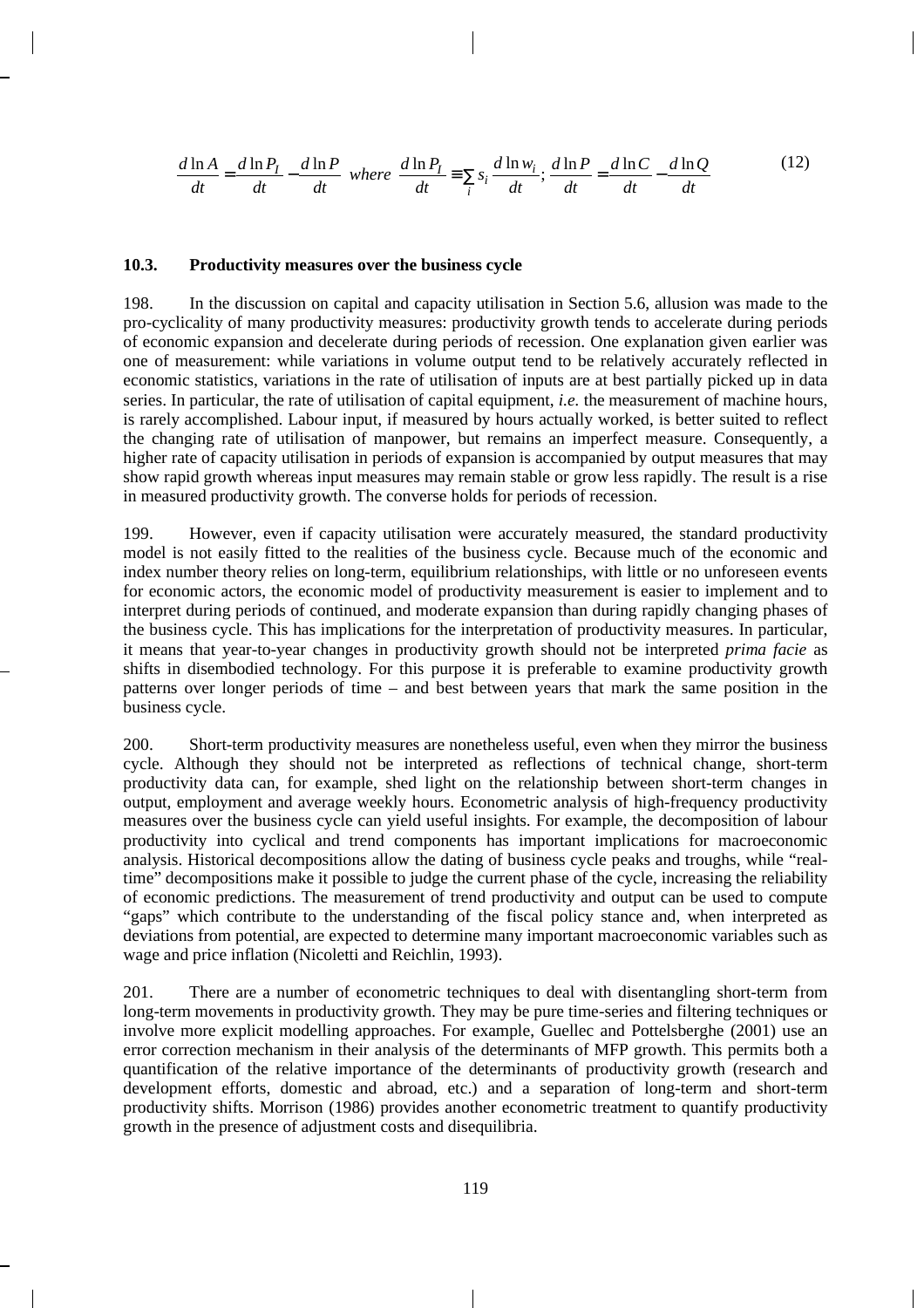$$\frac{d\ln A}{dt}=\frac{d\ln P_I}{dt}-\frac{d\ln P}{dt} \;\; where \;\; \frac{d\ln P_I}{dt}\equiv\sum_i s_i\frac{d\ln w_i}{dt};\; \frac{d\ln P}{dt}=\frac{d\ln C}{dt}-\frac{d\ln Q}{dt} \qquad (12)$$

### 10.3. Productivity measures over the business cycle

198. In the discussion on capital and capacity utilisation in Section 5.6, allusion was made to the pro-cyclicality of many productivity measures: productivity growth tends to accelerate during periods of economic expansion and decelerate during periods of recession. One explanation given earlier was one of measurement: while variations in volume output tend to be relatively accurately reflected in economic statistics, variations in the rate of utilisation of inputs are at best partially picked up in data series. In particular, the rate of utilisation of capital equipment, *i.e.* the measurement of machine hours, is rarely accomplished. Labour input, if measured by hours actually worked, is better suited to reflect the changing rate of utilisation of manpower, but remains an imperfect measure. Consequently, a higher rate of capacity utilisation in periods of expansion is accompanied by output measures that may show rapid growth whereas input measures may remain stable or grow less rapidly. The result is a rise in measured productivity growth. The converse holds for periods of recession.

199. However, even if capacity utilisation were accurately measured, the standard productivity model is not easily fitted to the realities of the business cycle. Because much of the economic and index number theory relies on long-term, equilibrium relationships, with little or no unforeseen events for economic actors, the economic model of productivity measurement is easier to implement and to interpret during periods of continued, and moderate expansion than during rapidly changing phases of the business cycle. This has implications for the interpretation of productivity measures. In particular, it means that year-to-year changes in productivity growth should not be interpreted *prima facie* as shifts in disembodied technology. For this purpose it is preferable to examine productivity growth patterns over longer periods of time – and best between years that mark the same position in the business cycle.

200. Short-term productivity measures are nonetheless useful, even when they mirror the business cycle. Although they should not be interpreted as reflections of technical change, short-term productivity data can, for example, shed light on the relationship between short-term changes in output, employment and average weekly hours. Econometric analysis of high-frequency productivity measures over the business cycle can yield useful insights. For example, the decomposition of labour productivity into cyclical and trend components has important implications for macroeconomic analysis. Historical decompositions allow the dating of business cycle peaks and troughs, while "real-time" decompositions make it possible to judge the current phase of the cycle, increasing the reliability of economic predictions. The measurement of trend productivity and output can be used to compute "gaps" which contribute to the understanding of the fiscal policy stance and, when interpreted as deviations from potential, are expected to determine many important macroeconomic variables such as wage and price inflation (Nicoletti and Reichlin, 1993).

201. There are a number of econometric techniques to deal with disentangling short-term from long-term movements in productivity growth. They may be pure time-series and filtering techniques or involve more explicit modelling approaches. For example, Guellec and Pottelsberghe (2001) use an error correction mechanism in their analysis of the determinants of MFP growth. This permits both a quantification of the relative importance of the determinants of productivity growth (research and development efforts, domestic and abroad, etc.) and a separation of long-term and short-term productivity shifts. Morrison (1986) provides another econometric treatment to quantify productivity growth in the presence of adjustment costs and disequilibria.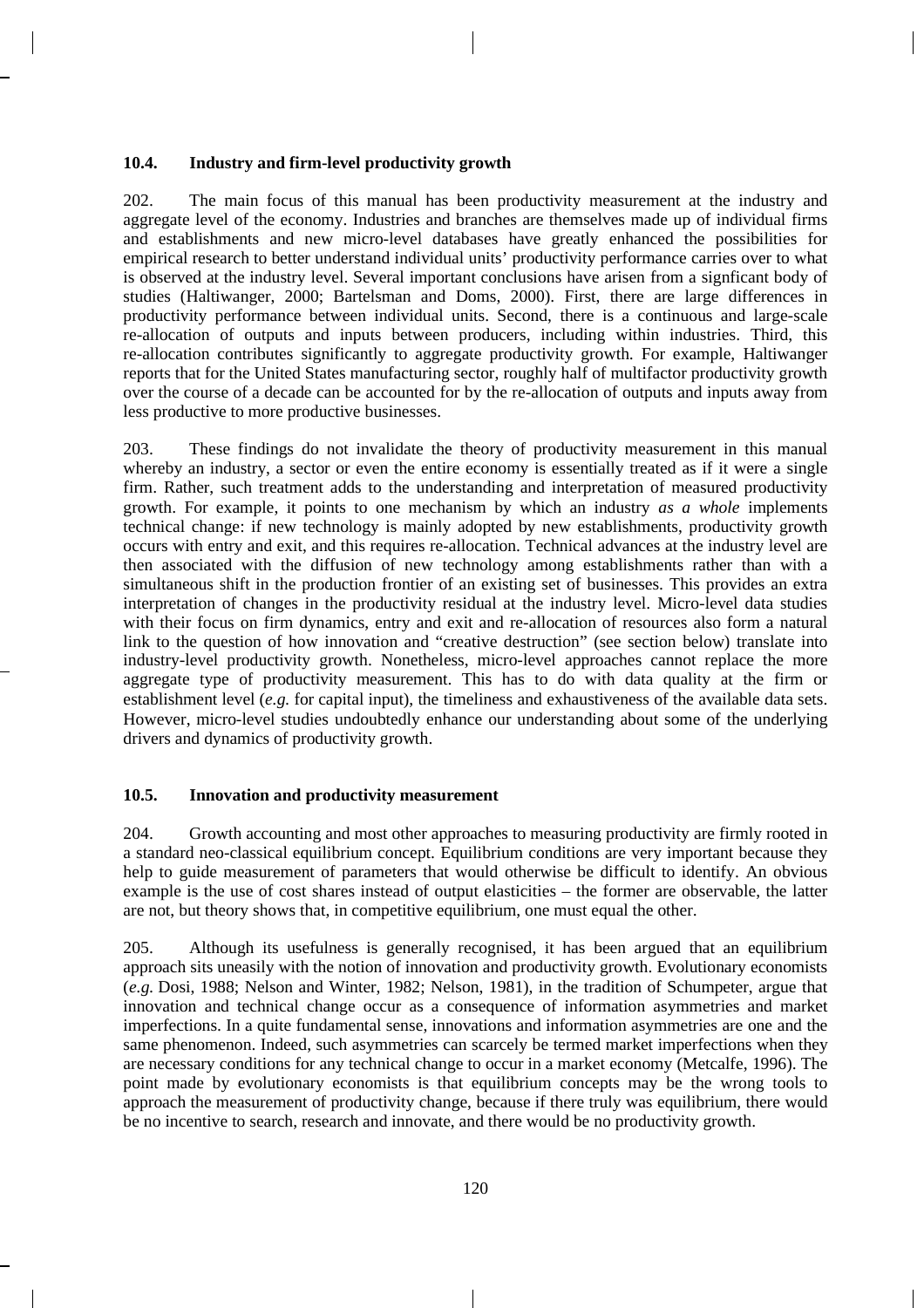### 10.4. Industry and firm-level productivity growth

202. The main focus of this manual has been productivity measurement at the industry and aggregate level of the economy. Industries and branches are themselves made up of individual firms and establishments and new micro-level databases have greatly enhanced the possibilities for empirical research to better understand individual units' productivity performance carries over to what is observed at the industry level. Several important conclusions have arisen from a signficant body of studies (Haltiwanger, 2000; Bartelsman and Doms, 2000). First, there are large differences in productivity performance between individual units. Second, there is a continuous and large-scale re-allocation of outputs and inputs between producers, including within industries. Third, this re-allocation contributes significantly to aggregate productivity growth. For example, Haltiwanger reports that for the United States manufacturing sector, roughly half of multifactor productivity growth over the course of a decade can be accounted for by the re-allocation of outputs and inputs away from less productive to more productive businesses.

203. These findings do not invalidate the theory of productivity measurement in this manual whereby an industry, a sector or even the entire economy is essentially treated as if it were a single firm. Rather, such treatment adds to the understanding and interpretation of measured productivity growth. For example, it points to one mechanism by which an industry *as a whole* implements technical change: if new technology is mainly adopted by new establishments, productivity growth occurs with entry and exit, and this requires re-allocation. Technical advances at the industry level are then associated with the diffusion of new technology among establishments rather than with a simultaneous shift in the production frontier of an existing set of businesses. This provides an extra interpretation of changes in the productivity residual at the industry level. Micro-level data studies with their focus on firm dynamics, entry and exit and re-allocation of resources also form a natural link to the question of how innovation and "creative destruction" (see section below) translate into industry-level productivity growth. Nonetheless, micro-level approaches cannot replace the more aggregate type of productivity measurement. This has to do with data quality at the firm or establishment level (*e.g.* for capital input), the timeliness and exhaustiveness of the available data sets. However, micro-level studies undoubtedly enhance our understanding about some of the underlying drivers and dynamics of productivity growth.

### 10.5. Innovation and productivity measurement

204. Growth accounting and most other approaches to measuring productivity are firmly rooted in a standard neo-classical equilibrium concept. Equilibrium conditions are very important because they help to guide measurement of parameters that would otherwise be difficult to identify. An obvious example is the use of cost shares instead of output elasticities – the former are observable, the latter are not, but theory shows that, in competitive equilibrium, one must equal the other.

205. Although its usefulness is generally recognised, it has been argued that an equilibrium approach sits uneasily with the notion of innovation and productivity growth. Evolutionary economists (*e.g.* Dosi, 1988; Nelson and Winter, 1982; Nelson, 1981), in the tradition of Schumpeter, argue that innovation and technical change occur as a consequence of information asymmetries and market imperfections. In a quite fundamental sense, innovations and information asymmetries are one and the same phenomenon. Indeed, such asymmetries can scarcely be termed market imperfections when they are necessary conditions for any technical change to occur in a market economy (Metcalfe, 1996). The point made by evolutionary economists is that equilibrium concepts may be the wrong tools to approach the measurement of productivity change, because if there truly was equilibrium, there would be no incentive to search, research and innovate, and there would be no productivity growth.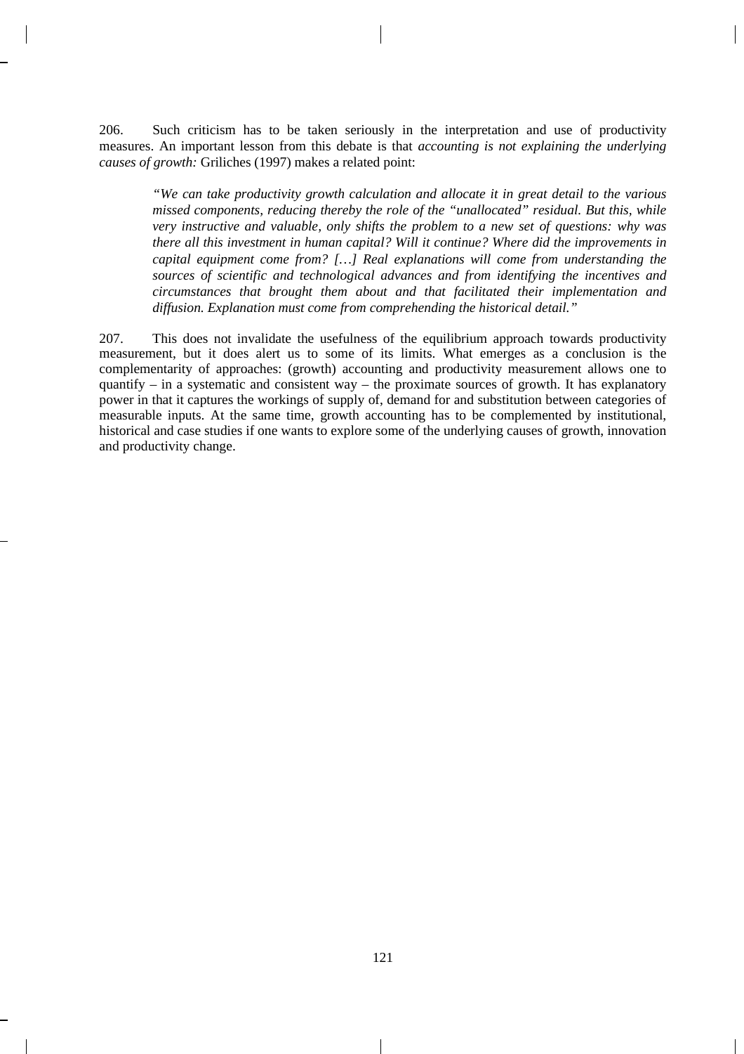206. Such criticism has to be taken seriously in the interpretation and use of productivity measures. An important lesson from this debate is that *accounting is not explaining the underlying causes of growth:* Griliches (1997) makes a related point:

> *"We can take productivity growth calculation and allocate it in great detail to the various missed components, reducing thereby the role of the "unallocated" residual. But this, while very instructive and valuable, only shifts the problem to a new set of questions: why was there all this investment in human capital? Will it continue? Where did the improvements in capital equipment come from? […] Real explanations will come from understanding the sources of scientific and technological advances and from identifying the incentives and circumstances that brought them about and that facilitated their implementation and diffusion. Explanation must come from comprehending the historical detail."*

207. This does not invalidate the usefulness of the equilibrium approach towards productivity measurement, but it does alert us to some of its limits. What emerges as a conclusion is the complementarity of approaches: (growth) accounting and productivity measurement allows one to quantify – in a systematic and consistent way – the proximate sources of growth. It has explanatory power in that it captures the workings of supply of, demand for and substitution between categories of measurable inputs. At the same time, growth accounting has to be complemented by institutional, historical and case studies if one wants to explore some of the underlying causes of growth, innovation and productivity change.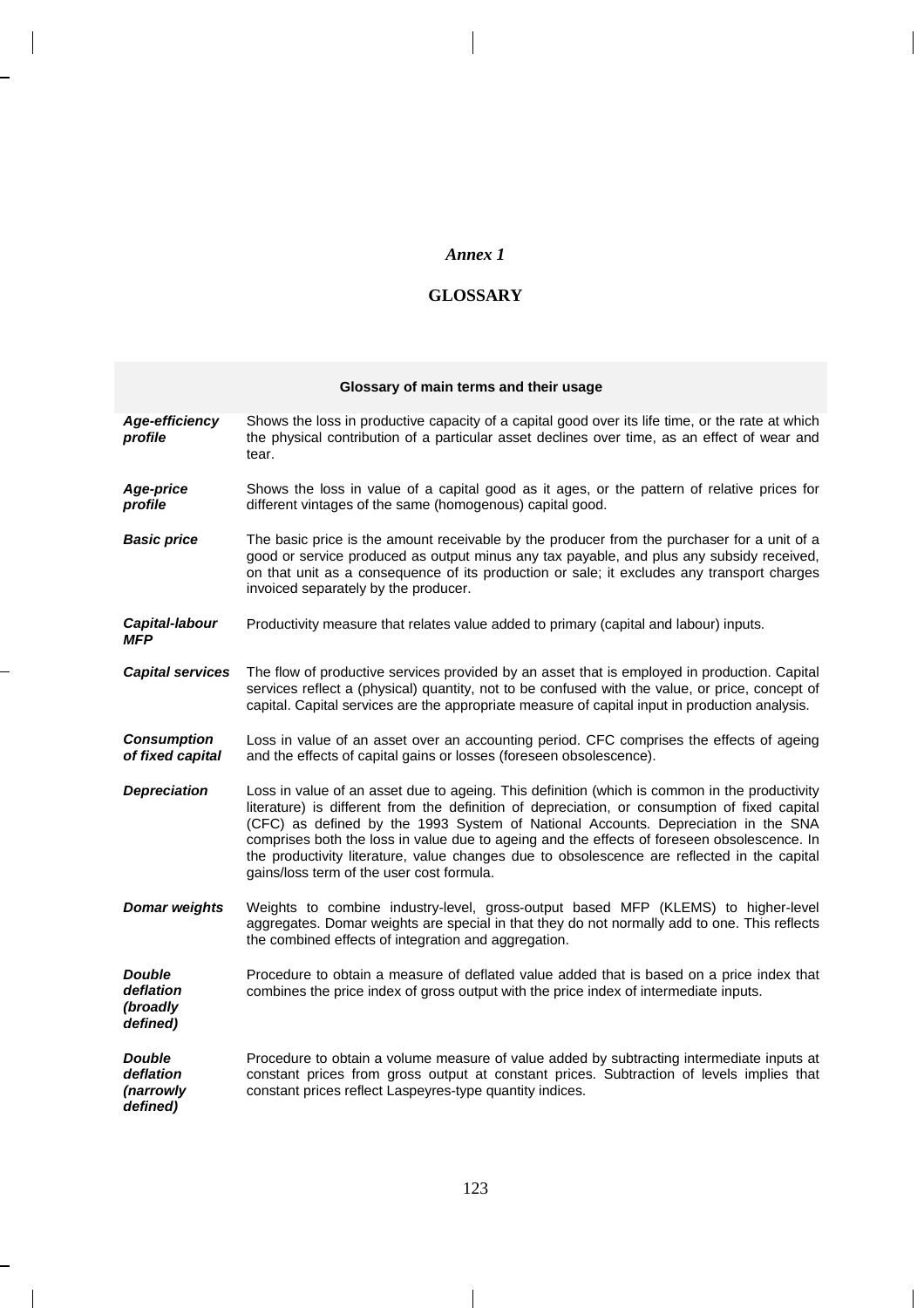*Annex 1*

# GLOSSARY

| Glossary of main terms and their usage | |
|---|---|
| ***Age-efficiency profile*** | Shows the loss in productive capacity of a capital good over its life time, or the rate at which the physical contribution of a particular asset declines over time, as an effect of wear and tear. |
| ***Age-price profile*** | Shows the loss in value of a capital good as it ages, or the pattern of relative prices for different vintages of the same (homogenous) capital good. |
| ***Basic price*** | The basic price is the amount receivable by the producer from the purchaser for a unit of a good or service produced as output minus any tax payable, and plus any subsidy received, on that unit as a consequence of its production or sale; it excludes any transport charges invoiced separately by the producer. |
| ***Capital-labour MFP*** | Productivity measure that relates value added to primary (capital and labour) inputs. |
| ***Capital services*** | The flow of productive services provided by an asset that is employed in production. Capital services reflect a (physical) quantity, not to be confused with the value, or price, concept of capital. Capital services are the appropriate measure of capital input in production analysis. |
| ***Consumption of fixed capital*** | Loss in value of an asset over an accounting period. CFC comprises the effects of ageing and the effects of capital gains or losses (foreseen obsolescence). |
| ***Depreciation*** | Loss in value of an asset due to ageing. This definition (which is common in the productivity literature) is different from the definition of depreciation, or consumption of fixed capital (CFC) as defined by the 1993 System of National Accounts. Depreciation in the SNA comprises both the loss in value due to ageing and the effects of foreseen obsolescence. In the productivity literature, value changes due to obsolescence are reflected in the capital gains/loss term of the user cost formula. |
| ***Domar weights*** | Weights to combine industry-level, gross-output based MFP (KLEMS) to higher-level aggregates. Domar weights are special in that they do not normally add to one. This reflects the combined effects of integration and aggregation. |
| ***Double deflation (broadly defined)*** | Procedure to obtain a measure of deflated value added that is based on a price index that combines the price index of gross output with the price index of intermediate inputs. |
| ***Double deflation (narrowly defined)*** | Procedure to obtain a volume measure of value added by subtracting intermediate inputs at constant prices from gross output at constant prices. Subtraction of levels implies that constant prices reflect Laspeyres-type quantity indices. |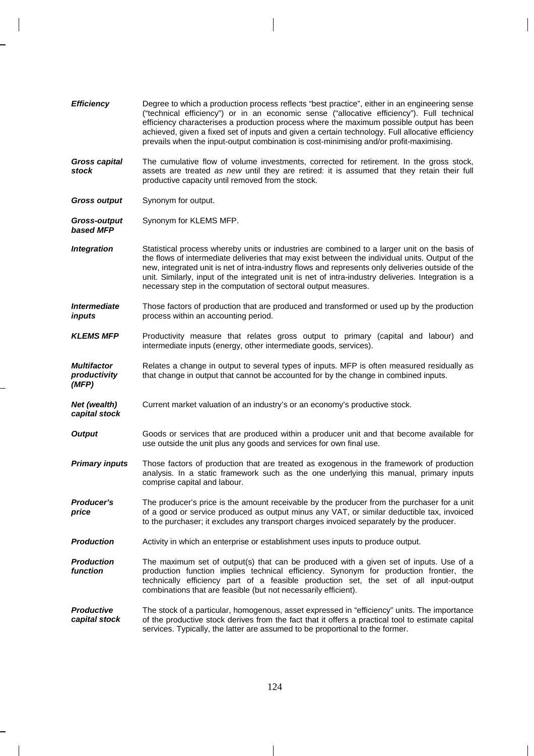***Efficiency*** Degree to which a production process reflects "best practice", either in an engineering sense ("technical efficiency") or in an economic sense ("allocative efficiency"). Full technical efficiency characterises a production process where the maximum possible output has been achieved, given a fixed set of inputs and given a certain technology. Full allocative efficiency prevails when the input-output combination is cost-minimising and/or profit-maximising.

***Gross capital stock*** The cumulative flow of volume investments, corrected for retirement. In the gross stock, assets are treated *as new* until they are retired: it is assumed that they retain their full productive capacity until removed from the stock.

***Gross output*** Synonym for output.

***Gross-output based MFP*** Synonym for KLEMS MFP.

***Integration*** Statistical process whereby units or industries are combined to a larger unit on the basis of the flows of intermediate deliveries that may exist between the individual units. Output of the new, integrated unit is net of intra-industry flows and represents only deliveries outside of the unit. Similarly, input of the integrated unit is net of intra-industry deliveries. Integration is a necessary step in the computation of sectoral output measures.

***Intermediate inputs*** Those factors of production that are produced and transformed or used up by the production process within an accounting period.

***KLEMS MFP*** Productivity measure that relates gross output to primary (capital and labour) and intermediate inputs (energy, other intermediate goods, services).

***Multifactor productivity (MFP)*** Relates a change in output to several types of inputs. MFP is often measured residually as that change in output that cannot be accounted for by the change in combined inputs.

***Net (wealth) capital stock*** Current market valuation of an industry's or an economy's productive stock.

***Output*** Goods or services that are produced within a producer unit and that become available for use outside the unit plus any goods and services for own final use.

***Primary inputs*** Those factors of production that are treated as exogenous in the framework of production analysis. In a static framework such as the one underlying this manual, primary inputs comprise capital and labour.

***Producer's price*** The producer's price is the amount receivable by the producer from the purchaser for a unit of a good or service produced as output minus any VAT, or similar deductible tax, invoiced to the purchaser; it excludes any transport charges invoiced separately by the producer.

***Production*** Activity in which an enterprise or establishment uses inputs to produce output.

***Production function*** The maximum set of output(s) that can be produced with a given set of inputs. Use of a production function implies technical efficiency. Synonym for production frontier, the technically efficiency part of a feasible production set, the set of all input-output combinations that are feasible (but not necessarily efficient).

***Productive capital stock*** The stock of a particular, homogenous, asset expressed in "efficiency" units. The importance of the productive stock derives from the fact that it offers a practical tool to estimate capital services. Typically, the latter are assumed to be proportional to the former.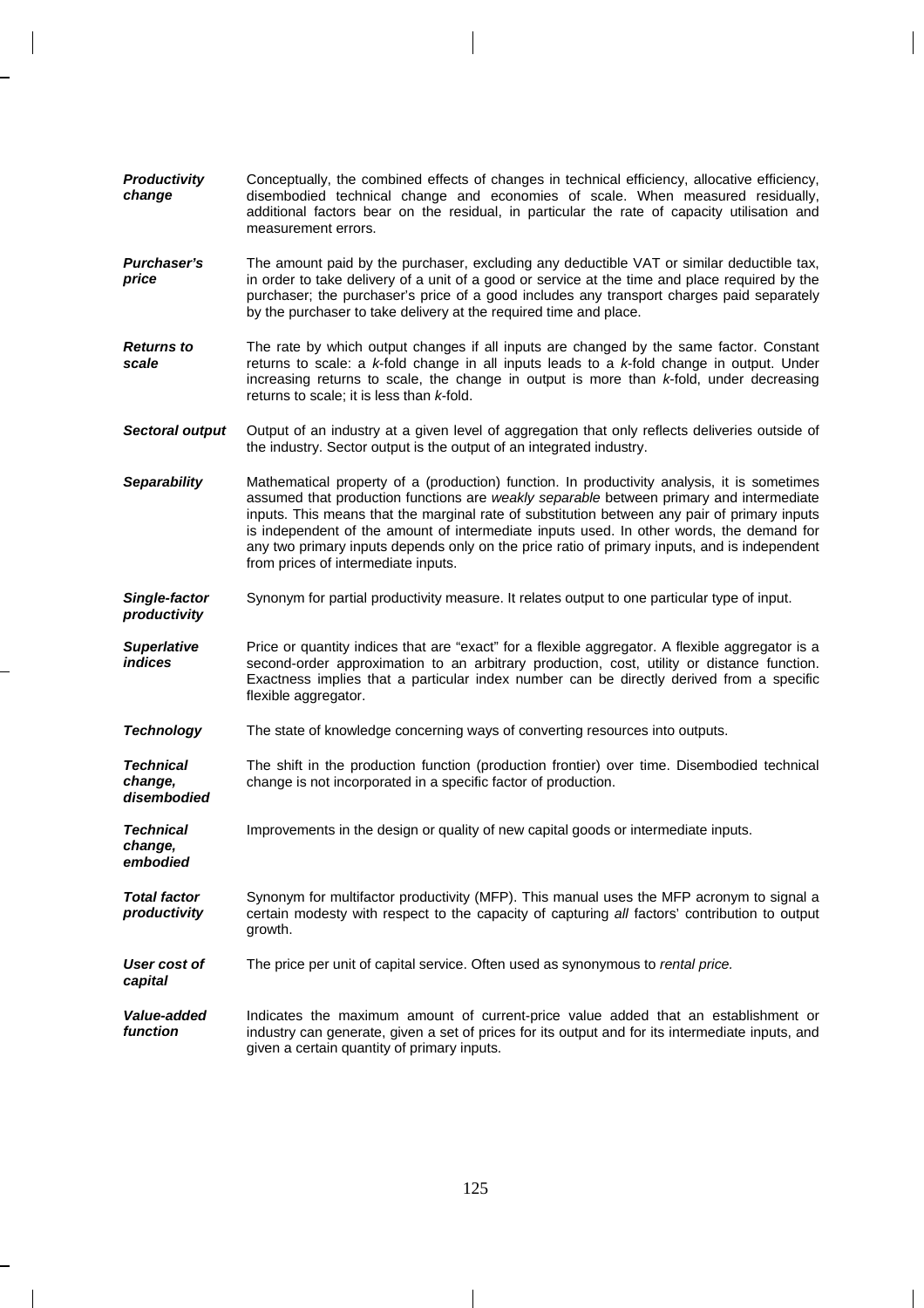***Productivity change*** Conceptually, the combined effects of changes in technical efficiency, allocative efficiency, disembodied technical change and economies of scale. When measured residually, additional factors bear on the residual, in particular the rate of capacity utilisation and measurement errors.

***Purchaser's price*** The amount paid by the purchaser, excluding any deductible VAT or similar deductible tax, in order to take delivery of a unit of a good or service at the time and place required by the purchaser; the purchaser's price of a good includes any transport charges paid separately by the purchaser to take delivery at the required time and place.

***Returns to scale*** The rate by which output changes if all inputs are changed by the same factor. Constant returns to scale: a *k*-fold change in all inputs leads to a *k*-fold change in output. Under increasing returns to scale, the change in output is more than *k*-fold, under decreasing returns to scale; it is less than *k*-fold.

***Sectoral output*** Output of an industry at a given level of aggregation that only reflects deliveries outside of the industry. Sector output is the output of an integrated industry.

***Separability*** Mathematical property of a (production) function. In productivity analysis, it is sometimes assumed that production functions are *weakly separable* between primary and intermediate inputs. This means that the marginal rate of substitution between any pair of primary inputs is independent of the amount of intermediate inputs used. In other words, the demand for any two primary inputs depends only on the price ratio of primary inputs, and is independent from prices of intermediate inputs.

***Single-factor productivity*** Synonym for partial productivity measure. It relates output to one particular type of input.

***Superlative indices*** Price or quantity indices that are "exact" for a flexible aggregator. A flexible aggregator is a second-order approximation to an arbitrary production, cost, utility or distance function. Exactness implies that a particular index number can be directly derived from a specific flexible aggregator.

***Technology*** The state of knowledge concerning ways of converting resources into outputs.

***Technical change, disembodied*** The shift in the production function (production frontier) over time. Disembodied technical change is not incorporated in a specific factor of production.

***Technical change, embodied*** Improvements in the design or quality of new capital goods or intermediate inputs.

***Total factor productivity*** Synonym for multifactor productivity (MFP). This manual uses the MFP acronym to signal a certain modesty with respect to the capacity of capturing *all* factors' contribution to output growth.

***User cost of capital*** The price per unit of capital service. Often used as synonymous to *rental price.*

***Value-added function*** Indicates the maximum amount of current-price value added that an establishment or industry can generate, given a set of prices for its output and for its intermediate inputs, and given a certain quantity of primary inputs.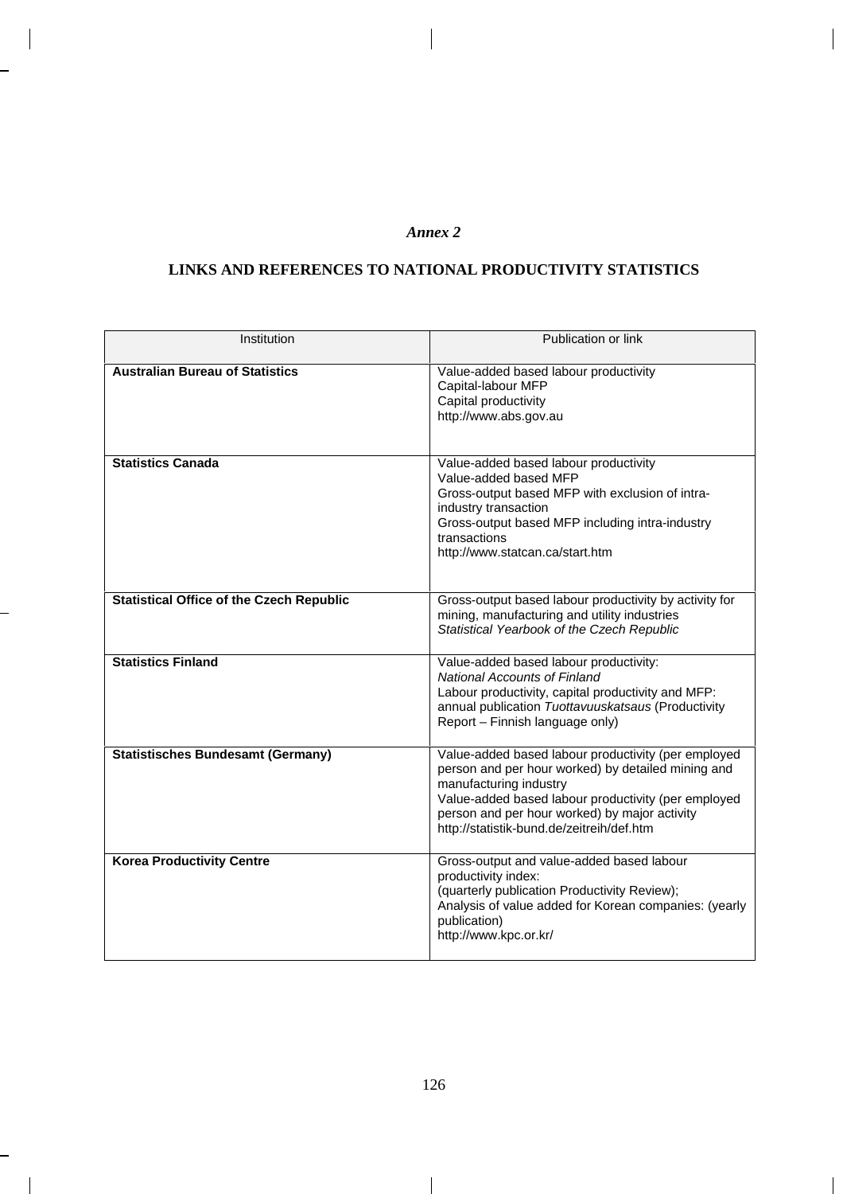*Annex 2*

# LINKS AND REFERENCES TO NATIONAL PRODUCTIVITY STATISTICS

| Institution | Publication or link |
|---|---|
| **Australian Bureau of Statistics** | Value-added based labour productivity<br>Capital-labour MFP<br>Capital productivity<br>http://www.abs.gov.au |
| **Statistics Canada** | Value-added based labour productivity<br>Value-added based MFP<br>Gross-output based MFP with exclusion of intra-industry transaction<br>Gross-output based MFP including intra-industry transactions<br>http://www.statcan.ca/start.htm |
| **Statistical Office of the Czech Republic** | Gross-output based labour productivity by activity for mining, manufacturing and utility industries<br>*Statistical Yearbook of the Czech Republic* |
| **Statistics Finland** | Value-added based labour productivity:<br>*National Accounts of Finland*<br>Labour productivity, capital productivity and MFP: annual publication *Tuottavuuskatsaus* (Productivity Report – Finnish language only) |
| **Statistisches Bundesamt (Germany)** | Value-added based labour productivity (per employed person and per hour worked) by detailed mining and manufacturing industry<br>Value-added based labour productivity (per employed person and per hour worked) by major activity<br>http://statistik-bund.de/zeitreih/def.htm |
| **Korea Productivity Centre** | Gross-output and value-added based labour productivity index:<br>(quarterly publication Productivity Review);<br>Analysis of value added for Korean companies: (yearly publication)<br>http://www.kpc.or.kr/ |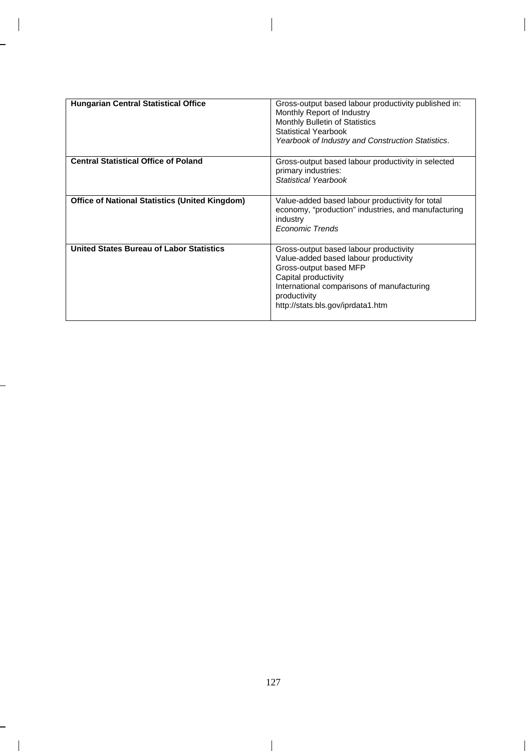| | |
|---|---|
| **Hungarian Central Statistical Office** | Gross-output based labour productivity published in:<br>Monthly Report of Industry<br>Monthly Bulletin of Statistics<br>Statistical Yearbook<br>*Yearbook of Industry and Construction Statistics*. |
| **Central Statistical Office of Poland** | Gross-output based labour productivity in selected primary industries:<br>*Statistical Yearbook* |
| **Office of National Statistics (United Kingdom)** | Value-added based labour productivity for total economy, "production" industries, and manufacturing industry<br>*Economic Trends* |
| **United States Bureau of Labor Statistics** | Gross-output based labour productivity<br>Value-added based labour productivity<br>Gross-output based MFP<br>Capital productivity<br>International comparisons of manufacturing productivity<br>http://stats.bls.gov/iprdata1.htm |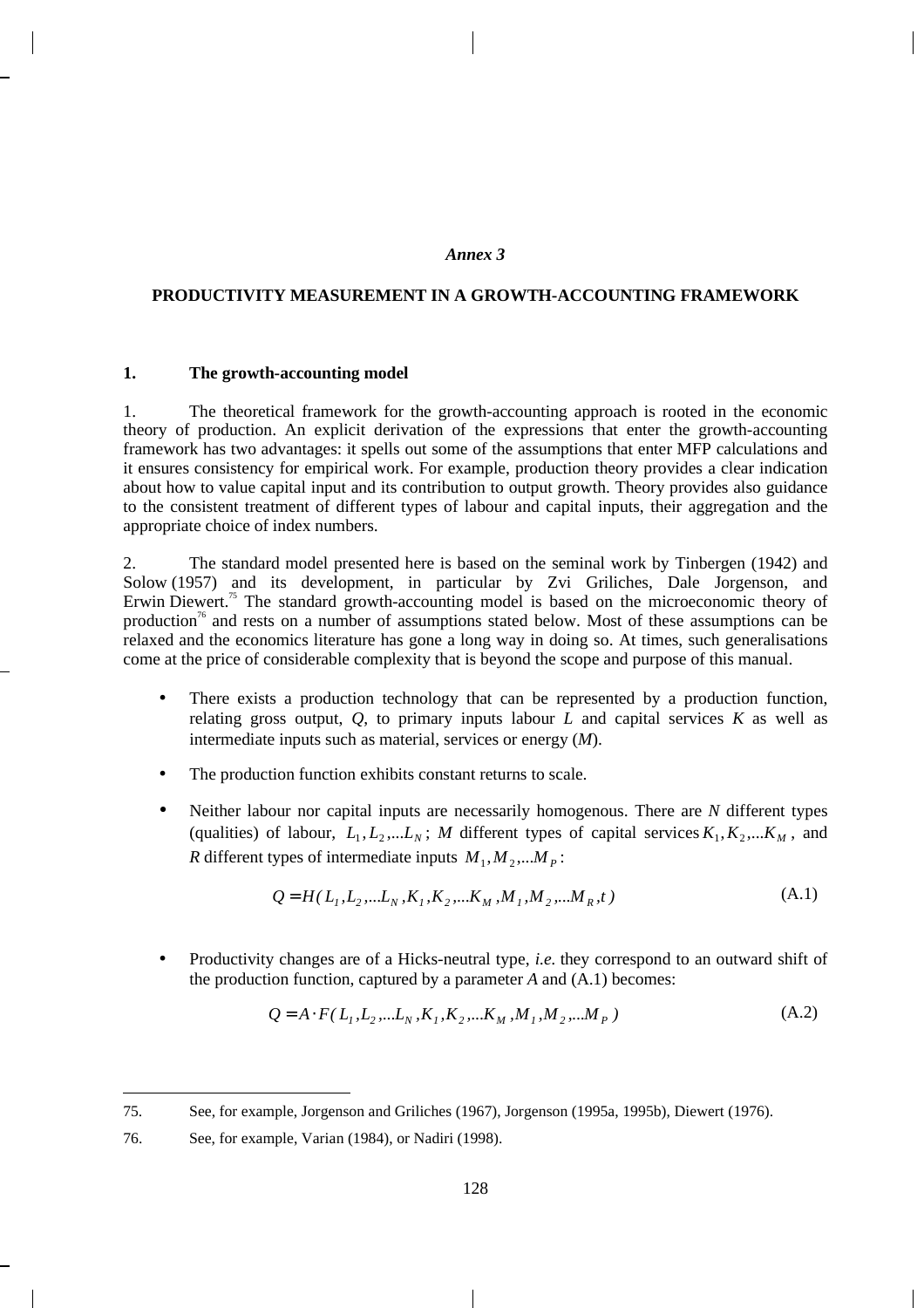*Annex 3*

**PRODUCTIVITY MEASUREMENT IN A GROWTH-ACCOUNTING FRAMEWORK**

## 1. The growth-accounting model

1. The theoretical framework for the growth-accounting approach is rooted in the economic theory of production. An explicit derivation of the expressions that enter the growth-accounting framework has two advantages: it spells out some of the assumptions that enter MFP calculations and it ensures consistency for empirical work. For example, production theory provides a clear indication about how to value capital input and its contribution to output growth. Theory provides also guidance to the consistent treatment of different types of labour and capital inputs, their aggregation and the appropriate choice of index numbers.

2. The standard model presented here is based on the seminal work by Tinbergen (1942) and Solow (1957) and its development, in particular by Zvi Griliches, Dale Jorgenson, and Erwin Diewert.[75] The standard growth-accounting model is based on the microeconomic theory of production[76] and rests on a number of assumptions stated below. Most of these assumptions can be relaxed and the economics literature has gone a long way in doing so. At times, such generalisations come at the price of considerable complexity that is beyond the scope and purpose of this manual.

- There exists a production technology that can be represented by a production function, relating gross output, *Q*, to primary inputs labour *L* and capital services *K* as well as intermediate inputs such as material, services or energy (*M*).

- The production function exhibits constant returns to scale.

- Neither labour nor capital inputs are necessarily homogenous. There are *N* different types (qualities) of labour, $L_1, L_2,...L_N$; *M* different types of capital services $K_1, K_2,...K_M$, and *R* different types of intermediate inputs $M_1, M_2,...M_P$:

$$Q = H(L_1, L_2,...L_N, K_1, K_2,...K_M, M_1, M_2,...M_R, t) \qquad \text{(A.1)}$$

- Productivity changes are of a Hicks-neutral type, *i.e.* they correspond to an outward shift of the production function, captured by a parameter *A* and (A.1) becomes:

$$Q = A \cdot F(L_1, L_2,...L_N, K_1, K_2,...K_M, M_1, M_2,...M_P) \qquad \text{(A.2)}$$

---

75. See, for example, Jorgenson and Griliches (1967), Jorgenson (1995a, 1995b), Diewert (1976).

76. See, for example, Varian (1984), or Nadiri (1998).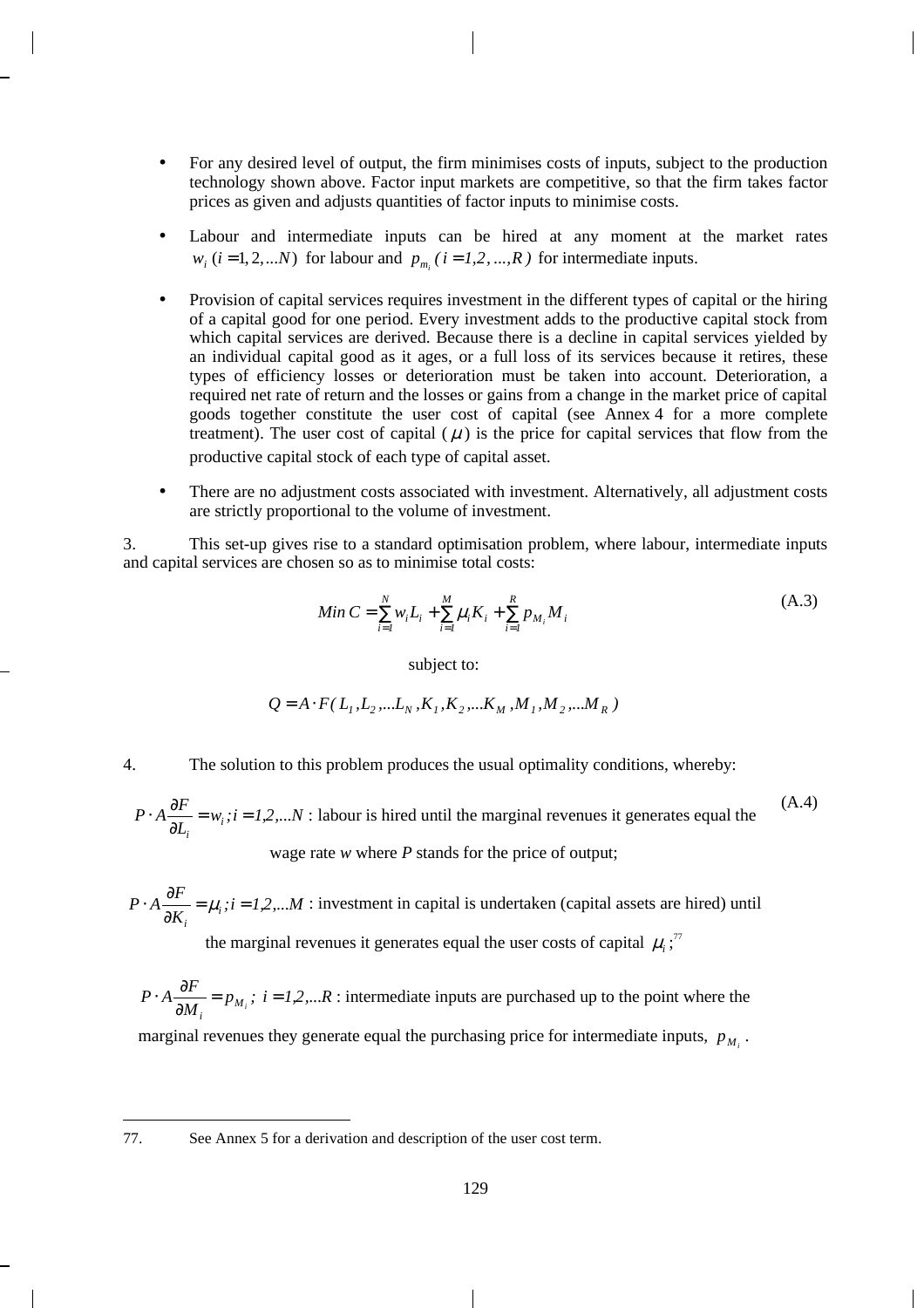- For any desired level of output, the firm minimises costs of inputs, subject to the production technology shown above. Factor input markets are competitive, so that the firm takes factor prices as given and adjusts quantities of factor inputs to minimise costs.

- Labour and intermediate inputs can be hired at any moment at the market rates $w_i\ (i=1,2,...N)$ for labour and $p_{m_i}\ (i=1,2,...,R)$ for intermediate inputs.

- Provision of capital services requires investment in the different types of capital or the hiring of a capital good for one period. Every investment adds to the productive capital stock from which capital services are derived. Because there is a decline in capital services yielded by an individual capital good as it ages, or a full loss of its services because it retires, these types of efficiency losses or deterioration must be taken into account. Deterioration, a required net rate of return and the losses or gains from a change in the market price of capital goods together constitute the user cost of capital (see Annex 4 for a more complete treatment). The user cost of capital ($\mu$) is the price for capital services that flow from the productive capital stock of each type of capital asset.

- There are no adjustment costs associated with investment. Alternatively, all adjustment costs are strictly proportional to the volume of investment.

3. This set-up gives rise to a standard optimisation problem, where labour, intermediate inputs and capital services are chosen so as to minimise total costs:

$$Min\ C = \sum_{i=1}^{N} w_i L_i + \sum_{i=1}^{M} \mu_i K_i + \sum_{i=1}^{R} p_{M_i} M_i \tag{A.3}$$

subject to:

$$Q = A \cdot F(L_1, L_2, ...L_N, K_1, K_2, ...K_M, M_1, M_2, ...M_R)$$

4. The solution to this problem produces the usual optimality conditions, whereby:

$P \cdot A \dfrac{\partial F}{\partial L_i} = w_i; i = 1,2,...N$ : labour is hired until the marginal revenues it generates equal the wage rate $w$ where $P$ stands for the price of output; (A.4)

$P \cdot A \dfrac{\partial F}{\partial K_i} = \mu_i; i = 1,2,...M$ : investment in capital is undertaken (capital assets are hired) until the marginal revenues it generates equal the user costs of capital $\mu_i$;[77]

$P \cdot A \dfrac{\partial F}{\partial M_i} = p_{M_i};\ i = 1,2,...R$ : intermediate inputs are purchased up to the point where the marginal revenues they generate equal the purchasing price for intermediate inputs, $p_{M_i}$.

---

77. See Annex 5 for a derivation and description of the user cost term.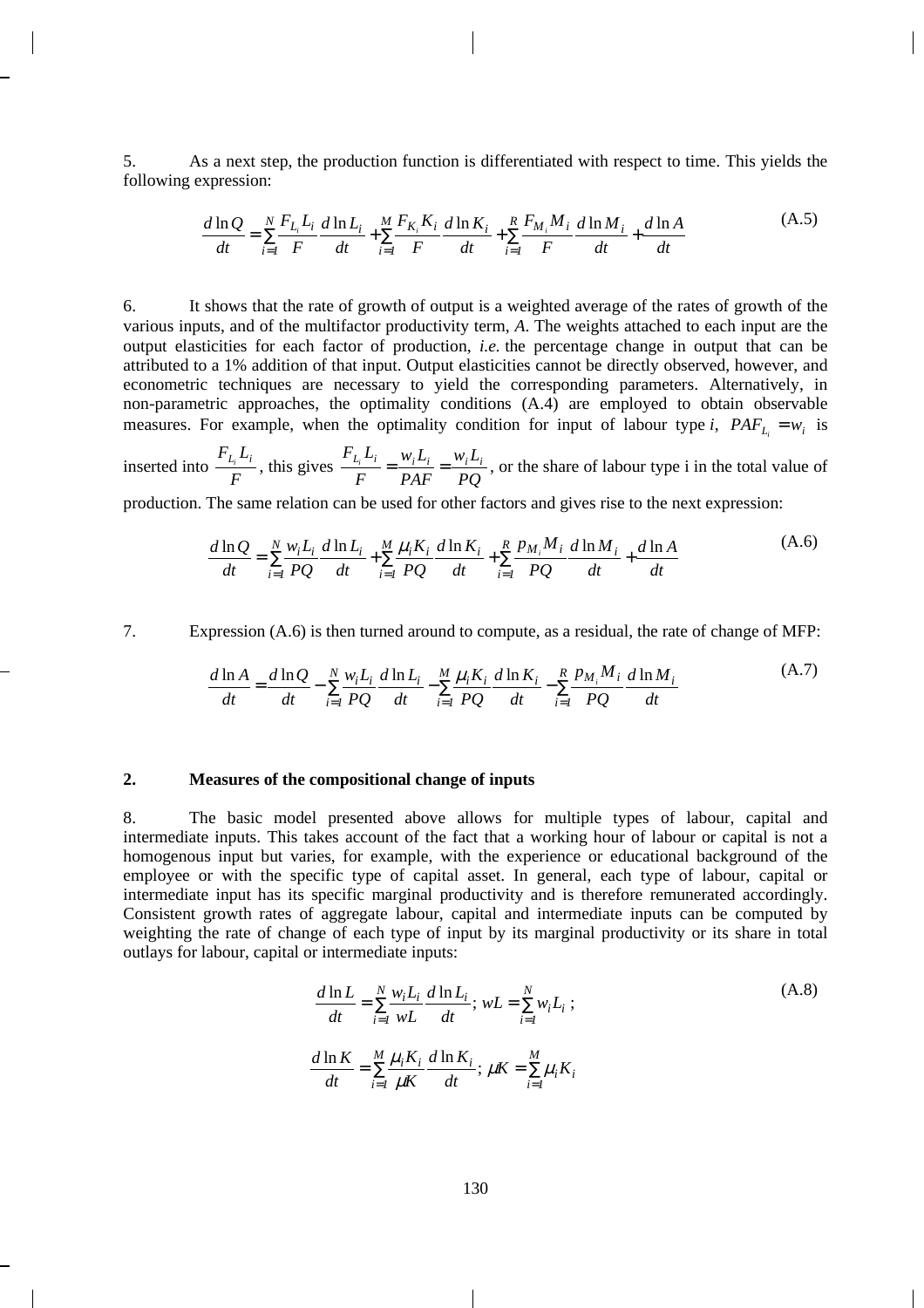5. As a next step, the production function is differentiated with respect to time. This yields the following expression:

$$\frac{d\ln Q}{dt} = \sum_{i=1}^{N} \frac{F_{L_i} L_i}{F} \frac{d\ln L_i}{dt} + \sum_{i=1}^{M} \frac{F_{K_i} K_i}{F} \frac{d\ln K_i}{dt} + \sum_{i=1}^{R} \frac{F_{M_i} M_i}{F} \frac{d\ln M_i}{dt} + \frac{d\ln A}{dt} \tag{A.5}$$

6. It shows that the rate of growth of output is a weighted average of the rates of growth of the various inputs, and of the multifactor productivity term, *A*. The weights attached to each input are the output elasticities for each factor of production, *i.e.* the percentage change in output that can be attributed to a 1% addition of that input. Output elasticities cannot be directly observed, however, and econometric techniques are necessary to yield the corresponding parameters. Alternatively, in non-parametric approaches, the optimality conditions (A.4) are employed to obtain observable measures. For example, when the optimality condition for input of labour type *i*, $PAF_{L_i} = w_i$ is inserted into $\frac{F_{L_i} L_i}{F}$, this gives $\frac{F_{L_i} L_i}{F} = \frac{w_i L_i}{PAF} = \frac{w_i L_i}{PQ}$, or the share of labour type i in the total value of production. The same relation can be used for other factors and gives rise to the next expression:

$$\frac{d\ln Q}{dt} = \sum_{i=1}^{N} \frac{w_i L_i}{PQ} \frac{d\ln L_i}{dt} + \sum_{i=1}^{M} \frac{\mu_i K_i}{PQ} \frac{d\ln K_i}{dt} + \sum_{i=1}^{R} \frac{p_{M_i} M_i}{PQ} \frac{d\ln M_i}{dt} + \frac{d\ln A}{dt} \tag{A.6}$$

7. Expression (A.6) is then turned around to compute, as a residual, the rate of change of MFP:

$$\frac{d\ln A}{dt} = \frac{d\ln Q}{dt} - \sum_{i=1}^{N} \frac{w_i L_i}{PQ} \frac{d\ln L_i}{dt} - \sum_{i=1}^{M} \frac{\mu_i K_i}{PQ} \frac{d\ln K_i}{dt} - \sum_{i=1}^{R} \frac{p_{M_i} M_i}{PQ} \frac{d\ln M_i}{dt} \tag{A.7}$$

## 2. Measures of the compositional change of inputs

8. The basic model presented above allows for multiple types of labour, capital and intermediate inputs. This takes account of the fact that a working hour of labour or capital is not a homogenous input but varies, for example, with the experience or educational background of the employee or with the specific type of capital asset. In general, each type of labour, capital or intermediate input has its specific marginal productivity and is therefore remunerated accordingly. Consistent growth rates of aggregate labour, capital and intermediate inputs can be computed by weighting the rate of change of each type of input by its marginal productivity or its share in total outlays for labour, capital or intermediate inputs:

$$\frac{d\ln L}{dt} = \sum_{i=1}^{N} \frac{w_i L_i}{wL} \frac{d\ln L_i}{dt};\ wL = \sum_{i=1}^{N} w_i L_i; \tag{A.8}$$

$$\frac{d\ln K}{dt} = \sum_{i=1}^{M} \frac{\mu_i K_i}{\mu K} \frac{d\ln K_i}{dt};\ \mu K = \sum_{i=1}^{M} \mu_i K_i$$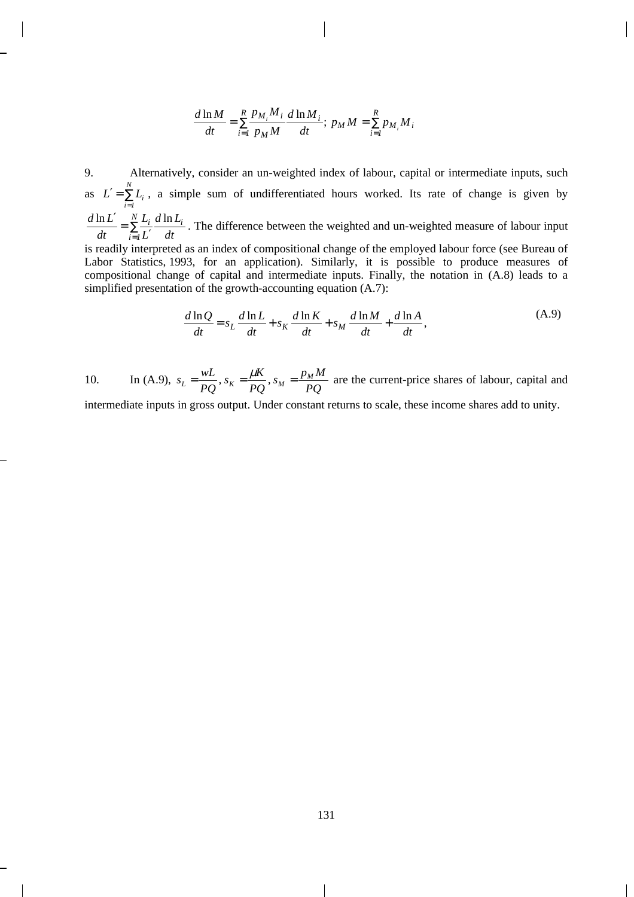$$\frac{d\ln M}{dt} = \sum_{i=1}^{R} \frac{p_{M_i} M_i}{p_M M} \frac{d\ln M_i}{dt};\; p_M M = \sum_{i=1}^{R} p_{M_i} M_i$$

9. Alternatively, consider an un-weighted index of labour, capital or intermediate inputs, such as $L' = \sum_{i=1}^{N} L_i$, a simple sum of undifferentiated hours worked. Its rate of change is given by $\frac{d\ln L'}{dt} = \sum_{i=1}^{N} \frac{L_i}{L'} \frac{d\ln L_i}{dt}$. The difference between the weighted and un-weighted measure of labour input is readily interpreted as an index of compositional change of the employed labour force (see Bureau of Labor Statistics, 1993, for an application). Similarly, it is possible to produce measures of compositional change of capital and intermediate inputs. Finally, the notation in (A.8) leads to a simplified presentation of the growth-accounting equation (A.7):

$$\frac{d\ln Q}{dt} = s_L \frac{d\ln L}{dt} + s_K \frac{d\ln K}{dt} + s_M \frac{d\ln M}{dt} + \frac{d\ln A}{dt}, \tag{A.9}$$

10. In (A.9), $s_L = \frac{wL}{PQ}, s_K = \frac{\mu K}{PQ}, s_M = \frac{p_M M}{PQ}$ are the current-price shares of labour, capital and intermediate inputs in gross output. Under constant returns to scale, these income shares add to unity.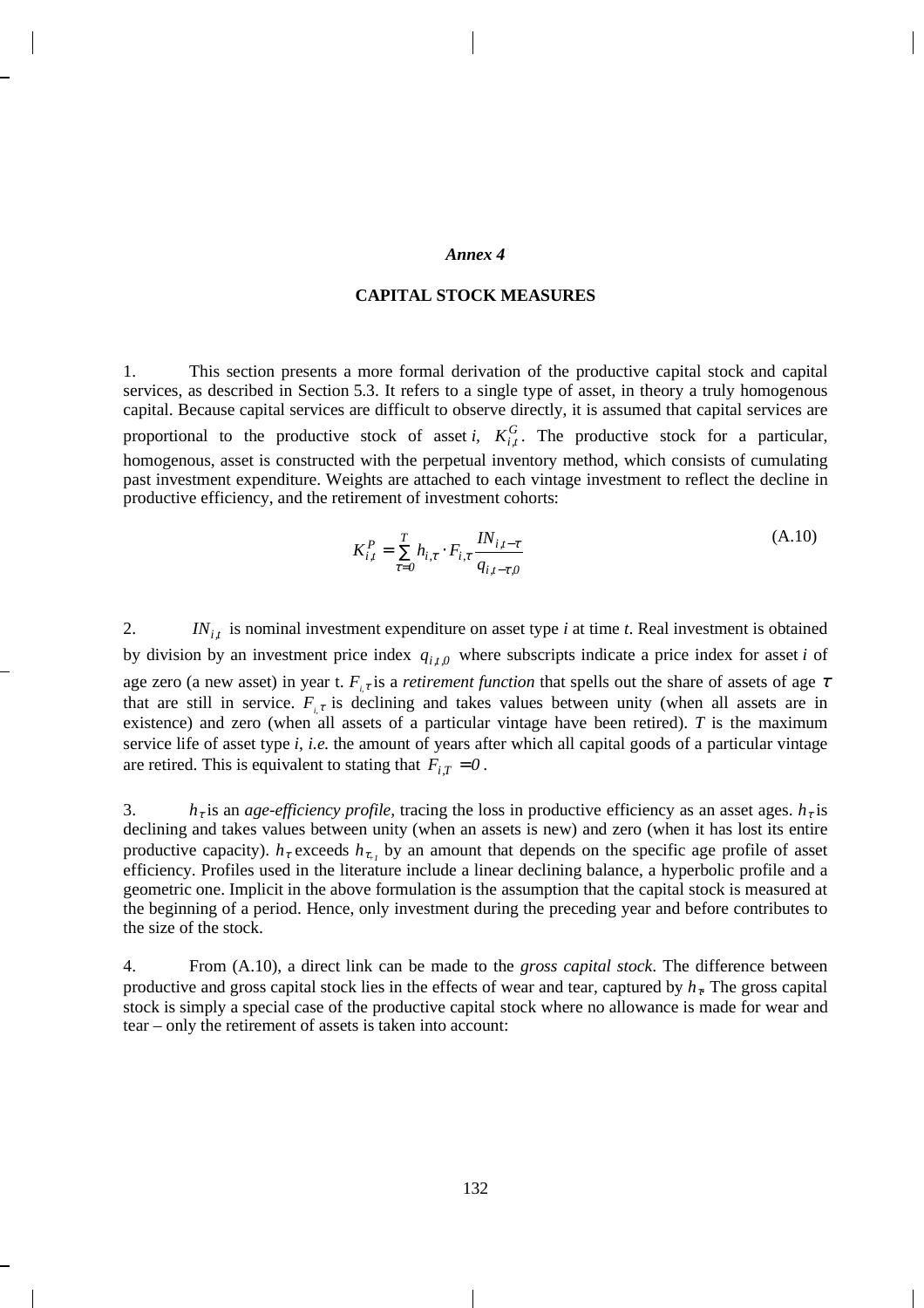*Annex 4*

**CAPITAL STOCK MEASURES**

1. This section presents a more formal derivation of the productive capital stock and capital services, as described in Section 5.3. It refers to a single type of asset, in theory a truly homogenous capital. Because capital services are difficult to observe directly, it is assumed that capital services are proportional to the productive stock of asset *i*, $K^G_{i,t}$. The productive stock for a particular, homogenous, asset is constructed with the perpetual inventory method, which consists of cumulating past investment expenditure. Weights are attached to each vintage investment to reflect the decline in productive efficiency, and the retirement of investment cohorts:

$$K^P_{i,t} = \sum_{\tau=0}^{T} h_{i,\tau} \cdot F_{i,\tau} \frac{IN_{i,t-\tau}}{q_{i,t-\tau,0}} \qquad \text{(A.10)}$$

2. $IN_{i,t}$ is nominal investment expenditure on asset type *i* at time *t*. Real investment is obtained by division by an investment price index $q_{i,t,0}$ where subscripts indicate a price index for asset *i* of age zero (a new asset) in year t. $F_{i,\tau}$ is a *retirement function* that spells out the share of assets of age $\tau$ that are still in service. $F_{i,\tau}$ is declining and takes values between unity (when all assets are in existence) and zero (when all assets of a particular vintage have been retired). *T* is the maximum service life of asset type *i*, *i.e.* the amount of years after which all capital goods of a particular vintage are retired. This is equivalent to stating that $F_{i,T} = 0$.

3. $h_\tau$ is an *age-efficiency profile*, tracing the loss in productive efficiency as an asset ages. $h_\tau$ is declining and takes values between unity (when an assets is new) and zero (when it has lost its entire productive capacity). $h_\tau$ exceeds $h_{\tau-1}$ by an amount that depends on the specific age profile of asset efficiency. Profiles used in the literature include a linear declining balance, a hyperbolic profile and a geometric one. Implicit in the above formulation is the assumption that the capital stock is measured at the beginning of a period. Hence, only investment during the preceding year and before contributes to the size of the stock.

4. From (A.10), a direct link can be made to the *gross capital stock*. The difference between productive and gross capital stock lies in the effects of wear and tear, captured by $h_\tau$. The gross capital stock is simply a special case of the productive capital stock where no allowance is made for wear and tear – only the retirement of assets is taken into account: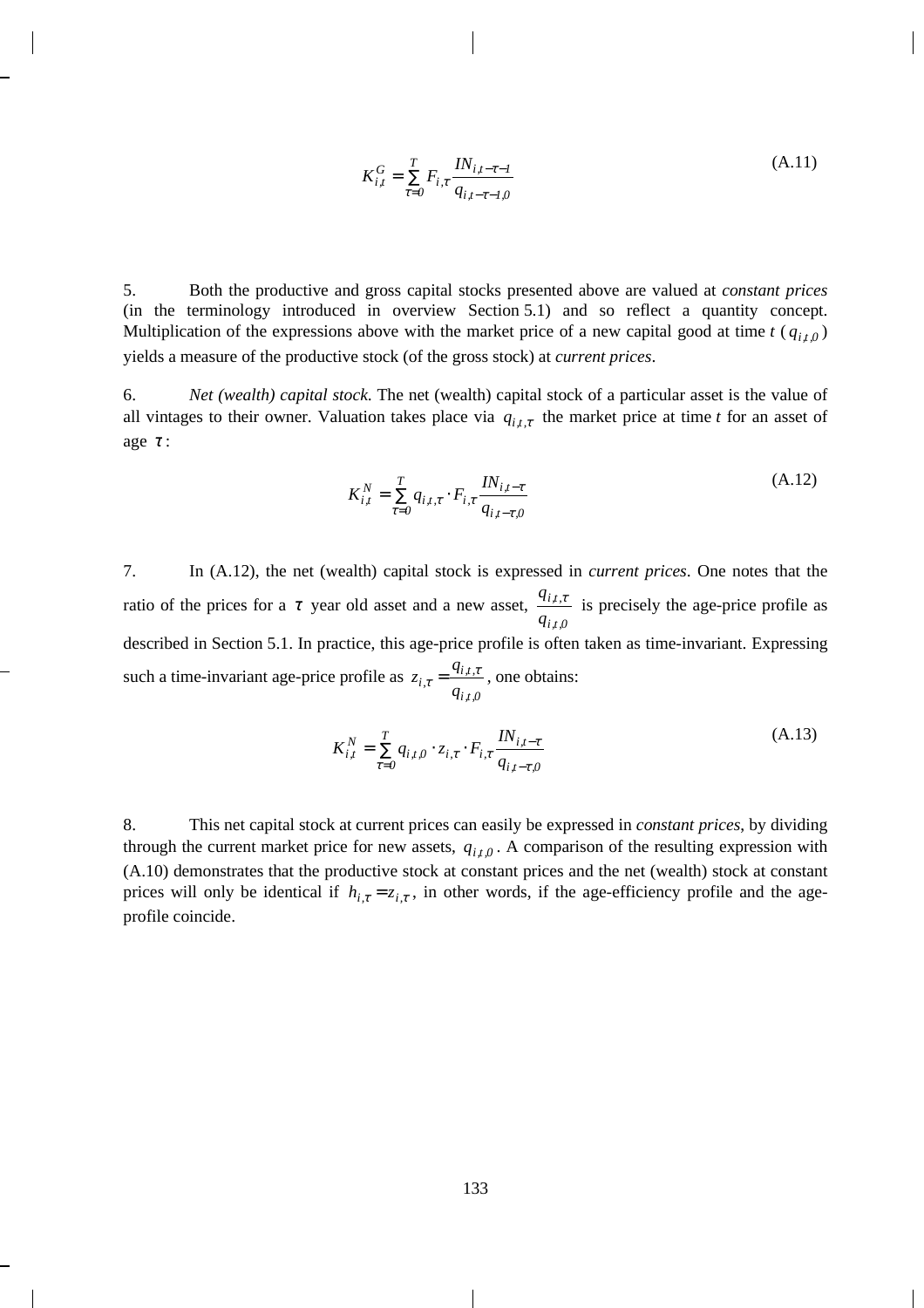$$K_{i,t}^{G} = \sum_{\tau=0}^{T} F_{i,\tau} \frac{IN_{i,t-\tau-1}}{q_{i,t-\tau-1,0}} \tag{A.11}$$

5. Both the productive and gross capital stocks presented above are valued at *constant prices* (in the terminology introduced in overview Section 5.1) and so reflect a quantity concept. Multiplication of the expressions above with the market price of a new capital good at time *t* ($q_{i,t,0}$) yields a measure of the productive stock (of the gross stock) at *current prices*.

6. *Net (wealth) capital stock.* The net (wealth) capital stock of a particular asset is the value of all vintages to their owner. Valuation takes place via $q_{i,t,\tau}$ the market price at time *t* for an asset of age $\tau$:

$$K_{i,t}^{N} = \sum_{\tau=0}^{T} q_{i,t,\tau} \cdot F_{i,\tau} \frac{IN_{i,t-\tau}}{q_{i,t-\tau,0}} \tag{A.12}$$

7. In (A.12), the net (wealth) capital stock is expressed in *current prices*. One notes that the ratio of the prices for a $\tau$ year old asset and a new asset, $\frac{q_{i,t,\tau}}{q_{i,t,0}}$ is precisely the age-price profile as described in Section 5.1. In practice, this age-price profile is often taken as time-invariant. Expressing such a time-invariant age-price profile as $z_{i,\tau} = \frac{q_{i,t,\tau}}{q_{i,t,0}}$, one obtains:

$$K_{i,t}^{N} = \sum_{\tau=0}^{T} q_{i,t,0} \cdot z_{i,\tau} \cdot F_{i,\tau} \frac{IN_{i,t-\tau}}{q_{i,t-\tau,0}} \tag{A.13}$$

8. This net capital stock at current prices can easily be expressed in *constant prices*, by dividing through the current market price for new assets, $q_{i,t,0}$. A comparison of the resulting expression with (A.10) demonstrates that the productive stock at constant prices and the net (wealth) stock at constant prices will only be identical if $h_{i,\tau} = z_{i,\tau}$, in other words, if the age-efficiency profile and the age-profile coincide.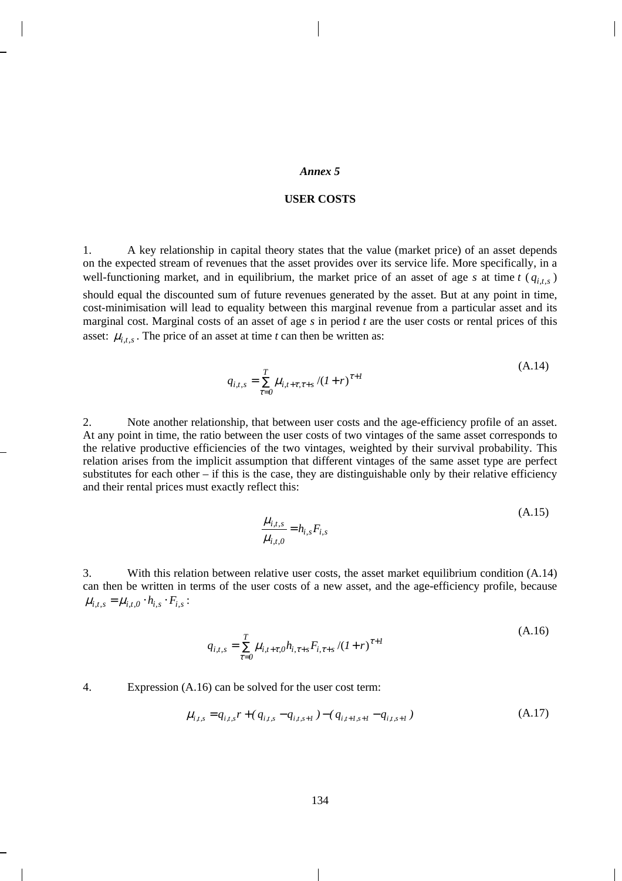## *Annex 5*

### USER COSTS

1. A key relationship in capital theory states that the value (market price) of an asset depends on the expected stream of revenues that the asset provides over its service life. More specifically, in a well-functioning market, and in equilibrium, the market price of an asset of age *s* at time *t* ($q_{i,t,s}$) should equal the discounted sum of future revenues generated by the asset. But at any point in time, cost-minimisation will lead to equality between this marginal revenue from a particular asset and its marginal cost. Marginal costs of an asset of age *s* in period *t* are the user costs or rental prices of this asset: $\mu_{i,t,s}$. The price of an asset at time *t* can then be written as:

$$q_{i,t,s} = \sum_{\tau=0}^{T} \mu_{i,t+\tau,\tau+s} / (1+r)^{\tau+1} \tag{A.14}$$

2. Note another relationship, that between user costs and the age-efficiency profile of an asset. At any point in time, the ratio between the user costs of two vintages of the same asset corresponds to the relative productive efficiencies of the two vintages, weighted by their survival probability. This relation arises from the implicit assumption that different vintages of the same asset type are perfect substitutes for each other – if this is the case, they are distinguishable only by their relative efficiency and their rental prices must exactly reflect this:

$$\frac{\mu_{i,t,s}}{\mu_{i,t,0}} = h_{i,s} F_{i,s} \tag{A.15}$$

3. With this relation between relative user costs, the asset market equilibrium condition (A.14) can then be written in terms of the user costs of a new asset, and the age-efficiency profile, because $\mu_{i,t,s} = \mu_{i,t,0} \cdot h_{i,s} \cdot F_{i,s}$:

$$q_{i,t,s} = \sum_{\tau=0}^{T} \mu_{i,t+\tau,0} h_{i,\tau+s} F_{i,\tau+s} / (1+r)^{\tau+1} \tag{A.16}$$

4. Expression (A.16) can be solved for the user cost term:

$$\mu_{i,t,s} = q_{i,t,s} r + (q_{i,t,s} - q_{i,t,s+1}) - (q_{i,t+1,s+1} - q_{i,t,s+1}) \tag{A.17}$$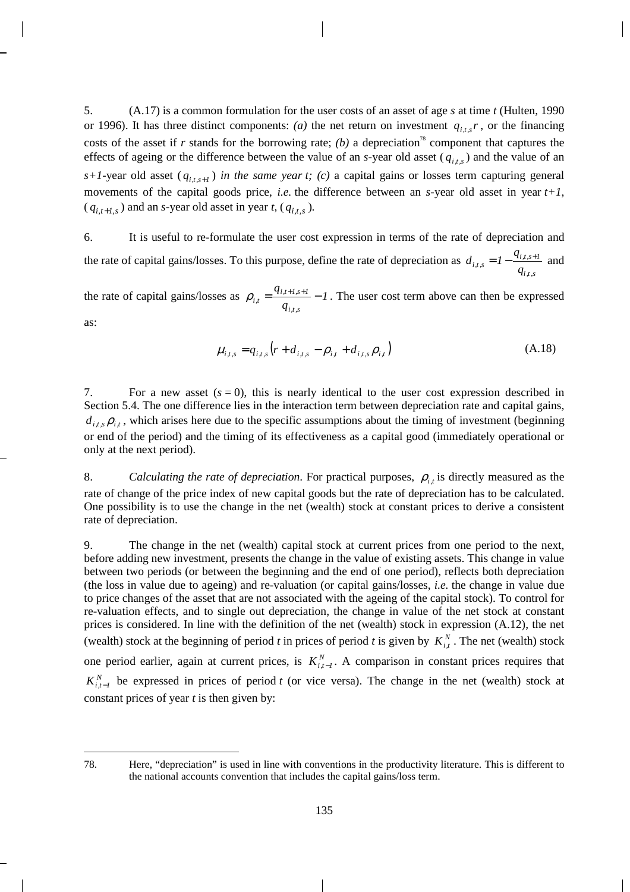5. (A.17) is a common formulation for the user costs of an asset of age *s* at time *t* (Hulten, 1990 or 1996). It has three distinct components: *(a)* the net return on investment $q_{i,t,s}r$, or the financing costs of the asset if *r* stands for the borrowing rate; *(b)* a depreciation[78] component that captures the effects of ageing or the difference between the value of an *s*-year old asset ($q_{i,t,s}$) and the value of an *s+1*-year old asset ($q_{i,t,s+1}$) *in the same year t; (c)* a capital gains or losses term capturing general movements of the capital goods price, *i.e.* the difference between an *s*-year old asset in year *t+1*, ($q_{i,t+1,s}$) and an *s*-year old asset in year *t*, ($q_{i,t,s}$).

6. It is useful to re-formulate the user cost expression in terms of the rate of depreciation and the rate of capital gains/losses. To this purpose, define the rate of depreciation as $d_{i,t,s} = 1 - \frac{q_{i,t,s+1}}{q_{i,t,s}}$ and the rate of capital gains/losses as $\rho_{i,t} = \frac{q_{i,t+1,s+1}}{q_{i,t,s}} - 1$. The user cost term above can then be expressed as:

$$\mu_{i,t,s} = q_{i,t,s}\left(r + d_{i,t,s} - \rho_{i,t} + d_{i,t,s}\rho_{i,t}\right) \tag{A.18}$$

7. For a new asset ($s = 0$), this is nearly identical to the user cost expression described in Section 5.4. The one difference lies in the interaction term between depreciation rate and capital gains, $d_{i,t,s}\rho_{i,t}$, which arises here due to the specific assumptions about the timing of investment (beginning or end of the period) and the timing of its effectiveness as a capital good (immediately operational or only at the next period).

8. *Calculating the rate of depreciation*. For practical purposes, $\rho_{i,t}$ is directly measured as the rate of change of the price index of new capital goods but the rate of depreciation has to be calculated. One possibility is to use the change in the net (wealth) stock at constant prices to derive a consistent rate of depreciation.

9. The change in the net (wealth) capital stock at current prices from one period to the next, before adding new investment, presents the change in the value of existing assets. This change in value between two periods (or between the beginning and the end of one period), reflects both depreciation (the loss in value due to ageing) and re-valuation (or capital gains/losses, *i.e.* the change in value due to price changes of the asset that are not associated with the ageing of the capital stock). To control for re-valuation effects, and to single out depreciation, the change in value of the net stock at constant prices is considered. In line with the definition of the net (wealth) stock in expression (A.12), the net (wealth) stock at the beginning of period *t* in prices of period *t* is given by $K^N_{i,t}$. The net (wealth) stock one period earlier, again at current prices, is $K^N_{i,t-1}$. A comparison in constant prices requires that $K^N_{i,t-1}$ be expressed in prices of period *t* (or vice versa). The change in the net (wealth) stock at constant prices of year *t* is then given by:

---

78. Here, "depreciation" is used in line with conventions in the productivity literature. This is different to the national accounts convention that includes the capital gains/loss term.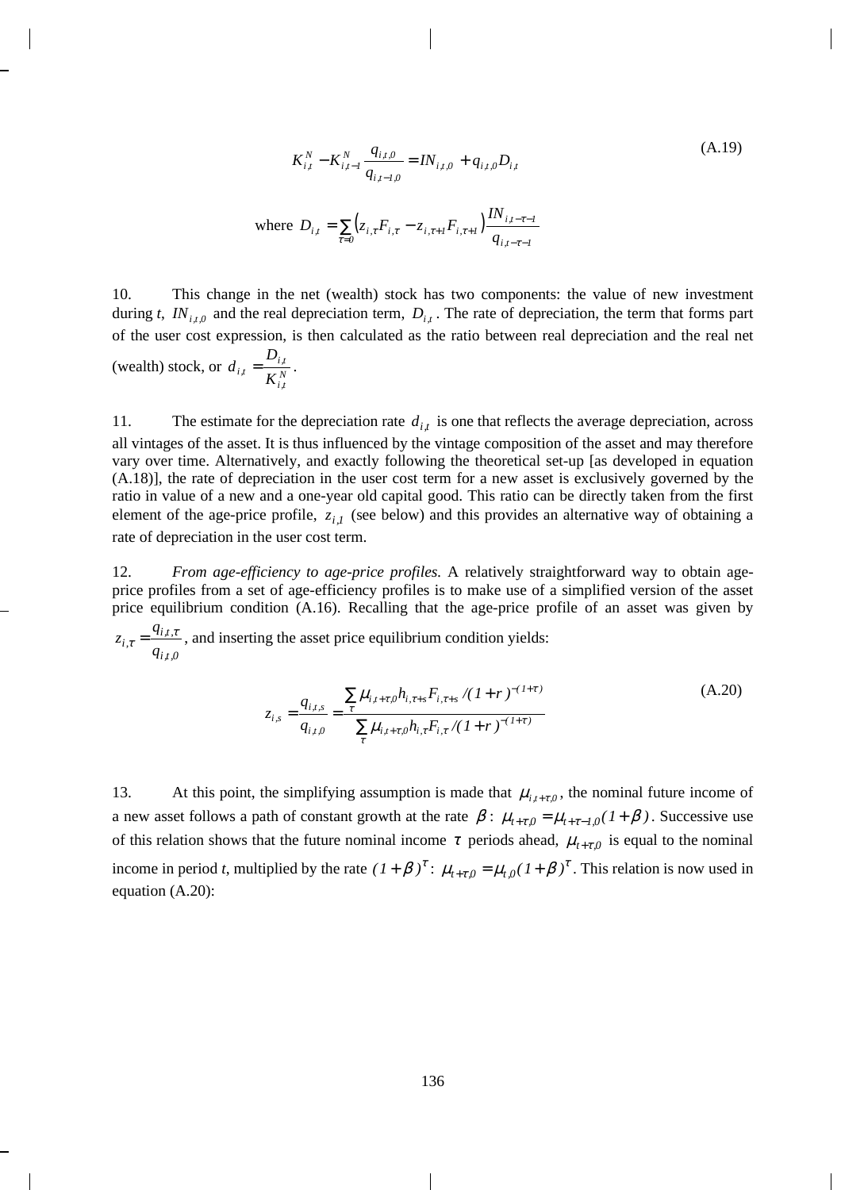$$K_{i,t}^{N} - K_{i,t-1}^{N}\frac{q_{i,t,0}}{q_{i,t-1,0}} = IN_{i,t,0} + q_{i,t,0}D_{i,t} \tag{A.19}$$

$$\text{where } D_{i,t} = \sum_{\tau=0}\left(z_{i,\tau}F_{i,\tau} - z_{i,\tau+1}F_{i,\tau+1}\right)\frac{IN_{i,t-\tau-1}}{q_{i,t-\tau-1}}$$

10. This change in the net (wealth) stock has two components: the value of new investment during *t*, $IN_{i,t,0}$ and the real depreciation term, $D_{i,t}$. The rate of depreciation, the term that forms part of the user cost expression, is then calculated as the ratio between real depreciation and the real net (wealth) stock, or $d_{i,t} = \frac{D_{i,t}}{K_{i,t}^{N}}$.

11. The estimate for the depreciation rate $d_{i,t}$ is one that reflects the average depreciation, across all vintages of the asset. It is thus influenced by the vintage composition of the asset and may therefore vary over time. Alternatively, and exactly following the theoretical set-up [as developed in equation (A.18)], the rate of depreciation in the user cost term for a new asset is exclusively governed by the ratio in value of a new and a one-year old capital good. This ratio can be directly taken from the first element of the age-price profile, $z_{i,1}$ (see below) and this provides an alternative way of obtaining a rate of depreciation in the user cost term.

12. *From age-efficiency to age-price profiles.* A relatively straightforward way to obtain age-price profiles from a set of age-efficiency profiles is to make use of a simplified version of the asset price equilibrium condition (A.16). Recalling that the age-price profile of an asset was given by $z_{i,\tau} = \frac{q_{i,t,\tau}}{q_{i,t,0}}$, and inserting the asset price equilibrium condition yields:

$$z_{i,s} = \frac{q_{i,t,s}}{q_{i,t,0}} = \frac{\sum_{\tau}\mu_{i,t+\tau,0}h_{i,\tau+s}F_{i,\tau+s}/(1+r)^{-(1+\tau)}}{\sum_{\tau}\mu_{i,t+\tau,0}h_{i,\tau}F_{i,\tau}/(1+r)^{-(1+\tau)}} \tag{A.20}$$

13. At this point, the simplifying assumption is made that $\mu_{i,t+\tau,0}$, the nominal future income of a new asset follows a path of constant growth at the rate $\beta$: $\mu_{t+\tau,0} = \mu_{t+\tau-1,0}(1+\beta)$. Successive use of this relation shows that the future nominal income $\tau$ periods ahead, $\mu_{t+\tau,0}$ is equal to the nominal income in period *t*, multiplied by the rate $(1+\beta)^{\tau}$: $\mu_{t+\tau,0} = \mu_{t,0}(1+\beta)^{\tau}$. This relation is now used in equation (A.20):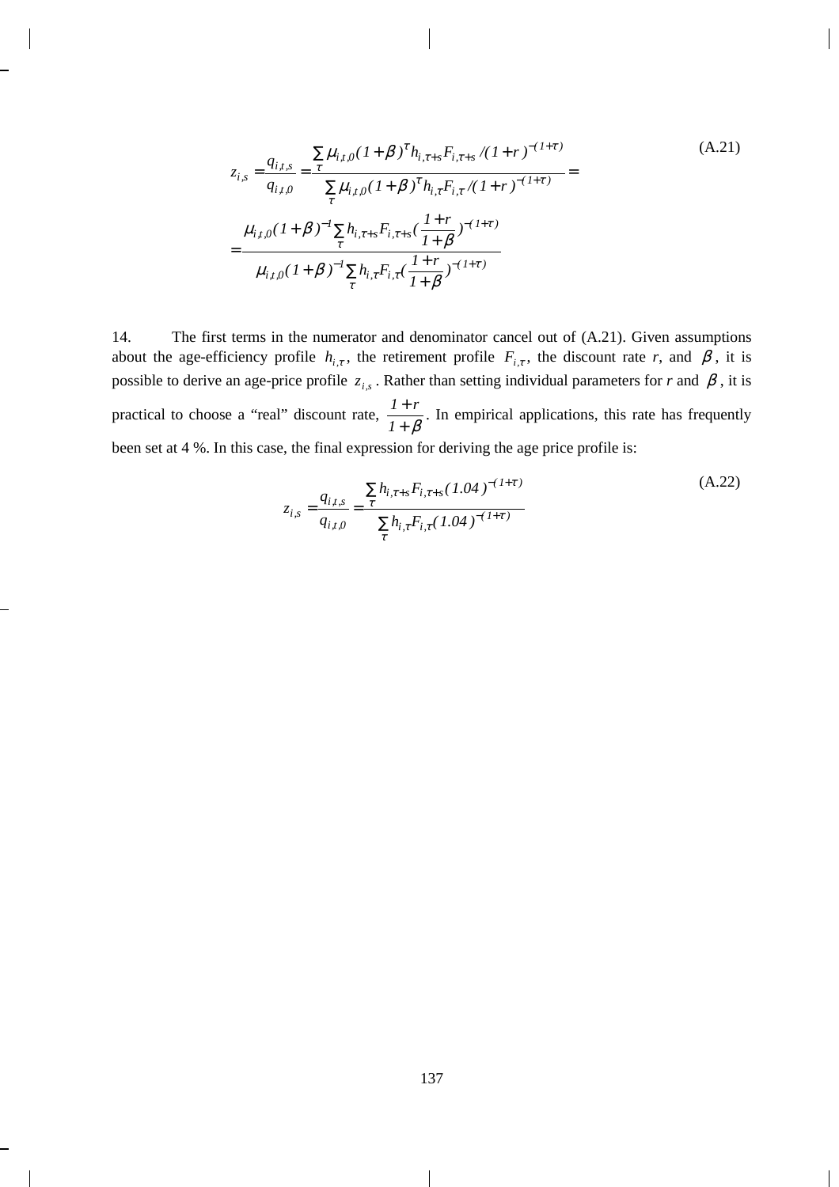$$z_{i,s} = \frac{q_{i,t,s}}{q_{i,t,0}} = \frac{\sum_{\tau} \mu_{i,t,0}(1+\beta)^{\tau} h_{i,\tau+s} F_{i,\tau+s} / (1+r)^{-(1+\tau)}}{\sum_{\tau} \mu_{i,t,0}(1+\beta)^{\tau} h_{i,\tau} F_{i,\tau} / (1+r)^{-(1+\tau)}} =$$
$$= \frac{\mu_{i,t,0}(1+\beta)^{-1} \sum_{\tau} h_{i,\tau+s} F_{i,\tau+s} (\frac{1+r}{1+\beta})^{-(1+\tau)}}{\mu_{i,t,0}(1+\beta)^{-1} \sum_{\tau} h_{i,\tau} F_{i,\tau} (\frac{1+r}{1+\beta})^{-(1+\tau)}} \tag{A.21}$$

14. The first terms in the numerator and denominator cancel out of (A.21). Given assumptions about the age-efficiency profile $h_{i,\tau}$, the retirement profile $F_{i,\tau}$, the discount rate $r$, and $\beta$, it is possible to derive an age-price profile $z_{i,s}$. Rather than setting individual parameters for $r$ and $\beta$, it is practical to choose a "real" discount rate, $\frac{1+r}{1+\beta}$. In empirical applications, this rate has frequently been set at 4 %. In this case, the final expression for deriving the age price profile is:

$$z_{i,s} = \frac{q_{i,t,s}}{q_{i,t,0}} = \frac{\sum_{\tau} h_{i,\tau+s} F_{i,\tau+s} (1.04)^{-(1+\tau)}}{\sum_{\tau} h_{i,\tau} F_{i,\tau} (1.04)^{-(1+\tau)}} \tag{A.22}$$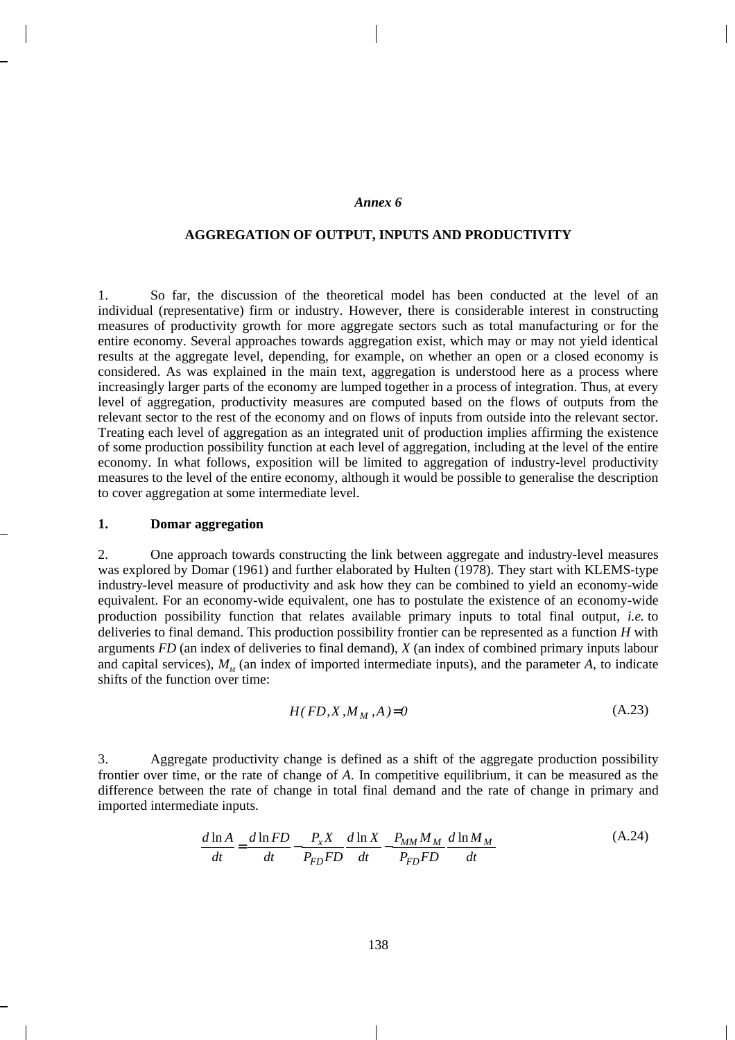*Annex 6*

**AGGREGATION OF OUTPUT, INPUTS AND PRODUCTIVITY**

1. So far, the discussion of the theoretical model has been conducted at the level of an individual (representative) firm or industry. However, there is considerable interest in constructing measures of productivity growth for more aggregate sectors such as total manufacturing or for the entire economy. Several approaches towards aggregation exist, which may or may not yield identical results at the aggregate level, depending, for example, on whether an open or a closed economy is considered. As was explained in the main text, aggregation is understood here as a process where increasingly larger parts of the economy are lumped together in a process of integration. Thus, at every level of aggregation, productivity measures are computed based on the flows of outputs from the relevant sector to the rest of the economy and on flows of inputs from outside into the relevant sector. Treating each level of aggregation as an integrated unit of production implies affirming the existence of some production possibility function at each level of aggregation, including at the level of the entire economy. In what follows, exposition will be limited to aggregation of industry-level productivity measures to the level of the entire economy, although it would be possible to generalise the description to cover aggregation at some intermediate level.

## 1. Domar aggregation

2. One approach towards constructing the link between aggregate and industry-level measures was explored by Domar (1961) and further elaborated by Hulten (1978). They start with KLEMS-type industry-level measure of productivity and ask how they can be combined to yield an economy-wide equivalent. For an economy-wide equivalent, one has to postulate the existence of an economy-wide production possibility function that relates available primary inputs to total final output, *i.e.* to deliveries to final demand. This production possibility frontier can be represented as a function *H* with arguments *FD* (an index of deliveries to final demand), *X* (an index of combined primary inputs labour and capital services), $M_M$ (an index of imported intermediate inputs), and the parameter *A*, to indicate shifts of the function over time:

$$H(FD, X, M_M, A) = 0 \tag{A.23}$$

3. Aggregate productivity change is defined as a shift of the aggregate production possibility frontier over time, or the rate of change of *A*. In competitive equilibrium, it can be measured as the difference between the rate of change in total final demand and the rate of change in primary and imported intermediate inputs.

$$\frac{d\ln A}{dt} = \frac{d\ln FD}{dt} - \frac{P_x X}{P_{FD}FD}\frac{d\ln X}{dt} - \frac{P_{MM}M_M}{P_{FD}FD}\frac{d\ln M_M}{dt} \tag{A.24}$$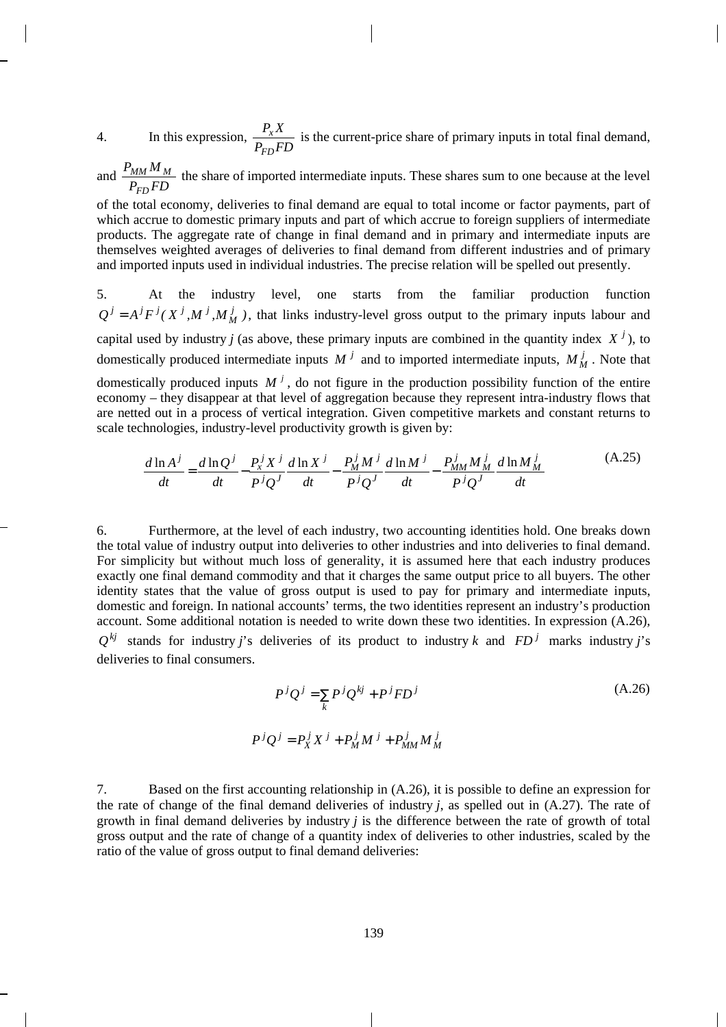4. In this expression, $\frac{P_x X}{P_{FD} FD}$ is the current-price share of primary inputs in total final demand, and $\frac{P_{MM} M_M}{P_{FD} FD}$ the share of imported intermediate inputs. These shares sum to one because at the level of the total economy, deliveries to final demand are equal to total income or factor payments, part of which accrue to domestic primary inputs and part of which accrue to foreign suppliers of intermediate products. The aggregate rate of change in final demand and in primary and intermediate inputs are themselves weighted averages of deliveries to final demand from different industries and of primary and imported inputs used in individual industries. The precise relation will be spelled out presently.

5. At the industry level, one starts from the familiar production function $Q^j = A^j F^j(X^j, M^j, M_M^j)$, that links industry-level gross output to the primary inputs labour and capital used by industry *j* (as above, these primary inputs are combined in the quantity index $X^j$), to domestically produced intermediate inputs $M^j$ and to imported intermediate inputs, $M_M^j$. Note that domestically produced inputs $M^j$, do not figure in the production possibility function of the entire economy – they disappear at that level of aggregation because they represent intra-industry flows that are netted out in a process of vertical integration. Given competitive markets and constant returns to scale technologies, industry-level productivity growth is given by:

$$\frac{d\ln A^j}{dt} = \frac{d\ln Q^j}{dt} - \frac{P_x^j X^j}{P^j Q^j}\frac{d\ln X^j}{dt} - \frac{P_M^j M^j}{P^j Q^j}\frac{d\ln M^j}{dt} - \frac{P_{MM}^j M_M^j}{P^j Q^j}\frac{d\ln M_M^j}{dt} \tag{A.25}$$

6. Furthermore, at the level of each industry, two accounting identities hold. One breaks down the total value of industry output into deliveries to other industries and into deliveries to final demand. For simplicity but without much loss of generality, it is assumed here that each industry produces exactly one final demand commodity and that it charges the same output price to all buyers. The other identity states that the value of gross output is used to pay for primary and intermediate inputs, domestic and foreign. In national accounts' terms, the two identities represent an industry's production account. Some additional notation is needed to write down these two identities. In expression (A.26), $Q^{kj}$ stands for industry *j*'s deliveries of its product to industry *k* and $FD^j$ marks industry *j*'s deliveries to final consumers.

$$P^j Q^j = \sum_k P^j Q^{kj} + P^j FD^j \tag{A.26}$$

$$P^j Q^j = P_X^j X^j + P_M^j M^j + P_{MM}^j M_M^j$$

7. Based on the first accounting relationship in (A.26), it is possible to define an expression for the rate of change of the final demand deliveries of industry *j*, as spelled out in (A.27). The rate of growth in final demand deliveries by industry *j* is the difference between the rate of growth of total gross output and the rate of change of a quantity index of deliveries to other industries, scaled by the ratio of the value of gross output to final demand deliveries: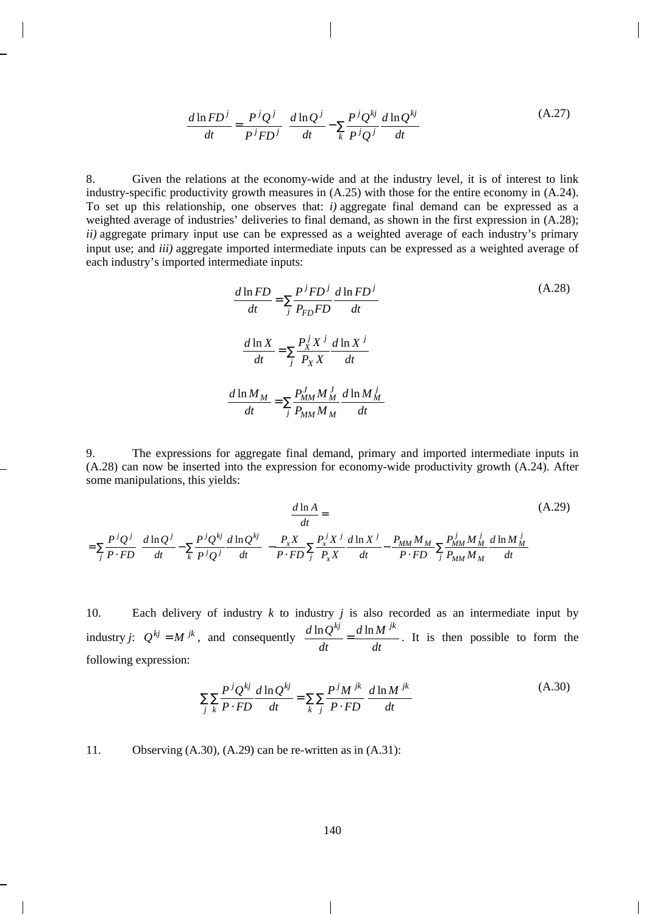$$\frac{d\ln FD^j}{dt} = \frac{P^j Q^j}{P^j FD^j} \frac{d\ln Q^j}{dt} - \sum_k \frac{P^j Q^{kj}}{P^j Q^j} \frac{d\ln Q^{kj}}{dt} \tag{A.27}$$

8. Given the relations at the economy-wide and at the industry level, it is of interest to link industry-specific productivity growth measures in (A.25) with those for the entire economy in (A.24). To set up this relationship, one observes that: *i)* aggregate final demand can be expressed as a weighted average of industries' deliveries to final demand, as shown in the first expression in (A.28); *ii)* aggregate primary input use can be expressed as a weighted average of each industry's primary input use; and *iii)* aggregate imported intermediate inputs can be expressed as a weighted average of each industry's imported intermediate inputs:

$$\frac{d\ln FD}{dt} = \sum_j \frac{P^j FD^j}{P_{FD} FD} \frac{d\ln FD^j}{dt} \tag{A.28}$$

$$\frac{d\ln X}{dt} = \sum_j \frac{P_X^j X^j}{P_X X} \frac{d\ln X^j}{dt}$$

$$\frac{d\ln M_M}{dt} = \sum_j \frac{P_{MM}^J M_M^J}{P_{MM} M_M} \frac{d\ln M_M^j}{dt}$$

9. The expressions for aggregate final demand, primary and imported intermediate inputs in (A.28) can now be inserted into the expression for economy-wide productivity growth (A.24). After some manipulations, this yields:

$$\frac{d\ln A}{dt} = \tag{A.29}$$

$$= \sum_j \frac{P^j Q^j}{P \cdot FD} \frac{d\ln Q^j}{dt} - \sum_k \frac{P^j Q^{kj}}{P^j Q^j} \frac{d\ln Q^{kj}}{dt} - \frac{P_x X}{P \cdot FD} \sum_j \frac{P_x^j X^j}{P_x X} \frac{d\ln X^j}{dt} - \frac{P_{MM} M_M}{P \cdot FD} \sum_j \frac{P_{MM}^j M_M^j}{P_{MM} M_M} \frac{d\ln M_M^j}{dt}$$

10. Each delivery of industry $k$ to industry $j$ is also recorded as an intermediate input by industry $j$: $Q^{kj} = M^{jk}$, and consequently $\frac{d\ln Q^{kj}}{dt} = \frac{d\ln M^{jk}}{dt}$. It is then possible to form the following expression:

$$\sum_j \sum_k \frac{P^j Q^{kj}}{P \cdot FD} \frac{d\ln Q^{kj}}{dt} = \sum_k \sum_j \frac{P^j M^{jk}}{P \cdot FD} \frac{d\ln M^{jk}}{dt} \tag{A.30}$$

11. Observing (A.30), (A.29) can be re-written as in (A.31):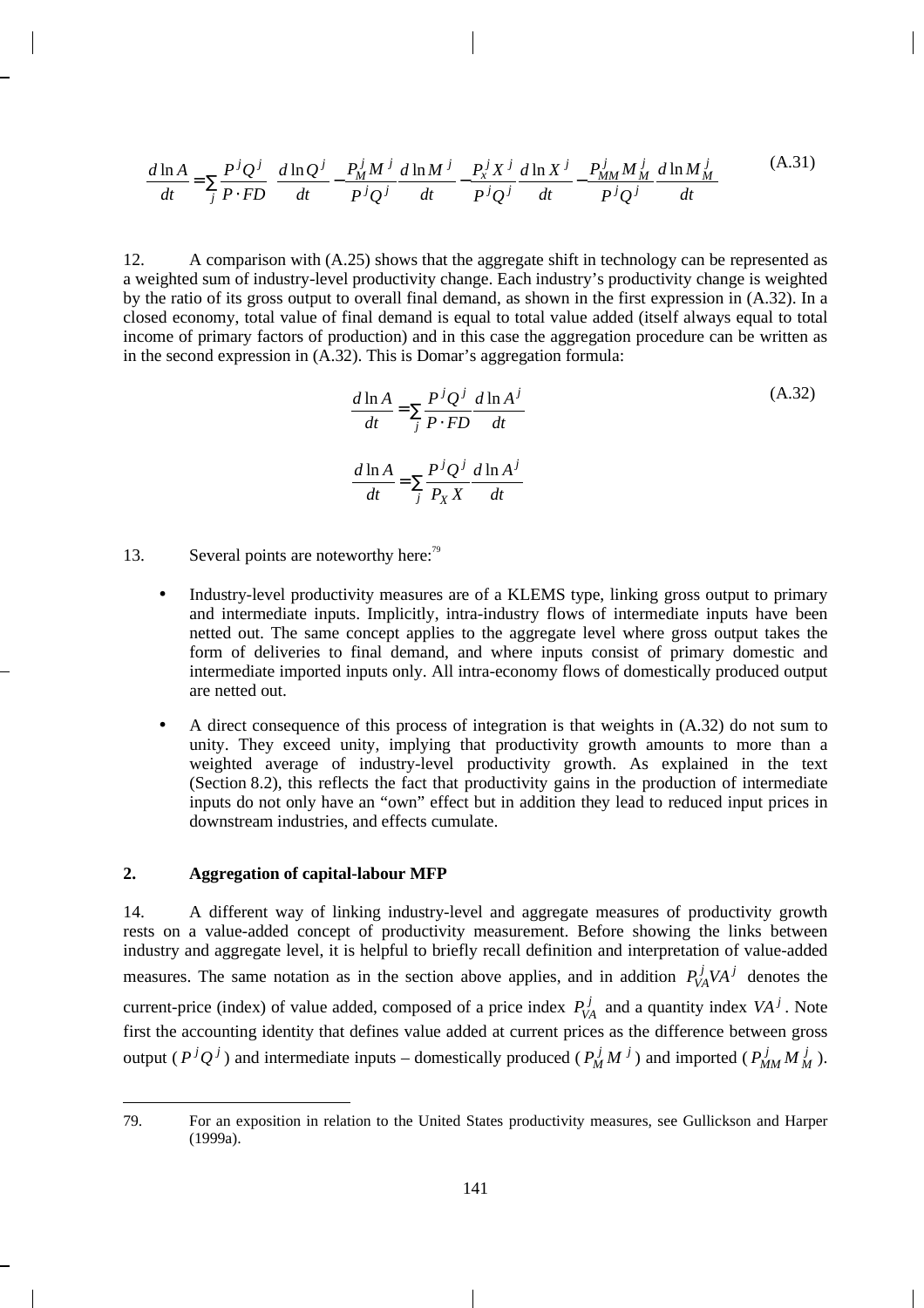$$\frac{d\ln A}{dt} = \sum_j \frac{P^j Q^j}{P \cdot FD} \left( \frac{d\ln Q^j}{dt} - \frac{P_M^j M^j}{P^j Q^j}\frac{d\ln M^j}{dt} - \frac{P_x^j X^j}{P^j Q^j}\frac{d\ln X^j}{dt} - \frac{P_{MM}^j M_M^j}{P^j Q^j}\frac{d\ln M_M^j}{dt} \right) \quad \text{(A.31)}$$

12. A comparison with (A.25) shows that the aggregate shift in technology can be represented as a weighted sum of industry-level productivity change. Each industry's productivity change is weighted by the ratio of its gross output to overall final demand, as shown in the first expression in (A.32). In a closed economy, total value of final demand is equal to total value added (itself always equal to total income of primary factors of production) and in this case the aggregation procedure can be written as in the second expression in (A.32). This is Domar's aggregation formula:

$$\frac{d\ln A}{dt} = \sum_j \frac{P^j Q^j}{P \cdot FD}\frac{d\ln A^j}{dt} \quad \text{(A.32)}$$

$$\frac{d\ln A}{dt} = \sum_j \frac{P^j Q^j}{P_X X}\frac{d\ln A^j}{dt}$$

13. Several points are noteworthy here:[79]

- Industry-level productivity measures are of a KLEMS type, linking gross output to primary and intermediate inputs. Implicitly, intra-industry flows of intermediate inputs have been netted out. The same concept applies to the aggregate level where gross output takes the form of deliveries to final demand, and where inputs consist of primary domestic and intermediate imported inputs only. All intra-economy flows of domestically produced output are netted out.

- A direct consequence of this process of integration is that weights in (A.32) do not sum to unity. They exceed unity, implying that productivity growth amounts to more than a weighted average of industry-level productivity growth. As explained in the text (Section 8.2), this reflects the fact that productivity gains in the production of intermediate inputs do not only have an "own" effect but in addition they lead to reduced input prices in downstream industries, and effects cumulate.

## 2. Aggregation of capital-labour MFP

14. A different way of linking industry-level and aggregate measures of productivity growth rests on a value-added concept of productivity measurement. Before showing the links between industry and aggregate level, it is helpful to briefly recall definition and interpretation of value-added measures. The same notation as in the section above applies, and in addition $P_{VA}^j VA^j$ denotes the current-price (index) of value added, composed of a price index $P_{VA}^j$ and a quantity index $VA^j$. Note first the accounting identity that defines value added at current prices as the difference between gross output ($P^j Q^j$) and intermediate inputs – domestically produced ($P_M^j M^j$) and imported ($P_{MM}^j M_M^j$).

---

79. For an exposition in relation to the United States productivity measures, see Gullickson and Harper (1999a).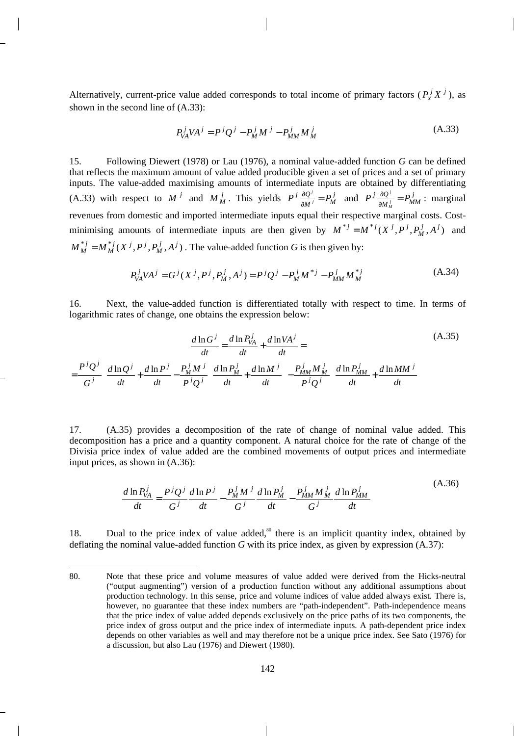Alternatively, current-price value added corresponds to total income of primary factors ($P_x^j X^j$), as shown in the second line of (A.33):

$$P_{VA}^j VA^j = P^j Q^j - P_M^j M^j - P_{MM}^j M_M^j \tag{A.33}$$

15. Following Diewert (1978) or Lau (1976), a nominal value-added function *G* can be defined that reflects the maximum amount of value added producible given a set of prices and a set of primary inputs. The value-added maximising amounts of intermediate inputs are obtained by differentiating (A.33) with respect to $M^j$ and $M_M^j$. This yields $P^j \frac{\partial Q^j}{\partial M^j} = P_M^j$ and $P^j \frac{\partial Q^j}{\partial M_M^j} = P_{MM}^j$ : marginal revenues from domestic and imported intermediate inputs equal their respective marginal costs. Cost-minimising amounts of intermediate inputs are then given by $M^{*j} = M^{*j}(X^j, P^j, P_M^j, A^j)$ and $M_M^{*j} = M_M^{*j}(X^j, P^j, P_M^j, A^j)$. The value-added function *G* is then given by:

$$P_{VA}^j VA^j = G^j(X^j, P^j, P_M^j, A^j) = P^j Q^j - P_M^j M^{*j} - P_{MM}^j M_M^{*j} \tag{A.34}$$

16. Next, the value-added function is differentiated totally with respect to time. In terms of logarithmic rates of change, one obtains the expression below:

$$\frac{d \ln G^j}{dt} = \frac{d \ln P_{VA}^j}{dt} + \frac{d \ln VA^j}{dt} = \tag{A.35}$$

$$= \frac{P^j Q^j}{G^j} \left[ \frac{d \ln Q^j}{dt} + \frac{d \ln P^j}{dt} - \frac{P_M^j M^j}{P^j Q^j} \left( \frac{d \ln P_M^j}{dt} + \frac{d \ln M^j}{dt} \right) - \frac{P_{MM}^j M_M^j}{P^j Q^j} \left( \frac{d \ln P_{MM}^j}{dt} + \frac{d \ln MM^j}{dt} \right) \right]$$

17. (A.35) provides a decomposition of the rate of change of nominal value added. This decomposition has a price and a quantity component. A natural choice for the rate of change of the Divisia price index of value added are the combined movements of output prices and intermediate input prices, as shown in (A.36):

$$\frac{d \ln P_{VA}^j}{dt} = \frac{P^j Q^j}{G^j} \frac{d \ln P^j}{dt} - \frac{P_M^j M^j}{G^j} \frac{d \ln P_M^j}{dt} - \frac{P_{MM}^j M_M^j}{G^j} \frac{d \ln P_{MM}^j}{dt} \tag{A.36}$$

18. Dual to the price index of value added,[80] there is an implicit quantity index, obtained by deflating the nominal value-added function *G* with its price index, as given by expression (A.37):

---

80. Note that these price and volume measures of value added were derived from the Hicks-neutral ("output augmenting") version of a production function without any additional assumptions about production technology. In this sense, price and volume indices of value added always exist. There is, however, no guarantee that these index numbers are "path-independent". Path-independence means that the price index of value added depends exclusively on the price paths of its two components, the price index of gross output and the price index of intermediate inputs. A path-dependent price index depends on other variables as well and may therefore not be a unique price index. See Sato (1976) for a discussion, but also Lau (1976) and Diewert (1980).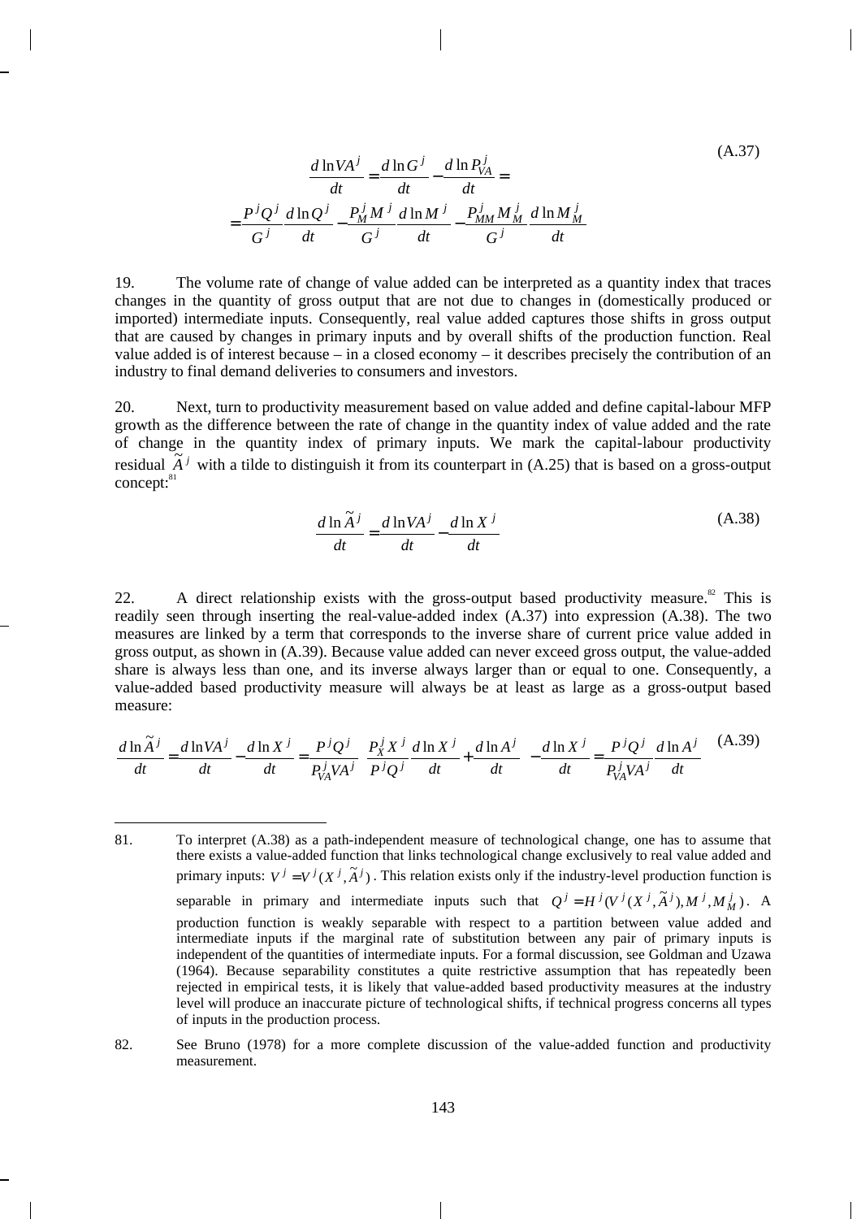$$\frac{d\ln VA^j}{dt} = \frac{d\ln G^j}{dt} - \frac{d\ln P_{VA}^j}{dt} = \tag{A.37}$$
$$= \frac{P^jQ^j}{G^j}\frac{d\ln Q^j}{dt} - \frac{P_M^jM^j}{G^j}\frac{d\ln M^j}{dt} - \frac{P_{MM}^jM_M^j}{G^j}\frac{d\ln M_M^j}{dt}$$

19. The volume rate of change of value added can be interpreted as a quantity index that traces changes in the quantity of gross output that are not due to changes in (domestically produced or imported) intermediate inputs. Consequently, real value added captures those shifts in gross output that are caused by changes in primary inputs and by overall shifts of the production function. Real value added is of interest because – in a closed economy – it describes precisely the contribution of an industry to final demand deliveries to consumers and investors.

20. Next, turn to productivity measurement based on value added and define capital-labour MFP growth as the difference between the rate of change in the quantity index of value added and the rate of change in the quantity index of primary inputs. We mark the capital-labour productivity residual $\tilde{A}^j$ with a tilde to distinguish it from its counterpart in (A.25) that is based on a gross-output concept:[81]

$$\frac{d\ln \tilde{A}^j}{dt} = \frac{d\ln VA^j}{dt} - \frac{d\ln X^j}{dt} \tag{A.38}$$

22. A direct relationship exists with the gross-output based productivity measure.[82] This is readily seen through inserting the real-value-added index (A.37) into expression (A.38). The two measures are linked by a term that corresponds to the inverse share of current price value added in gross output, as shown in (A.39). Because value added can never exceed gross output, the value-added share is always less than one, and its inverse always larger than or equal to one. Consequently, a value-added based productivity measure will always be at least as large as a gross-output based measure:

$$\frac{d\ln \tilde{A}^j}{dt} = \frac{d\ln VA^j}{dt} - \frac{d\ln X^j}{dt} = \frac{P^jQ^j}{P_{VA}^jVA^j}\left(\frac{P_X^jX^j}{P^jQ^j}\frac{d\ln X^j}{dt} + \frac{d\ln A^j}{dt}\right) - \frac{d\ln X^j}{dt} = \frac{P^jQ^j}{P_{VA}^jVA^j}\frac{d\ln A^j}{dt} \tag{A.39}$$

---

81. To interpret (A.38) as a path-independent measure of technological change, one has to assume that there exists a value-added function that links technological change exclusively to real value added and primary inputs: $V^j = V^j(X^j, \tilde{A}^j)$. This relation exists only if the industry-level production function is separable in primary and intermediate inputs such that $Q^j = H^j(V^j(X^j, \tilde{A}^j), M^j, M_M^j)$. A production function is weakly separable with respect to a partition between value added and intermediate inputs if the marginal rate of substitution between any pair of primary inputs is independent of the quantities of intermediate inputs. For a formal discussion, see Goldman and Uzawa (1964). Because separability constitutes a quite restrictive assumption that has repeatedly been rejected in empirical tests, it is likely that value-added based productivity measures at the industry level will produce an inaccurate picture of technological shifts, if technical progress concerns all types of inputs in the production process.

82. See Bruno (1978) for a more complete discussion of the value-added function and productivity measurement.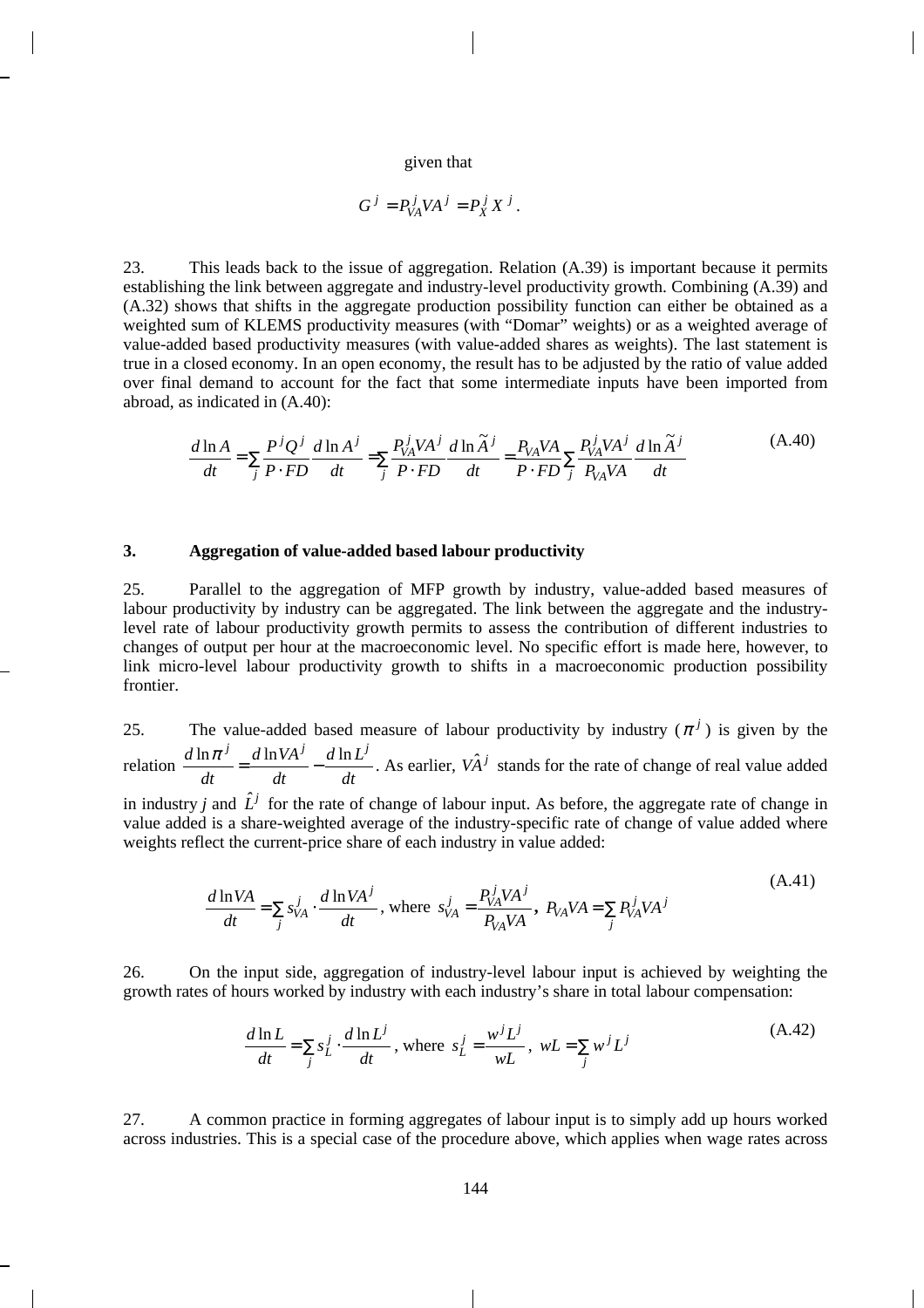given that

$$G^j = P_{VA}^j VA^j = P_X^j X^j .$$

23. This leads back to the issue of aggregation. Relation (A.39) is important because it permits establishing the link between aggregate and industry-level productivity growth. Combining (A.39) and (A.32) shows that shifts in the aggregate production possibility function can either be obtained as a weighted sum of KLEMS productivity measures (with "Domar" weights) or as a weighted average of value-added based productivity measures (with value-added shares as weights). The last statement is true in a closed economy. In an open economy, the result has to be adjusted by the ratio of value added over final demand to account for the fact that some intermediate inputs have been imported from abroad, as indicated in (A.40):

$$\frac{d\ln A}{dt} = \sum_j \frac{P^j Q^j}{P \cdot FD} \frac{d\ln A^j}{dt} = \sum_j \frac{P_{VA}^j VA^j}{P \cdot FD} \frac{d\ln \tilde{A}^j}{dt} = \frac{P_{VA} VA}{P \cdot FD} \sum_j \frac{P_{VA}^j VA^j}{P_{VA} VA} \frac{d\ln \tilde{A}^j}{dt} \tag{A.40}$$

### 3. Aggregation of value-added based labour productivity

25. Parallel to the aggregation of MFP growth by industry, value-added based measures of labour productivity by industry can be aggregated. The link between the aggregate and the industry-level rate of labour productivity growth permits to assess the contribution of different industries to changes of output per hour at the macroeconomic level. No specific effort is made here, however, to link micro-level labour productivity growth to shifts in a macroeconomic production possibility frontier.

25. The value-added based measure of labour productivity by industry ($\pi^j$) is given by the relation $\frac{d\ln \pi^j}{dt} = \frac{d\ln VA^j}{dt} - \frac{d\ln L^j}{dt}$. As earlier, $V\hat{A}^j$ stands for the rate of change of real value added in industry *j* and $\hat{L}^j$ for the rate of change of labour input. As before, the aggregate rate of change in value added is a share-weighted average of the industry-specific rate of change of value added where weights reflect the current-price share of each industry in value added:

$$\frac{d\ln VA}{dt} = \sum_j s_{VA}^j \cdot \frac{d\ln VA^j}{dt}, \text{ where } s_{VA}^j = \frac{P_{VA}^j VA^j}{P_{VA} VA}, \; P_{VA} VA = \sum_j P_{VA}^j VA^j \tag{A.41}$$

26. On the input side, aggregation of industry-level labour input is achieved by weighting the growth rates of hours worked by industry with each industry's share in total labour compensation:

$$\frac{d\ln L}{dt} = \sum_j s_L^j \cdot \frac{d\ln L^j}{dt}, \text{ where } s_L^j = \frac{w^j L^j}{wL}, \; wL = \sum_j w^j L^j \tag{A.42}$$

27. A common practice in forming aggregates of labour input is to simply add up hours worked across industries. This is a special case of the procedure above, which applies when wage rates across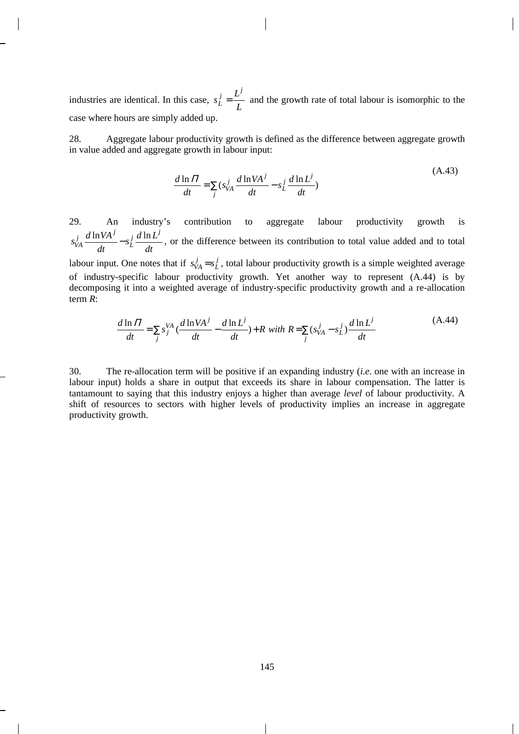industries are identical. In this case, $s_L^j = \frac{L^j}{L}$ and the growth rate of total labour is isomorphic to the case where hours are simply added up.

28. Aggregate labour productivity growth is defined as the difference between aggregate growth in value added and aggregate growth in labour input:

$$\frac{d \ln \Pi}{dt} = \sum_j (s_{VA}^j \frac{d \ln VA^j}{dt} - s_L^j \frac{d \ln L^j}{dt}) \tag{A.43}$$

29. An industry's contribution to aggregate labour productivity growth is $s_{VA}^j \frac{d \ln VA^j}{dt} - s_L^j \frac{d \ln L^j}{dt}$, or the difference between its contribution to total value added and to total labour input. One notes that if $s_{VA}^j = s_L^j$, total labour productivity growth is a simple weighted average of industry-specific labour productivity growth. Yet another way to represent (A.44) is by decomposing it into a weighted average of industry-specific productivity growth and a re-allocation term *R*:

$$\frac{d \ln \Pi}{dt} = \sum_j s_j^{VA} (\frac{d \ln VA^j}{dt} - \frac{d \ln L^j}{dt}) + R \; with \; R = \sum_j (s_{VA}^j - s_L^j) \frac{d \ln L^j}{dt} \tag{A.44}$$

30. The re-allocation term will be positive if an expanding industry (*i.e.* one with an increase in labour input) holds a share in output that exceeds its share in labour compensation. The latter is tantamount to saying that this industry enjoys a higher than average *level* of labour productivity. A shift of resources to sectors with higher levels of productivity implies an increase in aggregate productivity growth.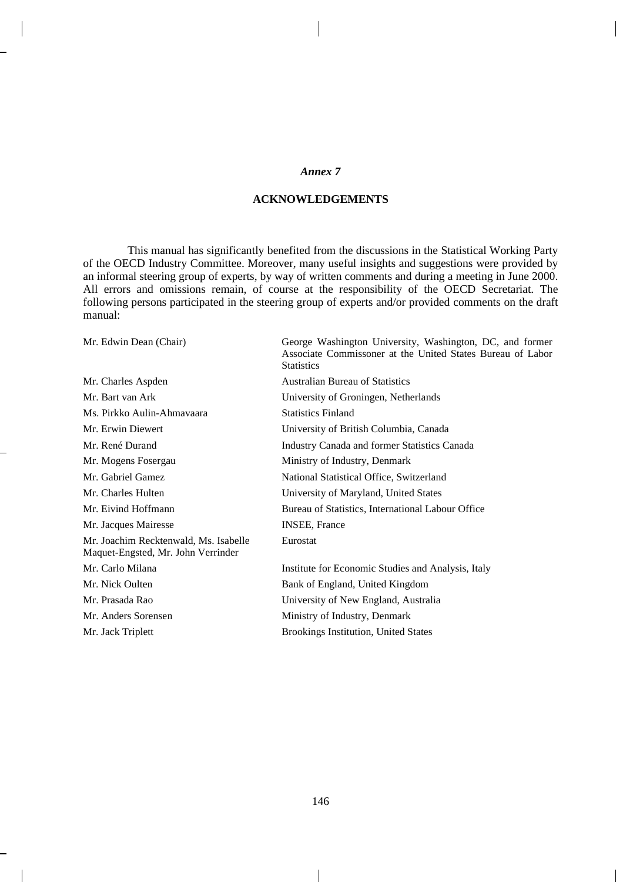*Annex 7*

## ACKNOWLEDGEMENTS

This manual has significantly benefited from the discussions in the Statistical Working Party of the OECD Industry Committee. Moreover, many useful insights and suggestions were provided by an informal steering group of experts, by way of written comments and during a meeting in June 2000. All errors and omissions remain, of course at the responsibility of the OECD Secretariat. The following persons participated in the steering group of experts and/or provided comments on the draft manual:

| | |
|---|---|
| Mr. Edwin Dean (Chair) | George Washington University, Washington, DC, and former Associate Commissoner at the United States Bureau of Labor Statistics |
| Mr. Charles Aspden | Australian Bureau of Statistics |
| Mr. Bart van Ark | University of Groningen, Netherlands |
| Ms. Pirkko Aulin-Ahmavaara | Statistics Finland |
| Mr. Erwin Diewert | University of British Columbia, Canada |
| Mr. René Durand | Industry Canada and former Statistics Canada |
| Mr. Mogens Fosergau | Ministry of Industry, Denmark |
| Mr. Gabriel Gamez | National Statistical Office, Switzerland |
| Mr. Charles Hulten | University of Maryland, United States |
| Mr. Eivind Hoffmann | Bureau of Statistics, International Labour Office |
| Mr. Jacques Mairesse | INSEE, France |
| Mr. Joachim Recktenwald, Ms. Isabelle Maquet-Engsted, Mr. John Verrinder | Eurostat |
| Mr. Carlo Milana | Institute for Economic Studies and Analysis, Italy |
| Mr. Nick Oulten | Bank of England, United Kingdom |
| Mr. Prasada Rao | University of New England, Australia |
| Mr. Anders Sorensen | Ministry of Industry, Denmark |
| Mr. Jack Triplett | Brookings Institution, United States |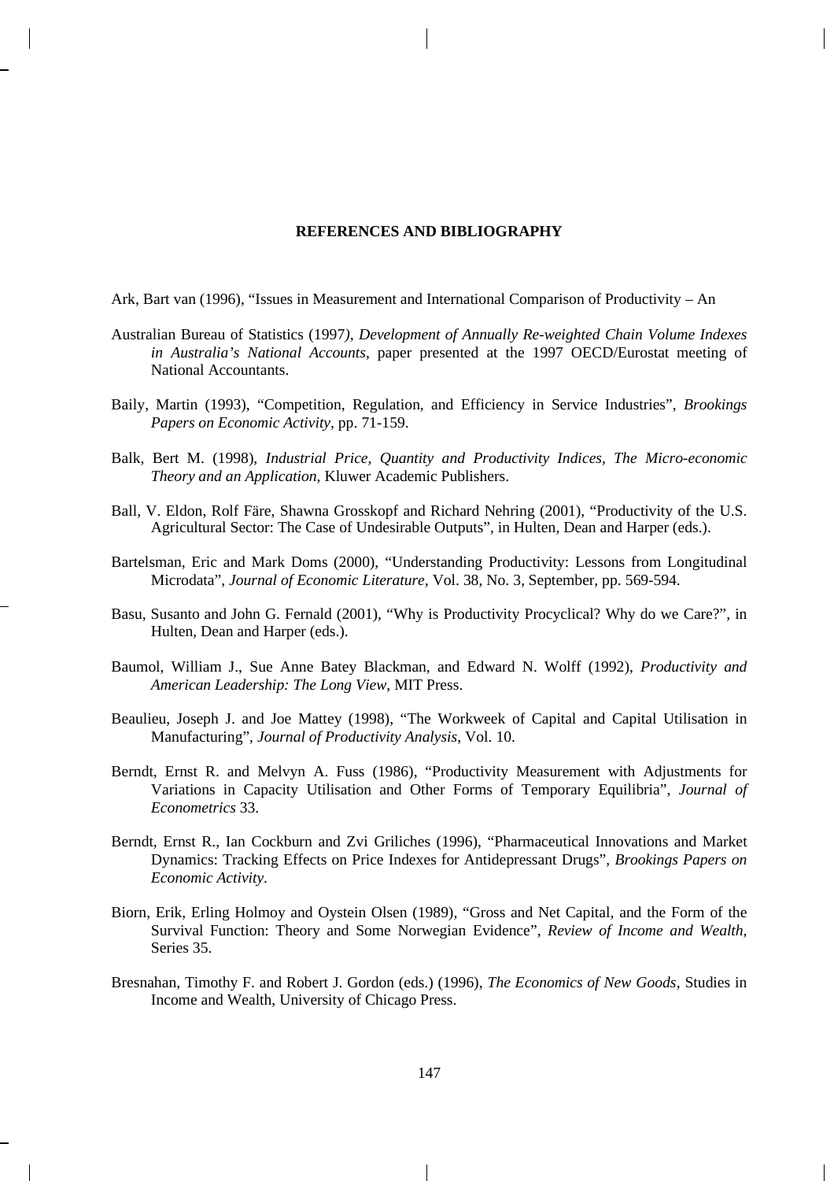## REFERENCES AND BIBLIOGRAPHY

Ark, Bart van (1996), "Issues in Measurement and International Comparison of Productivity – An

Australian Bureau of Statistics (1997), *Development of Annually Re-weighted Chain Volume Indexes in Australia's National Accounts*, paper presented at the 1997 OECD/Eurostat meeting of National Accountants.

Baily, Martin (1993), "Competition, Regulation, and Efficiency in Service Industries", *Brookings Papers on Economic Activity*, pp. 71-159.

Balk, Bert M. (1998), *Industrial Price, Quantity and Productivity Indices, The Micro-economic Theory and an Application*, Kluwer Academic Publishers.

Ball, V. Eldon, Rolf Färe, Shawna Grosskopf and Richard Nehring (2001), "Productivity of the U.S. Agricultural Sector: The Case of Undesirable Outputs", in Hulten, Dean and Harper (eds.).

Bartelsman, Eric and Mark Doms (2000), "Understanding Productivity: Lessons from Longitudinal Microdata", *Journal of Economic Literature*, Vol. 38, No. 3, September, pp. 569-594.

Basu, Susanto and John G. Fernald (2001), "Why is Productivity Procyclical? Why do we Care?", in Hulten, Dean and Harper (eds.).

Baumol, William J., Sue Anne Batey Blackman, and Edward N. Wolff (1992), *Productivity and American Leadership: The Long View*, MIT Press.

Beaulieu, Joseph J. and Joe Mattey (1998), "The Workweek of Capital and Capital Utilisation in Manufacturing", *Journal of Productivity Analysis*, Vol. 10.

Berndt, Ernst R. and Melvyn A. Fuss (1986), "Productivity Measurement with Adjustments for Variations in Capacity Utilisation and Other Forms of Temporary Equilibria", *Journal of Econometrics* 33.

Berndt, Ernst R., Ian Cockburn and Zvi Griliches (1996), "Pharmaceutical Innovations and Market Dynamics: Tracking Effects on Price Indexes for Antidepressant Drugs", *Brookings Papers on Economic Activity*.

Biorn, Erik, Erling Holmoy and Oystein Olsen (1989), "Gross and Net Capital, and the Form of the Survival Function: Theory and Some Norwegian Evidence", *Review of Income and Wealth*, Series 35.

Bresnahan, Timothy F. and Robert J. Gordon (eds.) (1996), *The Economics of New Goods*, Studies in Income and Wealth, University of Chicago Press.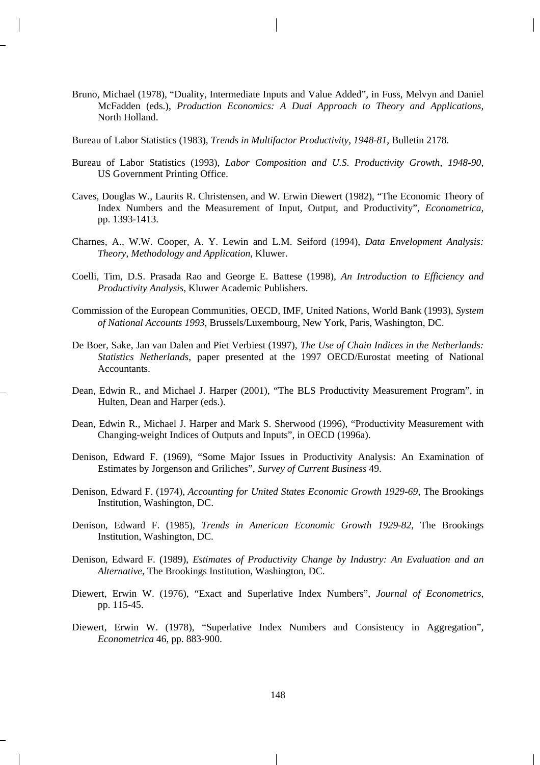Bruno, Michael (1978), "Duality, Intermediate Inputs and Value Added", in Fuss, Melvyn and Daniel McFadden (eds.), *Production Economics: A Dual Approach to Theory and Applications*, North Holland.

Bureau of Labor Statistics (1983), *Trends in Multifactor Productivity, 1948-81*, Bulletin 2178.

Bureau of Labor Statistics (1993), *Labor Composition and U.S. Productivity Growth, 1948-90*, US Government Printing Office.

Caves, Douglas W., Laurits R. Christensen, and W. Erwin Diewert (1982), "The Economic Theory of Index Numbers and the Measurement of Input, Output, and Productivity", *Econometrica*, pp. 1393-1413.

Charnes, A., W.W. Cooper, A. Y. Lewin and L.M. Seiford (1994), *Data Envelopment Analysis: Theory, Methodology and Application*, Kluwer.

Coelli, Tim, D.S. Prasada Rao and George E. Battese (1998), *An Introduction to Efficiency and Productivity Analysis*, Kluwer Academic Publishers.

Commission of the European Communities, OECD, IMF, United Nations, World Bank (1993), *System of National Accounts 1993*, Brussels/Luxembourg, New York, Paris, Washington, DC.

De Boer, Sake, Jan van Dalen and Piet Verbiest (1997), *The Use of Chain Indices in the Netherlands: Statistics Netherlands*, paper presented at the 1997 OECD/Eurostat meeting of National Accountants.

Dean, Edwin R., and Michael J. Harper (2001), "The BLS Productivity Measurement Program", in Hulten, Dean and Harper (eds.).

Dean, Edwin R., Michael J. Harper and Mark S. Sherwood (1996), "Productivity Measurement with Changing-weight Indices of Outputs and Inputs", in OECD (1996a).

Denison, Edward F. (1969), "Some Major Issues in Productivity Analysis: An Examination of Estimates by Jorgenson and Griliches", *Survey of Current Business* 49.

Denison, Edward F. (1974), *Accounting for United States Economic Growth 1929-69*, The Brookings Institution, Washington, DC.

Denison, Edward F. (1985), *Trends in American Economic Growth 1929-82*, The Brookings Institution, Washington, DC.

Denison, Edward F. (1989), *Estimates of Productivity Change by Industry: An Evaluation and an Alternative*, The Brookings Institution, Washington, DC.

Diewert, Erwin W. (1976), "Exact and Superlative Index Numbers", *Journal of Econometrics*, pp. 115-45.

Diewert, Erwin W. (1978), "Superlative Index Numbers and Consistency in Aggregation", *Econometrica* 46, pp. 883-900.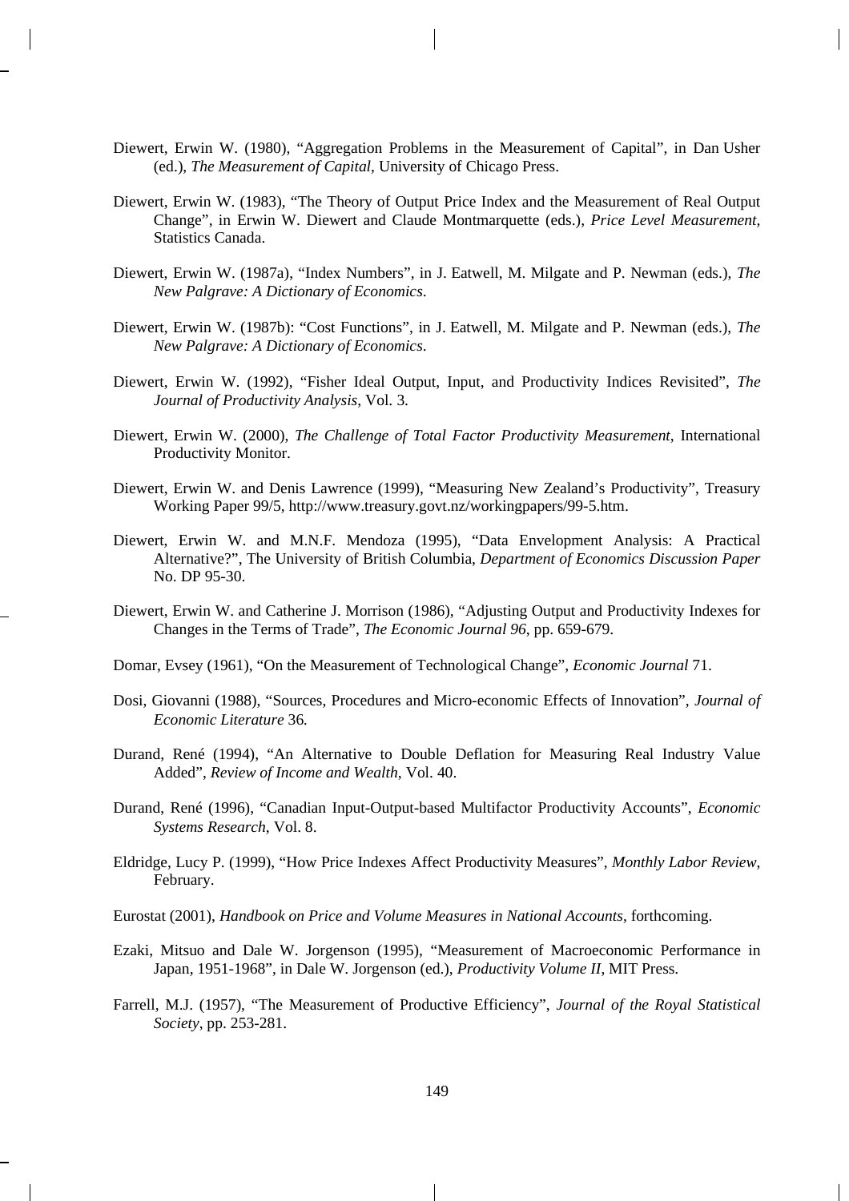Diewert, Erwin W. (1980), “Aggregation Problems in the Measurement of Capital”, in Dan Usher (ed.), *The Measurement of Capital*, University of Chicago Press.

Diewert, Erwin W. (1983), “The Theory of Output Price Index and the Measurement of Real Output Change”, in Erwin W. Diewert and Claude Montmarquette (eds.), *Price Level Measurement*, Statistics Canada.

Diewert, Erwin W. (1987a), “Index Numbers”, in J. Eatwell, M. Milgate and P. Newman (eds.), *The New Palgrave: A Dictionary of Economics*.

Diewert, Erwin W. (1987b): “Cost Functions”, in J. Eatwell, M. Milgate and P. Newman (eds.), *The New Palgrave: A Dictionary of Economics*.

Diewert, Erwin W. (1992), “Fisher Ideal Output, Input, and Productivity Indices Revisited”, *The Journal of Productivity Analysis*, Vol. 3.

Diewert, Erwin W. (2000), *The Challenge of Total Factor Productivity Measurement*, International Productivity Monitor.

Diewert, Erwin W. and Denis Lawrence (1999), “Measuring New Zealand’s Productivity”, Treasury Working Paper 99/5, http://www.treasury.govt.nz/workingpapers/99-5.htm.

Diewert, Erwin W. and M.N.F. Mendoza (1995), “Data Envelopment Analysis: A Practical Alternative?”, The University of British Columbia, *Department of Economics Discussion Paper* No. DP 95-30.

Diewert, Erwin W. and Catherine J. Morrison (1986), “Adjusting Output and Productivity Indexes for Changes in the Terms of Trade”, *The Economic Journal 96*, pp. 659-679.

Domar, Evsey (1961), “On the Measurement of Technological Change”, *Economic Journal* 71.

Dosi, Giovanni (1988), “Sources, Procedures and Micro-economic Effects of Innovation”, *Journal of Economic Literature* 36.

Durand, René (1994), “An Alternative to Double Deflation for Measuring Real Industry Value Added”, *Review of Income and Wealth*, Vol. 40.

Durand, René (1996), “Canadian Input-Output-based Multifactor Productivity Accounts”, *Economic Systems Research*, Vol. 8.

Eldridge, Lucy P. (1999), “How Price Indexes Affect Productivity Measures”, *Monthly Labor Review*, February.

Eurostat (2001), *Handbook on Price and Volume Measures in National Accounts*, forthcoming.

Ezaki, Mitsuo and Dale W. Jorgenson (1995), “Measurement of Macroeconomic Performance in Japan, 1951-1968”, in Dale W. Jorgenson (ed.), *Productivity Volume II*, MIT Press.

Farrell, M.J. (1957), “The Measurement of Productive Efficiency”, *Journal of the Royal Statistical Society*, pp. 253-281.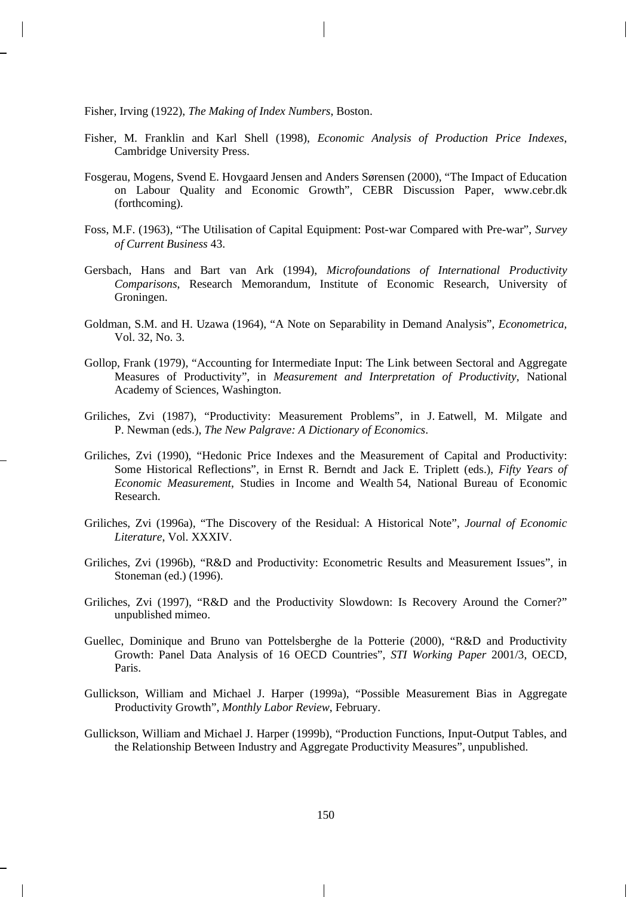Fisher, Irving (1922), *The Making of Index Numbers*, Boston.

Fisher, M. Franklin and Karl Shell (1998), *Economic Analysis of Production Price Indexes*, Cambridge University Press.

Fosgerau, Mogens, Svend E. Hovgaard Jensen and Anders Sørensen (2000), "The Impact of Education on Labour Quality and Economic Growth", CEBR Discussion Paper, www.cebr.dk (forthcoming).

Foss, M.F. (1963), "The Utilisation of Capital Equipment: Post-war Compared with Pre-war", *Survey of Current Business* 43.

Gersbach, Hans and Bart van Ark (1994), *Microfoundations of International Productivity Comparisons*, Research Memorandum, Institute of Economic Research, University of Groningen.

Goldman, S.M. and H. Uzawa (1964), "A Note on Separability in Demand Analysis", *Econometrica*, Vol. 32, No. 3.

Gollop, Frank (1979), "Accounting for Intermediate Input: The Link between Sectoral and Aggregate Measures of Productivity", in *Measurement and Interpretation of Productivity*, National Academy of Sciences, Washington.

Griliches, Zvi (1987), "Productivity: Measurement Problems", in J. Eatwell, M. Milgate and P. Newman (eds.), *The New Palgrave: A Dictionary of Economics*.

Griliches, Zvi (1990), "Hedonic Price Indexes and the Measurement of Capital and Productivity: Some Historical Reflections", in Ernst R. Berndt and Jack E. Triplett (eds.), *Fifty Years of Economic Measurement*, Studies in Income and Wealth 54, National Bureau of Economic Research.

Griliches, Zvi (1996a), "The Discovery of the Residual: A Historical Note", *Journal of Economic Literature*, Vol. XXXIV.

Griliches, Zvi (1996b), "R&D and Productivity: Econometric Results and Measurement Issues", in Stoneman (ed.) (1996).

Griliches, Zvi (1997), "R&D and the Productivity Slowdown: Is Recovery Around the Corner?" unpublished mimeo.

Guellec, Dominique and Bruno van Pottelsberghe de la Potterie (2000), "R&D and Productivity Growth: Panel Data Analysis of 16 OECD Countries", *STI Working Paper* 2001/3, OECD, Paris.

Gullickson, William and Michael J. Harper (1999a), "Possible Measurement Bias in Aggregate Productivity Growth", *Monthly Labor Review*, February.

Gullickson, William and Michael J. Harper (1999b), "Production Functions, Input-Output Tables, and the Relationship Between Industry and Aggregate Productivity Measures", unpublished.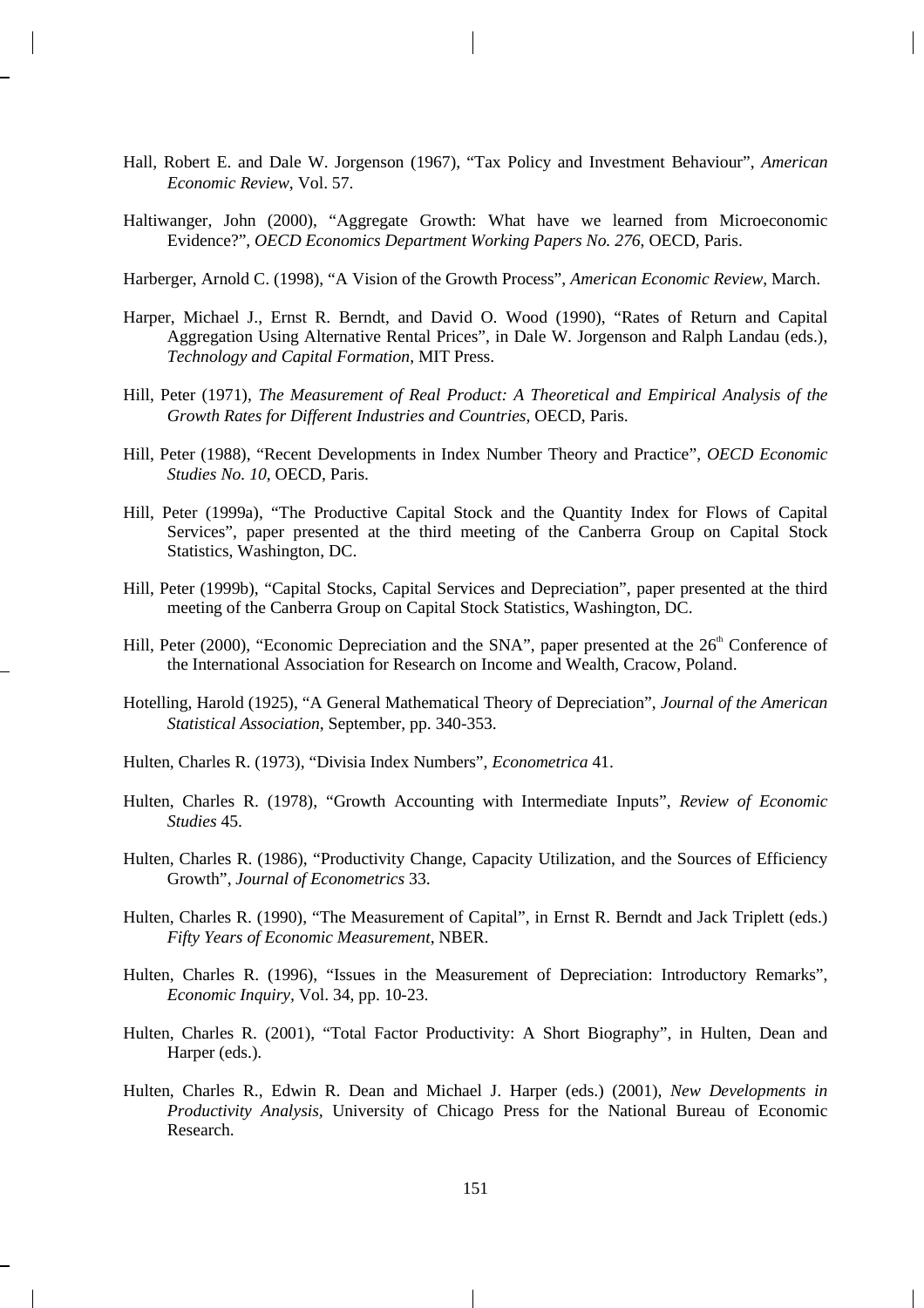Hall, Robert E. and Dale W. Jorgenson (1967), "Tax Policy and Investment Behaviour", *American Economic Review*, Vol. 57.

Haltiwanger, John (2000), "Aggregate Growth: What have we learned from Microeconomic Evidence?", *OECD Economics Department Working Papers No. 276*, OECD, Paris.

Harberger, Arnold C. (1998), "A Vision of the Growth Process", *American Economic Review*, March.

Harper, Michael J., Ernst R. Berndt, and David O. Wood (1990), "Rates of Return and Capital Aggregation Using Alternative Rental Prices", in Dale W. Jorgenson and Ralph Landau (eds.), *Technology and Capital Formation*, MIT Press.

Hill, Peter (1971), *The Measurement of Real Product: A Theoretical and Empirical Analysis of the Growth Rates for Different Industries and Countries*, OECD, Paris.

Hill, Peter (1988), "Recent Developments in Index Number Theory and Practice", *OECD Economic Studies No. 10*, OECD, Paris.

Hill, Peter (1999a), "The Productive Capital Stock and the Quantity Index for Flows of Capital Services", paper presented at the third meeting of the Canberra Group on Capital Stock Statistics, Washington, DC.

Hill, Peter (1999b), "Capital Stocks, Capital Services and Depreciation", paper presented at the third meeting of the Canberra Group on Capital Stock Statistics, Washington, DC.

Hill, Peter (2000), "Economic Depreciation and the SNA", paper presented at the 26th Conference of the International Association for Research on Income and Wealth, Cracow, Poland.

Hotelling, Harold (1925), "A General Mathematical Theory of Depreciation", *Journal of the American Statistical Association*, September, pp. 340-353.

Hulten, Charles R. (1973), "Divisia Index Numbers", *Econometrica* 41.

Hulten, Charles R. (1978), "Growth Accounting with Intermediate Inputs", *Review of Economic Studies* 45.

Hulten, Charles R. (1986), "Productivity Change, Capacity Utilization, and the Sources of Efficiency Growth", *Journal of Econometrics* 33.

Hulten, Charles R. (1990), "The Measurement of Capital", in Ernst R. Berndt and Jack Triplett (eds.) *Fifty Years of Economic Measurement*, NBER.

Hulten, Charles R. (1996), "Issues in the Measurement of Depreciation: Introductory Remarks", *Economic Inquiry*, Vol. 34, pp. 10-23.

Hulten, Charles R. (2001), "Total Factor Productivity: A Short Biography", in Hulten, Dean and Harper (eds.).

Hulten, Charles R., Edwin R. Dean and Michael J. Harper (eds.) (2001), *New Developments in Productivity Analysis*, University of Chicago Press for the National Bureau of Economic Research.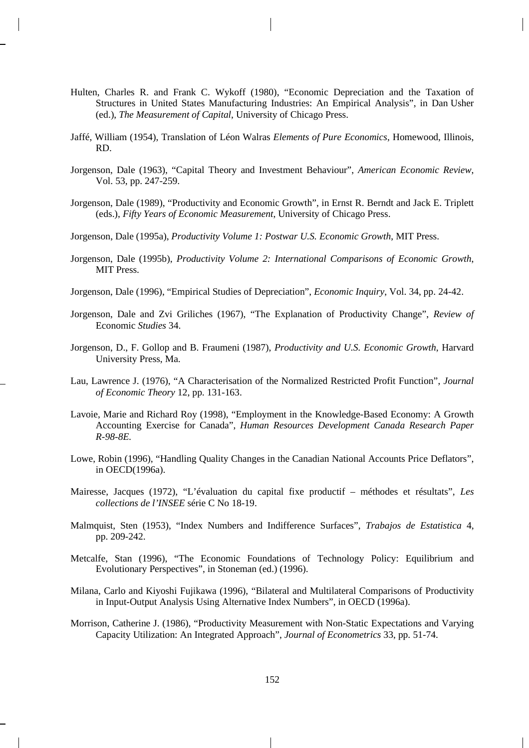Hulten, Charles R. and Frank C. Wykoff (1980), "Economic Depreciation and the Taxation of Structures in United States Manufacturing Industries: An Empirical Analysis", in Dan Usher (ed.), *The Measurement of Capital*, University of Chicago Press.

Jaffé, William (1954), Translation of Léon Walras *Elements of Pure Economics*, Homewood, Illinois, RD.

Jorgenson, Dale (1963), "Capital Theory and Investment Behaviour", *American Economic Review*, Vol. 53, pp. 247-259.

Jorgenson, Dale (1989), "Productivity and Economic Growth", in Ernst R. Berndt and Jack E. Triplett (eds.), *Fifty Years of Economic Measurement*, University of Chicago Press.

Jorgenson, Dale (1995a), *Productivity Volume 1: Postwar U.S. Economic Growth*, MIT Press.

Jorgenson, Dale (1995b), *Productivity Volume 2: International Comparisons of Economic Growth*, MIT Press.

Jorgenson, Dale (1996), "Empirical Studies of Depreciation", *Economic Inquiry*, Vol. 34, pp. 24-42.

Jorgenson, Dale and Zvi Griliches (1967), "The Explanation of Productivity Change", *Review of* Economic *Studies* 34.

Jorgenson, D., F. Gollop and B. Fraumeni (1987), *Productivity and U.S. Economic Growth*, Harvard University Press, Ma.

Lau, Lawrence J. (1976), "A Characterisation of the Normalized Restricted Profit Function", *Journal of Economic Theory* 12, pp. 131-163.

Lavoie, Marie and Richard Roy (1998), "Employment in the Knowledge-Based Economy: A Growth Accounting Exercise for Canada", *Human Resources Development Canada Research Paper R-98-8E.*

Lowe, Robin (1996), "Handling Quality Changes in the Canadian National Accounts Price Deflators", in OECD(1996a).

Mairesse, Jacques (1972), "L'évaluation du capital fixe productif – méthodes et résultats", *Les collections de l'INSEE* série C No 18-19.

Malmquist, Sten (1953), "Index Numbers and Indifference Surfaces", *Trabajos de Estatistica* 4, pp. 209-242.

Metcalfe, Stan (1996), "The Economic Foundations of Technology Policy: Equilibrium and Evolutionary Perspectives", in Stoneman (ed.) (1996).

Milana, Carlo and Kiyoshi Fujikawa (1996), "Bilateral and Multilateral Comparisons of Productivity in Input-Output Analysis Using Alternative Index Numbers", in OECD (1996a).

Morrison, Catherine J. (1986), "Productivity Measurement with Non-Static Expectations and Varying Capacity Utilization: An Integrated Approach", *Journal of Econometrics* 33, pp. 51-74.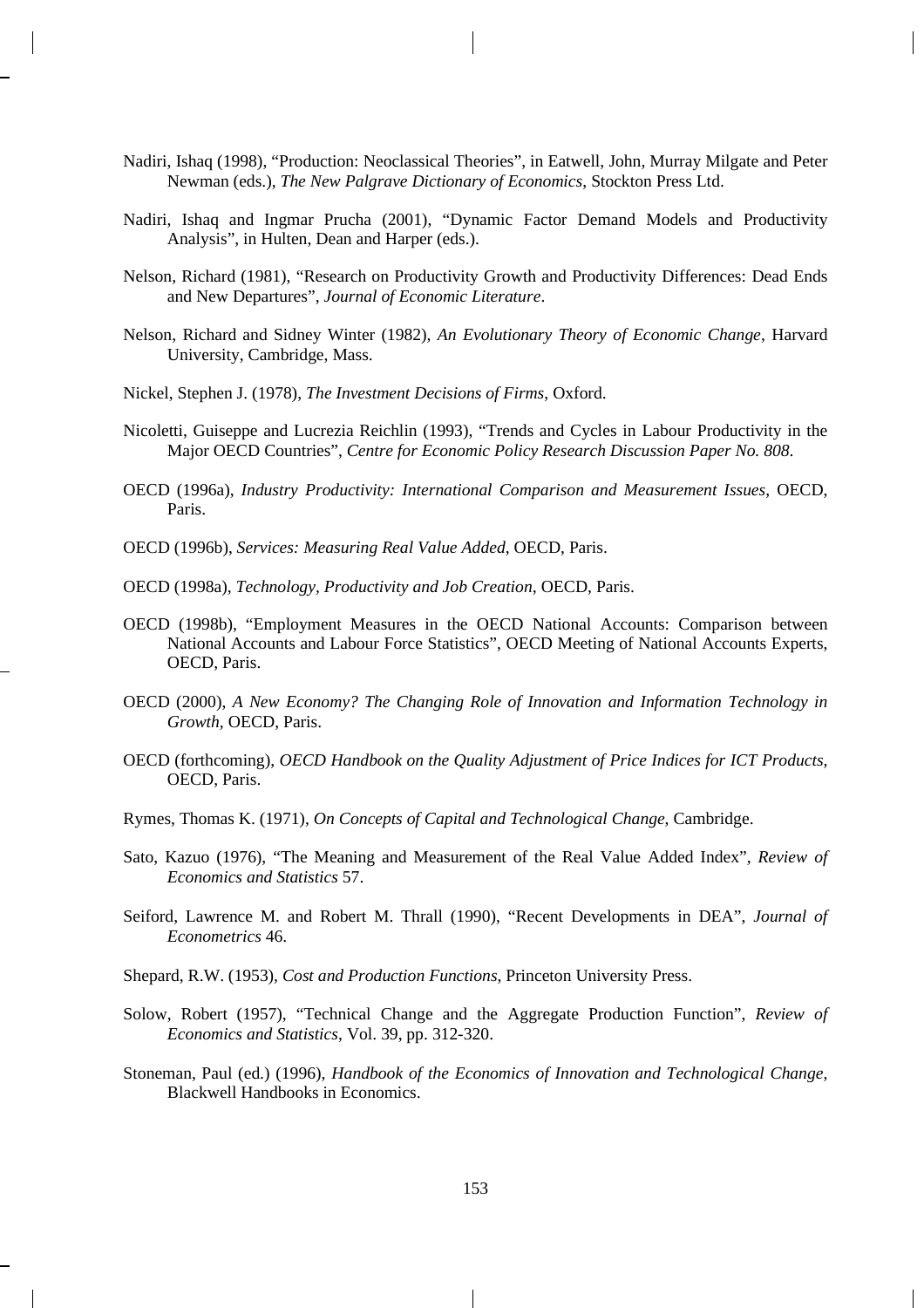Nadiri, Ishaq (1998), "Production: Neoclassical Theories", in Eatwell, John, Murray Milgate and Peter Newman (eds.), *The New Palgrave Dictionary of Economics*, Stockton Press Ltd.

Nadiri, Ishaq and Ingmar Prucha (2001), "Dynamic Factor Demand Models and Productivity Analysis", in Hulten, Dean and Harper (eds.).

Nelson, Richard (1981), "Research on Productivity Growth and Productivity Differences: Dead Ends and New Departures", *Journal of Economic Literature*.

Nelson, Richard and Sidney Winter (1982), *An Evolutionary Theory of Economic Change*, Harvard University, Cambridge, Mass.

Nickel, Stephen J. (1978), *The Investment Decisions of Firms*, Oxford.

Nicoletti, Guiseppe and Lucrezia Reichlin (1993), "Trends and Cycles in Labour Productivity in the Major OECD Countries", *Centre for Economic Policy Research Discussion Paper No. 808*.

OECD (1996a), *Industry Productivity: International Comparison and Measurement Issues*, OECD, Paris.

OECD (1996b), *Services: Measuring Real Value Added*, OECD, Paris.

OECD (1998a), *Technology, Productivity and Job Creation*, OECD, Paris.

OECD (1998b), "Employment Measures in the OECD National Accounts: Comparison between National Accounts and Labour Force Statistics", OECD Meeting of National Accounts Experts, OECD, Paris.

OECD (2000), *A New Economy? The Changing Role of Innovation and Information Technology in Growth*, OECD, Paris.

OECD (forthcoming), *OECD Handbook on the Quality Adjustment of Price Indices for ICT Products*, OECD, Paris.

Rymes, Thomas K. (1971), *On Concepts of Capital and Technological Change*, Cambridge.

Sato, Kazuo (1976), "The Meaning and Measurement of the Real Value Added Index", *Review of Economics and Statistics* 57.

Seiford, Lawrence M. and Robert M. Thrall (1990), "Recent Developments in DEA", *Journal of Econometrics* 46.

Shepard, R.W. (1953), *Cost and Production Functions*, Princeton University Press.

Solow, Robert (1957), "Technical Change and the Aggregate Production Function", *Review of Economics and Statistics*, Vol. 39, pp. 312-320.

Stoneman, Paul (ed.) (1996), *Handbook of the Economics of Innovation and Technological Change*, Blackwell Handbooks in Economics.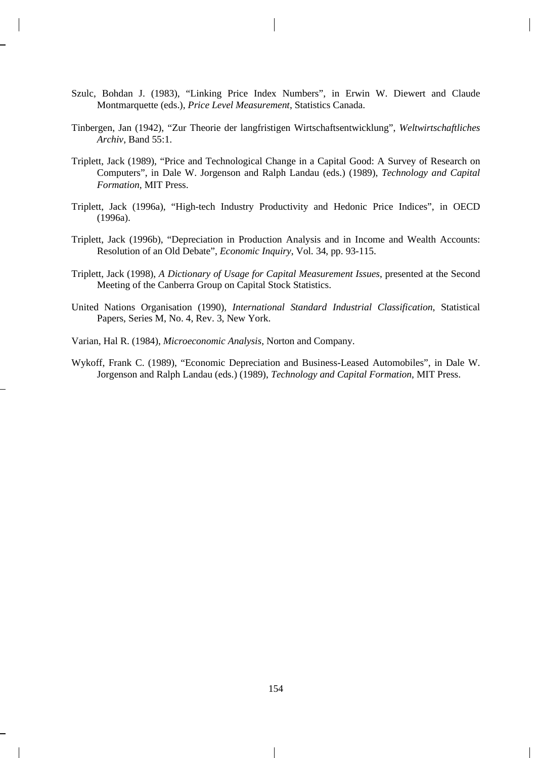Szulc, Bohdan J. (1983), “Linking Price Index Numbers”, in Erwin W. Diewert and Claude Montmarquette (eds.), *Price Level Measurement*, Statistics Canada.

Tinbergen, Jan (1942), “Zur Theorie der langfristigen Wirtschaftsentwicklung”, *Weltwirtschaftliches Archiv*, Band 55:1.

Triplett, Jack (1989), “Price and Technological Change in a Capital Good: A Survey of Research on Computers”, in Dale W. Jorgenson and Ralph Landau (eds.) (1989), *Technology and Capital Formation*, MIT Press.

Triplett, Jack (1996a), “High-tech Industry Productivity and Hedonic Price Indices”, in OECD (1996a).

Triplett, Jack (1996b), “Depreciation in Production Analysis and in Income and Wealth Accounts: Resolution of an Old Debate”, *Economic Inquiry*, Vol. 34, pp. 93-115.

Triplett, Jack (1998), *A Dictionary of Usage for Capital Measurement Issues*, presented at the Second Meeting of the Canberra Group on Capital Stock Statistics.

United Nations Organisation (1990), *International Standard Industrial Classification*, Statistical Papers, Series M, No. 4, Rev. 3, New York.

Varian, Hal R. (1984), *Microeconomic Analysis*, Norton and Company.

Wykoff, Frank C. (1989), “Economic Depreciation and Business-Leased Automobiles”, in Dale W. Jorgenson and Ralph Landau (eds.) (1989), *Technology and Capital Formation*, MIT Press.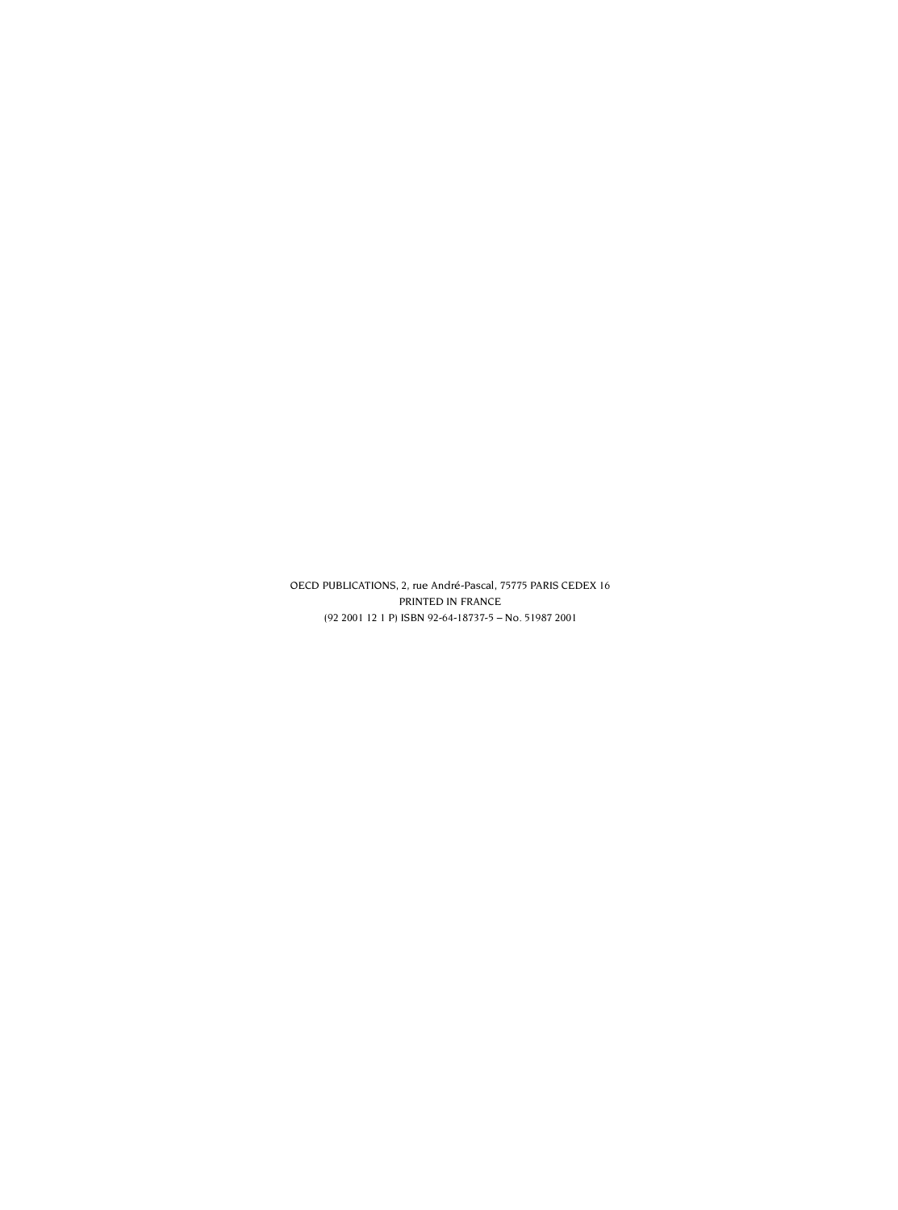OECD PUBLICATIONS, 2, rue André-Pascal, 75775 PARIS CEDEX 16
PRINTED IN FRANCE
(92 2001 12 1 P) ISBN 92-64-18737-5 – No. 51987 2001